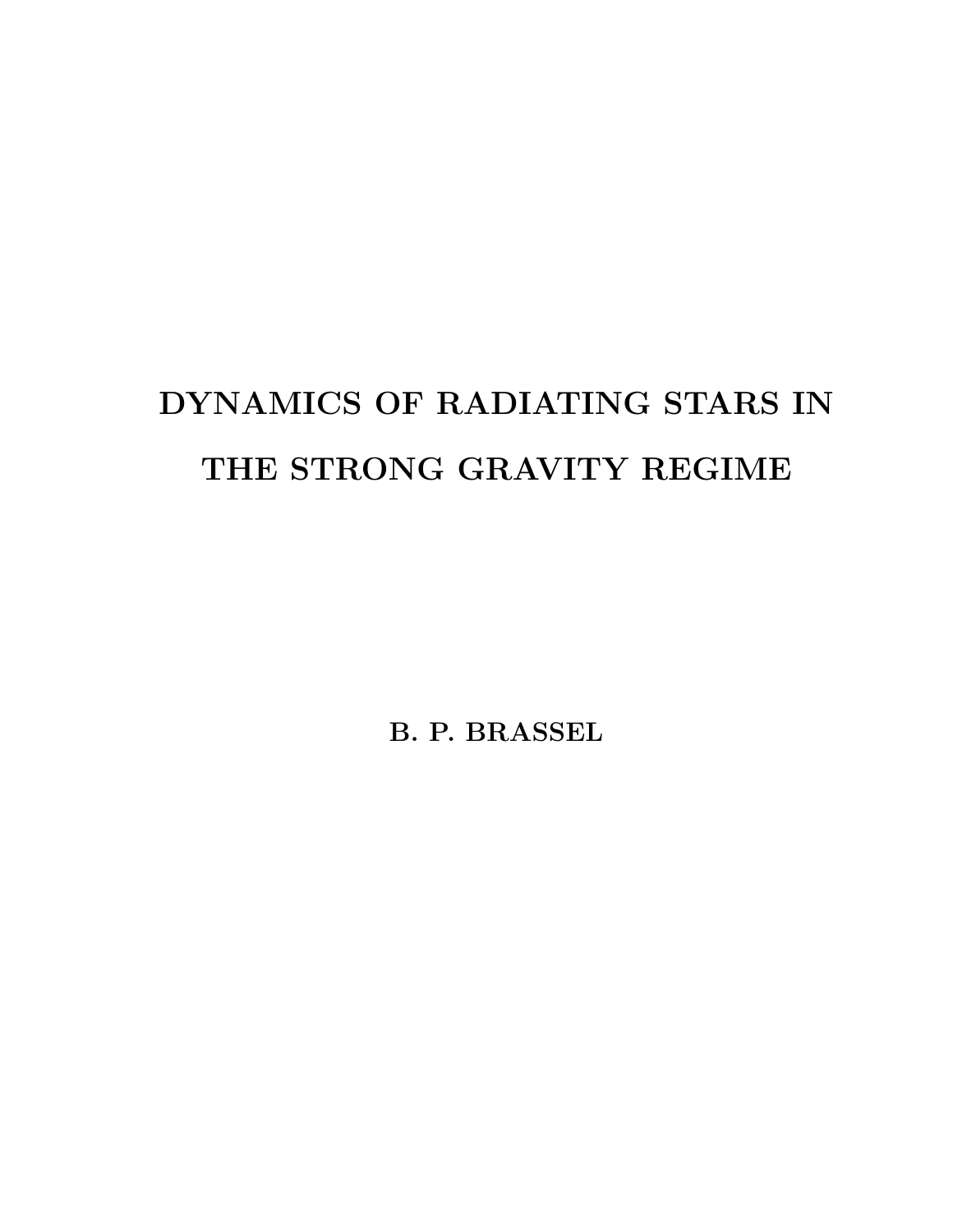# DYNAMICS OF RADIATING STARS IN THE STRONG GRAVITY REGIME

**B. P. BRASSEL**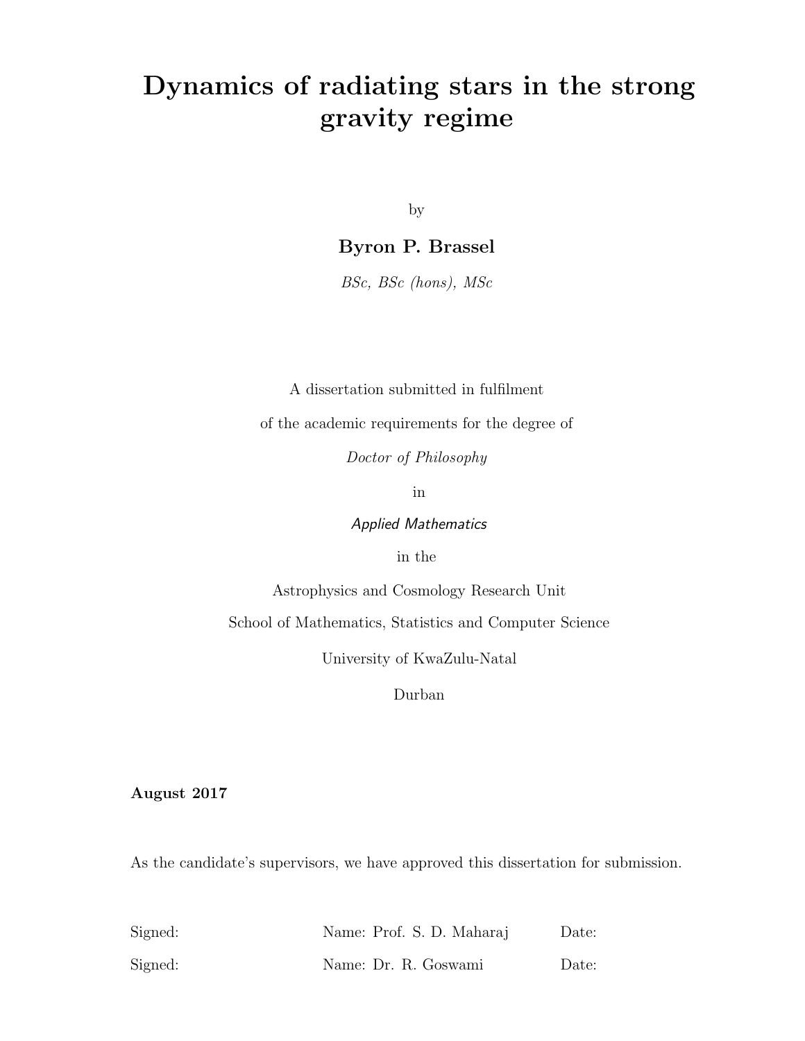# Dynamics of radiating stars in the strong gravity regime

by

**Byron P. Brassel**

*BSc, BSc (hons), MSc*

A dissertation submitted in fulfilment

of the academic requirements for the degree of

*Doctor of Philosophy*

in

*Applied Mathematics*

in the

Astrophysics and Cosmology Research Unit

School of Mathematics, Statistics and Computer Science

University of KwaZulu-Natal

Durban

**August 2017**

As the candidate's supervisors, we have approved this dissertation for submission.

| | | |
|---|---|---|
| Signed: | Name: Prof. S. D. Maharaj | Date: |
| Signed: | Name: Dr. R. Goswami | Date: |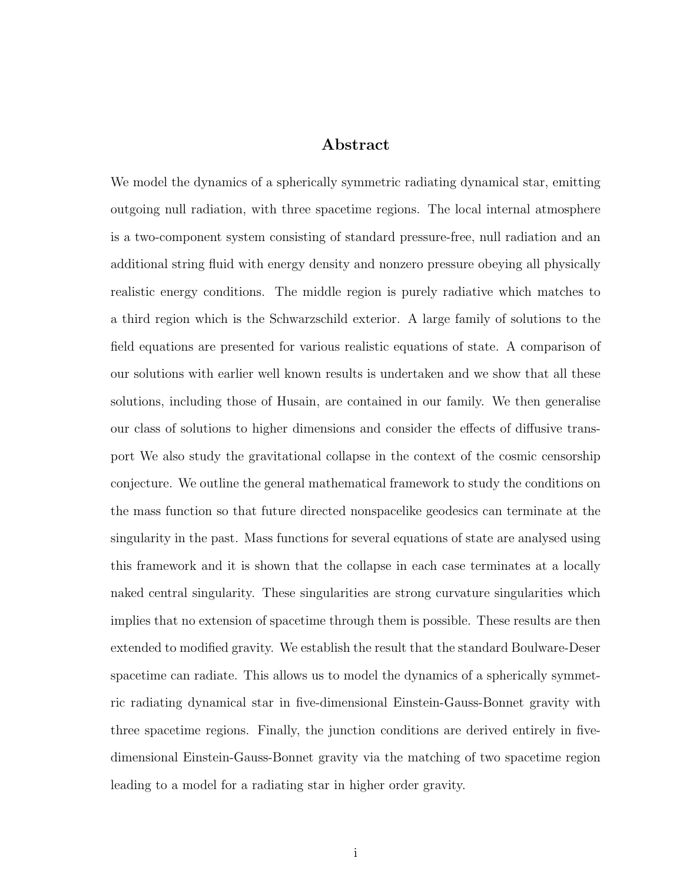## Abstract

We model the dynamics of a spherically symmetric radiating dynamical star, emitting outgoing null radiation, with three spacetime regions. The local internal atmosphere is a two-component system consisting of standard pressure-free, null radiation and an additional string fluid with energy density and nonzero pressure obeying all physically realistic energy conditions. The middle region is purely radiative which matches to a third region which is the Schwarzschild exterior. A large family of solutions to the field equations are presented for various realistic equations of state. A comparison of our solutions with earlier well known results is undertaken and we show that all these solutions, including those of Husain, are contained in our family. We then generalise our class of solutions to higher dimensions and consider the effects of diffusive transport We also study the gravitational collapse in the context of the cosmic censorship conjecture. We outline the general mathematical framework to study the conditions on the mass function so that future directed nonspacelike geodesics can terminate at the singularity in the past. Mass functions for several equations of state are analysed using this framework and it is shown that the collapse in each case terminates at a locally naked central singularity. These singularities are strong curvature singularities which implies that no extension of spacetime through them is possible. These results are then extended to modified gravity. We establish the result that the standard Boulware-Deser spacetime can radiate. This allows us to model the dynamics of a spherically symmetric radiating dynamical star in five-dimensional Einstein-Gauss-Bonnet gravity with three spacetime regions. Finally, the junction conditions are derived entirely in five-dimensional Einstein-Gauss-Bonnet gravity via the matching of two spacetime region leading to a model for a radiating star in higher order gravity.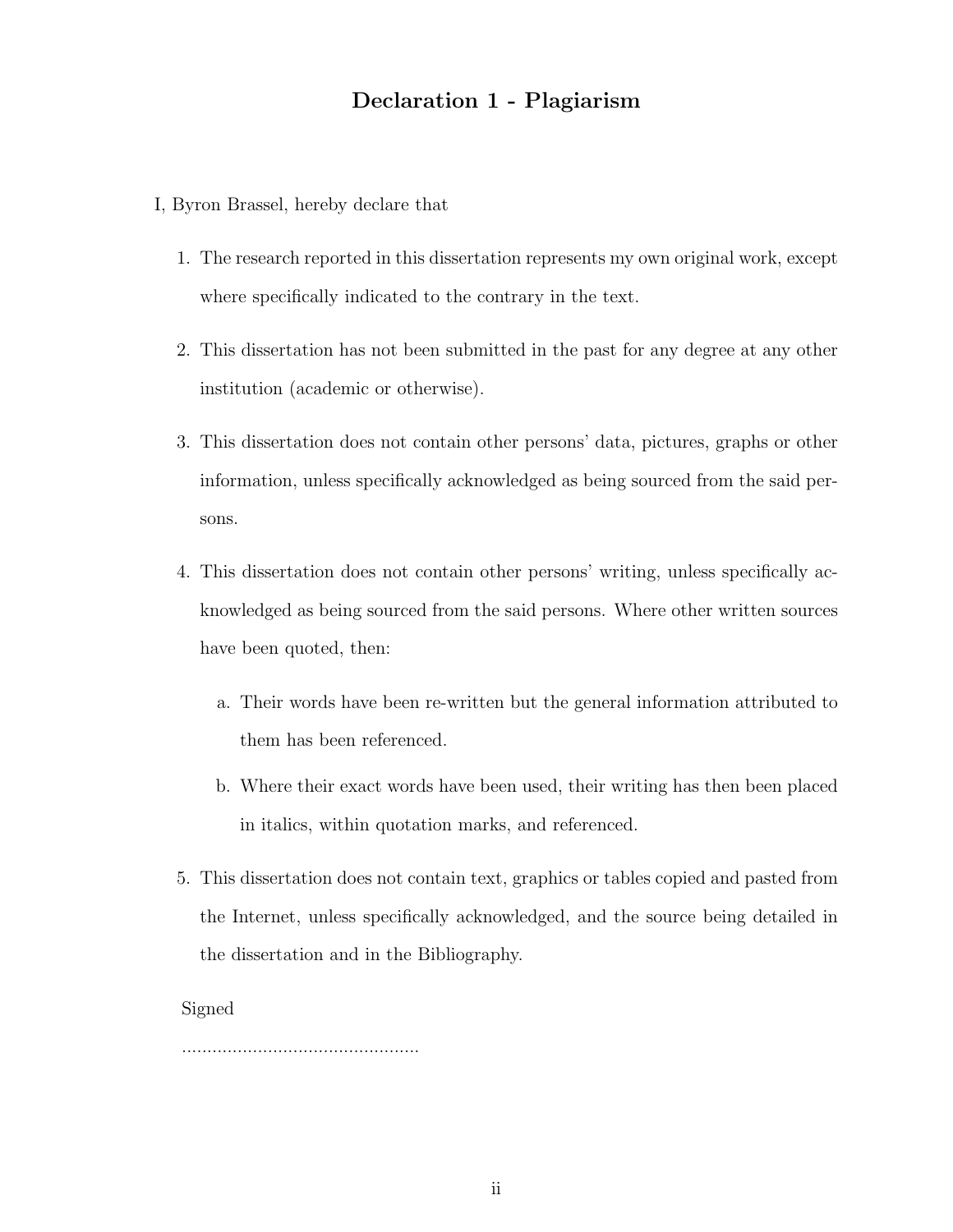# Declaration 1 - Plagiarism

I, Byron Brassel, hereby declare that

1. The research reported in this dissertation represents my own original work, except where specifically indicated to the contrary in the text.

2. This dissertation has not been submitted in the past for any degree at any other institution (academic or otherwise).

3. This dissertation does not contain other persons' data, pictures, graphs or other information, unless specifically acknowledged as being sourced from the said persons.

4. This dissertation does not contain other persons' writing, unless specifically acknowledged as being sourced from the said persons. Where other written sources have been quoted, then:

   a. Their words have been re-written but the general information attributed to them has been referenced.

   b. Where their exact words have been used, their writing has then been placed in italics, within quotation marks, and referenced.

5. This dissertation does not contain text, graphics or tables copied and pasted from the Internet, unless specifically acknowledged, and the source being detailed in the dissertation and in the Bibliography.

Signed

...............................................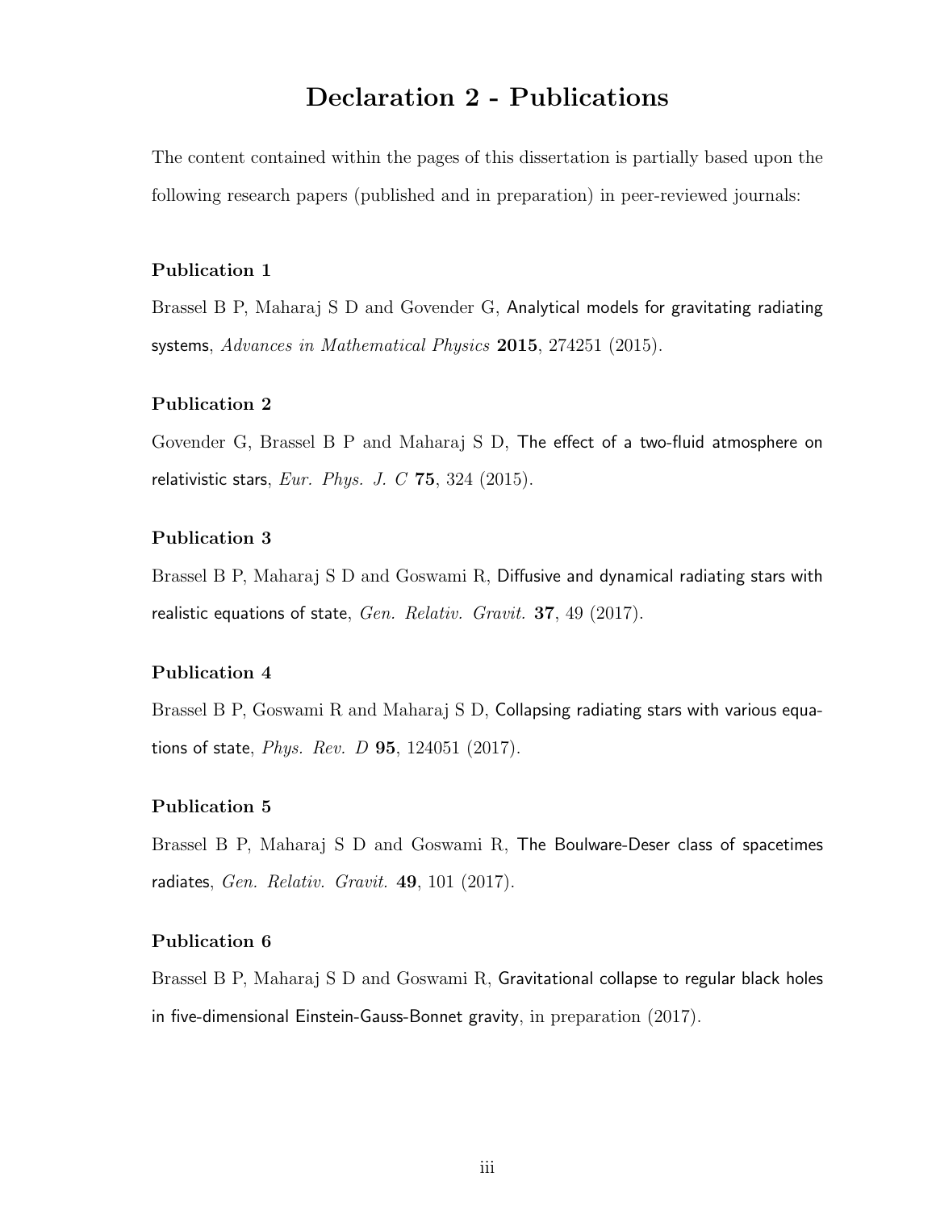# Declaration 2 - Publications

The content contained within the pages of this dissertation is partially based upon the following research papers (published and in preparation) in peer-reviewed journals:

**Publication 1**

Brassel B P, Maharaj S D and Govender G, Analytical models for gravitating radiating systems, *Advances in Mathematical Physics* **2015**, 274251 (2015).

**Publication 2**

Govender G, Brassel B P and Maharaj S D, The effect of a two-fluid atmosphere on relativistic stars, *Eur. Phys. J. C* **75**, 324 (2015).

**Publication 3**

Brassel B P, Maharaj S D and Goswami R, Diffusive and dynamical radiating stars with realistic equations of state, *Gen. Relativ. Gravit.* **37**, 49 (2017).

**Publication 4**

Brassel B P, Goswami R and Maharaj S D, Collapsing radiating stars with various equations of state, *Phys. Rev. D* **95**, 124051 (2017).

**Publication 5**

Brassel B P, Maharaj S D and Goswami R, The Boulware-Deser class of spacetimes radiates, *Gen. Relativ. Gravit.* **49**, 101 (2017).

**Publication 6**

Brassel B P, Maharaj S D and Goswami R, Gravitational collapse to regular black holes in five-dimensional Einstein-Gauss-Bonnet gravity, in preparation (2017).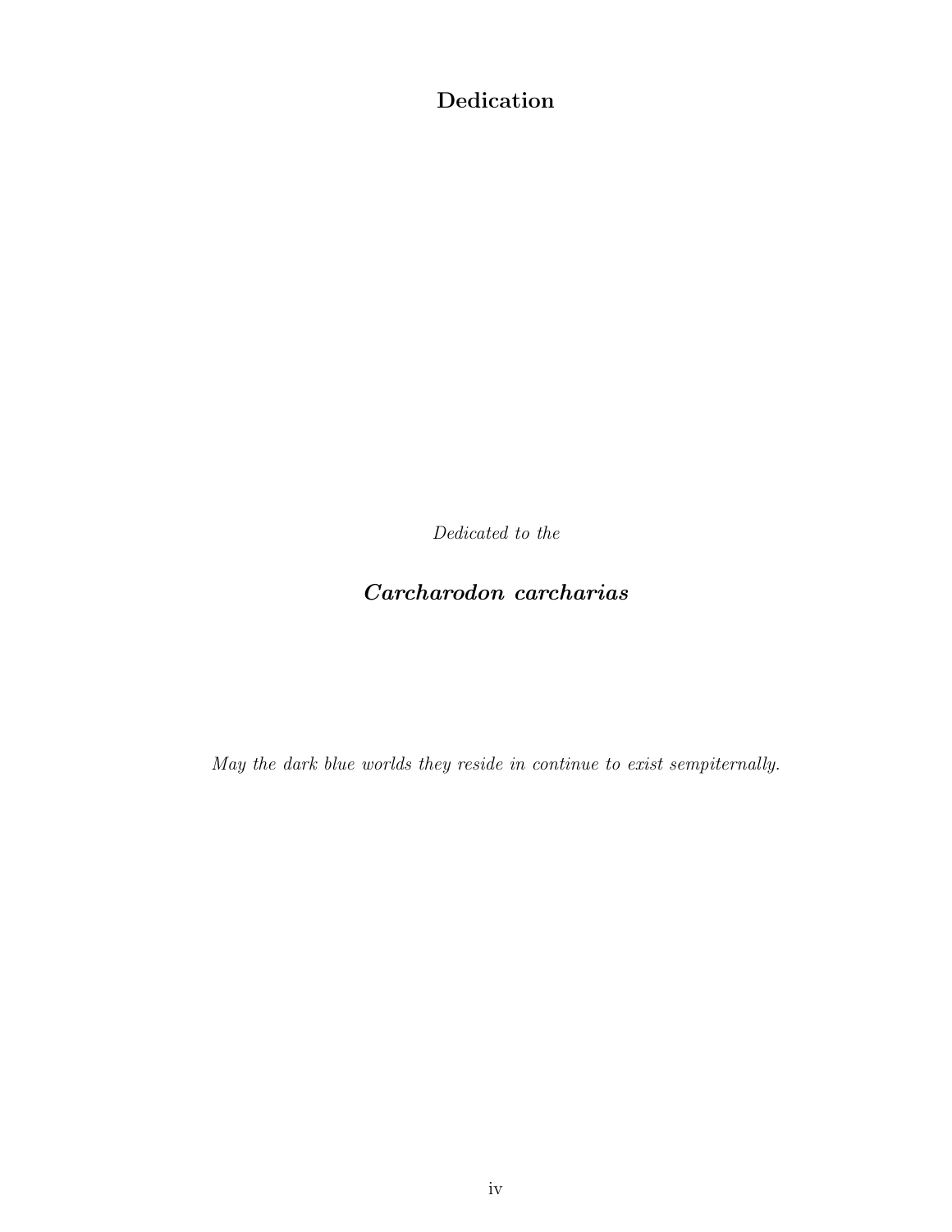# Dedication

*Dedicated to the*

***Carcharodon carcharias***

*May the dark blue worlds they reside in continue to exist sempiternally.*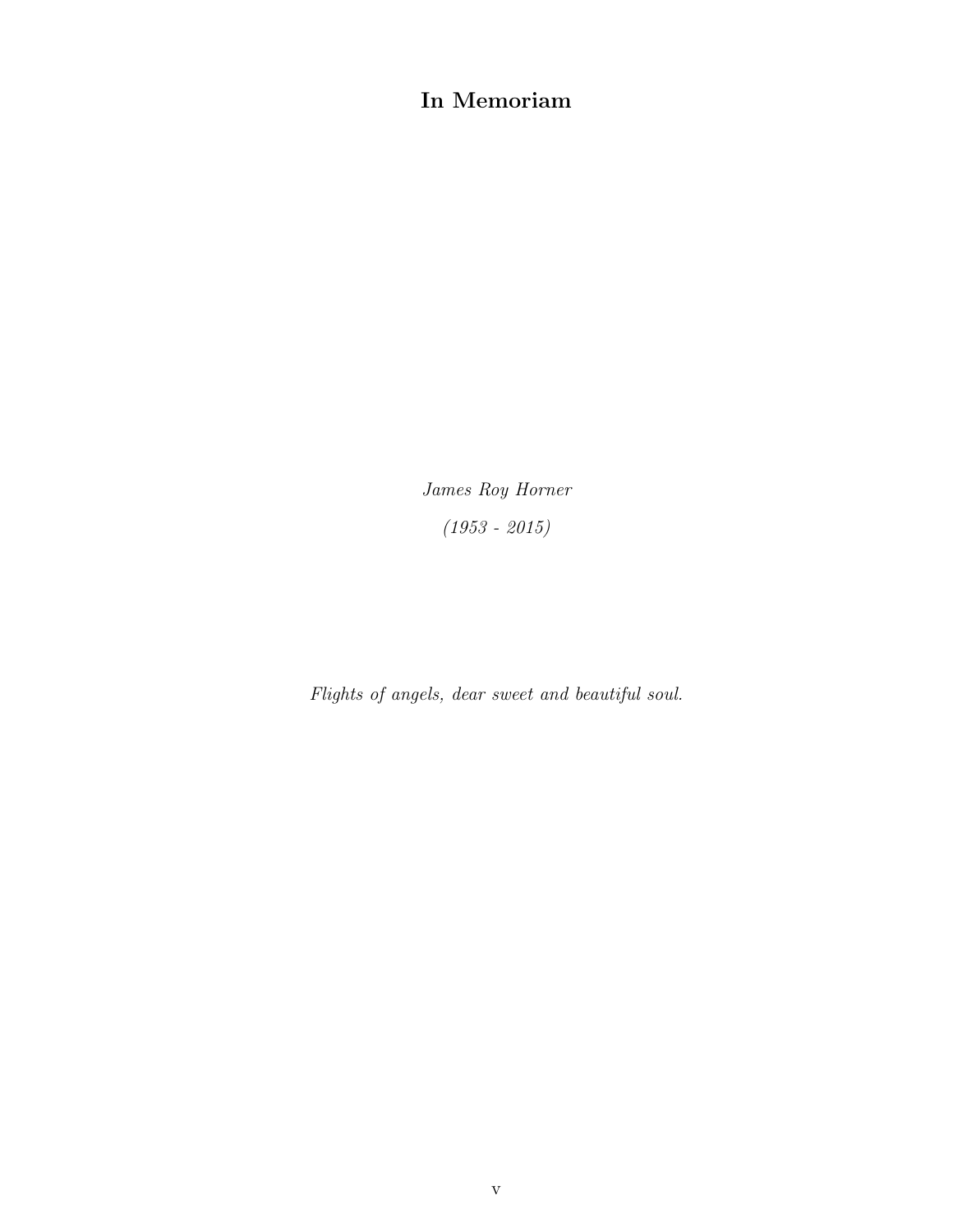# In Memoriam

*James Roy Horner*

*(1953 - 2015)*

*Flights of angels, dear sweet and beautiful soul.*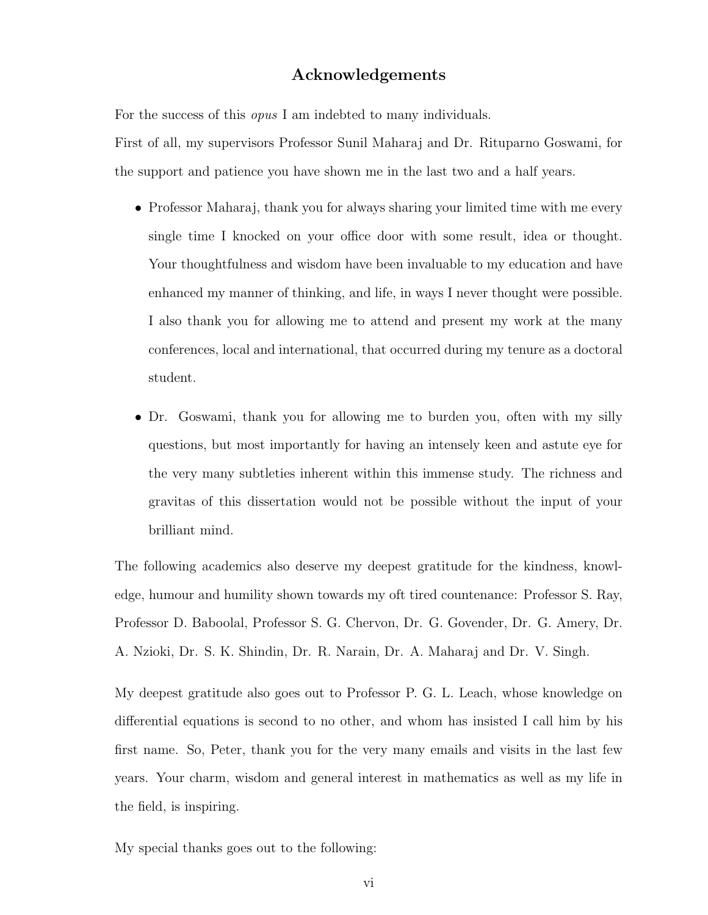# Acknowledgements

For the success of this *opus* I am indebted to many individuals.

First of all, my supervisors Professor Sunil Maharaj and Dr. Rituparno Goswami, for the support and patience you have shown me in the last two and a half years.

- Professor Maharaj, thank you for always sharing your limited time with me every single time I knocked on your office door with some result, idea or thought. Your thoughtfulness and wisdom have been invaluable to my education and have enhanced my manner of thinking, and life, in ways I never thought were possible. I also thank you for allowing me to attend and present my work at the many conferences, local and international, that occurred during my tenure as a doctoral student.

- Dr. Goswami, thank you for allowing me to burden you, often with my silly questions, but most importantly for having an intensely keen and astute eye for the very many subtleties inherent within this immense study. The richness and gravitas of this dissertation would not be possible without the input of your brilliant mind.

The following academics also deserve my deepest gratitude for the kindness, knowledge, humour and humility shown towards my oft tired countenance: Professor S. Ray, Professor D. Baboolal, Professor S. G. Chervon, Dr. G. Govender, Dr. G. Amery, Dr. A. Nzioki, Dr. S. K. Shindin, Dr. R. Narain, Dr. A. Maharaj and Dr. V. Singh.

My deepest gratitude also goes out to Professor P. G. L. Leach, whose knowledge on differential equations is second to no other, and whom has insisted I call him by his first name. So, Peter, thank you for the very many emails and visits in the last few years. Your charm, wisdom and general interest in mathematics as well as my life in the field, is inspiring.

My special thanks goes out to the following: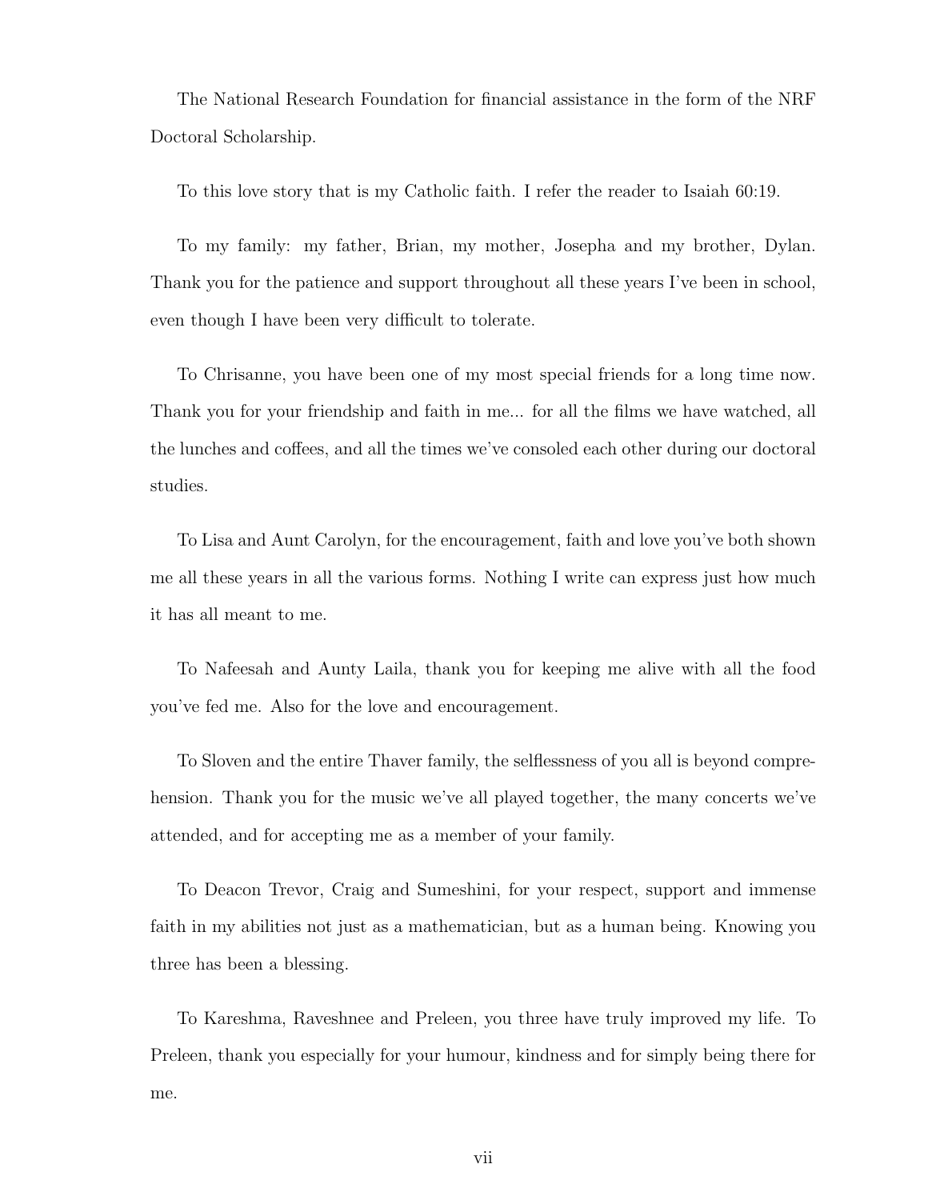The National Research Foundation for financial assistance in the form of the NRF Doctoral Scholarship.

To this love story that is my Catholic faith. I refer the reader to Isaiah 60:19.

To my family: my father, Brian, my mother, Josepha and my brother, Dylan. Thank you for the patience and support throughout all these years I've been in school, even though I have been very difficult to tolerate.

To Chrisanne, you have been one of my most special friends for a long time now. Thank you for your friendship and faith in me... for all the films we have watched, all the lunches and coffees, and all the times we've consoled each other during our doctoral studies.

To Lisa and Aunt Carolyn, for the encouragement, faith and love you've both shown me all these years in all the various forms. Nothing I write can express just how much it has all meant to me.

To Nafeesah and Aunty Laila, thank you for keeping me alive with all the food you've fed me. Also for the love and encouragement.

To Sloven and the entire Thaver family, the selflessness of you all is beyond comprehension. Thank you for the music we've all played together, the many concerts we've attended, and for accepting me as a member of your family.

To Deacon Trevor, Craig and Sumeshini, for your respect, support and immense faith in my abilities not just as a mathematician, but as a human being. Knowing you three has been a blessing.

To Kareshma, Raveshnee and Preleen, you three have truly improved my life. To Preleen, thank you especially for your humour, kindness and for simply being there for me.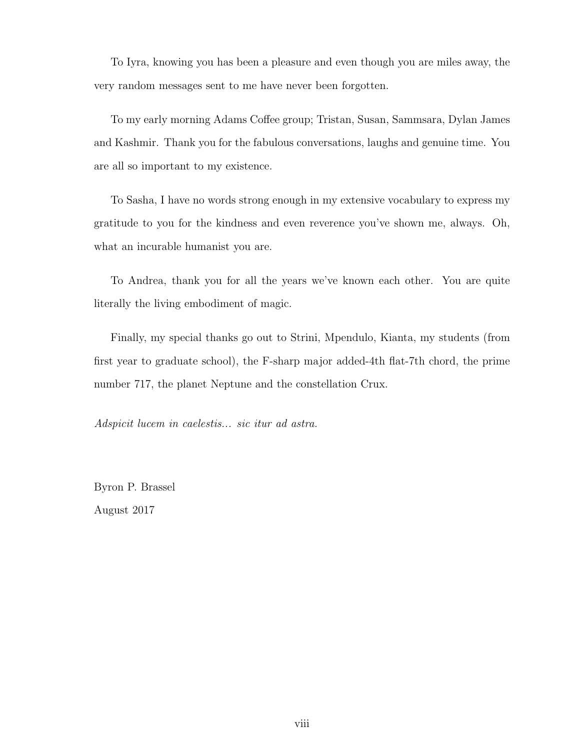To Iyra, knowing you has been a pleasure and even though you are miles away, the very random messages sent to me have never been forgotten.

To my early morning Adams Coffee group; Tristan, Susan, Sammsara, Dylan James and Kashmir. Thank you for the fabulous conversations, laughs and genuine time. You are all so important to my existence.

To Sasha, I have no words strong enough in my extensive vocabulary to express my gratitude to you for the kindness and even reverence you've shown me, always. Oh, what an incurable humanist you are.

To Andrea, thank you for all the years we've known each other. You are quite literally the living embodiment of magic.

Finally, my special thanks go out to Strini, Mpendulo, Kianta, my students (from first year to graduate school), the F-sharp major added-4th flat-7th chord, the prime number 717, the planet Neptune and the constellation Crux.

*Adspicit lucem in caelestis... sic itur ad astra.*

Byron P. Brassel
August 2017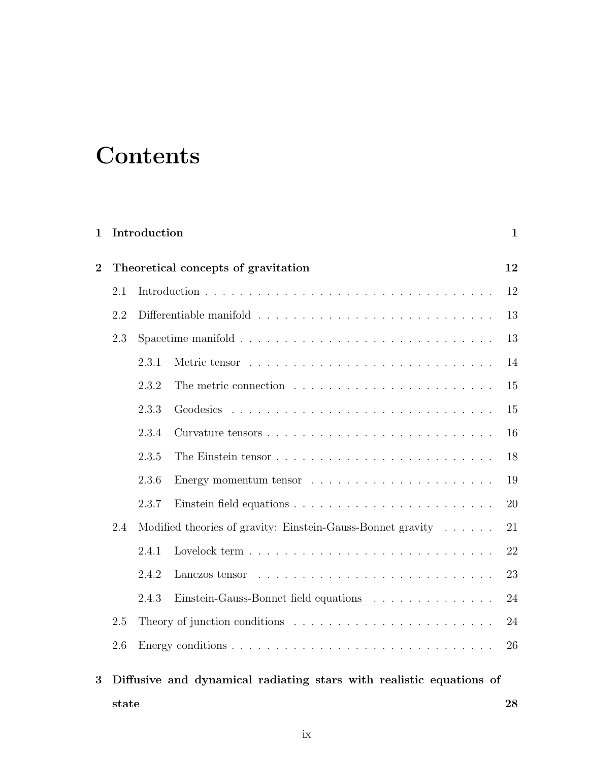# Contents

**1 Introduction** **1**

**2 Theoretical concepts of gravitation** **12**

- 2.1 Introduction . . . . . . . . . . . . . . . . . . . . . . . . . . . . . . . . . . 12
- 2.2 Differentiable manifold . . . . . . . . . . . . . . . . . . . . . . . . . . . . 13
- 2.3 Spacetime manifold . . . . . . . . . . . . . . . . . . . . . . . . . . . . . . 13
  - 2.3.1 Metric tensor . . . . . . . . . . . . . . . . . . . . . . . . . . . . . 14
  - 2.3.2 The metric connection . . . . . . . . . . . . . . . . . . . . . . . 15
  - 2.3.3 Geodesics . . . . . . . . . . . . . . . . . . . . . . . . . . . . . . . 15
  - 2.3.4 Curvature tensors . . . . . . . . . . . . . . . . . . . . . . . . . . 16
  - 2.3.5 The Einstein tensor . . . . . . . . . . . . . . . . . . . . . . . . . 18
  - 2.3.6 Energy momentum tensor . . . . . . . . . . . . . . . . . . . . . 19
  - 2.3.7 Einstein field equations . . . . . . . . . . . . . . . . . . . . . . . 20
- 2.4 Modified theories of gravity: Einstein-Gauss-Bonnet gravity . . . . . . 21
  - 2.4.1 Lovelock term . . . . . . . . . . . . . . . . . . . . . . . . . . . . 22
  - 2.4.2 Lanczos tensor . . . . . . . . . . . . . . . . . . . . . . . . . . . . 23
  - 2.4.3 Einstein-Gauss-Bonnet field equations . . . . . . . . . . . . . . 24
- 2.5 Theory of junction conditions . . . . . . . . . . . . . . . . . . . . . . . 24
- 2.6 Energy conditions . . . . . . . . . . . . . . . . . . . . . . . . . . . . . . . 26

**3 Diffusive and dynamical radiating stars with realistic equations of state** **28**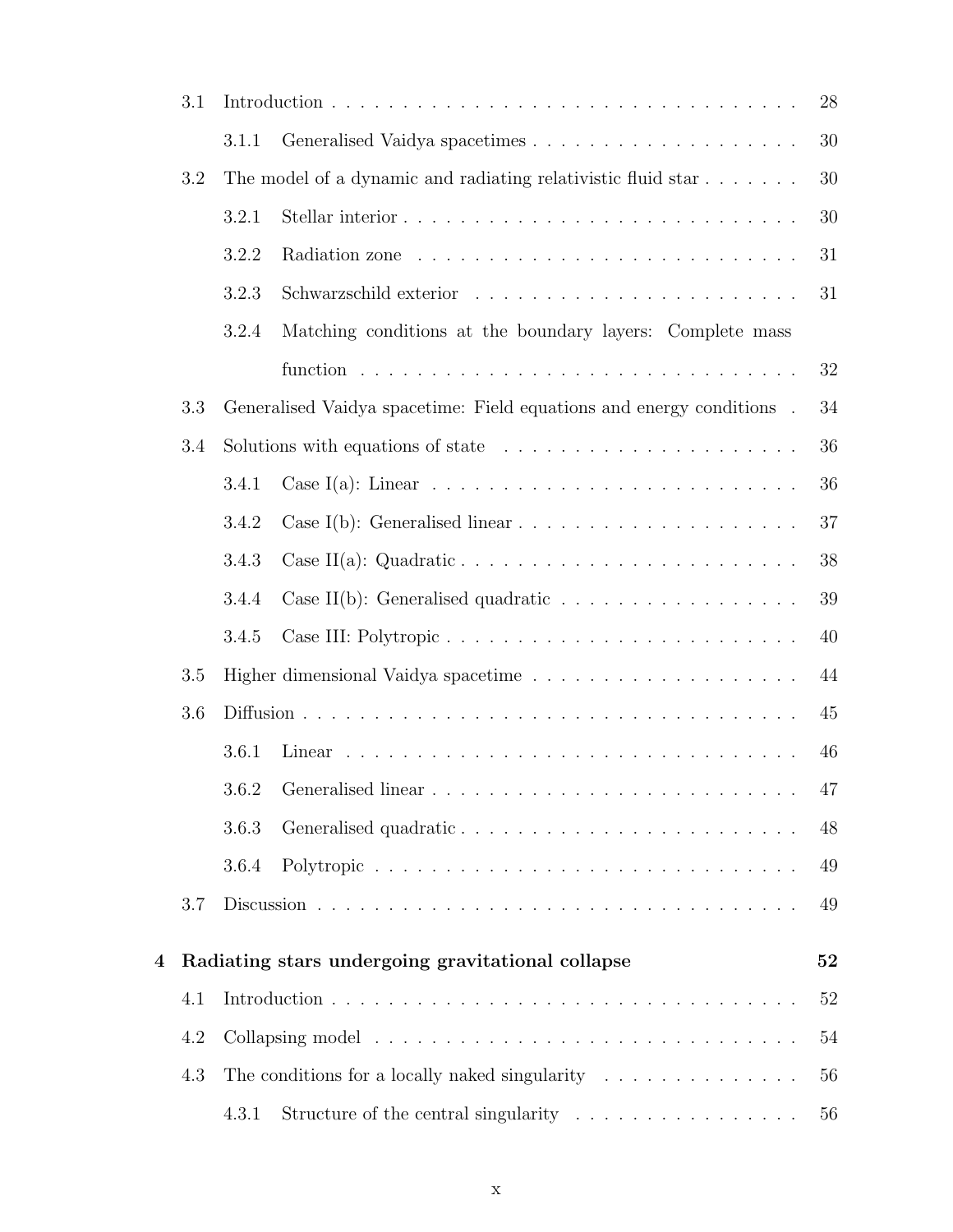- 3.1 Introduction . . . . . . . . . . 28
  - 3.1.1 Generalised Vaidya spacetimes . . . . . . . . . . 30
- 3.2 The model of a dynamic and radiating relativistic fluid star . . . . . . . 30
  - 3.2.1 Stellar interior . . . . . . . . . . 30
  - 3.2.2 Radiation zone . . . . . . . . . . 31
  - 3.2.3 Schwarzschild exterior . . . . . . . . . . 31
  - 3.2.4 Matching conditions at the boundary layers: Complete mass function . . . . . . . . . . 32
- 3.3 Generalised Vaidya spacetime: Field equations and energy conditions . 34
- 3.4 Solutions with equations of state . . . . . . . . . . 36
  - 3.4.1 Case I(a): Linear . . . . . . . . . . 36
  - 3.4.2 Case I(b): Generalised linear . . . . . . . . . . 37
  - 3.4.3 Case II(a): Quadratic . . . . . . . . . . 38
  - 3.4.4 Case II(b): Generalised quadratic . . . . . . . . . . 39
  - 3.4.5 Case III: Polytropic . . . . . . . . . . 40
- 3.5 Higher dimensional Vaidya spacetime . . . . . . . . . . 44
- 3.6 Diffusion . . . . . . . . . . 45
  - 3.6.1 Linear . . . . . . . . . . 46
  - 3.6.2 Generalised linear . . . . . . . . . . 47
  - 3.6.3 Generalised quadratic . . . . . . . . . . 48
  - 3.6.4 Polytropic . . . . . . . . . . 49
- 3.7 Discussion . . . . . . . . . . 49

**4 Radiating stars undergoing gravitational collapse 52**

- 4.1 Introduction . . . . . . . . . . 52
- 4.2 Collapsing model . . . . . . . . . . 54
- 4.3 The conditions for a locally naked singularity . . . . . . . . . . 56
  - 4.3.1 Structure of the central singularity . . . . . . . . . . 56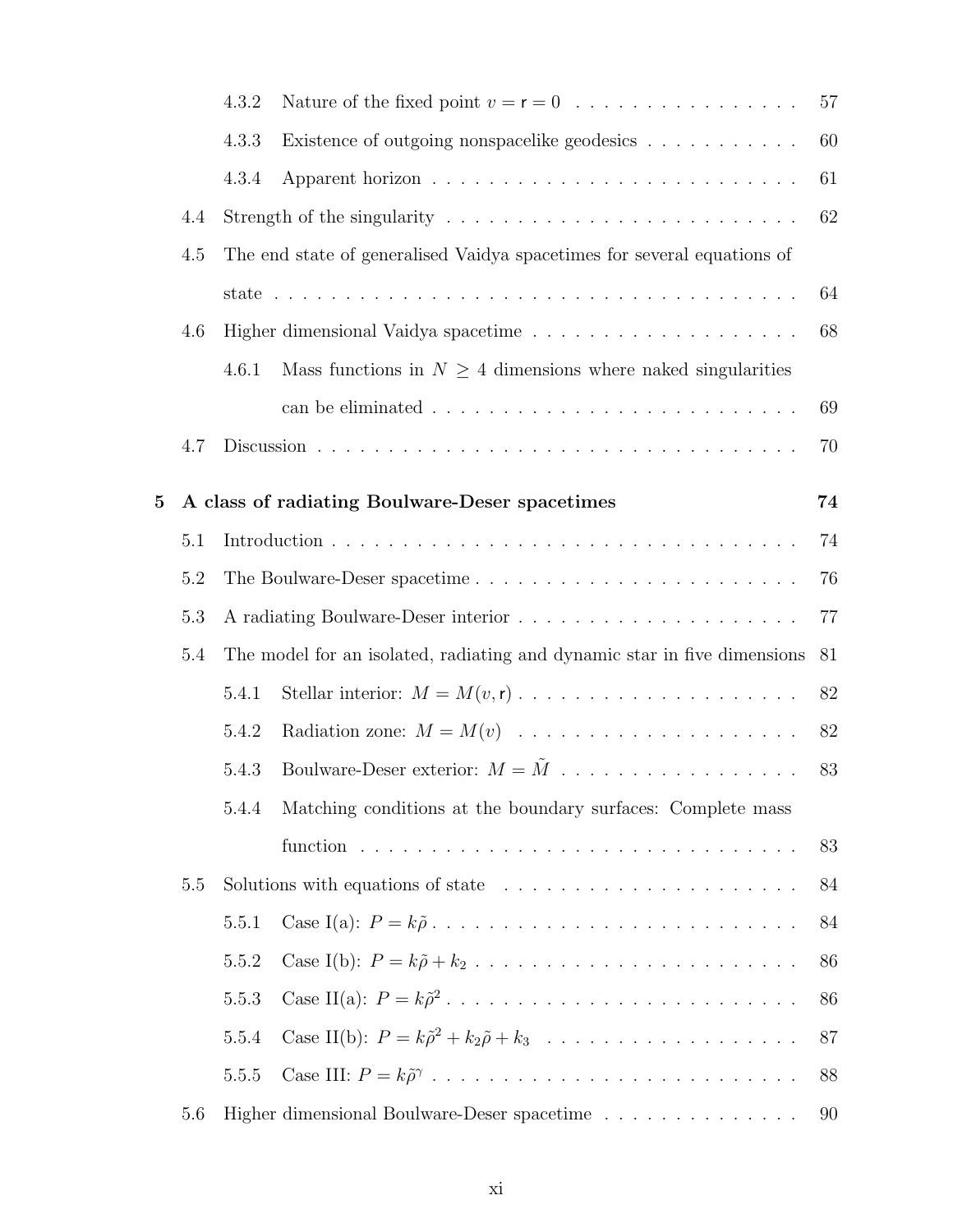- 4.3.2 Nature of the fixed point $v = \mathsf{r} = 0$ . . . . . . . . . . . . . . . . 57
- 4.3.3 Existence of outgoing nonspacelike geodesics . . . . . . . . . . . 60
- 4.3.4 Apparent horizon . . . . . . . . . . . . . . . . . . . . . . . . . 61
- 4.4 Strength of the singularity . . . . . . . . . . . . . . . . . . . . . . . . . 62
- 4.5 The end state of generalised Vaidya spacetimes for several equations of state . . . . . . . . . . . . . . . . . . . . . . . . . . . . . . . . . . . . 64
- 4.6 Higher dimensional Vaidya spacetime . . . . . . . . . . . . . . . . . . . 68
  - 4.6.1 Mass functions in $N \geq 4$ dimensions where naked singularities can be eliminated . . . . . . . . . . . . . . . . . . . . . . . . . . 69
- 4.7 Discussion . . . . . . . . . . . . . . . . . . . . . . . . . . . . . . . . . . 70

**5 A class of radiating Boulware-Deser spacetimes 74**

- 5.1 Introduction . . . . . . . . . . . . . . . . . . . . . . . . . . . . . . . . . 74
- 5.2 The Boulware-Deser spacetime . . . . . . . . . . . . . . . . . . . . . . . 76
- 5.3 A radiating Boulware-Deser interior . . . . . . . . . . . . . . . . . . . . 77
- 5.4 The model for an isolated, radiating and dynamic star in five dimensions 81
  - 5.4.1 Stellar interior: $M = M(v, \mathsf{r})$ . . . . . . . . . . . . . . . . . . . 82
  - 5.4.2 Radiation zone: $M = M(v)$ . . . . . . . . . . . . . . . . . . . . 82
  - 5.4.3 Boulware-Deser exterior: $M = \tilde{M}$ . . . . . . . . . . . . . . . . . 83
  - 5.4.4 Matching conditions at the boundary surfaces: Complete mass function . . . . . . . . . . . . . . . . . . . . . . . . . . . . . . . 83
- 5.5 Solutions with equations of state . . . . . . . . . . . . . . . . . . . . . 84
  - 5.5.1 Case I(a): $P = k\tilde{\rho}$ . . . . . . . . . . . . . . . . . . . . . . . . . 84
  - 5.5.2 Case I(b): $P = k\tilde{\rho} + k_2$ . . . . . . . . . . . . . . . . . . . . . . 86
  - 5.5.3 Case II(a): $P = k\tilde{\rho}^2$ . . . . . . . . . . . . . . . . . . . . . . . . 86
  - 5.5.4 Case II(b): $P = k\tilde{\rho}^2 + k_2\tilde{\rho} + k_3$ . . . . . . . . . . . . . . . . . 87
  - 5.5.5 Case III: $P = k\tilde{\rho}^\gamma$ . . . . . . . . . . . . . . . . . . . . . . . . . 88
- 5.6 Higher dimensional Boulware-Deser spacetime . . . . . . . . . . . . . . 90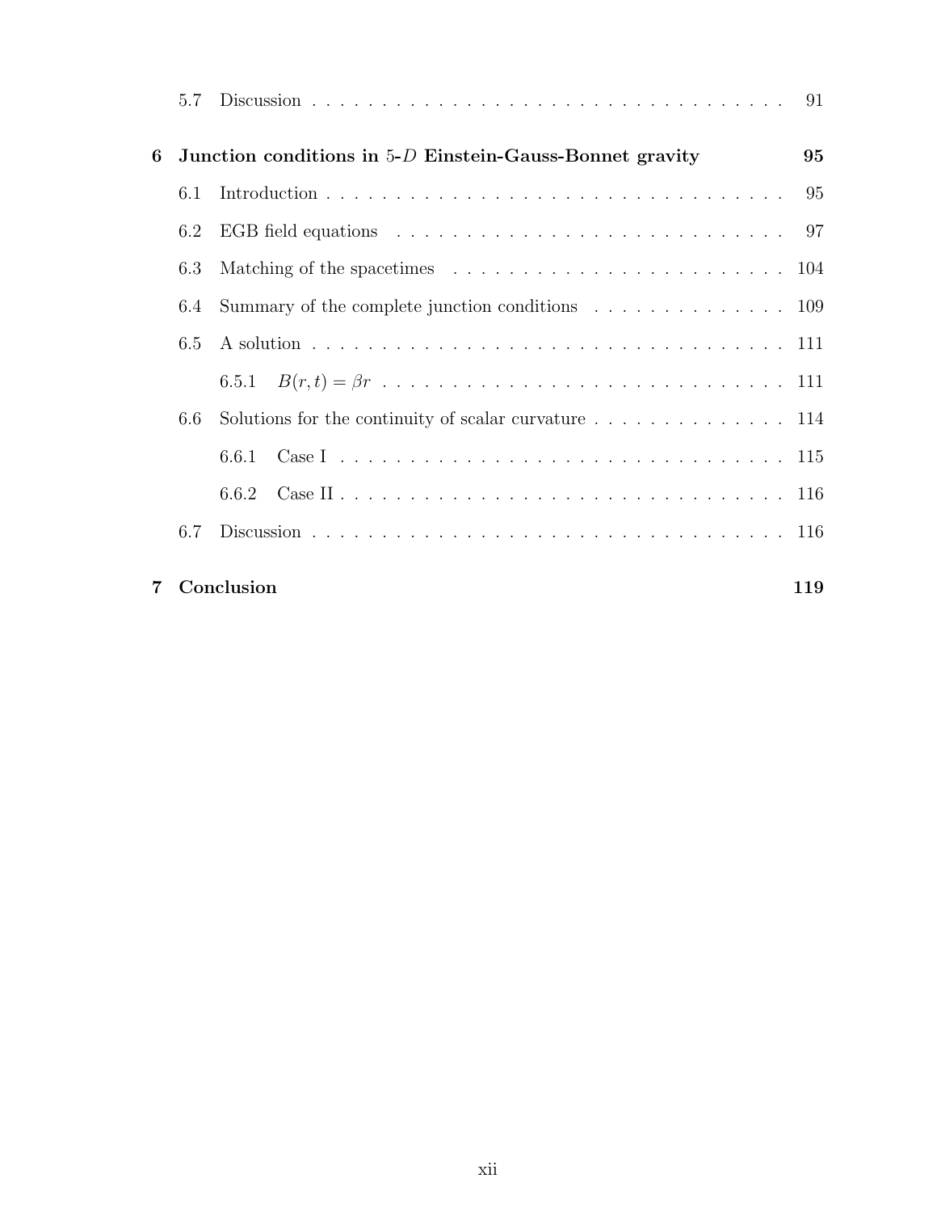5.7 Discussion . . . . . . . . . . . . . . . . . . . . . . . . . . . . . . . . . . . 91

**6 Junction conditions in 5-$D$ Einstein-Gauss-Bonnet gravity** **95**

6.1 Introduction . . . . . . . . . . . . . . . . . . . . . . . . . . . . . . . . . . 95

6.2 EGB field equations . . . . . . . . . . . . . . . . . . . . . . . . . . . . . 97

6.3 Matching of the spacetimes . . . . . . . . . . . . . . . . . . . . . . . . 104

6.4 Summary of the complete junction conditions . . . . . . . . . . . . . . 109

6.5 A solution . . . . . . . . . . . . . . . . . . . . . . . . . . . . . . . . . . . 111

6.5.1 $B(r,t) = \beta r$ . . . . . . . . . . . . . . . . . . . . . . . . . . . . . 111

6.6 Solutions for the continuity of scalar curvature . . . . . . . . . . . . . . 114

6.6.1 Case I . . . . . . . . . . . . . . . . . . . . . . . . . . . . . . . . . . 115

6.6.2 Case II . . . . . . . . . . . . . . . . . . . . . . . . . . . . . . . . . . 116

6.7 Discussion . . . . . . . . . . . . . . . . . . . . . . . . . . . . . . . . . . . 116

**7 Conclusion** **119**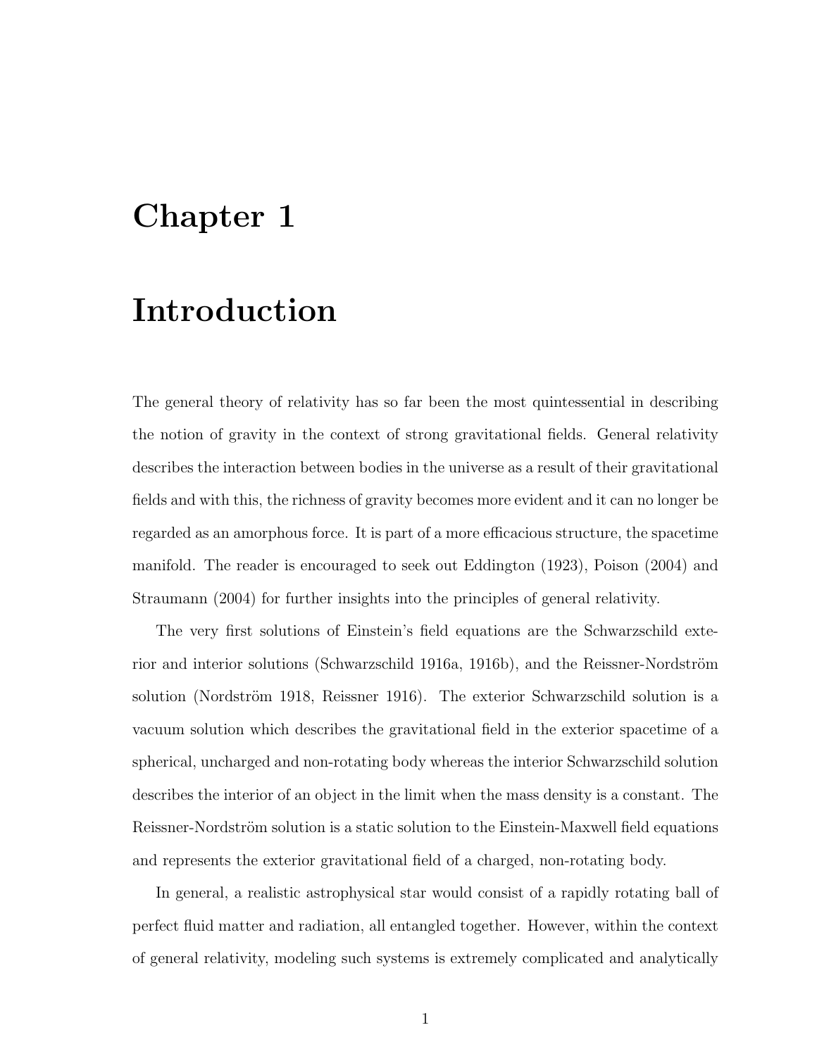# Chapter 1

# Introduction

The general theory of relativity has so far been the most quintessential in describing the notion of gravity in the context of strong gravitational fields. General relativity describes the interaction between bodies in the universe as a result of their gravitational fields and with this, the richness of gravity becomes more evident and it can no longer be regarded as an amorphous force. It is part of a more efficacious structure, the spacetime manifold. The reader is encouraged to seek out Eddington (1923), Poison (2004) and Straumann (2004) for further insights into the principles of general relativity.

The very first solutions of Einstein's field equations are the Schwarzschild exterior and interior solutions (Schwarzschild 1916a, 1916b), and the Reissner-Nordström solution (Nordström 1918, Reissner 1916). The exterior Schwarzschild solution is a vacuum solution which describes the gravitational field in the exterior spacetime of a spherical, uncharged and non-rotating body whereas the interior Schwarzschild solution describes the interior of an object in the limit when the mass density is a constant. The Reissner-Nordström solution is a static solution to the Einstein-Maxwell field equations and represents the exterior gravitational field of a charged, non-rotating body.

In general, a realistic astrophysical star would consist of a rapidly rotating ball of perfect fluid matter and radiation, all entangled together. However, within the context of general relativity, modeling such systems is extremely complicated and analytically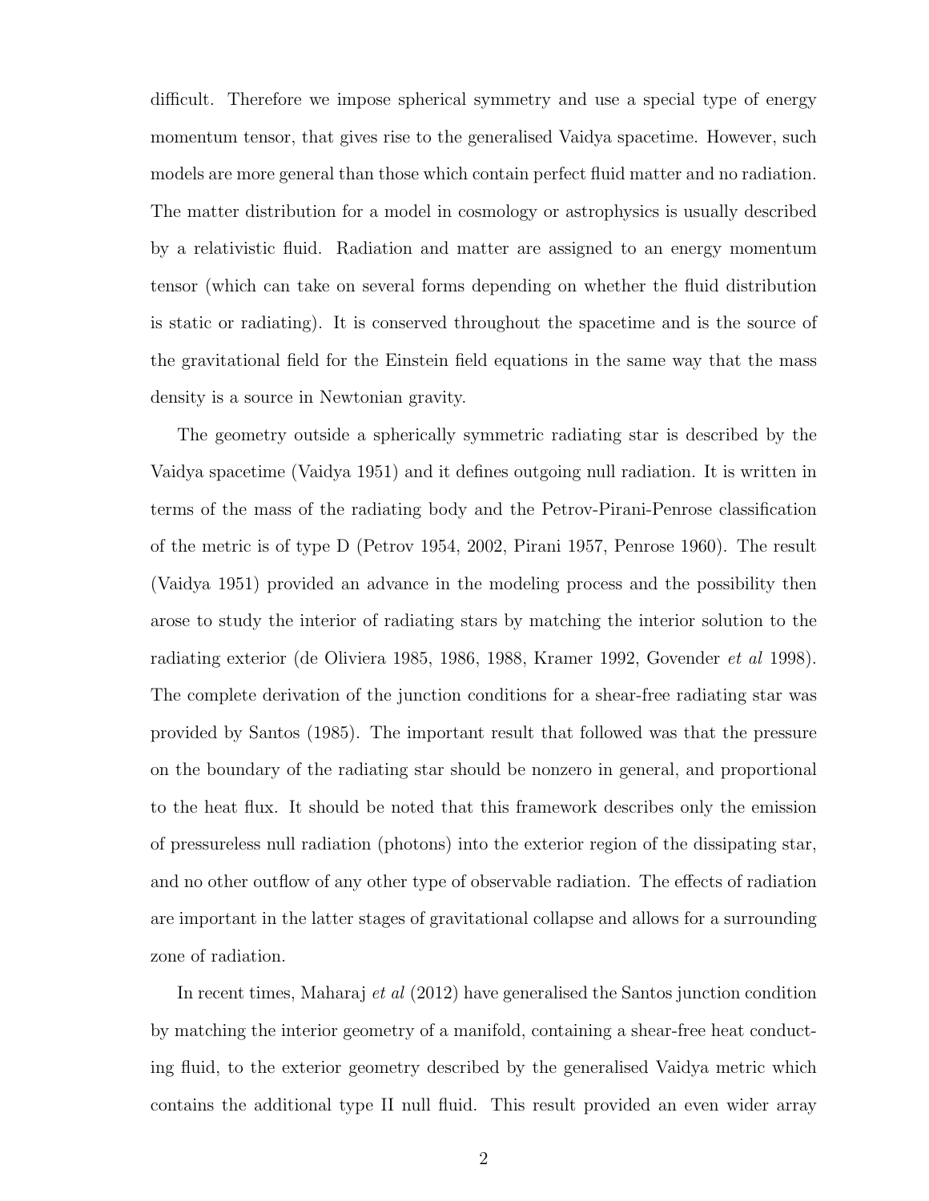difficult. Therefore we impose spherical symmetry and use a special type of energy momentum tensor, that gives rise to the generalised Vaidya spacetime. However, such models are more general than those which contain perfect fluid matter and no radiation. The matter distribution for a model in cosmology or astrophysics is usually described by a relativistic fluid. Radiation and matter are assigned to an energy momentum tensor (which can take on several forms depending on whether the fluid distribution is static or radiating). It is conserved throughout the spacetime and is the source of the gravitational field for the Einstein field equations in the same way that the mass density is a source in Newtonian gravity.

The geometry outside a spherically symmetric radiating star is described by the Vaidya spacetime (Vaidya 1951) and it defines outgoing null radiation. It is written in terms of the mass of the radiating body and the Petrov-Pirani-Penrose classification of the metric is of type D (Petrov 1954, 2002, Pirani 1957, Penrose 1960). The result (Vaidya 1951) provided an advance in the modeling process and the possibility then arose to study the interior of radiating stars by matching the interior solution to the radiating exterior (de Oliviera 1985, 1986, 1988, Kramer 1992, Govender *et al* 1998). The complete derivation of the junction conditions for a shear-free radiating star was provided by Santos (1985). The important result that followed was that the pressure on the boundary of the radiating star should be nonzero in general, and proportional to the heat flux. It should be noted that this framework describes only the emission of pressureless null radiation (photons) into the exterior region of the dissipating star, and no other outflow of any other type of observable radiation. The effects of radiation are important in the latter stages of gravitational collapse and allows for a surrounding zone of radiation.

In recent times, Maharaj *et al* (2012) have generalised the Santos junction condition by matching the interior geometry of a manifold, containing a shear-free heat conducting fluid, to the exterior geometry described by the generalised Vaidya metric which contains the additional type II null fluid. This result provided an even wider array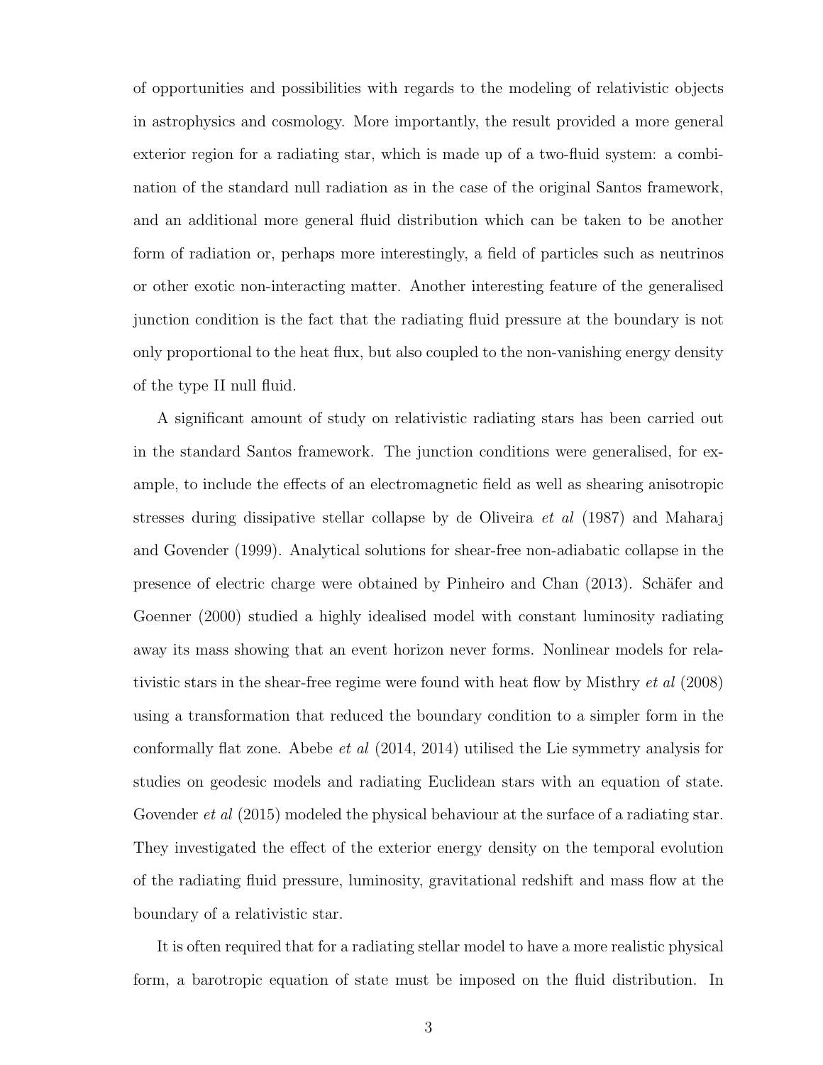of opportunities and possibilities with regards to the modeling of relativistic objects in astrophysics and cosmology. More importantly, the result provided a more general exterior region for a radiating star, which is made up of a two-fluid system: a combination of the standard null radiation as in the case of the original Santos framework, and an additional more general fluid distribution which can be taken to be another form of radiation or, perhaps more interestingly, a field of particles such as neutrinos or other exotic non-interacting matter. Another interesting feature of the generalised junction condition is the fact that the radiating fluid pressure at the boundary is not only proportional to the heat flux, but also coupled to the non-vanishing energy density of the type II null fluid.

A significant amount of study on relativistic radiating stars has been carried out in the standard Santos framework. The junction conditions were generalised, for example, to include the effects of an electromagnetic field as well as shearing anisotropic stresses during dissipative stellar collapse by de Oliveira *et al* (1987) and Maharaj and Govender (1999). Analytical solutions for shear-free non-adiabatic collapse in the presence of electric charge were obtained by Pinheiro and Chan (2013). Schäfer and Goenner (2000) studied a highly idealised model with constant luminosity radiating away its mass showing that an event horizon never forms. Nonlinear models for relativistic stars in the shear-free regime were found with heat flow by Misthry *et al* (2008) using a transformation that reduced the boundary condition to a simpler form in the conformally flat zone. Abebe *et al* (2014, 2014) utilised the Lie symmetry analysis for studies on geodesic models and radiating Euclidean stars with an equation of state. Govender *et al* (2015) modeled the physical behaviour at the surface of a radiating star. They investigated the effect of the exterior energy density on the temporal evolution of the radiating fluid pressure, luminosity, gravitational redshift and mass flow at the boundary of a relativistic star.

It is often required that for a radiating stellar model to have a more realistic physical form, a barotropic equation of state must be imposed on the fluid distribution. In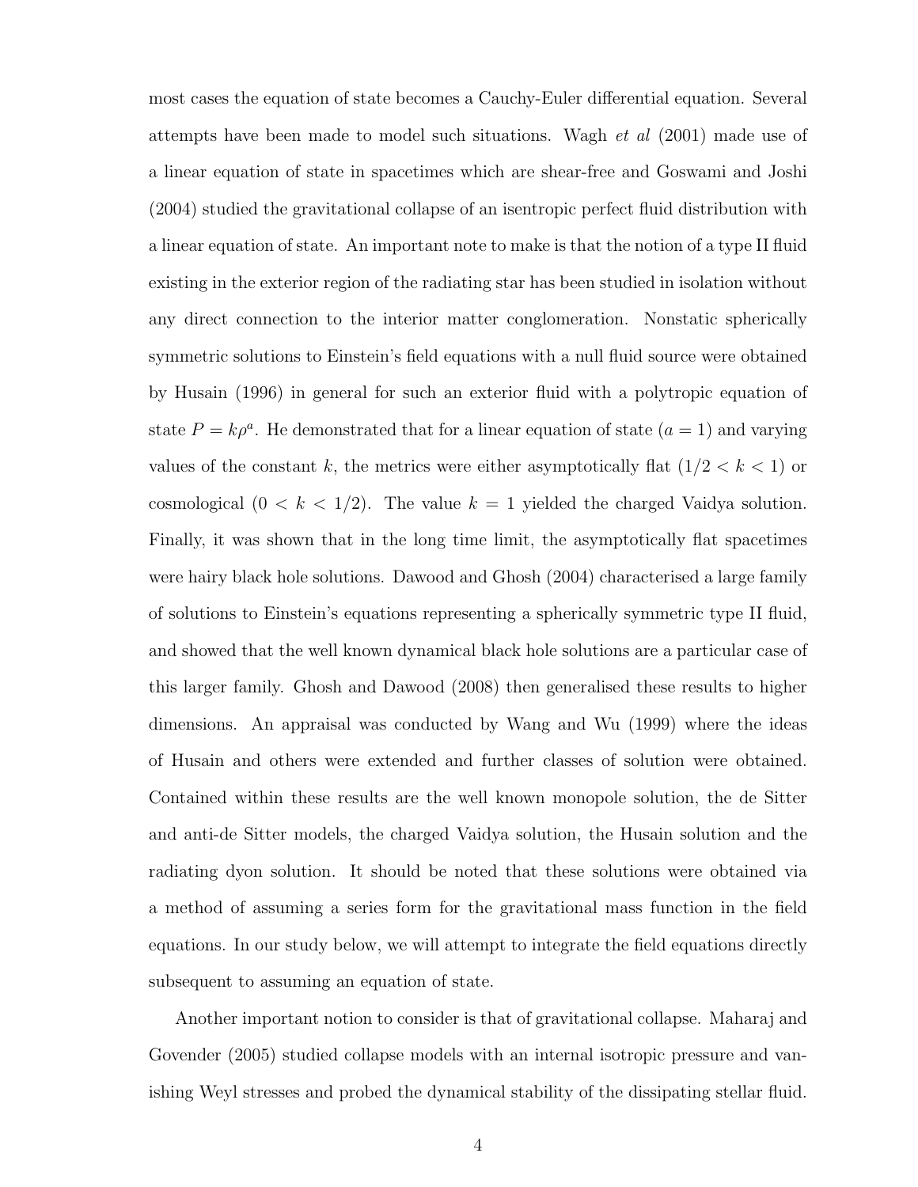most cases the equation of state becomes a Cauchy-Euler differential equation. Several attempts have been made to model such situations. Wagh *et al* (2001) made use of a linear equation of state in spacetimes which are shear-free and Goswami and Joshi (2004) studied the gravitational collapse of an isentropic perfect fluid distribution with a linear equation of state. An important note to make is that the notion of a type II fluid existing in the exterior region of the radiating star has been studied in isolation without any direct connection to the interior matter conglomeration. Nonstatic spherically symmetric solutions to Einstein's field equations with a null fluid source were obtained by Husain (1996) in general for such an exterior fluid with a polytropic equation of state $P = k\rho^a$. He demonstrated that for a linear equation of state ($a = 1$) and varying values of the constant $k$, the metrics were either asymptotically flat ($1/2 < k < 1$) or cosmological ($0 < k < 1/2$). The value $k = 1$ yielded the charged Vaidya solution. Finally, it was shown that in the long time limit, the asymptotically flat spacetimes were hairy black hole solutions. Dawood and Ghosh (2004) characterised a large family of solutions to Einstein's equations representing a spherically symmetric type II fluid, and showed that the well known dynamical black hole solutions are a particular case of this larger family. Ghosh and Dawood (2008) then generalised these results to higher dimensions. An appraisal was conducted by Wang and Wu (1999) where the ideas of Husain and others were extended and further classes of solution were obtained. Contained within these results are the well known monopole solution, the de Sitter and anti-de Sitter models, the charged Vaidya solution, the Husain solution and the radiating dyon solution. It should be noted that these solutions were obtained via a method of assuming a series form for the gravitational mass function in the field equations. In our study below, we will attempt to integrate the field equations directly subsequent to assuming an equation of state.

Another important notion to consider is that of gravitational collapse. Maharaj and Govender (2005) studied collapse models with an internal isotropic pressure and vanishing Weyl stresses and probed the dynamical stability of the dissipating stellar fluid.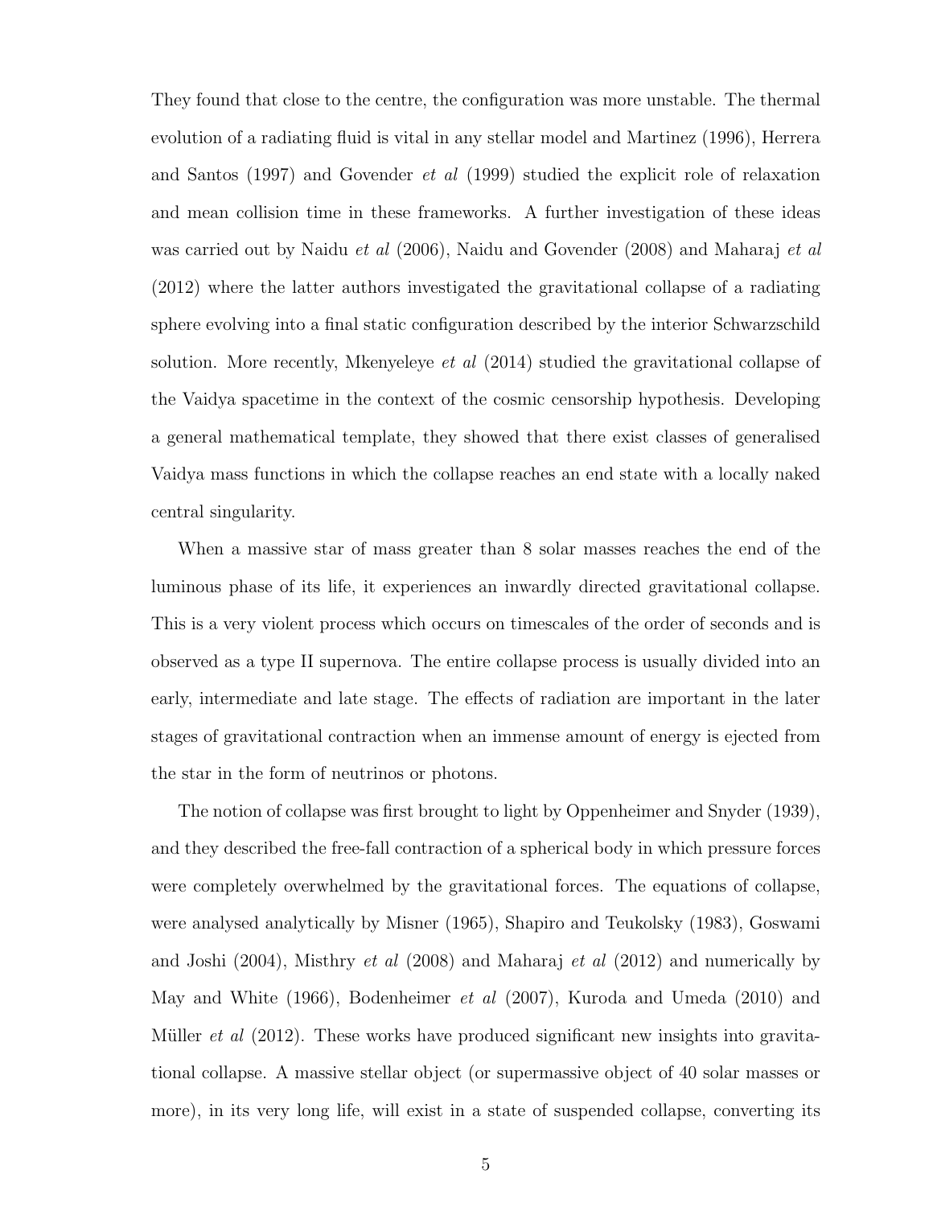They found that close to the centre, the configuration was more unstable. The thermal evolution of a radiating fluid is vital in any stellar model and Martinez (1996), Herrera and Santos (1997) and Govender *et al* (1999) studied the explicit role of relaxation and mean collision time in these frameworks. A further investigation of these ideas was carried out by Naidu *et al* (2006), Naidu and Govender (2008) and Maharaj *et al* (2012) where the latter authors investigated the gravitational collapse of a radiating sphere evolving into a final static configuration described by the interior Schwarzschild solution. More recently, Mkenyeleye *et al* (2014) studied the gravitational collapse of the Vaidya spacetime in the context of the cosmic censorship hypothesis. Developing a general mathematical template, they showed that there exist classes of generalised Vaidya mass functions in which the collapse reaches an end state with a locally naked central singularity.

When a massive star of mass greater than 8 solar masses reaches the end of the luminous phase of its life, it experiences an inwardly directed gravitational collapse. This is a very violent process which occurs on timescales of the order of seconds and is observed as a type II supernova. The entire collapse process is usually divided into an early, intermediate and late stage. The effects of radiation are important in the later stages of gravitational contraction when an immense amount of energy is ejected from the star in the form of neutrinos or photons.

The notion of collapse was first brought to light by Oppenheimer and Snyder (1939), and they described the free-fall contraction of a spherical body in which pressure forces were completely overwhelmed by the gravitational forces. The equations of collapse, were analysed analytically by Misner (1965), Shapiro and Teukolsky (1983), Goswami and Joshi (2004), Misthry *et al* (2008) and Maharaj *et al* (2012) and numerically by May and White (1966), Bodenheimer *et al* (2007), Kuroda and Umeda (2010) and Müller *et al* (2012). These works have produced significant new insights into gravitational collapse. A massive stellar object (or supermassive object of 40 solar masses or more), in its very long life, will exist in a state of suspended collapse, converting its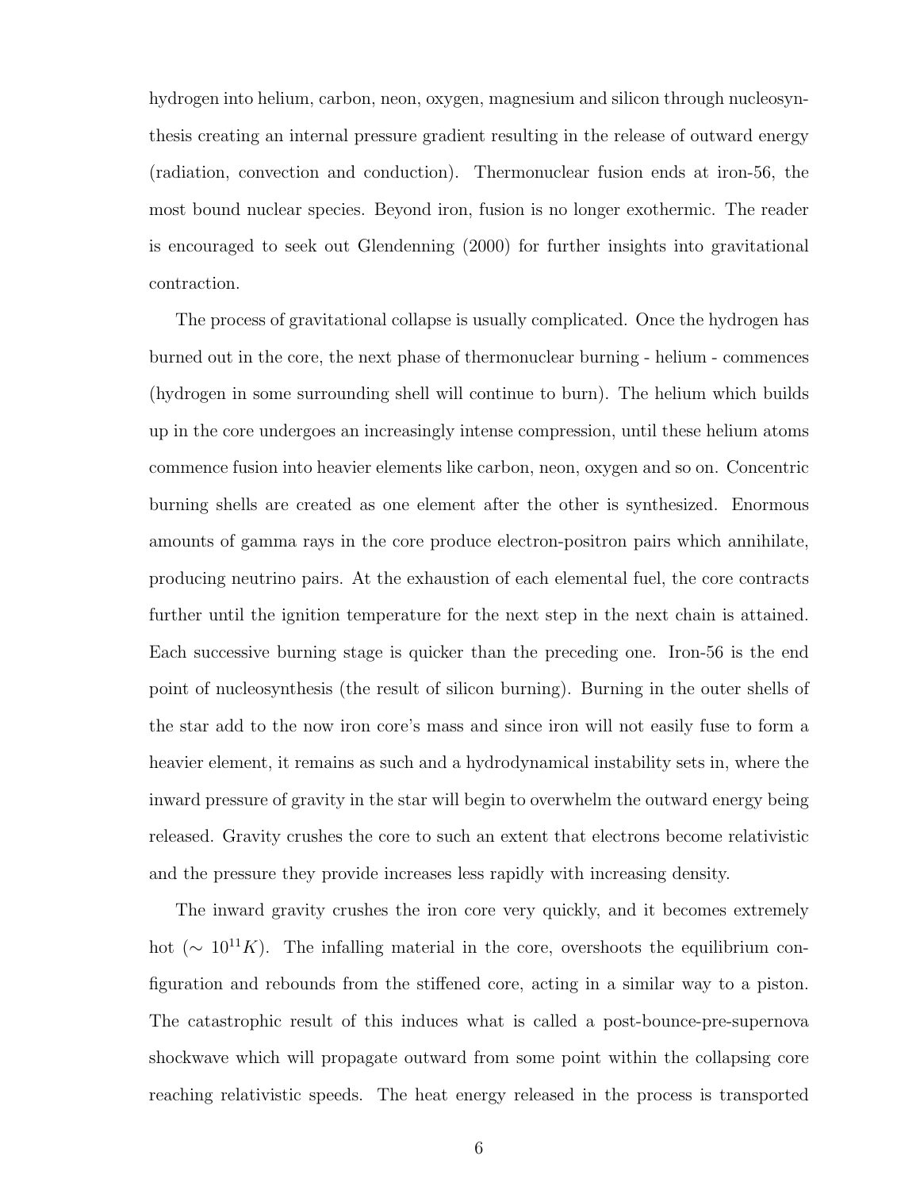hydrogen into helium, carbon, neon, oxygen, magnesium and silicon through nucleosynthesis creating an internal pressure gradient resulting in the release of outward energy (radiation, convection and conduction). Thermonuclear fusion ends at iron-56, the most bound nuclear species. Beyond iron, fusion is no longer exothermic. The reader is encouraged to seek out Glendenning (2000) for further insights into gravitational contraction.

The process of gravitational collapse is usually complicated. Once the hydrogen has burned out in the core, the next phase of thermonuclear burning - helium - commences (hydrogen in some surrounding shell will continue to burn). The helium which builds up in the core undergoes an increasingly intense compression, until these helium atoms commence fusion into heavier elements like carbon, neon, oxygen and so on. Concentric burning shells are created as one element after the other is synthesized. Enormous amounts of gamma rays in the core produce electron-positron pairs which annihilate, producing neutrino pairs. At the exhaustion of each elemental fuel, the core contracts further until the ignition temperature for the next step in the next chain is attained. Each successive burning stage is quicker than the preceding one. Iron-56 is the end point of nucleosynthesis (the result of silicon burning). Burning in the outer shells of the star add to the now iron core's mass and since iron will not easily fuse to form a heavier element, it remains as such and a hydrodynamical instability sets in, where the inward pressure of gravity in the star will begin to overwhelm the outward energy being released. Gravity crushes the core to such an extent that electrons become relativistic and the pressure they provide increases less rapidly with increasing density.

The inward gravity crushes the iron core very quickly, and it becomes extremely hot ($\sim 10^{11}K$). The infalling material in the core, overshoots the equilibrium configuration and rebounds from the stiffened core, acting in a similar way to a piston. The catastrophic result of this induces what is called a post-bounce-pre-supernova shockwave which will propagate outward from some point within the collapsing core reaching relativistic speeds. The heat energy released in the process is transported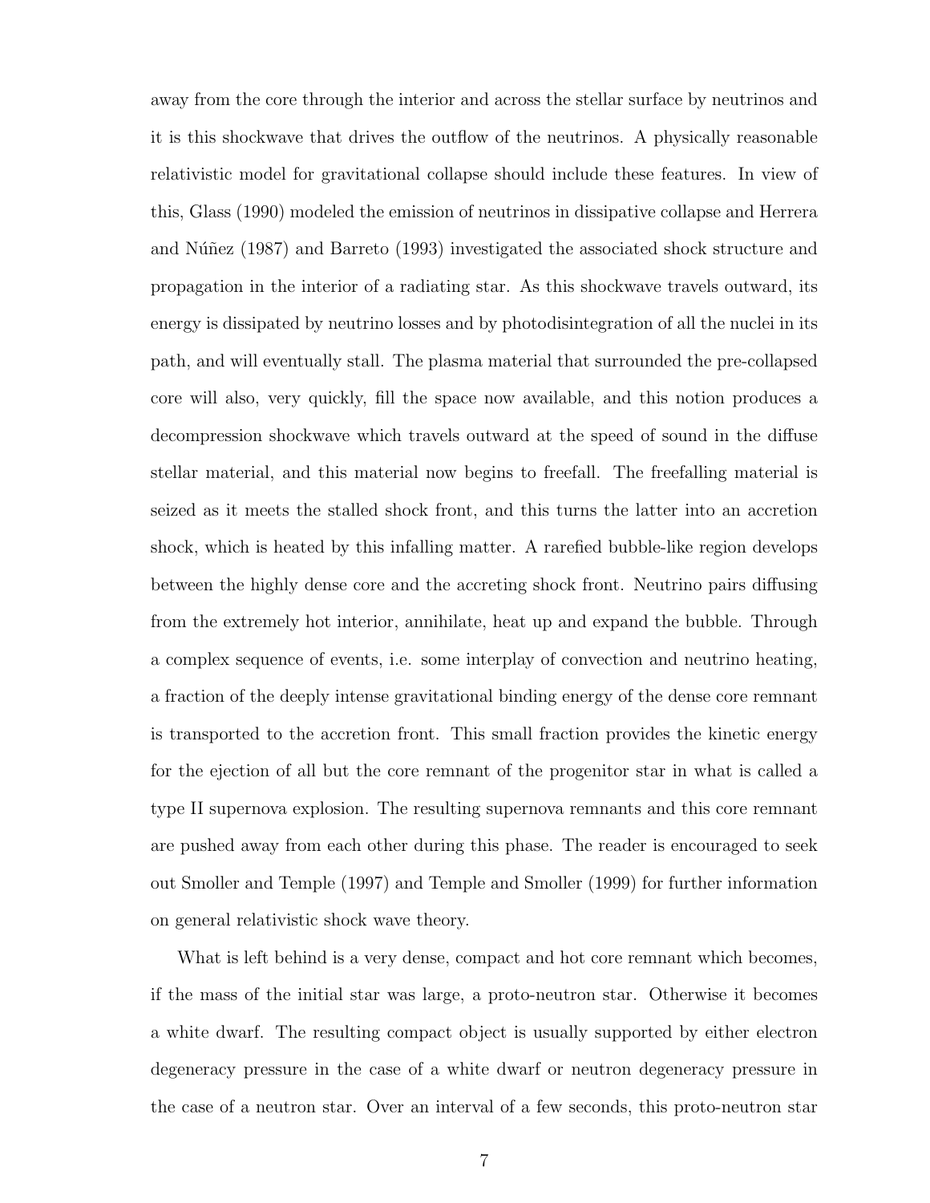away from the core through the interior and across the stellar surface by neutrinos and it is this shockwave that drives the outflow of the neutrinos. A physically reasonable relativistic model for gravitational collapse should include these features. In view of this, Glass (1990) modeled the emission of neutrinos in dissipative collapse and Herrera and Núñez (1987) and Barreto (1993) investigated the associated shock structure and propagation in the interior of a radiating star. As this shockwave travels outward, its energy is dissipated by neutrino losses and by photodisintegration of all the nuclei in its path, and will eventually stall. The plasma material that surrounded the pre-collapsed core will also, very quickly, fill the space now available, and this notion produces a decompression shockwave which travels outward at the speed of sound in the diffuse stellar material, and this material now begins to freefall. The freefalling material is seized as it meets the stalled shock front, and this turns the latter into an accretion shock, which is heated by this infalling matter. A rarefied bubble-like region develops between the highly dense core and the accreting shock front. Neutrino pairs diffusing from the extremely hot interior, annihilate, heat up and expand the bubble. Through a complex sequence of events, i.e. some interplay of convection and neutrino heating, a fraction of the deeply intense gravitational binding energy of the dense core remnant is transported to the accretion front. This small fraction provides the kinetic energy for the ejection of all but the core remnant of the progenitor star in what is called a type II supernova explosion. The resulting supernova remnants and this core remnant are pushed away from each other during this phase. The reader is encouraged to seek out Smoller and Temple (1997) and Temple and Smoller (1999) for further information on general relativistic shock wave theory.

What is left behind is a very dense, compact and hot core remnant which becomes, if the mass of the initial star was large, a proto-neutron star. Otherwise it becomes a white dwarf. The resulting compact object is usually supported by either electron degeneracy pressure in the case of a white dwarf or neutron degeneracy pressure in the case of a neutron star. Over an interval of a few seconds, this proto-neutron star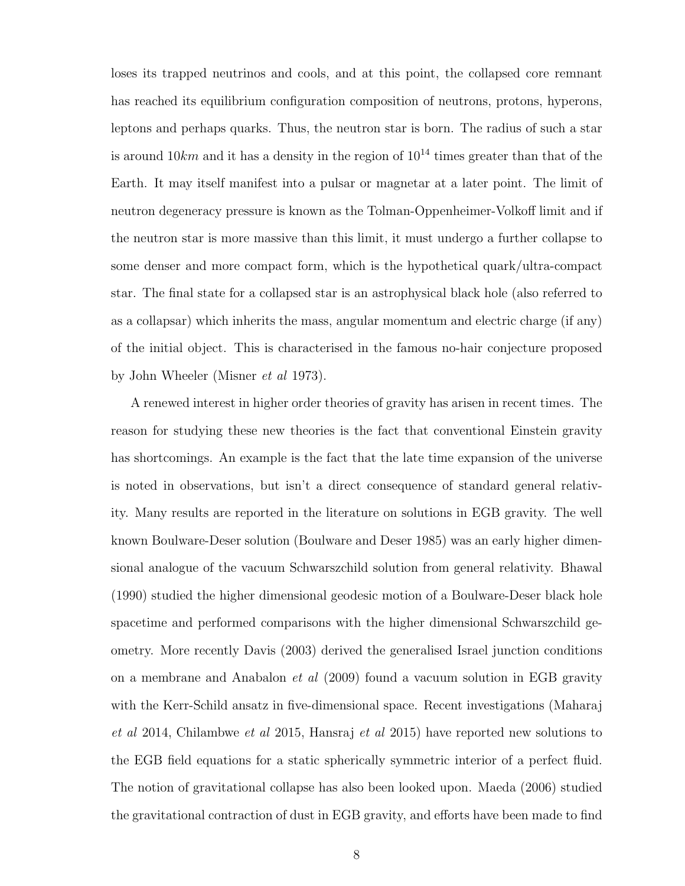loses its trapped neutrinos and cools, and at this point, the collapsed core remnant has reached its equilibrium configuration composition of neutrons, protons, hyperons, leptons and perhaps quarks. Thus, the neutron star is born. The radius of such a star is around $10km$ and it has a density in the region of $10^{14}$ times greater than that of the Earth. It may itself manifest into a pulsar or magnetar at a later point. The limit of neutron degeneracy pressure is known as the Tolman-Oppenheimer-Volkoff limit and if the neutron star is more massive than this limit, it must undergo a further collapse to some denser and more compact form, which is the hypothetical quark/ultra-compact star. The final state for a collapsed star is an astrophysical black hole (also referred to as a collapsar) which inherits the mass, angular momentum and electric charge (if any) of the initial object. This is characterised in the famous no-hair conjecture proposed by John Wheeler (Misner *et al* 1973).

A renewed interest in higher order theories of gravity has arisen in recent times. The reason for studying these new theories is the fact that conventional Einstein gravity has shortcomings. An example is the fact that the late time expansion of the universe is noted in observations, but isn't a direct consequence of standard general relativity. Many results are reported in the literature on solutions in EGB gravity. The well known Boulware-Deser solution (Boulware and Deser 1985) was an early higher dimensional analogue of the vacuum Schwarszchild solution from general relativity. Bhawal (1990) studied the higher dimensional geodesic motion of a Boulware-Deser black hole spacetime and performed comparisons with the higher dimensional Schwarszchild geometry. More recently Davis (2003) derived the generalised Israel junction conditions on a membrane and Anabalon *et al* (2009) found a vacuum solution in EGB gravity with the Kerr-Schild ansatz in five-dimensional space. Recent investigations (Maharaj *et al* 2014, Chilambwe *et al* 2015, Hansraj *et al* 2015) have reported new solutions to the EGB field equations for a static spherically symmetric interior of a perfect fluid. The notion of gravitational collapse has also been looked upon. Maeda (2006) studied the gravitational contraction of dust in EGB gravity, and efforts have been made to find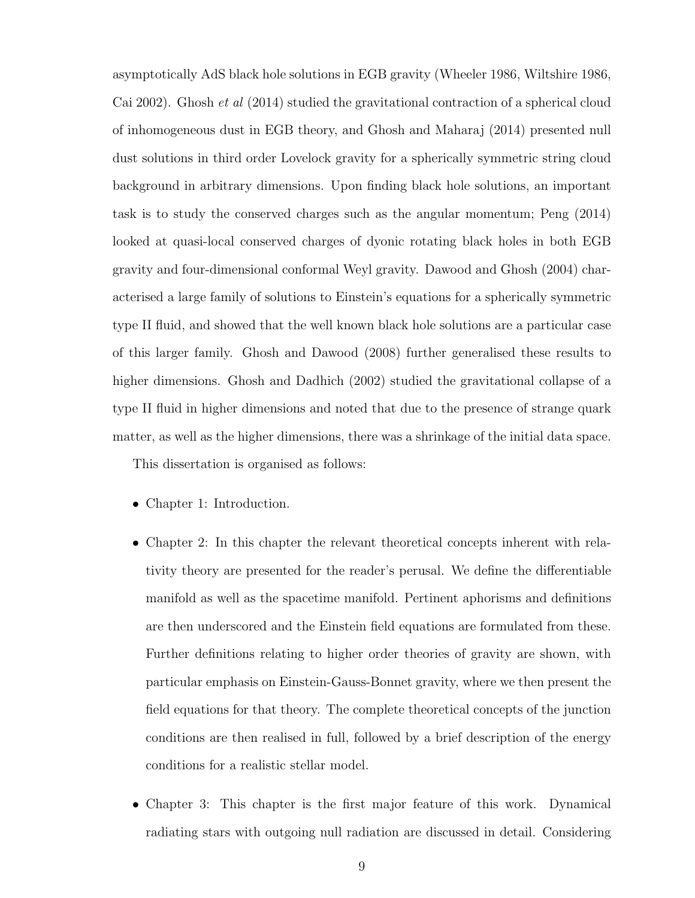asymptotically AdS black hole solutions in EGB gravity (Wheeler 1986, Wiltshire 1986, Cai 2002). Ghosh *et al* (2014) studied the gravitational contraction of a spherical cloud of inhomogeneous dust in EGB theory, and Ghosh and Maharaj (2014) presented null dust solutions in third order Lovelock gravity for a spherically symmetric string cloud background in arbitrary dimensions. Upon finding black hole solutions, an important task is to study the conserved charges such as the angular momentum; Peng (2014) looked at quasi-local conserved charges of dyonic rotating black holes in both EGB gravity and four-dimensional conformal Weyl gravity. Dawood and Ghosh (2004) characterised a large family of solutions to Einstein's equations for a spherically symmetric type II fluid, and showed that the well known black hole solutions are a particular case of this larger family. Ghosh and Dawood (2008) further generalised these results to higher dimensions. Ghosh and Dadhich (2002) studied the gravitational collapse of a type II fluid in higher dimensions and noted that due to the presence of strange quark matter, as well as the higher dimensions, there was a shrinkage of the initial data space.

This dissertation is organised as follows:

- Chapter 1: Introduction.
- Chapter 2: In this chapter the relevant theoretical concepts inherent with relativity theory are presented for the reader's perusal. We define the differentiable manifold as well as the spacetime manifold. Pertinent aphorisms and definitions are then underscored and the Einstein field equations are formulated from these. Further definitions relating to higher order theories of gravity are shown, with particular emphasis on Einstein-Gauss-Bonnet gravity, where we then present the field equations for that theory. The complete theoretical concepts of the junction conditions are then realised in full, followed by a brief description of the energy conditions for a realistic stellar model.
- Chapter 3: This chapter is the first major feature of this work. Dynamical radiating stars with outgoing null radiation are discussed in detail. Considering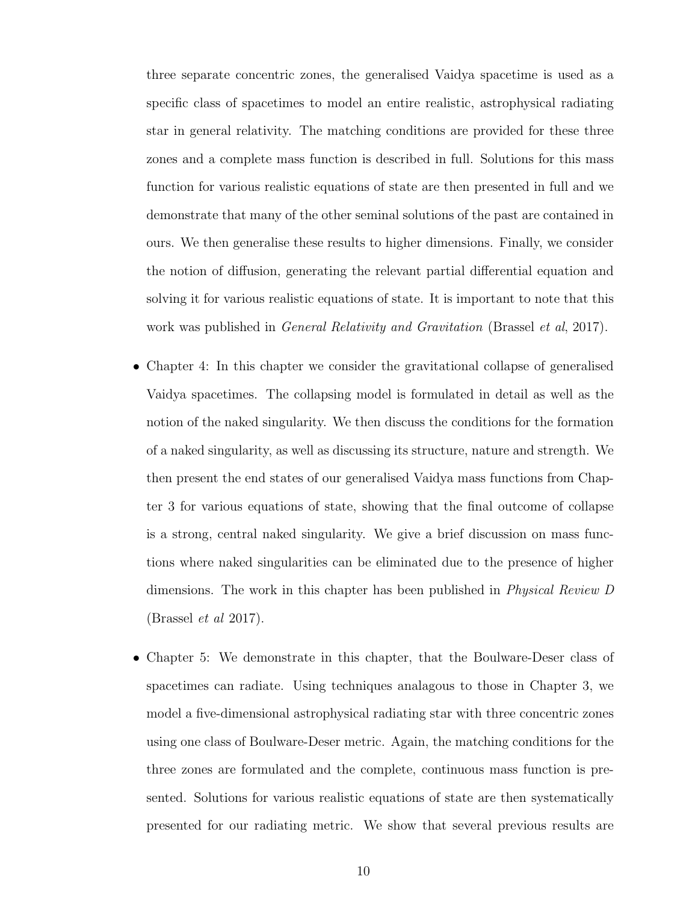three separate concentric zones, the generalised Vaidya spacetime is used as a specific class of spacetimes to model an entire realistic, astrophysical radiating star in general relativity. The matching conditions are provided for these three zones and a complete mass function is described in full. Solutions for this mass function for various realistic equations of state are then presented in full and we demonstrate that many of the other seminal solutions of the past are contained in ours. We then generalise these results to higher dimensions. Finally, we consider the notion of diffusion, generating the relevant partial differential equation and solving it for various realistic equations of state. It is important to note that this work was published in *General Relativity and Gravitation* (Brassel *et al*, 2017).

- Chapter 4: In this chapter we consider the gravitational collapse of generalised Vaidya spacetimes. The collapsing model is formulated in detail as well as the notion of the naked singularity. We then discuss the conditions for the formation of a naked singularity, as well as discussing its structure, nature and strength. We then present the end states of our generalised Vaidya mass functions from Chapter 3 for various equations of state, showing that the final outcome of collapse is a strong, central naked singularity. We give a brief discussion on mass functions where naked singularities can be eliminated due to the presence of higher dimensions. The work in this chapter has been published in *Physical Review D* (Brassel *et al* 2017).

- Chapter 5: We demonstrate in this chapter, that the Boulware-Deser class of spacetimes can radiate. Using techniques analagous to those in Chapter 3, we model a five-dimensional astrophysical radiating star with three concentric zones using one class of Boulware-Deser metric. Again, the matching conditions for the three zones are formulated and the complete, continuous mass function is presented. Solutions for various realistic equations of state are then systematically presented for our radiating metric. We show that several previous results are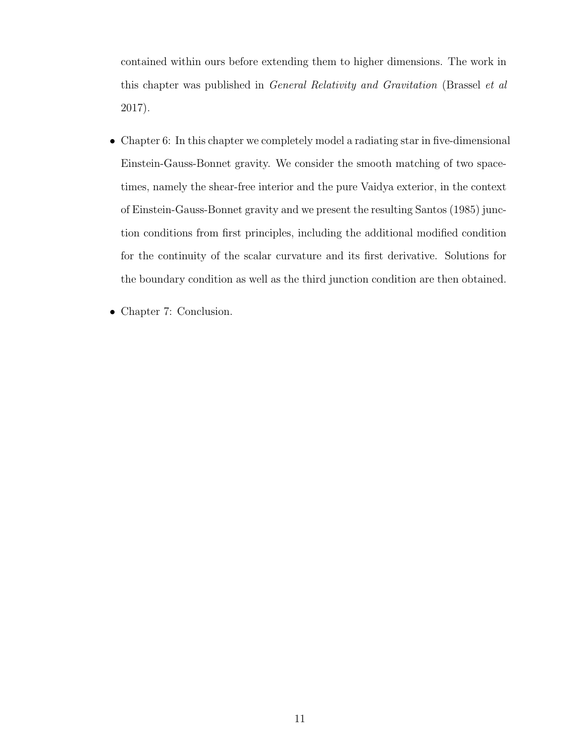contained within ours before extending them to higher dimensions. The work in this chapter was published in *General Relativity and Gravitation* (Brassel *et al* 2017).

- Chapter 6: In this chapter we completely model a radiating star in five-dimensional Einstein-Gauss-Bonnet gravity. We consider the smooth matching of two spacetimes, namely the shear-free interior and the pure Vaidya exterior, in the context of Einstein-Gauss-Bonnet gravity and we present the resulting Santos (1985) junction conditions from first principles, including the additional modified condition for the continuity of the scalar curvature and its first derivative. Solutions for the boundary condition as well as the third junction condition are then obtained.

- Chapter 7: Conclusion.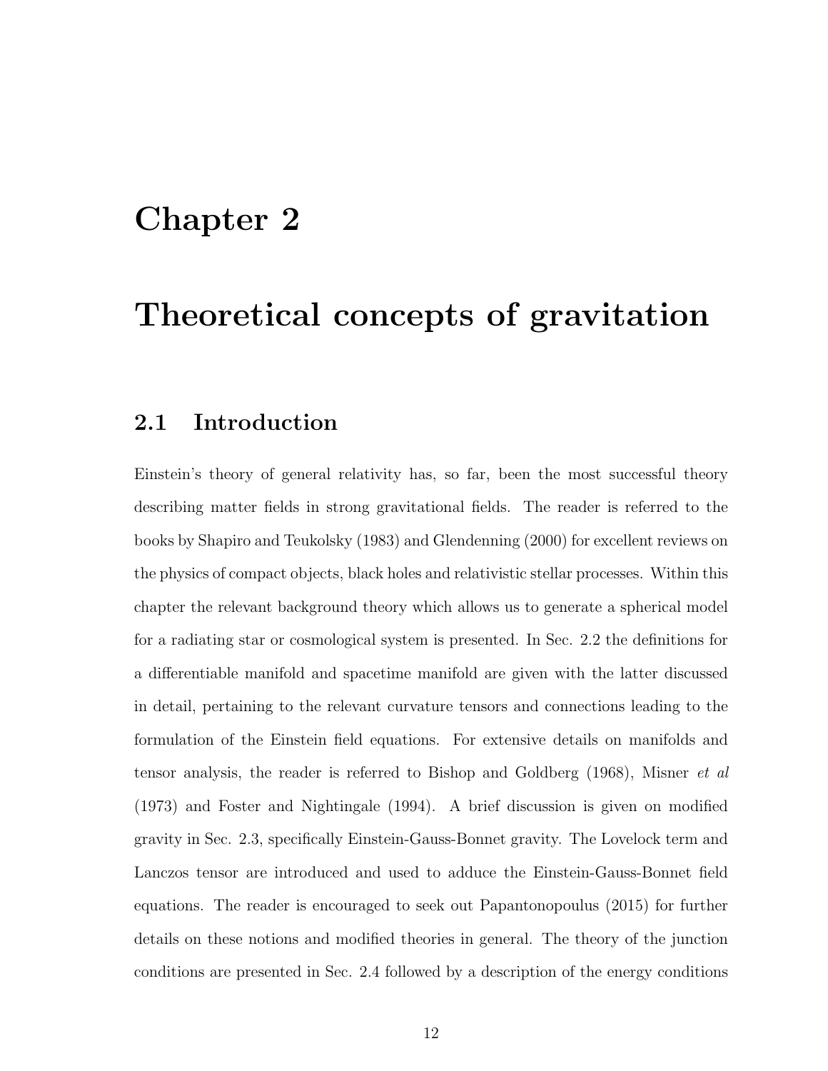# Chapter 2

# Theoretical concepts of gravitation

## 2.1 Introduction

Einstein's theory of general relativity has, so far, been the most successful theory describing matter fields in strong gravitational fields. The reader is referred to the books by Shapiro and Teukolsky (1983) and Glendenning (2000) for excellent reviews on the physics of compact objects, black holes and relativistic stellar processes. Within this chapter the relevant background theory which allows us to generate a spherical model for a radiating star or cosmological system is presented. In Sec. 2.2 the definitions for a differentiable manifold and spacetime manifold are given with the latter discussed in detail, pertaining to the relevant curvature tensors and connections leading to the formulation of the Einstein field equations. For extensive details on manifolds and tensor analysis, the reader is referred to Bishop and Goldberg (1968), Misner *et al* (1973) and Foster and Nightingale (1994). A brief discussion is given on modified gravity in Sec. 2.3, specifically Einstein-Gauss-Bonnet gravity. The Lovelock term and Lanczos tensor are introduced and used to adduce the Einstein-Gauss-Bonnet field equations. The reader is encouraged to seek out Papantonopoulus (2015) for further details on these notions and modified theories in general. The theory of the junction conditions are presented in Sec. 2.4 followed by a description of the energy conditions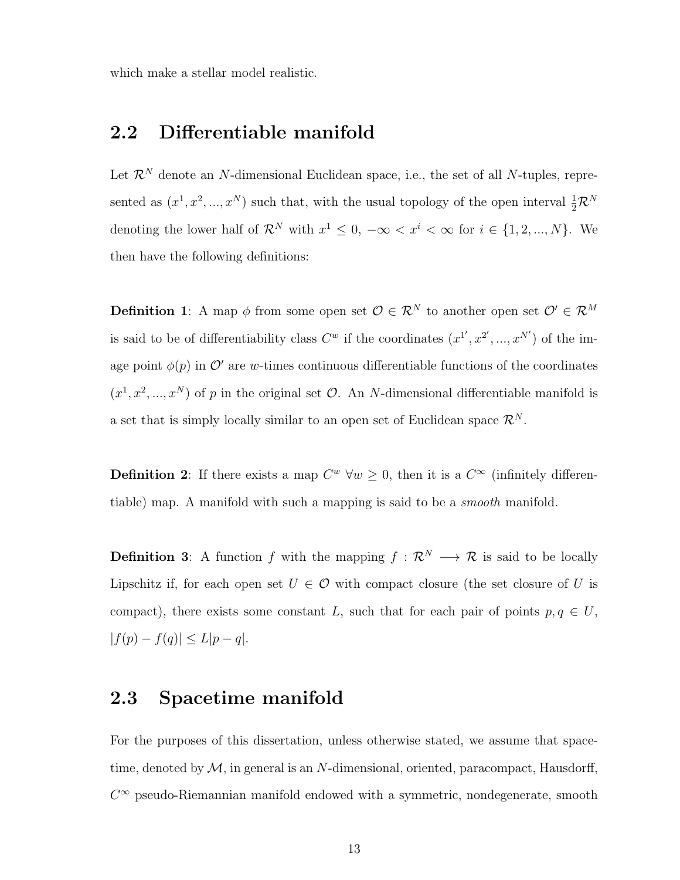which make a stellar model realistic.

## 2.2 Differentiable manifold

Let $\mathcal{R}^N$ denote an $N$-dimensional Euclidean space, i.e., the set of all $N$-tuples, represented as $(x^1, x^2, ..., x^N)$ such that, with the usual topology of the open interval $\frac{1}{2}\mathcal{R}^N$ denoting the lower half of $\mathcal{R}^N$ with $x^1 \leq 0$, $-\infty < x^i < \infty$ for $i \in \{1, 2, ..., N\}$. We then have the following definitions:

**Definition 1**: A map $\phi$ from some open set $\mathcal{O} \in \mathcal{R}^N$ to another open set $\mathcal{O}' \in \mathcal{R}^M$ is said to be of differentiability class $C^w$ if the coordinates $(x^{1'}, x^{2'}, ..., x^{N'})$ of the image point $\phi(p)$ in $\mathcal{O}'$ are $w$-times continuous differentiable functions of the coordinates $(x^1, x^2, ..., x^N)$ of $p$ in the original set $\mathcal{O}$. An $N$-dimensional differentiable manifold is a set that is simply locally similar to an open set of Euclidean space $\mathcal{R}^N$.

**Definition 2**: If there exists a map $C^w$ $\forall w \geq 0$, then it is a $C^\infty$ (infinitely differentiable) map. A manifold with such a mapping is said to be a *smooth* manifold.

**Definition 3**: A function $f$ with the mapping $f : \mathcal{R}^N \longrightarrow \mathcal{R}$ is said to be locally Lipschitz if, for each open set $U \in \mathcal{O}$ with compact closure (the set closure of $U$ is compact), there exists some constant $L$, such that for each pair of points $p, q \in U$, $|f(p) - f(q)| \leq L|p - q|$.

## 2.3 Spacetime manifold

For the purposes of this dissertation, unless otherwise stated, we assume that spacetime, denoted by $\mathcal{M}$, in general is an $N$-dimensional, oriented, paracompact, Hausdorff, $C^\infty$ pseudo-Riemannian manifold endowed with a symmetric, nondegenerate, smooth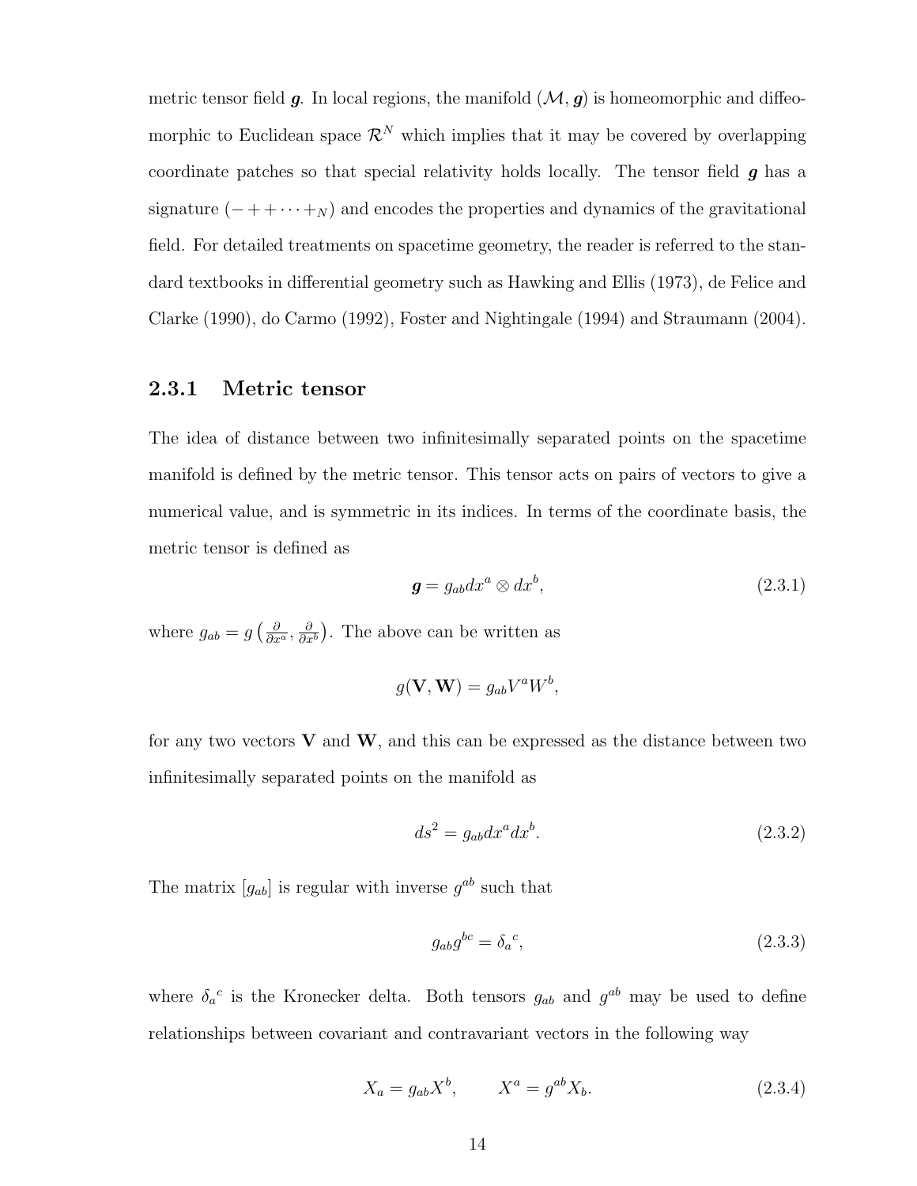metric tensor field $\boldsymbol{g}$. In local regions, the manifold $(\mathcal{M}, \boldsymbol{g})$ is homeomorphic and diffeomorphic to Euclidean space $\mathcal{R}^N$ which implies that it may be covered by overlapping coordinate patches so that special relativity holds locally. The tensor field $\boldsymbol{g}$ has a signature $(-++\cdots+_N)$ and encodes the properties and dynamics of the gravitational field. For detailed treatments on spacetime geometry, the reader is referred to the standard textbooks in differential geometry such as Hawking and Ellis (1973), de Felice and Clarke (1990), do Carmo (1992), Foster and Nightingale (1994) and Straumann (2004).

### 2.3.1 Metric tensor

The idea of distance between two infinitesimally separated points on the spacetime manifold is defined by the metric tensor. This tensor acts on pairs of vectors to give a numerical value, and is symmetric in its indices. In terms of the coordinate basis, the metric tensor is defined as

$$\boldsymbol{g} = g_{ab} dx^a \otimes dx^b, \tag{2.3.1}$$

where $g_{ab} = g\left(\frac{\partial}{\partial x^a}, \frac{\partial}{\partial x^b}\right)$. The above can be written as

$$g(\mathbf{V}, \mathbf{W}) = g_{ab} V^a W^b,$$

for any two vectors $\mathbf{V}$ and $\mathbf{W}$, and this can be expressed as the distance between two infinitesimally separated points on the manifold as

$$ds^2 = g_{ab} dx^a dx^b. \tag{2.3.2}$$

The matrix $[g_{ab}]$ is regular with inverse $g^{ab}$ such that

$$g_{ab} g^{bc} = \delta_a{}^c, \tag{2.3.3}$$

where $\delta_a{}^c$ is the Kronecker delta. Both tensors $g_{ab}$ and $g^{ab}$ may be used to define relationships between covariant and contravariant vectors in the following way

$$X_a = g_{ab} X^b, \qquad X^a = g^{ab} X_b. \tag{2.3.4}$$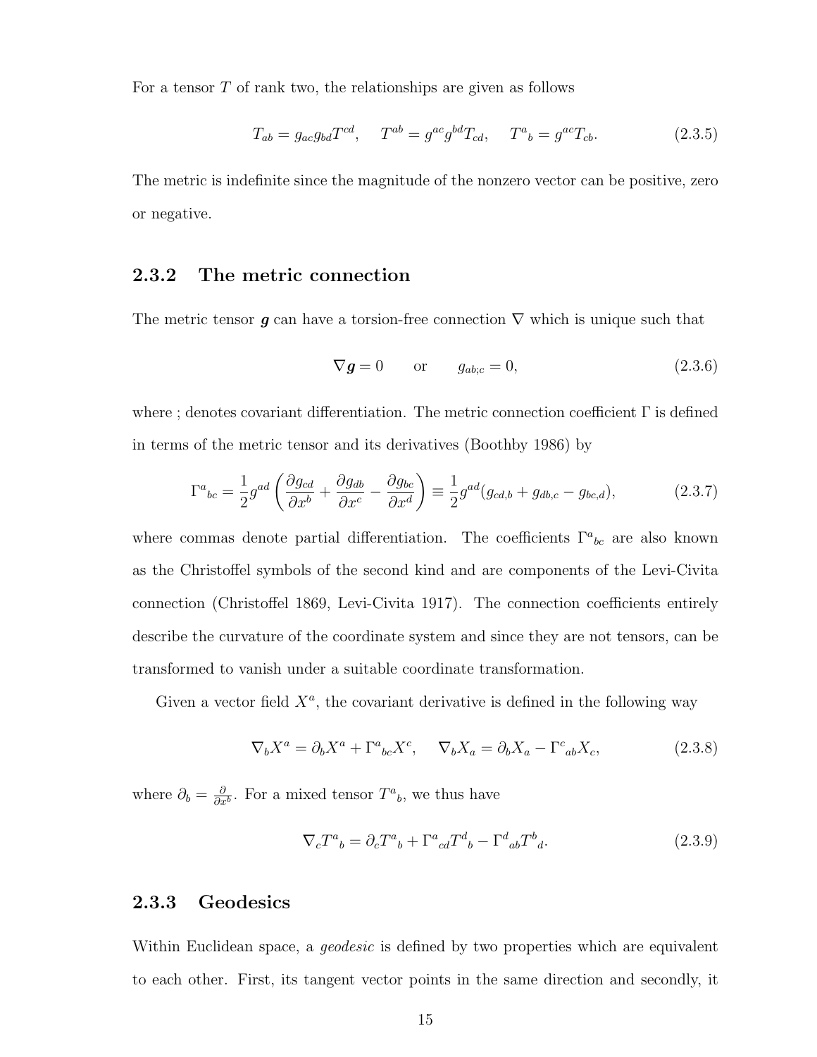For a tensor $T$ of rank two, the relationships are given as follows

$$T_{ab} = g_{ac}g_{bd}T^{cd}, \quad T^{ab} = g^{ac}g^{bd}T_{cd}, \quad T^a{}_b = g^{ac}T_{cb}. \tag{2.3.5}$$

The metric is indefinite since the magnitude of the nonzero vector can be positive, zero or negative.

### 2.3.2 The metric connection

The metric tensor $\boldsymbol{g}$ can have a torsion-free connection $\nabla$ which is unique such that

$$\nabla \boldsymbol{g} = 0 \qquad \text{or} \qquad g_{ab;c} = 0, \tag{2.3.6}$$

where ; denotes covariant differentiation. The metric connection coefficient $\Gamma$ is defined in terms of the metric tensor and its derivatives (Boothby 1986) by

$$\Gamma^a{}_{bc} = \frac{1}{2}g^{ad}\left(\frac{\partial g_{cd}}{\partial x^b} + \frac{\partial g_{db}}{\partial x^c} - \frac{\partial g_{bc}}{\partial x^d}\right) \equiv \frac{1}{2}g^{ad}(g_{cd,b} + g_{db,c} - g_{bc,d}), \tag{2.3.7}$$

where commas denote partial differentiation. The coefficients $\Gamma^a{}_{bc}$ are also known as the Christoffel symbols of the second kind and are components of the Levi-Civita connection (Christoffel 1869, Levi-Civita 1917). The connection coefficients entirely describe the curvature of the coordinate system and since they are not tensors, can be transformed to vanish under a suitable coordinate transformation.

Given a vector field $X^a$, the covariant derivative is defined in the following way

$$\nabla_b X^a = \partial_b X^a + \Gamma^a{}_{bc}X^c, \quad \nabla_b X_a = \partial_b X_a - \Gamma^c{}_{ab}X_c, \tag{2.3.8}$$

where $\partial_b = \frac{\partial}{\partial x^b}$. For a mixed tensor $T^a{}_b$, we thus have

$$\nabla_c T^a{}_b = \partial_c T^a{}_b + \Gamma^a{}_{cd}T^d{}_b - \Gamma^d{}_{ab}T^b{}_d. \tag{2.3.9}$$

### 2.3.3 Geodesics

Within Euclidean space, a *geodesic* is defined by two properties which are equivalent to each other. First, its tangent vector points in the same direction and secondly, it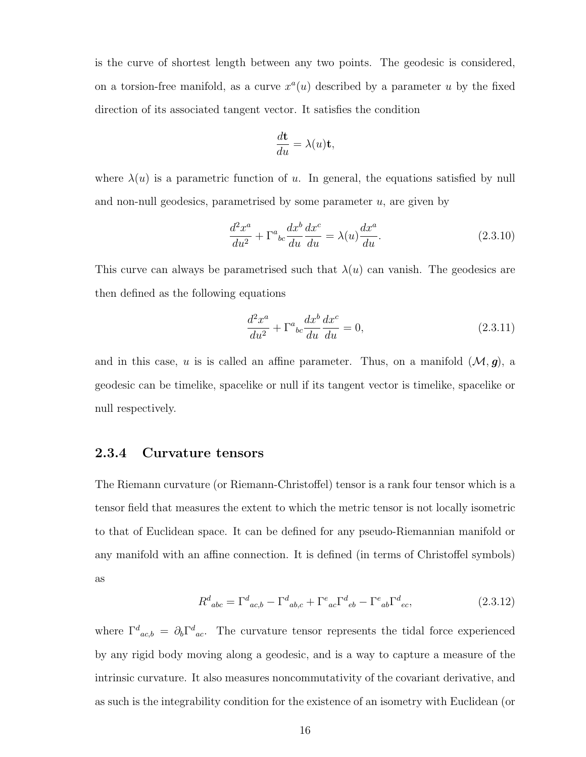is the curve of shortest length between any two points. The geodesic is considered, on a torsion-free manifold, as a curve $x^a(u)$ described by a parameter $u$ by the fixed direction of its associated tangent vector. It satisfies the condition

$$\frac{d\mathbf{t}}{du} = \lambda(u)\mathbf{t},$$

where $\lambda(u)$ is a parametric function of $u$. In general, the equations satisfied by null and non-null geodesics, parametrised by some parameter $u$, are given by

$$\frac{d^2x^a}{du^2} + \Gamma^a{}_{bc}\frac{dx^b}{du}\frac{dx^c}{du} = \lambda(u)\frac{dx^a}{du}. \tag{2.3.10}$$

This curve can always be parametrised such that $\lambda(u)$ can vanish. The geodesics are then defined as the following equations

$$\frac{d^2x^a}{du^2} + \Gamma^a{}_{bc}\frac{dx^b}{du}\frac{dx^c}{du} = 0, \tag{2.3.11}$$

and in this case, $u$ is is called an affine parameter. Thus, on a manifold $(\mathcal{M}, \boldsymbol{g})$, a geodesic can be timelike, spacelike or null if its tangent vector is timelike, spacelike or null respectively.

### 2.3.4 Curvature tensors

The Riemann curvature (or Riemann-Christoffel) tensor is a rank four tensor which is a tensor field that measures the extent to which the metric tensor is not locally isometric to that of Euclidean space. It can be defined for any pseudo-Riemannian manifold or any manifold with an affine connection. It is defined (in terms of Christoffel symbols) as

$$R^d{}_{abc} = \Gamma^d{}_{ac,b} - \Gamma^d{}_{ab,c} + \Gamma^e{}_{ac}\Gamma^d{}_{eb} - \Gamma^e{}_{ab}\Gamma^d{}_{ec}, \tag{2.3.12}$$

where $\Gamma^d{}_{ac,b} = \partial_b\Gamma^d{}_{ac}$. The curvature tensor represents the tidal force experienced by any rigid body moving along a geodesic, and is a way to capture a measure of the intrinsic curvature. It also measures noncommutativity of the covariant derivative, and as such is the integrability condition for the existence of an isometry with Euclidean (or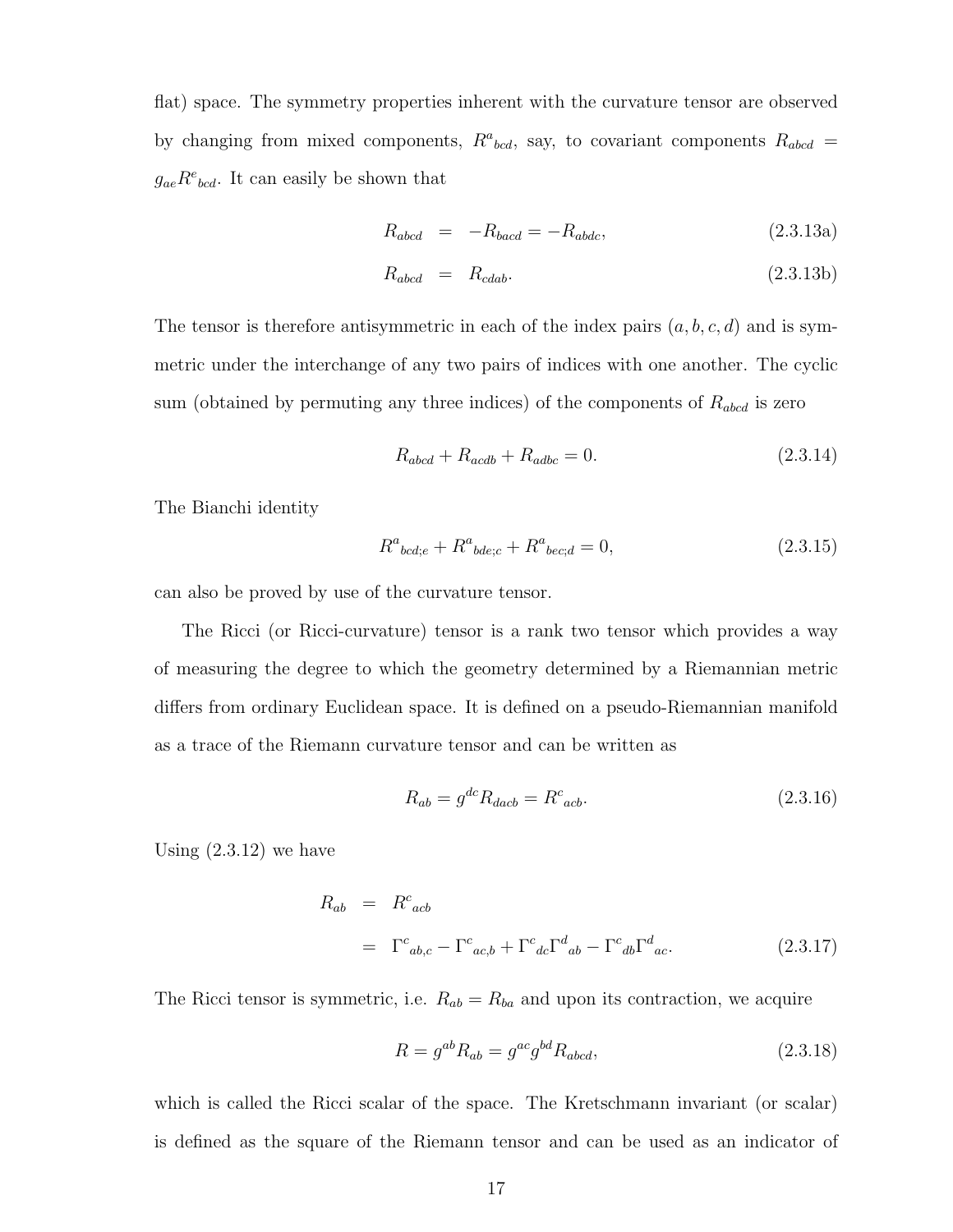flat) space. The symmetry properties inherent with the curvature tensor are observed by changing from mixed components, $R^a{}_{bcd}$, say, to covariant components $R_{abcd} = g_{ae}R^e{}_{bcd}$. It can easily be shown that

$$
\begin{aligned}
R_{abcd} &= -R_{bacd} = -R_{abdc}, && (2.3.13\text{a}) \\
R_{abcd} &= R_{cdab}. && (2.3.13\text{b})
\end{aligned}
$$

The tensor is therefore antisymmetric in each of the index pairs $(a, b, c, d)$ and is symmetric under the interchange of any two pairs of indices with one another. The cyclic sum (obtained by permuting any three indices) of the components of $R_{abcd}$ is zero

$$
R_{abcd} + R_{acdb} + R_{adbc} = 0. \tag{2.3.14}
$$

The Bianchi identity

$$
R^a{}_{bcd;e} + R^a{}_{bde;c} + R^a{}_{bec;d} = 0, \tag{2.3.15}
$$

can also be proved by use of the curvature tensor.

The Ricci (or Ricci-curvature) tensor is a rank two tensor which provides a way of measuring the degree to which the geometry determined by a Riemannian metric differs from ordinary Euclidean space. It is defined on a pseudo-Riemannian manifold as a trace of the Riemann curvature tensor and can be written as

$$
R_{ab} = g^{dc}R_{dacb} = R^c{}_{acb}. \tag{2.3.16}
$$

Using (2.3.12) we have

$$
\begin{aligned}
R_{ab} &= R^c{}_{acb} \\
&= \Gamma^c{}_{ab,c} - \Gamma^c{}_{ac,b} + \Gamma^c{}_{dc}\Gamma^d{}_{ab} - \Gamma^c{}_{db}\Gamma^d{}_{ac}. && (2.3.17)
\end{aligned}
$$

The Ricci tensor is symmetric, i.e. $R_{ab} = R_{ba}$ and upon its contraction, we acquire

$$
R = g^{ab}R_{ab} = g^{ac}g^{bd}R_{abcd}, \tag{2.3.18}
$$

which is called the Ricci scalar of the space. The Kretschmann invariant (or scalar) is defined as the square of the Riemann tensor and can be used as an indicator of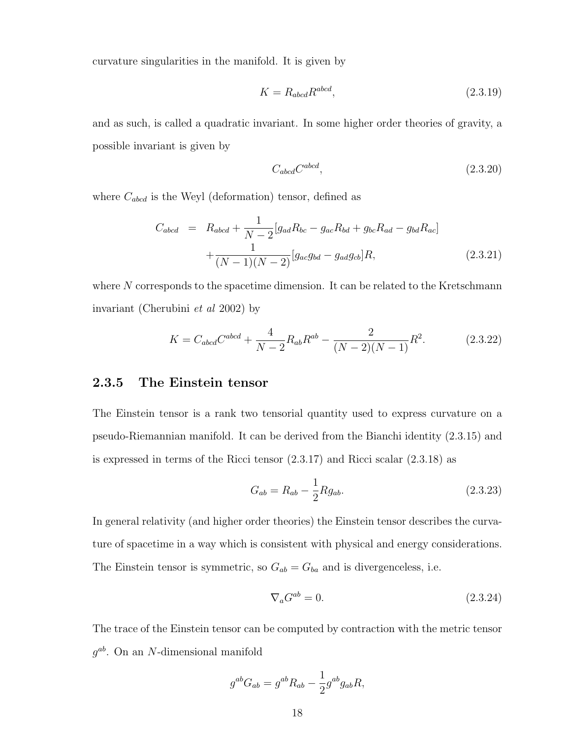curvature singularities in the manifold. It is given by

$$K = R_{abcd}R^{abcd}, \tag{2.3.19}$$

and as such, is called a quadratic invariant. In some higher order theories of gravity, a possible invariant is given by

$$C_{abcd}C^{abcd}, \tag{2.3.20}$$

where $C_{abcd}$ is the Weyl (deformation) tensor, defined as

$$\begin{aligned} C_{abcd} &= R_{abcd} + \frac{1}{N-2}[g_{ad}R_{bc} - g_{ac}R_{bd} + g_{bc}R_{ad} - g_{bd}R_{ac}] \\ &+ \frac{1}{(N-1)(N-2)}[g_{ac}g_{bd} - g_{ad}g_{cb}]R, \end{aligned} \tag{2.3.21}$$

where $N$ corresponds to the spacetime dimension. It can be related to the Kretschmann invariant (Cherubini *et al* 2002) by

$$K = C_{abcd}C^{abcd} + \frac{4}{N-2}R_{ab}R^{ab} - \frac{2}{(N-2)(N-1)}R^2. \tag{2.3.22}$$

### 2.3.5 The Einstein tensor

The Einstein tensor is a rank two tensorial quantity used to express curvature on a pseudo-Riemannian manifold. It can be derived from the Bianchi identity (2.3.15) and is expressed in terms of the Ricci tensor (2.3.17) and Ricci scalar (2.3.18) as

$$G_{ab} = R_{ab} - \frac{1}{2}Rg_{ab}. \tag{2.3.23}$$

In general relativity (and higher order theories) the Einstein tensor describes the curvature of spacetime in a way which is consistent with physical and energy considerations. The Einstein tensor is symmetric, so $G_{ab} = G_{ba}$ and is divergenceless, i.e.

$$\nabla_a G^{ab} = 0. \tag{2.3.24}$$

The trace of the Einstein tensor can be computed by contraction with the metric tensor $g^{ab}$. On an $N$-dimensional manifold

$$g^{ab}G_{ab} = g^{ab}R_{ab} - \frac{1}{2}g^{ab}g_{ab}R,$$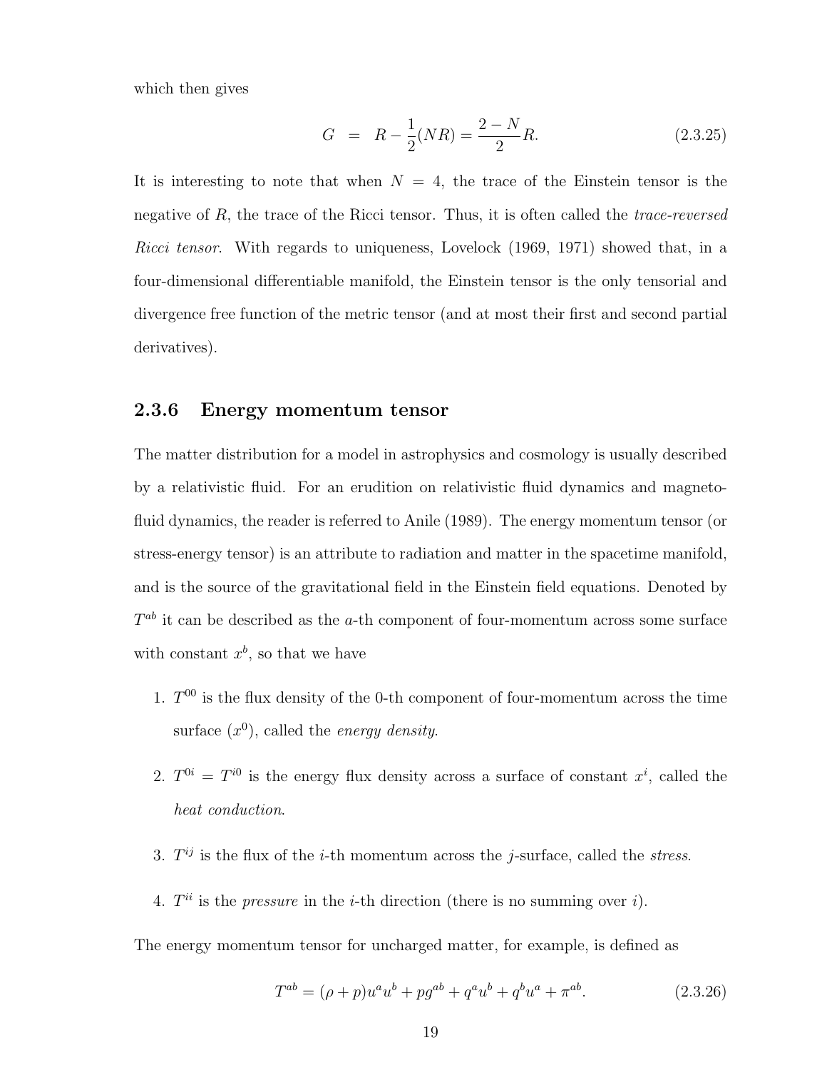which then gives

$$G = R - \frac{1}{2}(NR) = \frac{2-N}{2}R. \tag{2.3.25}$$

It is interesting to note that when $N = 4$, the trace of the Einstein tensor is the negative of $R$, the trace of the Ricci tensor. Thus, it is often called the *trace-reversed Ricci tensor*. With regards to uniqueness, Lovelock (1969, 1971) showed that, in a four-dimensional differentiable manifold, the Einstein tensor is the only tensorial and divergence free function of the metric tensor (and at most their first and second partial derivatives).

### 2.3.6 Energy momentum tensor

The matter distribution for a model in astrophysics and cosmology is usually described by a relativistic fluid. For an erudition on relativistic fluid dynamics and magneto-fluid dynamics, the reader is referred to Anile (1989). The energy momentum tensor (or stress-energy tensor) is an attribute to radiation and matter in the spacetime manifold, and is the source of the gravitational field in the Einstein field equations. Denoted by $T^{ab}$ it can be described as the $a$-th component of four-momentum across some surface with constant $x^b$, so that we have

1. $T^{00}$ is the flux density of the 0-th component of four-momentum across the time surface ($x^0$), called the *energy density*.

2. $T^{0i} = T^{i0}$ is the energy flux density across a surface of constant $x^i$, called the *heat conduction*.

3. $T^{ij}$ is the flux of the $i$-th momentum across the $j$-surface, called the *stress*.

4. $T^{ii}$ is the *pressure* in the $i$-th direction (there is no summing over $i$).

The energy momentum tensor for uncharged matter, for example, is defined as

$$T^{ab} = (\rho + p)u^a u^b + p g^{ab} + q^a u^b + q^b u^a + \pi^{ab}. \tag{2.3.26}$$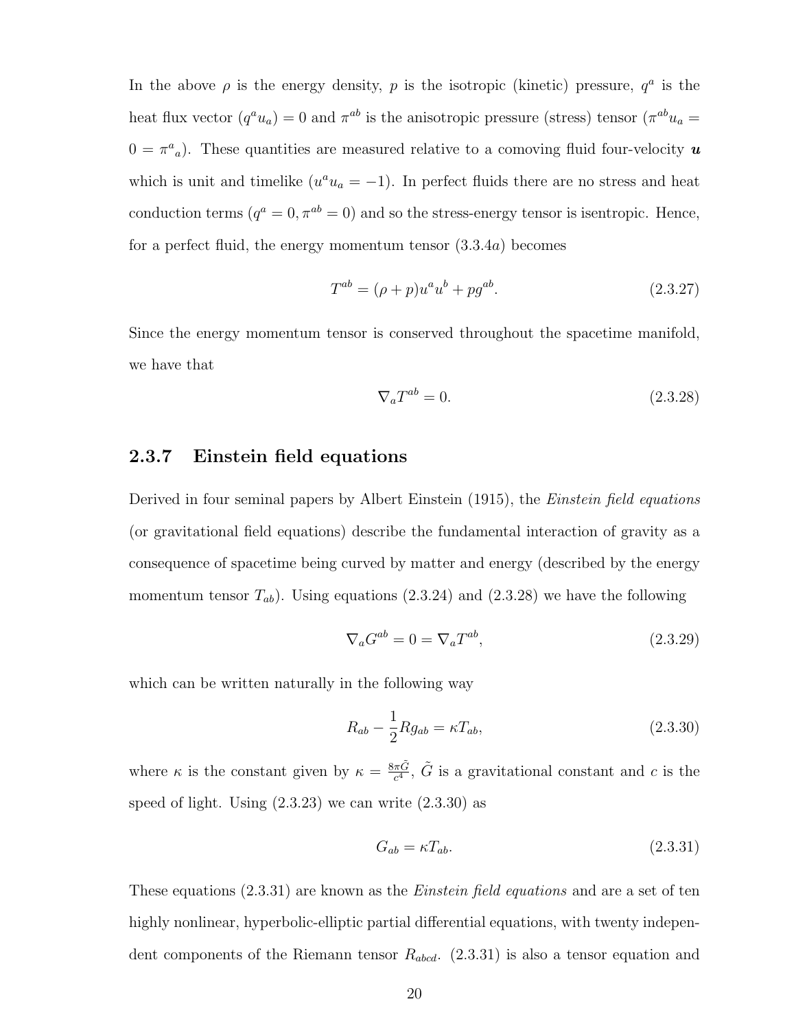In the above $\rho$ is the energy density, $p$ is the isotropic (kinetic) pressure, $q^a$ is the heat flux vector $(q^a u_a) = 0$ and $\pi^{ab}$ is the anisotropic pressure (stress) tensor ($\pi^{ab}u_a = 0 = \pi^a{}_a$). These quantities are measured relative to a comoving fluid four-velocity $\boldsymbol{u}$ which is unit and timelike ($u^a u_a = -1$). In perfect fluids there are no stress and heat conduction terms ($q^a = 0, \pi^{ab} = 0$) and so the stress-energy tensor is isentropic. Hence, for a perfect fluid, the energy momentum tensor (3.3.4$a$) becomes

$$T^{ab} = (\rho + p)u^a u^b + pg^{ab}. \tag{2.3.27}$$

Since the energy momentum tensor is conserved throughout the spacetime manifold, we have that

$$\nabla_a T^{ab} = 0. \tag{2.3.28}$$

### 2.3.7 Einstein field equations

Derived in four seminal papers by Albert Einstein (1915), the *Einstein field equations* (or gravitational field equations) describe the fundamental interaction of gravity as a consequence of spacetime being curved by matter and energy (described by the energy momentum tensor $T_{ab}$). Using equations (2.3.24) and (2.3.28) we have the following

$$\nabla_a G^{ab} = 0 = \nabla_a T^{ab}, \tag{2.3.29}$$

which can be written naturally in the following way

$$R_{ab} - \frac{1}{2}Rg_{ab} = \kappa T_{ab}, \tag{2.3.30}$$

where $\kappa$ is the constant given by $\kappa = \frac{8\pi\tilde{G}}{c^4}$, $\tilde{G}$ is a gravitational constant and $c$ is the speed of light. Using (2.3.23) we can write (2.3.30) as

$$G_{ab} = \kappa T_{ab}. \tag{2.3.31}$$

These equations (2.3.31) are known as the *Einstein field equations* and are a set of ten highly nonlinear, hyperbolic-elliptic partial differential equations, with twenty independent components of the Riemann tensor $R_{abcd}$. (2.3.31) is also a tensor equation and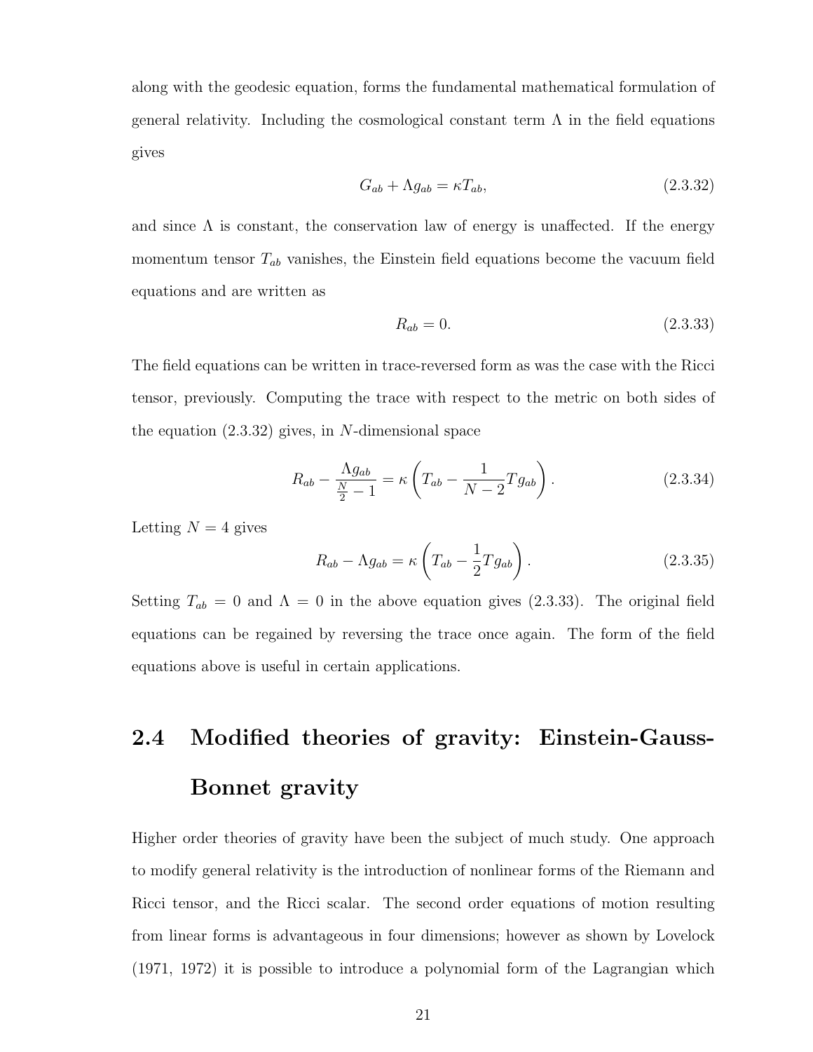along with the geodesic equation, forms the fundamental mathematical formulation of general relativity. Including the cosmological constant term $\Lambda$ in the field equations gives

$$G_{ab} + \Lambda g_{ab} = \kappa T_{ab}, \tag{2.3.32}$$

and since $\Lambda$ is constant, the conservation law of energy is unaffected. If the energy momentum tensor $T_{ab}$ vanishes, the Einstein field equations become the vacuum field equations and are written as

$$R_{ab} = 0. \tag{2.3.33}$$

The field equations can be written in trace-reversed form as was the case with the Ricci tensor, previously. Computing the trace with respect to the metric on both sides of the equation (2.3.32) gives, in $N$-dimensional space

$$R_{ab} - \frac{\Lambda g_{ab}}{\frac{N}{2} - 1} = \kappa \left( T_{ab} - \frac{1}{N-2} T g_{ab} \right). \tag{2.3.34}$$

Letting $N = 4$ gives

$$R_{ab} - \Lambda g_{ab} = \kappa \left( T_{ab} - \frac{1}{2} T g_{ab} \right). \tag{2.3.35}$$

Setting $T_{ab} = 0$ and $\Lambda = 0$ in the above equation gives (2.3.33). The original field equations can be regained by reversing the trace once again. The form of the field equations above is useful in certain applications.

## 2.4 Modified theories of gravity: Einstein-Gauss-Bonnet gravity

Higher order theories of gravity have been the subject of much study. One approach to modify general relativity is the introduction of nonlinear forms of the Riemann and Ricci tensor, and the Ricci scalar. The second order equations of motion resulting from linear forms is advantageous in four dimensions; however as shown by Lovelock (1971, 1972) it is possible to introduce a polynomial form of the Lagrangian which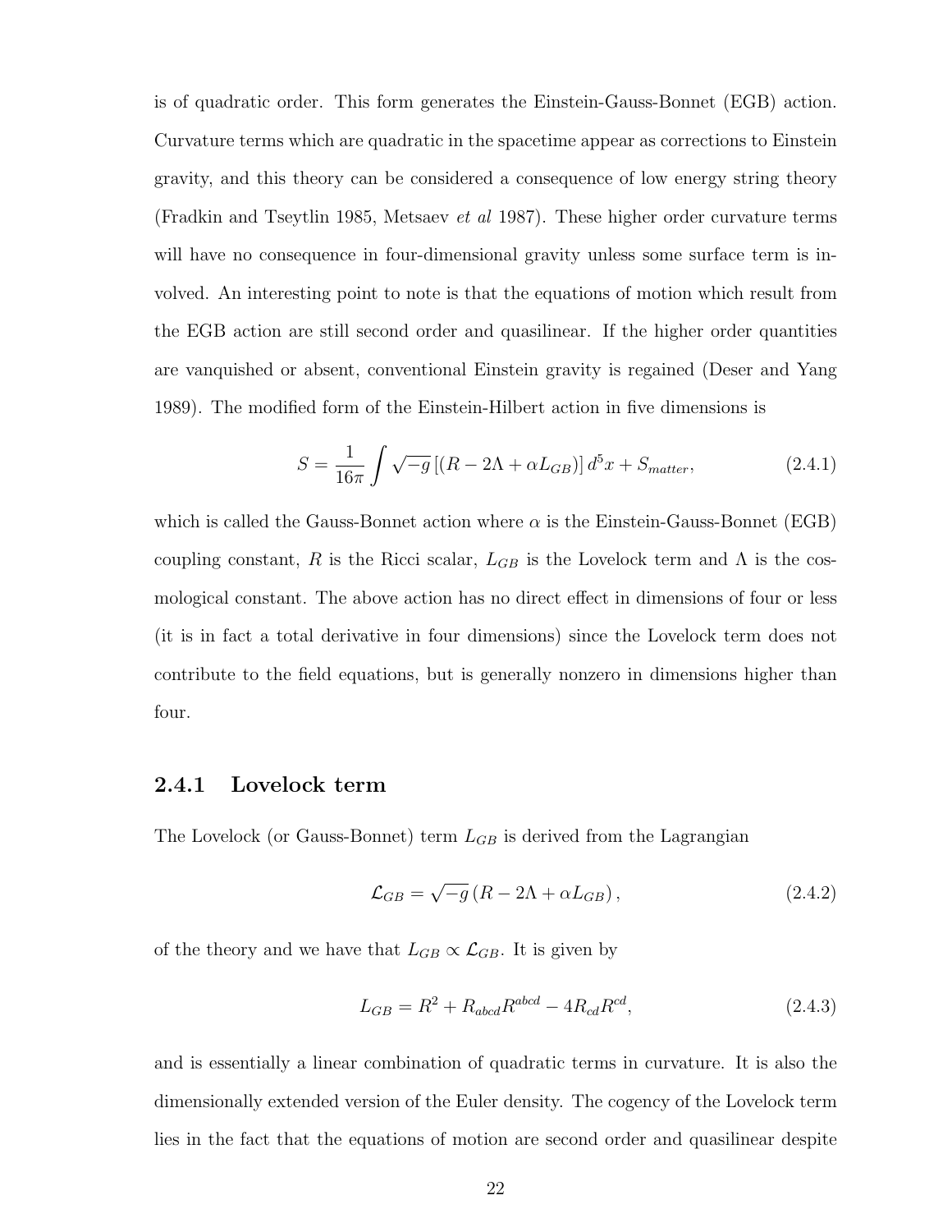is of quadratic order. This form generates the Einstein-Gauss-Bonnet (EGB) action. Curvature terms which are quadratic in the spacetime appear as corrections to Einstein gravity, and this theory can be considered a consequence of low energy string theory (Fradkin and Tseytlin 1985, Metsaev *et al* 1987). These higher order curvature terms will have no consequence in four-dimensional gravity unless some surface term is involved. An interesting point to note is that the equations of motion which result from the EGB action are still second order and quasilinear. If the higher order quantities are vanquished or absent, conventional Einstein gravity is regained (Deser and Yang 1989). The modified form of the Einstein-Hilbert action in five dimensions is

$$S = \frac{1}{16\pi} \int \sqrt{-g} \left[ (R - 2\Lambda + \alpha L_{GB}) \right] d^5x + S_{matter}, \tag{2.4.1}$$

which is called the Gauss-Bonnet action where $\alpha$ is the Einstein-Gauss-Bonnet (EGB) coupling constant, $R$ is the Ricci scalar, $L_{GB}$ is the Lovelock term and $\Lambda$ is the cosmological constant. The above action has no direct effect in dimensions of four or less (it is in fact a total derivative in four dimensions) since the Lovelock term does not contribute to the field equations, but is generally nonzero in dimensions higher than four.

### 2.4.1 Lovelock term

The Lovelock (or Gauss-Bonnet) term $L_{GB}$ is derived from the Lagrangian

$$\mathcal{L}_{GB} = \sqrt{-g} \left( R - 2\Lambda + \alpha L_{GB} \right), \tag{2.4.2}$$

of the theory and we have that $L_{GB} \propto \mathcal{L}_{GB}$. It is given by

$$L_{GB} = R^2 + R_{abcd}R^{abcd} - 4R_{cd}R^{cd}, \tag{2.4.3}$$

and is essentially a linear combination of quadratic terms in curvature. It is also the dimensionally extended version of the Euler density. The cogency of the Lovelock term lies in the fact that the equations of motion are second order and quasilinear despite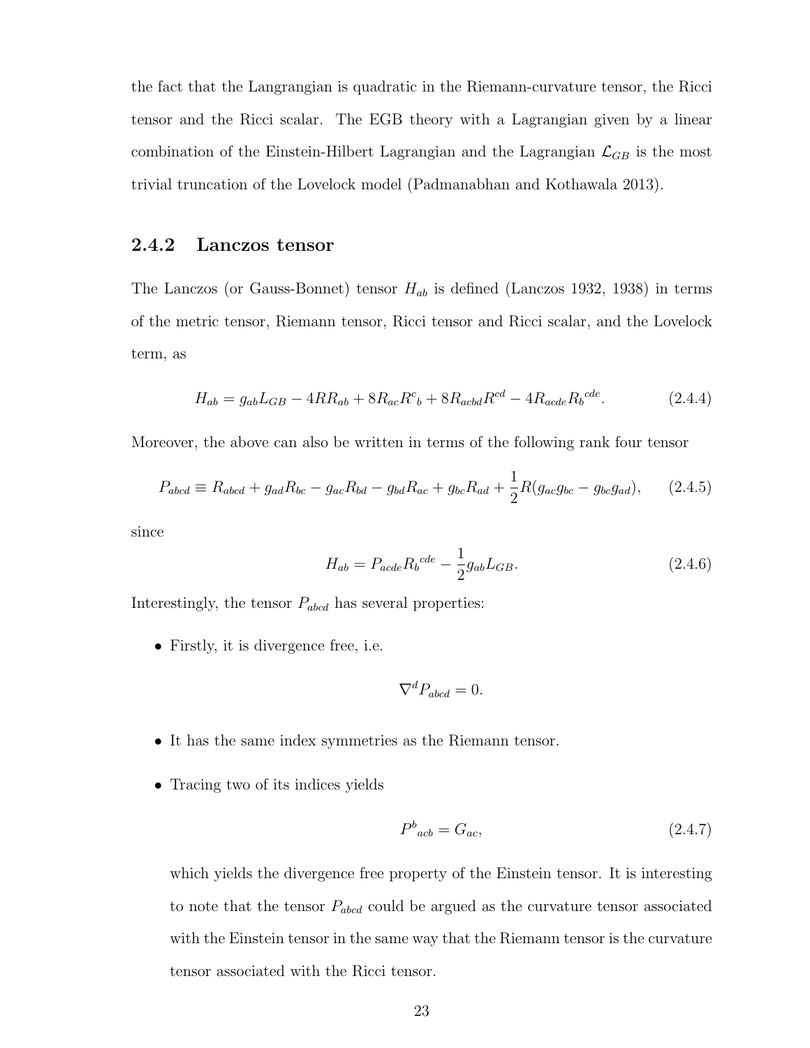the fact that the Langrangian is quadratic in the Riemann-curvature tensor, the Ricci tensor and the Ricci scalar. The EGB theory with a Lagrangian given by a linear combination of the Einstein-Hilbert Lagrangian and the Lagrangian $\mathcal{L}_{GB}$ is the most trivial truncation of the Lovelock model (Padmanabhan and Kothawala 2013).

### 2.4.2 Lanczos tensor

The Lanczos (or Gauss-Bonnet) tensor $H_{ab}$ is defined (Lanczos 1932, 1938) in terms of the metric tensor, Riemann tensor, Ricci tensor and Ricci scalar, and the Lovelock term, as

$$H_{ab} = g_{ab}L_{GB} - 4RR_{ab} + 8R_{ac}R^{c}{}_{b} + 8R_{acbd}R^{cd} - 4R_{acde}R_{b}{}^{cde}. \tag{2.4.4}$$

Moreover, the above can also be written in terms of the following rank four tensor

$$P_{abcd} \equiv R_{abcd} + g_{ad}R_{bc} - g_{ac}R_{bd} - g_{bd}R_{ac} + g_{bc}R_{ad} + \frac{1}{2}R(g_{ac}g_{bc} - g_{bc}g_{ad}), \tag{2.4.5}$$

since

$$H_{ab} = P_{acde}R_{b}{}^{cde} - \frac{1}{2}g_{ab}L_{GB}. \tag{2.4.6}$$

Interestingly, the tensor $P_{abcd}$ has several properties:

- Firstly, it is divergence free, i.e.

$$\nabla^{d}P_{abcd} = 0.$$

- It has the same index symmetries as the Riemann tensor.
- Tracing two of its indices yields

$$P^{b}{}_{acb} = G_{ac}, \tag{2.4.7}$$

  which yields the divergence free property of the Einstein tensor. It is interesting to note that the tensor $P_{abcd}$ could be argued as the curvature tensor associated with the Einstein tensor in the same way that the Riemann tensor is the curvature tensor associated with the Ricci tensor.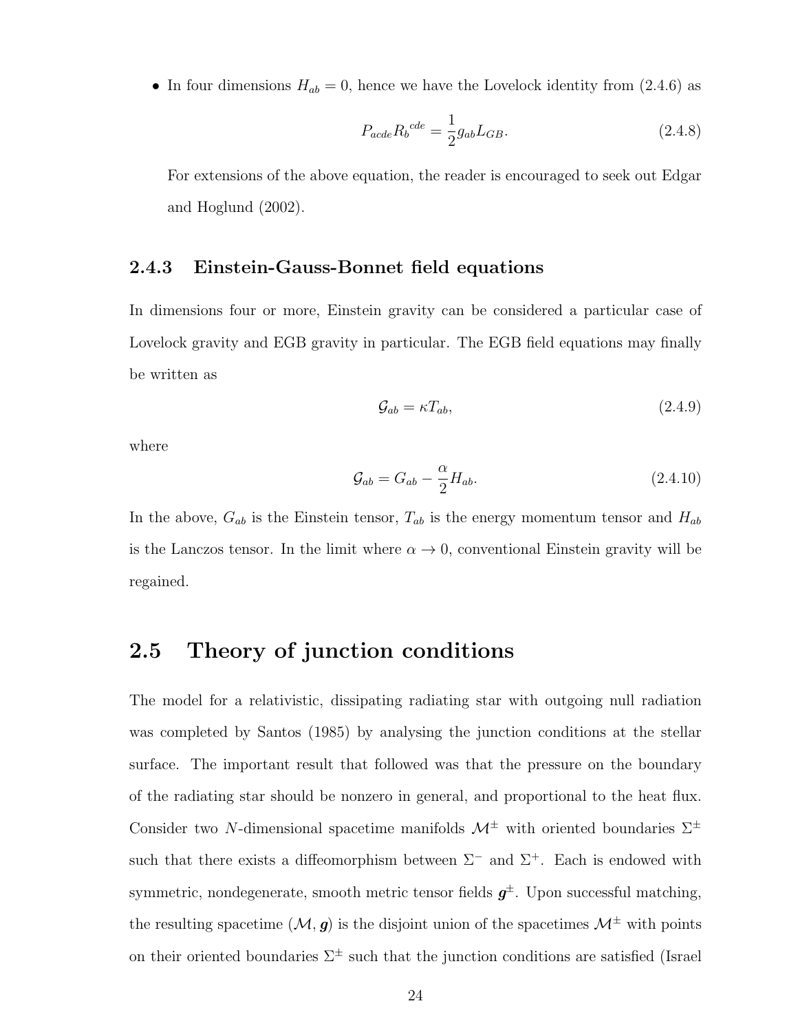- In four dimensions $H_{ab} = 0$, hence we have the Lovelock identity from (2.4.6) as

$$P_{acde}R_b{}^{cde} = \frac{1}{2}g_{ab}L_{GB}. \tag{2.4.8}$$

For extensions of the above equation, the reader is encouraged to seek out Edgar and Hoglund (2002).

### 2.4.3 Einstein-Gauss-Bonnet field equations

In dimensions four or more, Einstein gravity can be considered a particular case of Lovelock gravity and EGB gravity in particular. The EGB field equations may finally be written as

$$\mathcal{G}_{ab} = \kappa T_{ab}, \tag{2.4.9}$$

where

$$\mathcal{G}_{ab} = G_{ab} - \frac{\alpha}{2}H_{ab}. \tag{2.4.10}$$

In the above, $G_{ab}$ is the Einstein tensor, $T_{ab}$ is the energy momentum tensor and $H_{ab}$ is the Lanczos tensor. In the limit where $\alpha \to 0$, conventional Einstein gravity will be regained.

## 2.5 Theory of junction conditions

The model for a relativistic, dissipating radiating star with outgoing null radiation was completed by Santos (1985) by analysing the junction conditions at the stellar surface. The important result that followed was that the pressure on the boundary of the radiating star should be nonzero in general, and proportional to the heat flux. Consider two $N$-dimensional spacetime manifolds $\mathcal{M}^{\pm}$ with oriented boundaries $\Sigma^{\pm}$ such that there exists a diffeomorphism between $\Sigma^{-}$ and $\Sigma^{+}$. Each is endowed with symmetric, nondegenerate, smooth metric tensor fields $\boldsymbol{g}^{\pm}$. Upon successful matching, the resulting spacetime $(\mathcal{M}, \boldsymbol{g})$ is the disjoint union of the spacetimes $\mathcal{M}^{\pm}$ with points on their oriented boundaries $\Sigma^{\pm}$ such that the junction conditions are satisfied (Israel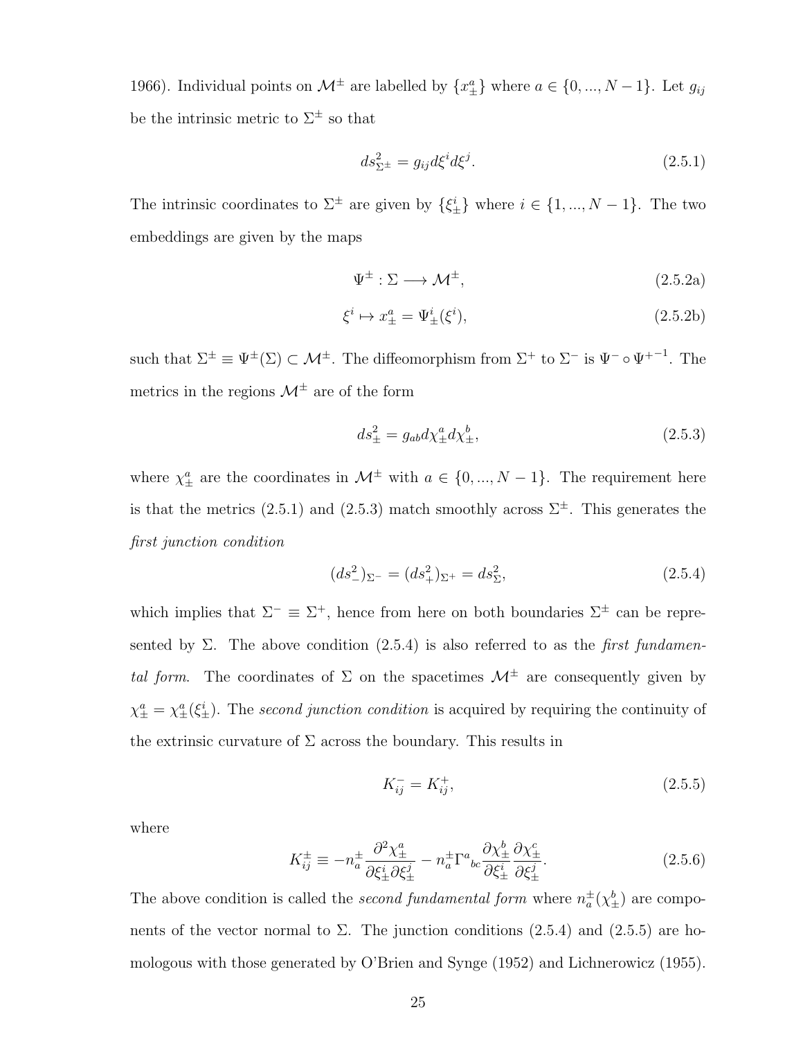1966). Individual points on $\mathcal{M}^{\pm}$ are labelled by $\{x^a_{\pm}\}$ where $a \in \{0, ..., N-1\}$. Let $g_{ij}$ be the intrinsic metric to $\Sigma^{\pm}$ so that

$$ds^2_{\Sigma^{\pm}} = g_{ij} d\xi^i d\xi^j. \tag{2.5.1}$$

The intrinsic coordinates to $\Sigma^{\pm}$ are given by $\{\xi^i_{\pm}\}$ where $i \in \{1, ..., N-1\}$. The two embeddings are given by the maps

$$\Psi^{\pm} : \Sigma \longrightarrow \mathcal{M}^{\pm}, \tag{2.5.2a}$$

$$\xi^i \mapsto x^a_{\pm} = \Psi^i_{\pm}(\xi^i), \tag{2.5.2b}$$

such that $\Sigma^{\pm} \equiv \Psi^{\pm}(\Sigma) \subset \mathcal{M}^{\pm}$. The diffeomorphism from $\Sigma^+$ to $\Sigma^-$ is $\Psi^- \circ \Psi^{+-1}$. The metrics in the regions $\mathcal{M}^{\pm}$ are of the form

$$ds^2_{\pm} = g_{ab} d\chi^a_{\pm} d\chi^b_{\pm}, \tag{2.5.3}$$

where $\chi^a_{\pm}$ are the coordinates in $\mathcal{M}^{\pm}$ with $a \in \{0, ..., N-1\}$. The requirement here is that the metrics (2.5.1) and (2.5.3) match smoothly across $\Sigma^{\pm}$. This generates the *first junction condition*

$$(ds^2_-)_{\Sigma^-} = (ds^2_+)_{\Sigma^+} = ds^2_{\Sigma}, \tag{2.5.4}$$

which implies that $\Sigma^- \equiv \Sigma^+$, hence from here on both boundaries $\Sigma^{\pm}$ can be represented by $\Sigma$. The above condition (2.5.4) is also referred to as the *first fundamental form*. The coordinates of $\Sigma$ on the spacetimes $\mathcal{M}^{\pm}$ are consequently given by $\chi^a_{\pm} = \chi^a_{\pm}(\xi^i_{\pm})$. The *second junction condition* is acquired by requiring the continuity of the extrinsic curvature of $\Sigma$ across the boundary. This results in

$$K^-_{ij} = K^+_{ij}, \tag{2.5.5}$$

where

$$K^{\pm}_{ij} \equiv -n^{\pm}_a \frac{\partial^2 \chi^a_{\pm}}{\partial \xi^i_{\pm} \partial \xi^j_{\pm}} - n^{\pm}_a \Gamma^a{}_{bc} \frac{\partial \chi^b_{\pm}}{\partial \xi^i_{\pm}} \frac{\partial \chi^c_{\pm}}{\partial \xi^j_{\pm}}. \tag{2.5.6}$$

The above condition is called the *second fundamental form* where $n^{\pm}_a(\chi^b_{\pm})$ are components of the vector normal to $\Sigma$. The junction conditions (2.5.4) and (2.5.5) are homologous with those generated by O'Brien and Synge (1952) and Lichnerowicz (1955).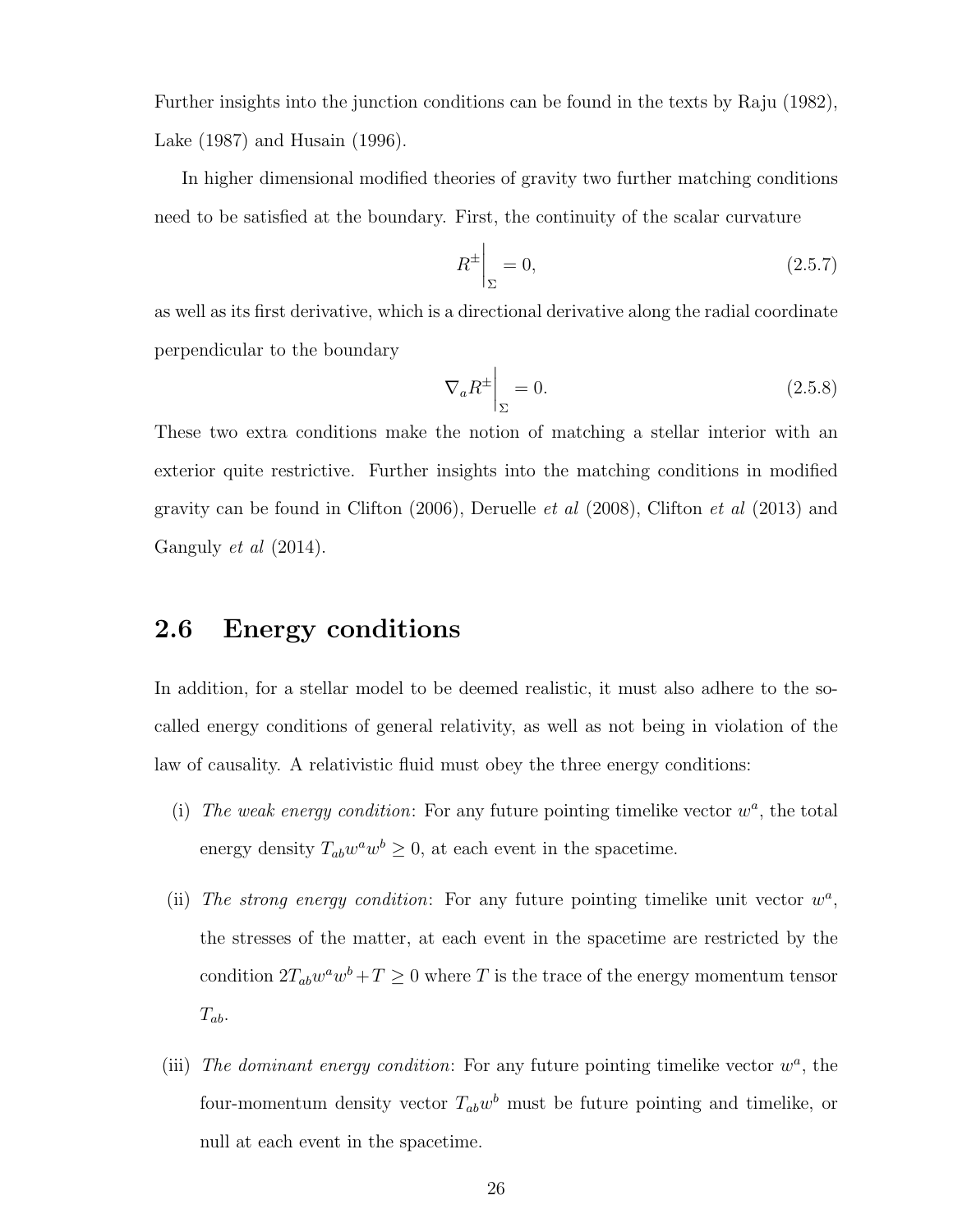Further insights into the junction conditions can be found in the texts by Raju (1982), Lake (1987) and Husain (1996).

In higher dimensional modified theories of gravity two further matching conditions need to be satisfied at the boundary. First, the continuity of the scalar curvature

$$R^{\pm}\Big|_{\Sigma} = 0, \tag{2.5.7}$$

as well as its first derivative, which is a directional derivative along the radial coordinate perpendicular to the boundary

$$\nabla_a R^{\pm}\Big|_{\Sigma} = 0. \tag{2.5.8}$$

These two extra conditions make the notion of matching a stellar interior with an exterior quite restrictive. Further insights into the matching conditions in modified gravity can be found in Clifton (2006), Deruelle *et al* (2008), Clifton *et al* (2013) and Ganguly *et al* (2014).

## 2.6 Energy conditions

In addition, for a stellar model to be deemed realistic, it must also adhere to the so-called energy conditions of general relativity, as well as not being in violation of the law of causality. A relativistic fluid must obey the three energy conditions:

(i) *The weak energy condition*: For any future pointing timelike vector $w^a$, the total energy density $T_{ab}w^a w^b \geq 0$, at each event in the spacetime.

(ii) *The strong energy condition*: For any future pointing timelike unit vector $w^a$, the stresses of the matter, at each event in the spacetime are restricted by the condition $2T_{ab}w^a w^b + T \geq 0$ where $T$ is the trace of the energy momentum tensor $T_{ab}$.

(iii) *The dominant energy condition*: For any future pointing timelike vector $w^a$, the four-momentum density vector $T_{ab}w^b$ must be future pointing and timelike, or null at each event in the spacetime.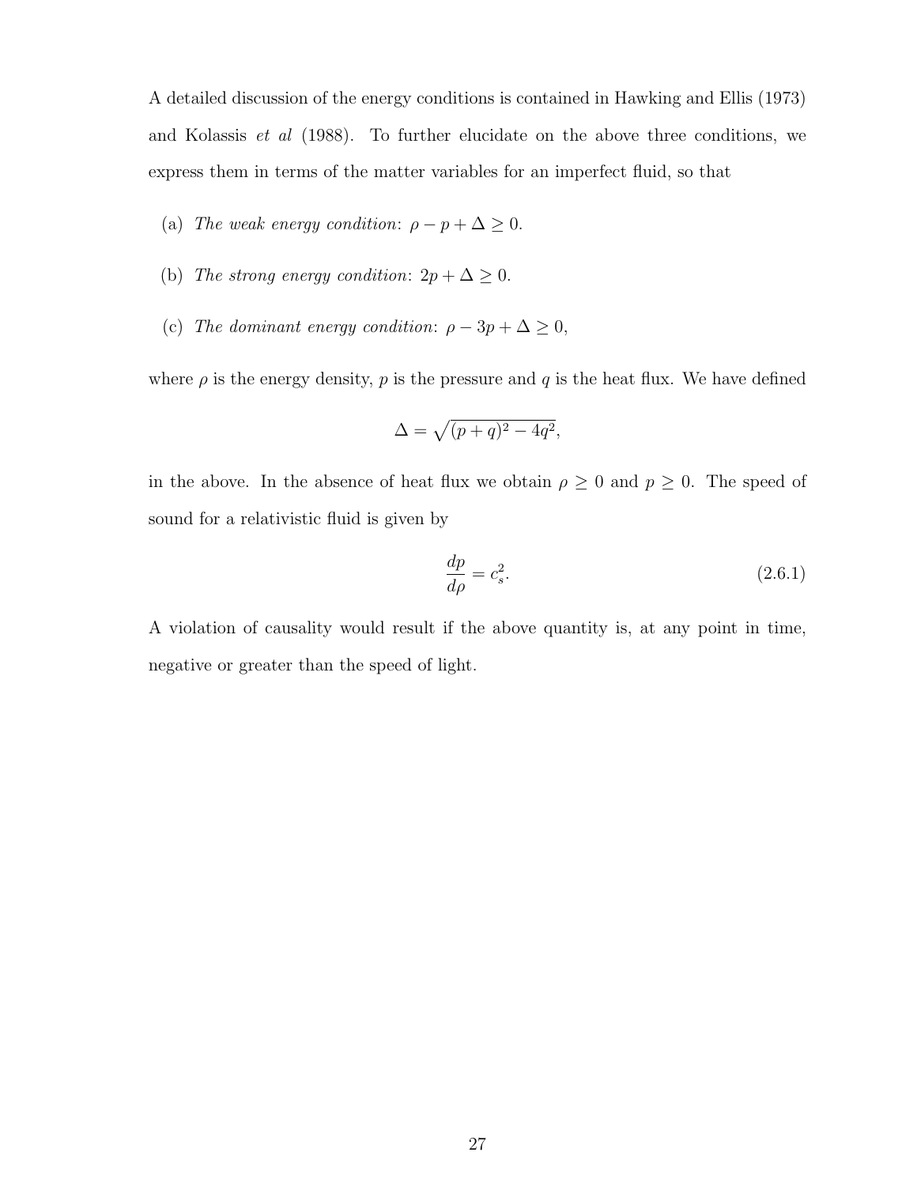A detailed discussion of the energy conditions is contained in Hawking and Ellis (1973) and Kolassis *et al* (1988). To further elucidate on the above three conditions, we express them in terms of the matter variables for an imperfect fluid, so that

(a) *The weak energy condition*: $\rho - p + \Delta \geq 0$.

(b) *The strong energy condition*: $2p + \Delta \geq 0$.

(c) *The dominant energy condition*: $\rho - 3p + \Delta \geq 0$,

where $\rho$ is the energy density, $p$ is the pressure and $q$ is the heat flux. We have defined

$$\Delta = \sqrt{(p+q)^2 - 4q^2},$$

in the above. In the absence of heat flux we obtain $\rho \geq 0$ and $p \geq 0$. The speed of sound for a relativistic fluid is given by

$$\frac{dp}{d\rho} = c_s^2. \tag{2.6.1}$$

A violation of causality would result if the above quantity is, at any point in time, negative or greater than the speed of light.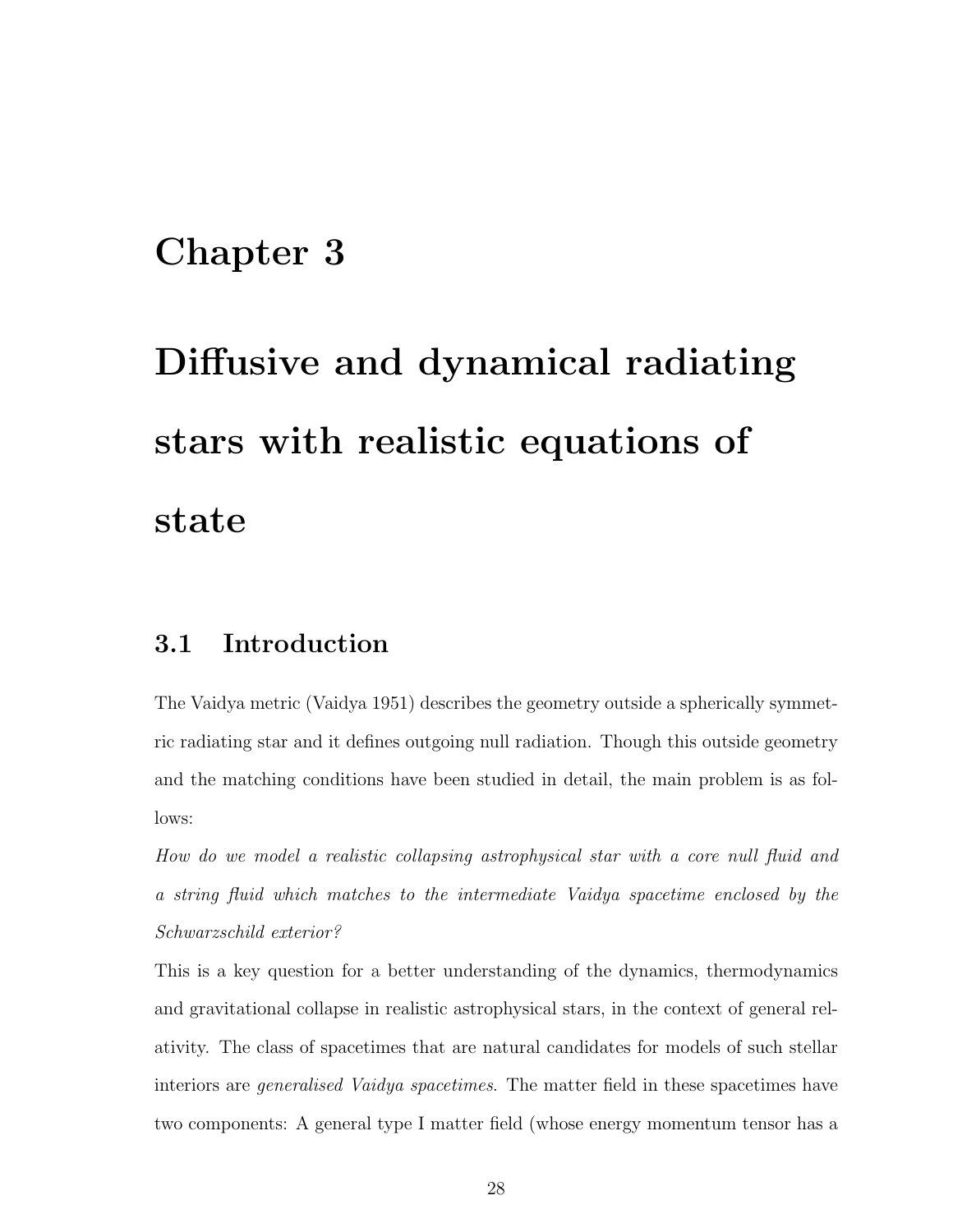# Chapter 3

# Diffusive and dynamical radiating stars with realistic equations of state

## 3.1 Introduction

The Vaidya metric (Vaidya 1951) describes the geometry outside a spherically symmetric radiating star and it defines outgoing null radiation. Though this outside geometry and the matching conditions have been studied in detail, the main problem is as follows:

*How do we model a realistic collapsing astrophysical star with a core null fluid and a string fluid which matches to the intermediate Vaidya spacetime enclosed by the Schwarzschild exterior?*

This is a key question for a better understanding of the dynamics, thermodynamics and gravitational collapse in realistic astrophysical stars, in the context of general relativity. The class of spacetimes that are natural candidates for models of such stellar interiors are *generalised Vaidya spacetimes*. The matter field in these spacetimes have two components: A general type I matter field (whose energy momentum tensor has a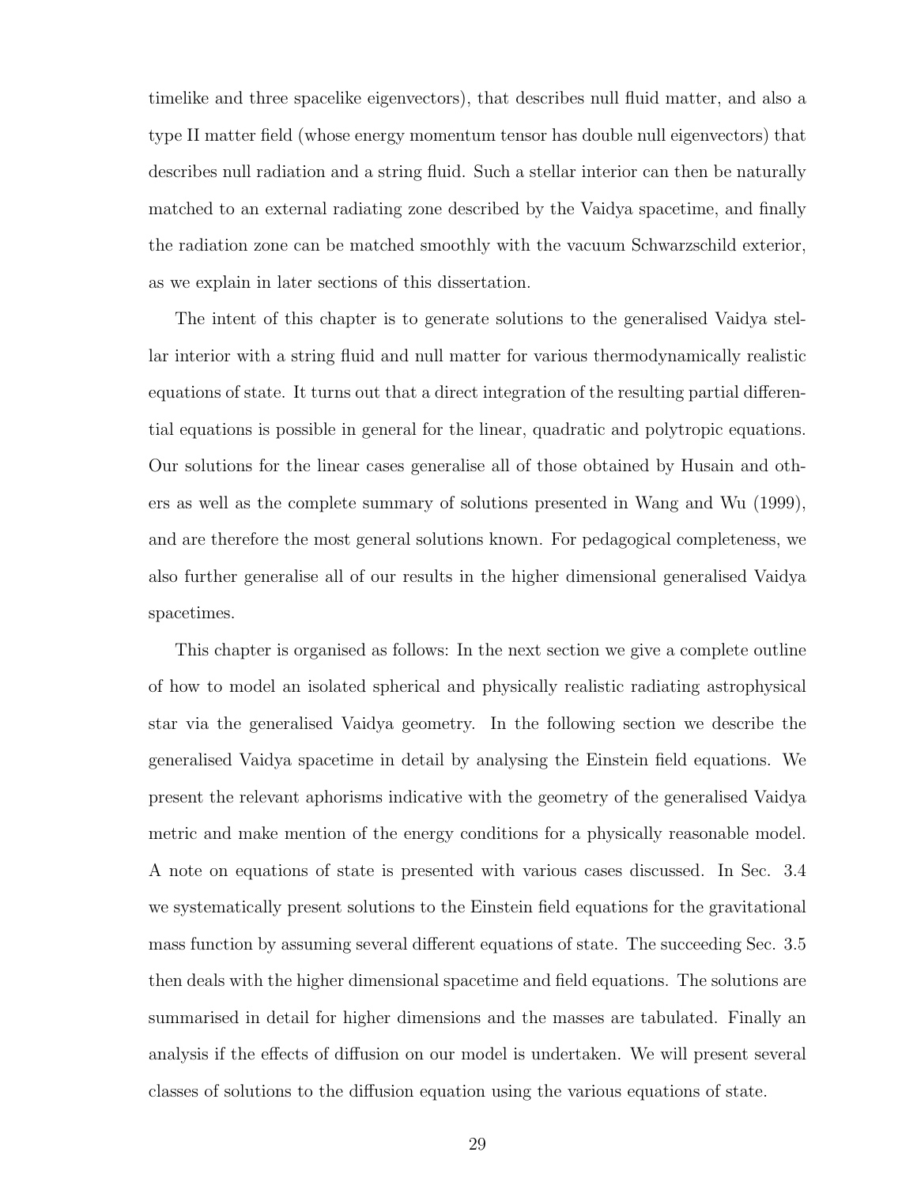timelike and three spacelike eigenvectors), that describes null fluid matter, and also a type II matter field (whose energy momentum tensor has double null eigenvectors) that describes null radiation and a string fluid. Such a stellar interior can then be naturally matched to an external radiating zone described by the Vaidya spacetime, and finally the radiation zone can be matched smoothly with the vacuum Schwarzschild exterior, as we explain in later sections of this dissertation.

The intent of this chapter is to generate solutions to the generalised Vaidya stellar interior with a string fluid and null matter for various thermodynamically realistic equations of state. It turns out that a direct integration of the resulting partial differential equations is possible in general for the linear, quadratic and polytropic equations. Our solutions for the linear cases generalise all of those obtained by Husain and others as well as the complete summary of solutions presented in Wang and Wu (1999), and are therefore the most general solutions known. For pedagogical completeness, we also further generalise all of our results in the higher dimensional generalised Vaidya spacetimes.

This chapter is organised as follows: In the next section we give a complete outline of how to model an isolated spherical and physically realistic radiating astrophysical star via the generalised Vaidya geometry. In the following section we describe the generalised Vaidya spacetime in detail by analysing the Einstein field equations. We present the relevant aphorisms indicative with the geometry of the generalised Vaidya metric and make mention of the energy conditions for a physically reasonable model. A note on equations of state is presented with various cases discussed. In Sec. 3.4 we systematically present solutions to the Einstein field equations for the gravitational mass function by assuming several different equations of state. The succeeding Sec. 3.5 then deals with the higher dimensional spacetime and field equations. The solutions are summarised in detail for higher dimensions and the masses are tabulated. Finally an analysis if the effects of diffusion on our model is undertaken. We will present several classes of solutions to the diffusion equation using the various equations of state.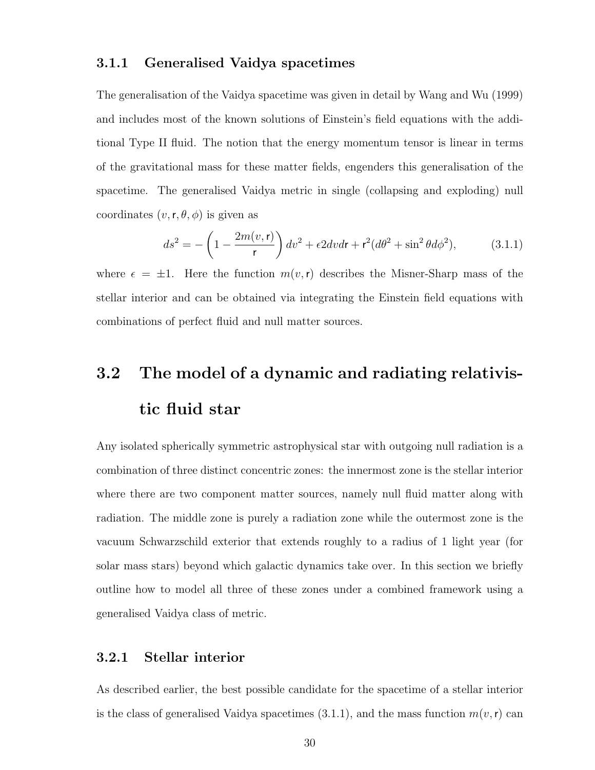### 3.1.1 Generalised Vaidya spacetimes

The generalisation of the Vaidya spacetime was given in detail by Wang and Wu (1999) and includes most of the known solutions of Einstein's field equations with the additional Type II fluid. The notion that the energy momentum tensor is linear in terms of the gravitational mass for these matter fields, engenders this generalisation of the spacetime. The generalised Vaidya metric in single (collapsing and exploding) null coordinates $(v, \mathsf{r}, \theta, \phi)$ is given as

$$ds^2 = -\left(1 - \frac{2m(v,\mathsf{r})}{\mathsf{r}}\right) dv^2 + \epsilon 2dvd\mathsf{r} + \mathsf{r}^2(d\theta^2 + \sin^2\theta d\phi^2), \tag{3.1.1}$$

where $\epsilon = \pm 1$. Here the function $m(v, \mathsf{r})$ describes the Misner-Sharp mass of the stellar interior and can be obtained via integrating the Einstein field equations with combinations of perfect fluid and null matter sources.

## 3.2 The model of a dynamic and radiating relativistic fluid star

Any isolated spherically symmetric astrophysical star with outgoing null radiation is a combination of three distinct concentric zones: the innermost zone is the stellar interior where there are two component matter sources, namely null fluid matter along with radiation. The middle zone is purely a radiation zone while the outermost zone is the vacuum Schwarzschild exterior that extends roughly to a radius of 1 light year (for solar mass stars) beyond which galactic dynamics take over. In this section we briefly outline how to model all three of these zones under a combined framework using a generalised Vaidya class of metric.

### 3.2.1 Stellar interior

As described earlier, the best possible candidate for the spacetime of a stellar interior is the class of generalised Vaidya spacetimes (3.1.1), and the mass function $m(v, \mathsf{r})$ can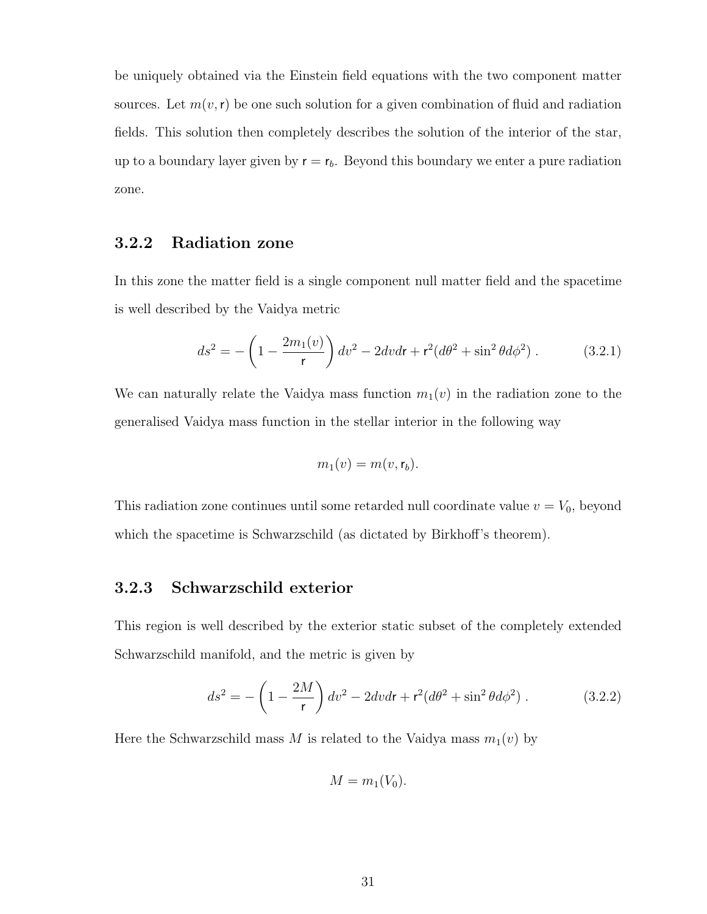be uniquely obtained via the Einstein field equations with the two component matter sources. Let $m(v, \mathsf{r})$ be one such solution for a given combination of fluid and radiation fields. This solution then completely describes the solution of the interior of the star, up to a boundary layer given by $\mathsf{r} = \mathsf{r}_b$. Beyond this boundary we enter a pure radiation zone.

### 3.2.2 Radiation zone

In this zone the matter field is a single component null matter field and the spacetime is well described by the Vaidya metric

$$ds^2 = -\left(1 - \frac{2m_1(v)}{\mathsf{r}}\right) dv^2 - 2dvd\mathsf{r} + \mathsf{r}^2(d\theta^2 + \sin^2\theta d\phi^2) \; . \tag{3.2.1}$$

We can naturally relate the Vaidya mass function $m_1(v)$ in the radiation zone to the generalised Vaidya mass function in the stellar interior in the following way

$$m_1(v) = m(v, \mathsf{r}_b).$$

This radiation zone continues until some retarded null coordinate value $v = V_0$, beyond which the spacetime is Schwarzschild (as dictated by Birkhoff's theorem).

### 3.2.3 Schwarzschild exterior

This region is well described by the exterior static subset of the completely extended Schwarzschild manifold, and the metric is given by

$$ds^2 = -\left(1 - \frac{2M}{\mathsf{r}}\right) dv^2 - 2dvd\mathsf{r} + \mathsf{r}^2(d\theta^2 + \sin^2\theta d\phi^2) \; . \tag{3.2.2}$$

Here the Schwarzschild mass $M$ is related to the Vaidya mass $m_1(v)$ by

$$M = m_1(V_0).$$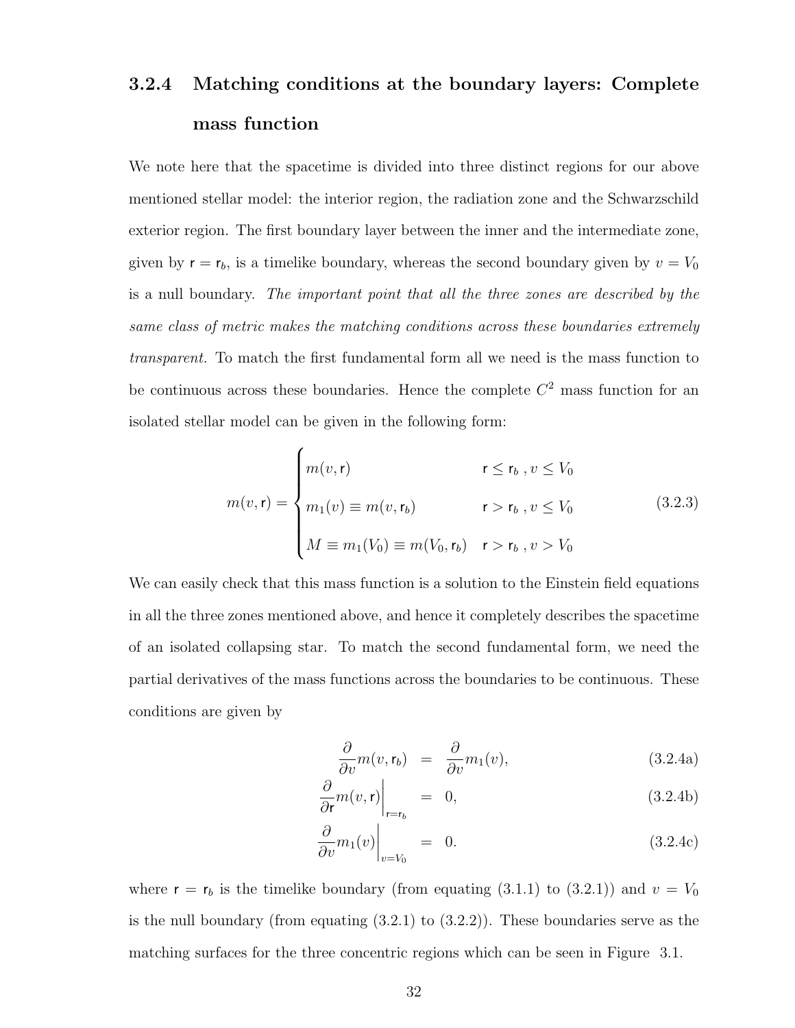### 3.2.4 Matching conditions at the boundary layers: Complete mass function

We note here that the spacetime is divided into three distinct regions for our above mentioned stellar model: the interior region, the radiation zone and the Schwarzschild exterior region. The first boundary layer between the inner and the intermediate zone, given by $\mathsf{r} = \mathsf{r}_b$, is a timelike boundary, whereas the second boundary given by $v = V_0$ is a null boundary. *The important point that all the three zones are described by the same class of metric makes the matching conditions across these boundaries extremely transparent.* To match the first fundamental form all we need is the mass function to be continuous across these boundaries. Hence the complete $C^2$ mass function for an isolated stellar model can be given in the following form:

$$
m(v, \mathsf{r}) = \begin{cases} m(v, \mathsf{r}) & \mathsf{r} \leq \mathsf{r}_b \,, v \leq V_0 \\ m_1(v) \equiv m(v, \mathsf{r}_b) & \mathsf{r} > \mathsf{r}_b \,, v \leq V_0 \\ M \equiv m_1(V_0) \equiv m(V_0, \mathsf{r}_b) & \mathsf{r} > \mathsf{r}_b \,, v > V_0 \end{cases} \tag{3.2.3}
$$

We can easily check that this mass function is a solution to the Einstein field equations in all the three zones mentioned above, and hence it completely describes the spacetime of an isolated collapsing star. To match the second fundamental form, we need the partial derivatives of the mass functions across the boundaries to be continuous. These conditions are given by

$$
\frac{\partial}{\partial v} m(v, \mathsf{r}_b) = \frac{\partial}{\partial v} m_1(v), \tag{3.2.4a}
$$

$$
\left. \frac{\partial}{\partial \mathsf{r}} m(v, \mathsf{r}) \right|_{\mathsf{r} = \mathsf{r}_b} = 0, \tag{3.2.4b}
$$

$$
\left. \frac{\partial}{\partial v} m_1(v) \right|_{v = V_0} = 0. \tag{3.2.4c}
$$

where $\mathsf{r} = \mathsf{r}_b$ is the timelike boundary (from equating (3.1.1) to (3.2.1)) and $v = V_0$ is the null boundary (from equating (3.2.1) to (3.2.2)). These boundaries serve as the matching surfaces for the three concentric regions which can be seen in Figure 3.1.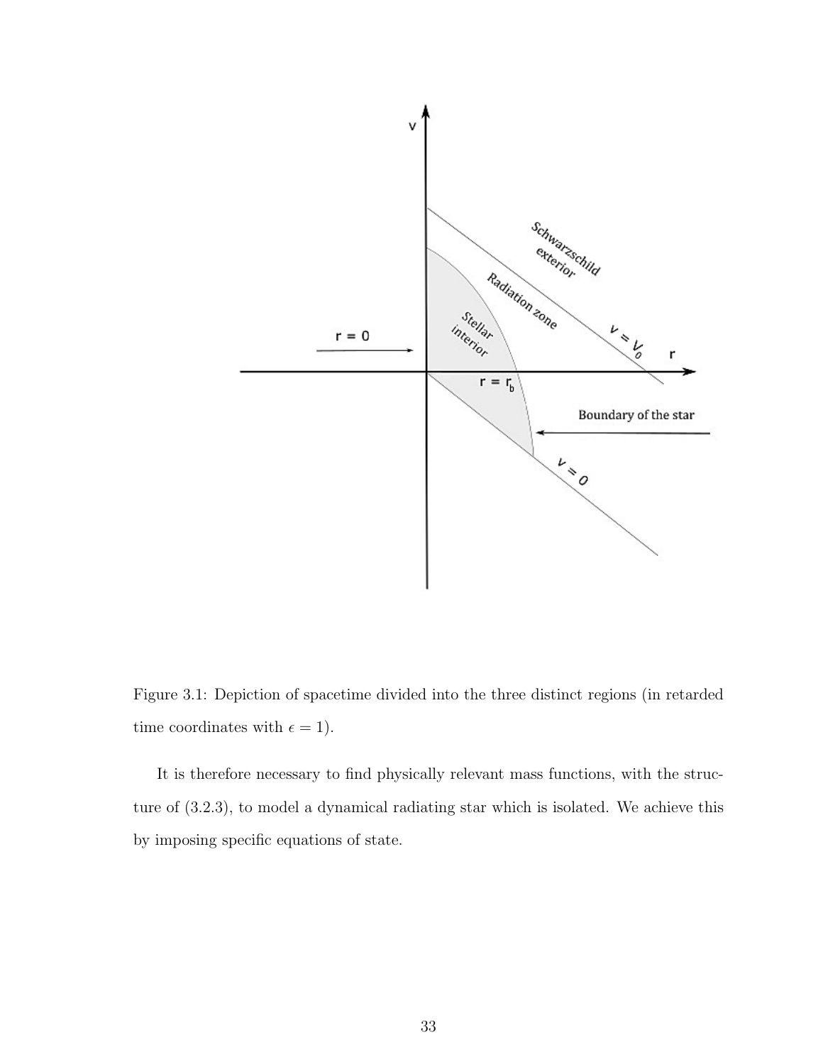Figure 3.1: Depiction of spacetime divided into the three distinct regions (in retarded time coordinates with $\epsilon = 1$).

It is therefore necessary to find physically relevant mass functions, with the structure of (3.2.3), to model a dynamical radiating star which is isolated. We achieve this by imposing specific equations of state.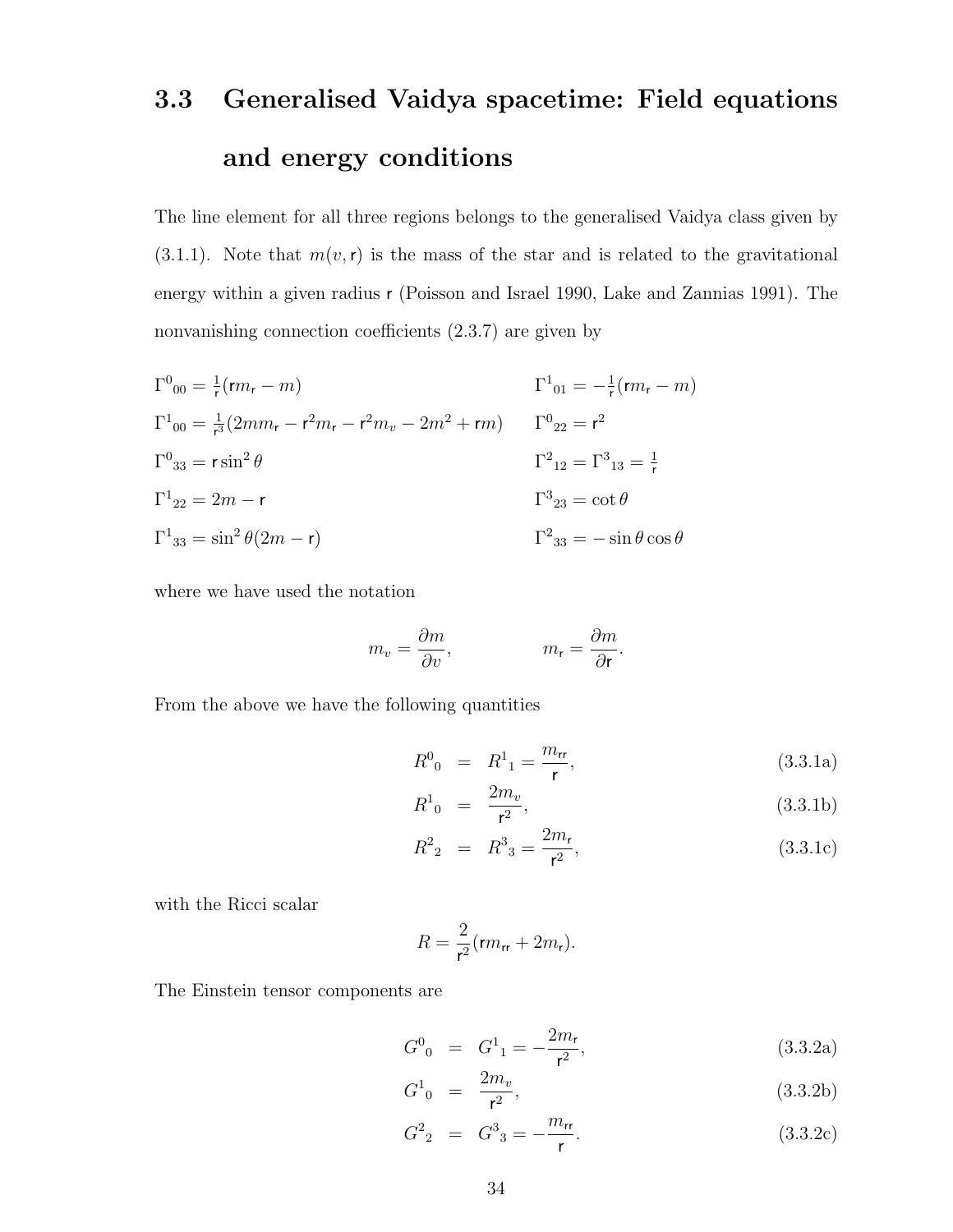## 3.3 Generalised Vaidya spacetime: Field equations and energy conditions

The line element for all three regions belongs to the generalised Vaidya class given by (3.1.1). Note that $m(v, \mathsf{r})$ is the mass of the star and is related to the gravitational energy within a given radius $\mathsf{r}$ (Poisson and Israel 1990, Lake and Zannias 1991). The nonvanishing connection coefficients (2.3.7) are given by

$$
\begin{array}{ll}
\Gamma^0{}_{00} = \frac{1}{\mathsf{r}}(\mathsf{r}m_{\mathsf{r}} - m) & \Gamma^1{}_{01} = -\frac{1}{\mathsf{r}}(\mathsf{r}m_{\mathsf{r}} - m) \\
\Gamma^1{}_{00} = \frac{1}{\mathsf{r}^3}(2mm_{\mathsf{r}} - \mathsf{r}^2 m_{\mathsf{r}} - \mathsf{r}^2 m_v - 2m^2 + \mathsf{r}m) & \Gamma^0{}_{22} = \mathsf{r}^2 \\
\Gamma^0{}_{33} = \mathsf{r}\sin^2\theta & \Gamma^2{}_{12} = \Gamma^3{}_{13} = \frac{1}{\mathsf{r}} \\
\Gamma^1{}_{22} = 2m - \mathsf{r} & \Gamma^3{}_{23} = \cot\theta \\
\Gamma^1{}_{33} = \sin^2\theta(2m - \mathsf{r}) & \Gamma^2{}_{33} = -\sin\theta\cos\theta
\end{array}
$$

where we have used the notation

$$
m_v = \frac{\partial m}{\partial v}, \qquad m_{\mathsf{r}} = \frac{\partial m}{\partial \mathsf{r}}.
$$

From the above we have the following quantities

$$
R^0{}_0 = R^1{}_1 = \frac{m_{\mathsf{rr}}}{\mathsf{r}}, \tag{3.3.1a}
$$

$$
R^1{}_0 = \frac{2m_v}{\mathsf{r}^2}, \tag{3.3.1b}
$$

$$
R^2{}_2 = R^3{}_3 = \frac{2m_{\mathsf{r}}}{\mathsf{r}^2}, \tag{3.3.1c}
$$

with the Ricci scalar

$$
R = \frac{2}{\mathsf{r}^2}(\mathsf{r}m_{\mathsf{rr}} + 2m_{\mathsf{r}}).
$$

The Einstein tensor components are

$$
G^0{}_0 = G^1{}_1 = -\frac{2m_{\mathsf{r}}}{\mathsf{r}^2}, \tag{3.3.2a}
$$

$$
G^1{}_0 = \frac{2m_v}{\mathsf{r}^2}, \tag{3.3.2b}
$$

$$
G^2{}_2 = G^3{}_3 = -\frac{m_{\mathsf{rr}}}{\mathsf{r}}. \tag{3.3.2c}
$$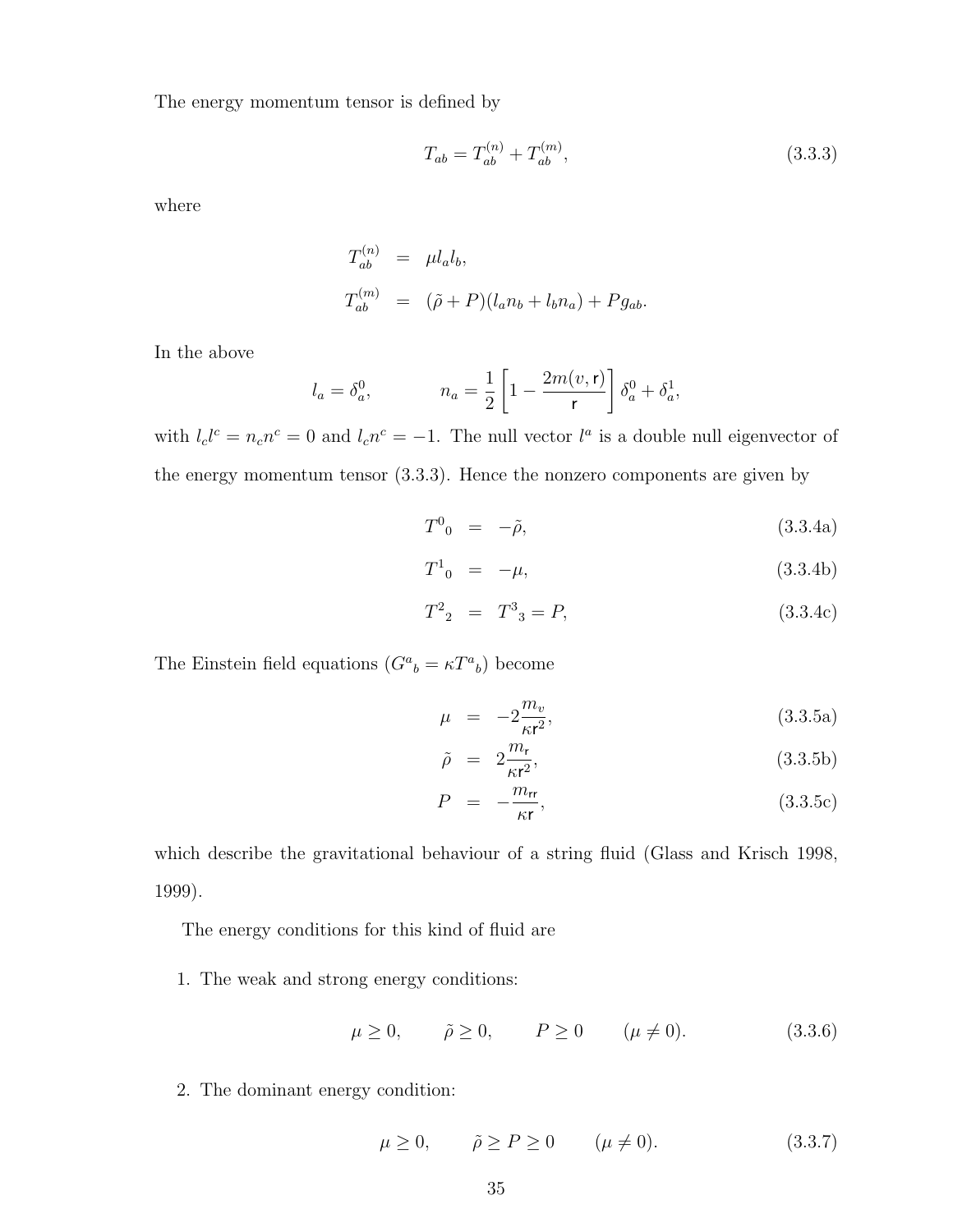The energy momentum tensor is defined by

$$T_{ab} = T^{(n)}_{ab} + T^{(m)}_{ab}, \tag{3.3.3}$$

where

$$\begin{aligned} T^{(n)}_{ab} &= \mu l_a l_b, \\ T^{(m)}_{ab} &= (\tilde{\rho} + P)(l_a n_b + l_b n_a) + P g_{ab}. \end{aligned}$$

In the above

$$l_a = \delta^0_a, \qquad\qquad n_a = \frac{1}{2}\left[1 - \frac{2m(v, \mathsf{r})}{\mathsf{r}}\right]\delta^0_a + \delta^1_a,$$

with $l_c l^c = n_c n^c = 0$ and $l_c n^c = -1$. The null vector $l^a$ is a double null eigenvector of the energy momentum tensor (3.3.3). Hence the nonzero components are given by

$$T^0{}_0 = -\tilde{\rho}, \tag{3.3.4a}$$

$$T^1{}_0 = -\mu, \tag{3.3.4b}$$

$$T^2{}_2 = T^3{}_3 = P, \tag{3.3.4c}$$

The Einstein field equations ($G^a{}_b = \kappa T^a{}_b$) become

$$\mu = -2\frac{m_v}{\kappa \mathsf{r}^2}, \tag{3.3.5a}$$

$$\tilde{\rho} = 2\frac{m_{\mathsf{r}}}{\kappa \mathsf{r}^2}, \tag{3.3.5b}$$

$$P = -\frac{m_{\mathsf{rr}}}{\kappa \mathsf{r}}, \tag{3.3.5c}$$

which describe the gravitational behaviour of a string fluid (Glass and Krisch 1998, 1999).

The energy conditions for this kind of fluid are

1. The weak and strong energy conditions:

$$\mu \geq 0, \qquad \tilde{\rho} \geq 0, \qquad P \geq 0 \qquad (\mu \neq 0). \tag{3.3.6}$$

2. The dominant energy condition:

$$\mu \geq 0, \qquad \tilde{\rho} \geq P \geq 0 \qquad (\mu \neq 0). \tag{3.3.7}$$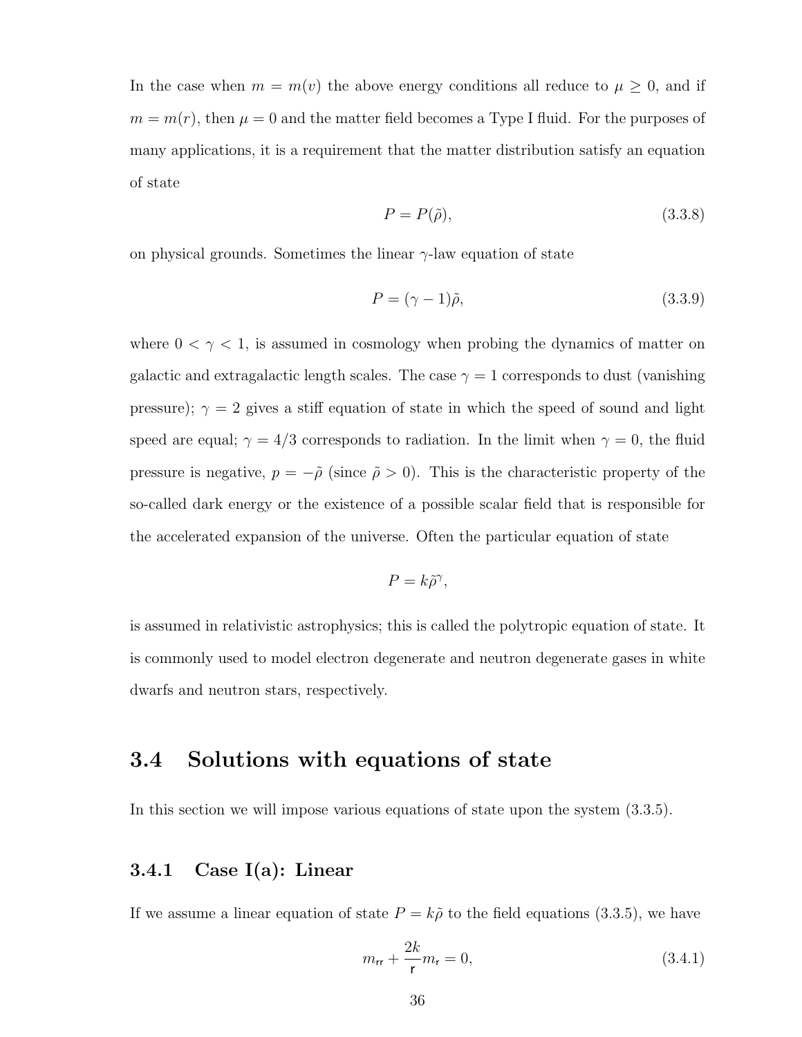In the case when $m = m(v)$ the above energy conditions all reduce to $\mu \geq 0$, and if $m = m(r)$, then $\mu = 0$ and the matter field becomes a Type I fluid. For the purposes of many applications, it is a requirement that the matter distribution satisfy an equation of state

$$P = P(\tilde{\rho}), \tag{3.3.8}$$

on physical grounds. Sometimes the linear $\gamma$-law equation of state

$$P = (\gamma - 1)\tilde{\rho}, \tag{3.3.9}$$

where $0 < \gamma < 1$, is assumed in cosmology when probing the dynamics of matter on galactic and extragalactic length scales. The case $\gamma = 1$ corresponds to dust (vanishing pressure); $\gamma = 2$ gives a stiff equation of state in which the speed of sound and light speed are equal; $\gamma = 4/3$ corresponds to radiation. In the limit when $\gamma = 0$, the fluid pressure is negative, $p = -\tilde{\rho}$ (since $\tilde{\rho} > 0$). This is the characteristic property of the so-called dark energy or the existence of a possible scalar field that is responsible for the accelerated expansion of the universe. Often the particular equation of state

$$P = k\tilde{\rho}^{\gamma},$$

is assumed in relativistic astrophysics; this is called the polytropic equation of state. It is commonly used to model electron degenerate and neutron degenerate gases in white dwarfs and neutron stars, respectively.

## 3.4 Solutions with equations of state

In this section we will impose various equations of state upon the system (3.3.5).

### 3.4.1 Case I(a): Linear

If we assume a linear equation of state $P = k\tilde{\rho}$ to the field equations (3.3.5), we have

$$m_{\mathsf{rr}} + \frac{2k}{\mathsf{r}} m_{\mathsf{r}} = 0, \tag{3.4.1}$$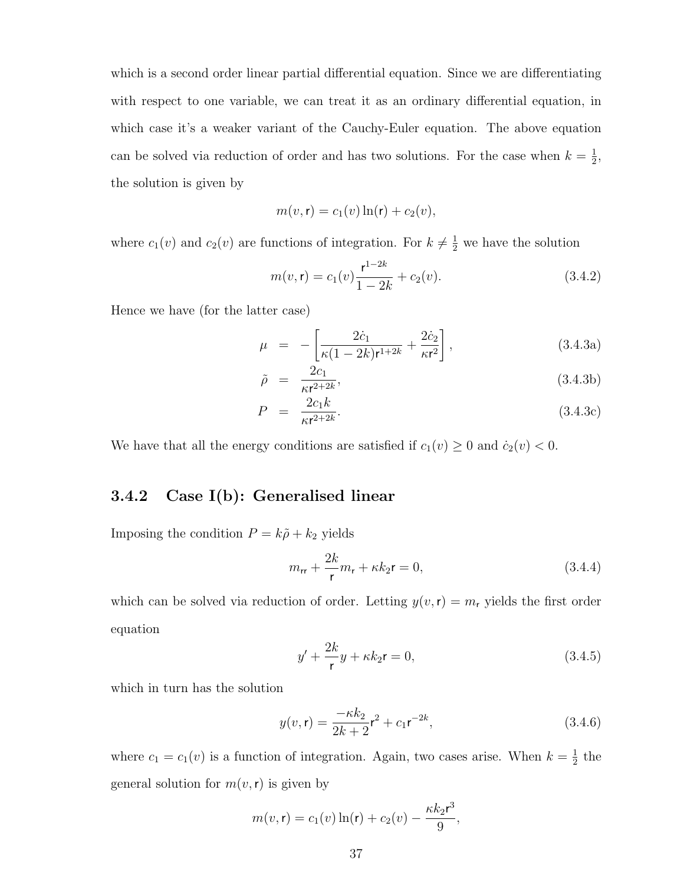which is a second order linear partial differential equation. Since we are differentiating with respect to one variable, we can treat it as an ordinary differential equation, in which case it's a weaker variant of the Cauchy-Euler equation. The above equation can be solved via reduction of order and has two solutions. For the case when $k = \frac{1}{2}$, the solution is given by

$$m(v, \mathsf{r}) = c_1(v)\ln(\mathsf{r}) + c_2(v),$$

where $c_1(v)$ and $c_2(v)$ are functions of integration. For $k \neq \frac{1}{2}$ we have the solution

$$m(v, \mathsf{r}) = c_1(v)\frac{\mathsf{r}^{1-2k}}{1-2k} + c_2(v). \tag{3.4.2}$$

Hence we have (for the latter case)

$$\mu = -\left[\frac{2\dot{c}_1}{\kappa(1-2k)\mathsf{r}^{1+2k}} + \frac{2\dot{c}_2}{\kappa\mathsf{r}^2}\right], \tag{3.4.3a}$$

$$\tilde{\rho} = \frac{2c_1}{\kappa\mathsf{r}^{2+2k}}, \tag{3.4.3b}$$

$$P = \frac{2c_1 k}{\kappa\mathsf{r}^{2+2k}}. \tag{3.4.3c}$$

We have that all the energy conditions are satisfied if $c_1(v) \geq 0$ and $\dot{c}_2(v) < 0$.

### 3.4.2 Case I(b): Generalised linear

Imposing the condition $P = k\tilde{\rho} + k_2$ yields

$$m_{\mathsf{rr}} + \frac{2k}{\mathsf{r}}m_{\mathsf{r}} + \kappa k_2 \mathsf{r} = 0, \tag{3.4.4}$$

which can be solved via reduction of order. Letting $y(v, \mathsf{r}) = m_{\mathsf{r}}$ yields the first order equation

$$y' + \frac{2k}{\mathsf{r}}y + \kappa k_2 \mathsf{r} = 0, \tag{3.4.5}$$

which in turn has the solution

$$y(v, \mathsf{r}) = \frac{-\kappa k_2}{2k+2}\mathsf{r}^2 + c_1 \mathsf{r}^{-2k}, \tag{3.4.6}$$

where $c_1 = c_1(v)$ is a function of integration. Again, two cases arise. When $k = \frac{1}{2}$ the general solution for $m(v, \mathsf{r})$ is given by

$$m(v, \mathsf{r}) = c_1(v)\ln(\mathsf{r}) + c_2(v) - \frac{\kappa k_2 \mathsf{r}^3}{9},$$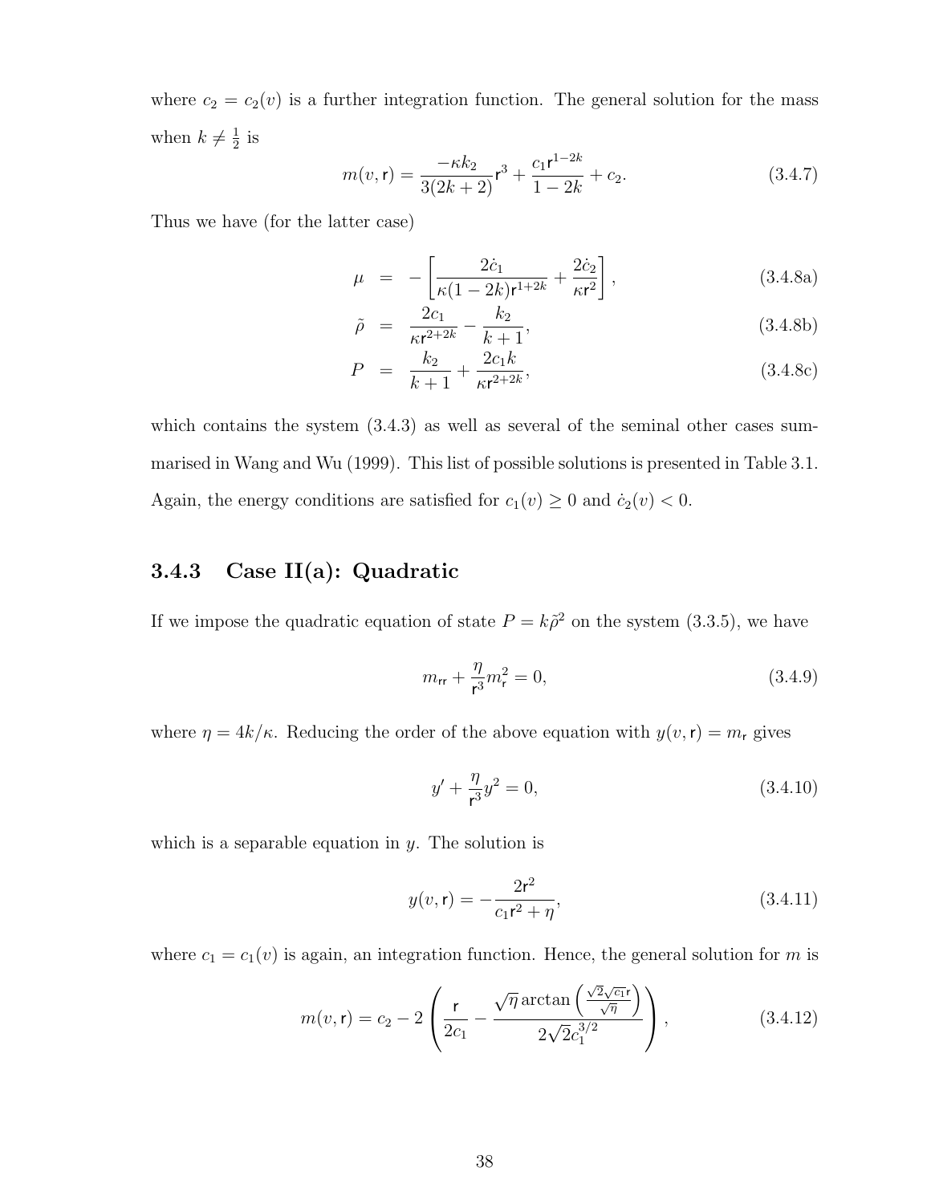where $c_2 = c_2(v)$ is a further integration function. The general solution for the mass when $k \neq \frac{1}{2}$ is

$$m(v, \mathsf{r}) = \frac{-\kappa k_2}{3(2k+2)}\mathsf{r}^3 + \frac{c_1 \mathsf{r}^{1-2k}}{1-2k} + c_2. \tag{3.4.7}$$

Thus we have (for the latter case)

$$\mu = -\left[\frac{2\dot{c}_1}{\kappa(1-2k)\mathsf{r}^{1+2k}} + \frac{2\dot{c}_2}{\kappa \mathsf{r}^2}\right], \tag{3.4.8a}$$

$$\tilde{\rho} = \frac{2c_1}{\kappa \mathsf{r}^{2+2k}} - \frac{k_2}{k+1}, \tag{3.4.8b}$$

$$P = \frac{k_2}{k+1} + \frac{2c_1 k}{\kappa \mathsf{r}^{2+2k}}, \tag{3.4.8c}$$

which contains the system (3.4.3) as well as several of the seminal other cases summarised in Wang and Wu (1999). This list of possible solutions is presented in Table 3.1. Again, the energy conditions are satisfied for $c_1(v) \geq 0$ and $\dot{c}_2(v) < 0$.

### 3.4.3 Case II(a): Quadratic

If we impose the quadratic equation of state $P = k\tilde{\rho}^2$ on the system (3.3.5), we have

$$m_{\mathsf{rr}} + \frac{\eta}{\mathsf{r}^3} m_{\mathsf{r}}^2 = 0, \tag{3.4.9}$$

where $\eta = 4k/\kappa$. Reducing the order of the above equation with $y(v, \mathsf{r}) = m_{\mathsf{r}}$ gives

$$y' + \frac{\eta}{\mathsf{r}^3} y^2 = 0, \tag{3.4.10}$$

which is a separable equation in $y$. The solution is

$$y(v, \mathsf{r}) = -\frac{2\mathsf{r}^2}{c_1 \mathsf{r}^2 + \eta}, \tag{3.4.11}$$

where $c_1 = c_1(v)$ is again, an integration function. Hence, the general solution for $m$ is

$$m(v, \mathsf{r}) = c_2 - 2\left(\frac{\mathsf{r}}{2c_1} - \frac{\sqrt{\eta}\arctan\left(\frac{\sqrt{2}\sqrt{c_1}\mathsf{r}}{\sqrt{\eta}}\right)}{2\sqrt{2}c_1^{3/2}}\right), \tag{3.4.12}$$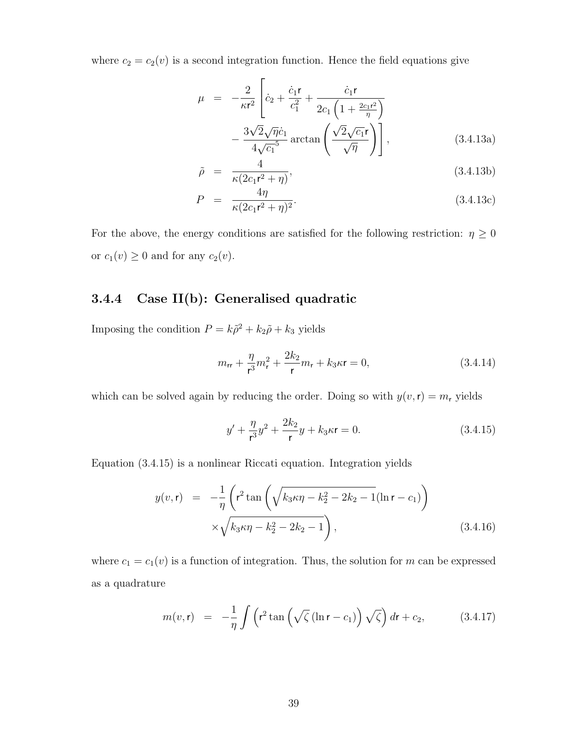where $c_2 = c_2(v)$ is a second integration function. Hence the field equations give

$$
\begin{aligned}
\mu &= -\frac{2}{\kappa \mathsf{r}^2}\left[\dot{c}_2 + \frac{\dot{c}_1 \mathsf{r}}{c_1^2} + \frac{\dot{c}_1 \mathsf{r}}{2c_1\left(1+\frac{2c_1\mathsf{r}^2}{\eta}\right)} \right. \\
&\qquad \left. - \frac{3\sqrt{2}\sqrt{\eta}\dot{c}_1}{4\sqrt{c_1}^5}\arctan\left(\frac{\sqrt{2}\sqrt{c_1}\mathsf{r}}{\sqrt{\eta}}\right)\right], \qquad (3.4.13a) \\
\tilde{\rho} &= \frac{4}{\kappa(2c_1\mathsf{r}^2+\eta)}, \qquad (3.4.13b) \\
P &= \frac{4\eta}{\kappa(2c_1\mathsf{r}^2+\eta)^2}. \qquad (3.4.13c)
\end{aligned}
$$

For the above, the energy conditions are satisfied for the following restriction: $\eta \geq 0$ or $c_1(v) \geq 0$ and for any $c_2(v)$.

### 3.4.4 Case II(b): Generalised quadratic

Imposing the condition $P = k\tilde{\rho}^2 + k_2\tilde{\rho} + k_3$ yields

$$
m_{\mathsf{rr}} + \frac{\eta}{\mathsf{r}^3}m_{\mathsf{r}}^2 + \frac{2k_2}{\mathsf{r}}m_{\mathsf{r}} + k_3\kappa\mathsf{r} = 0, \qquad (3.4.14)
$$

which can be solved again by reducing the order. Doing so with $y(v,\mathsf{r}) = m_{\mathsf{r}}$ yields

$$
y' + \frac{\eta}{\mathsf{r}^3}y^2 + \frac{2k_2}{\mathsf{r}}y + k_3\kappa\mathsf{r} = 0. \qquad (3.4.15)
$$

Equation (3.4.15) is a nonlinear Riccati equation. Integration yields

$$
\begin{aligned}
y(v,\mathsf{r}) &= -\frac{1}{\eta}\left(\mathsf{r}^2\tan\left(\sqrt{k_3\kappa\eta - k_2^2 - 2k_2 - 1}(\ln\mathsf{r} - c_1)\right)\right. \\
&\qquad \left. \times\sqrt{k_3\kappa\eta - k_2^2 - 2k_2 - 1}\right), \qquad (3.4.16)
\end{aligned}
$$

where $c_1 = c_1(v)$ is a function of integration. Thus, the solution for $m$ can be expressed as a quadrature

$$
m(v,\mathsf{r}) = -\frac{1}{\eta}\int\left(\mathsf{r}^2\tan\left(\sqrt{\zeta}\left(\ln\mathsf{r} - c_1\right)\right)\sqrt{\zeta}\right)d\mathsf{r} + c_2, \qquad (3.4.17)
$$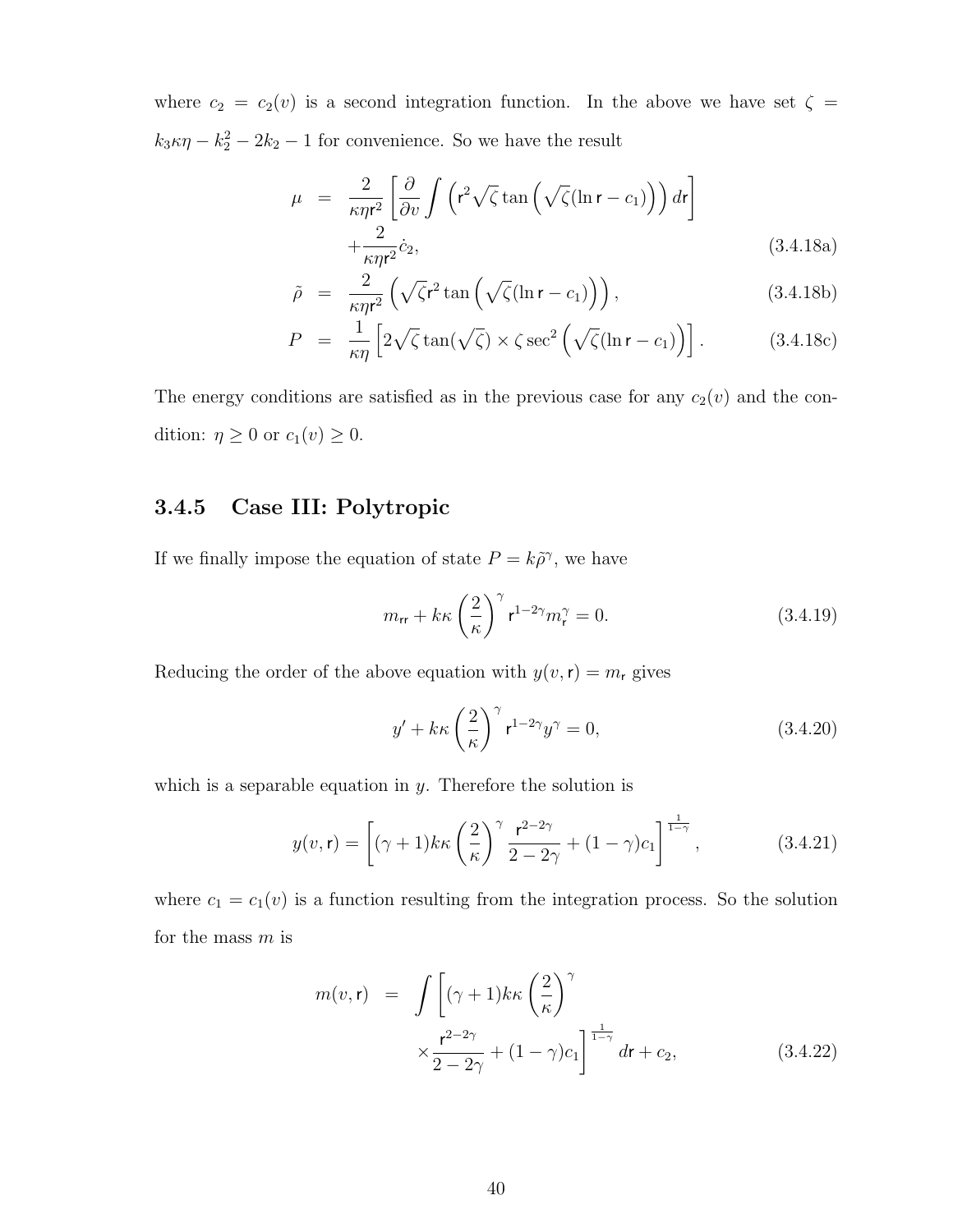where $c_2 = c_2(v)$ is a second integration function. In the above we have set $\zeta = k_3\kappa\eta - k_2^2 - 2k_2 - 1$ for convenience. So we have the result

$$
\begin{aligned}
\mu &= \frac{2}{\kappa\eta \mathsf{r}^2}\left[\frac{\partial}{\partial v}\int\left(\mathsf{r}^2\sqrt{\zeta}\tan\left(\sqrt{\zeta}(\ln\mathsf{r}-c_1)\right)\right)d\mathsf{r}\right] \\
&\quad +\frac{2}{\kappa\eta \mathsf{r}^2}\dot{c}_2, &\text{(3.4.18a)}\\
\tilde{\rho} &= \frac{2}{\kappa\eta \mathsf{r}^2}\left(\sqrt{\zeta}\mathsf{r}^2\tan\left(\sqrt{\zeta}(\ln\mathsf{r}-c_1)\right)\right), &\text{(3.4.18b)}\\
P &= \frac{1}{\kappa\eta}\left[2\sqrt{\zeta}\tan(\sqrt{\zeta})\times\zeta\sec^2\left(\sqrt{\zeta}(\ln\mathsf{r}-c_1)\right)\right]. &\text{(3.4.18c)}
\end{aligned}
$$

The energy conditions are satisfied as in the previous case for any $c_2(v)$ and the condition: $\eta \geq 0$ or $c_1(v) \geq 0$.

### 3.4.5 Case III: Polytropic

If we finally impose the equation of state $P = k\tilde{\rho}^\gamma$, we have

$$
m_{\mathsf{rr}} + k\kappa\left(\frac{2}{\kappa}\right)^\gamma \mathsf{r}^{1-2\gamma}m_{\mathsf{r}}^\gamma = 0. \tag{3.4.19}
$$

Reducing the order of the above equation with $y(v,\mathsf{r}) = m_{\mathsf{r}}$ gives

$$
y' + k\kappa\left(\frac{2}{\kappa}\right)^\gamma \mathsf{r}^{1-2\gamma}y^\gamma = 0, \tag{3.4.20}
$$

which is a separable equation in $y$. Therefore the solution is

$$
y(v,\mathsf{r}) = \left[(\gamma+1)k\kappa\left(\frac{2}{\kappa}\right)^\gamma\frac{\mathsf{r}^{2-2\gamma}}{2-2\gamma} + (1-\gamma)c_1\right]^{\frac{1}{1-\gamma}}, \tag{3.4.21}
$$

where $c_1 = c_1(v)$ is a function resulting from the integration process. So the solution for the mass $m$ is

$$
\begin{aligned}
m(v,\mathsf{r}) &= \int\left[(\gamma+1)k\kappa\left(\frac{2}{\kappa}\right)^\gamma\right.\\
&\quad\left.\times\frac{\mathsf{r}^{2-2\gamma}}{2-2\gamma}+(1-\gamma)c_1\right]^{\frac{1}{1-\gamma}}d\mathsf{r}+c_2, &\text{(3.4.22)}
\end{aligned}
$$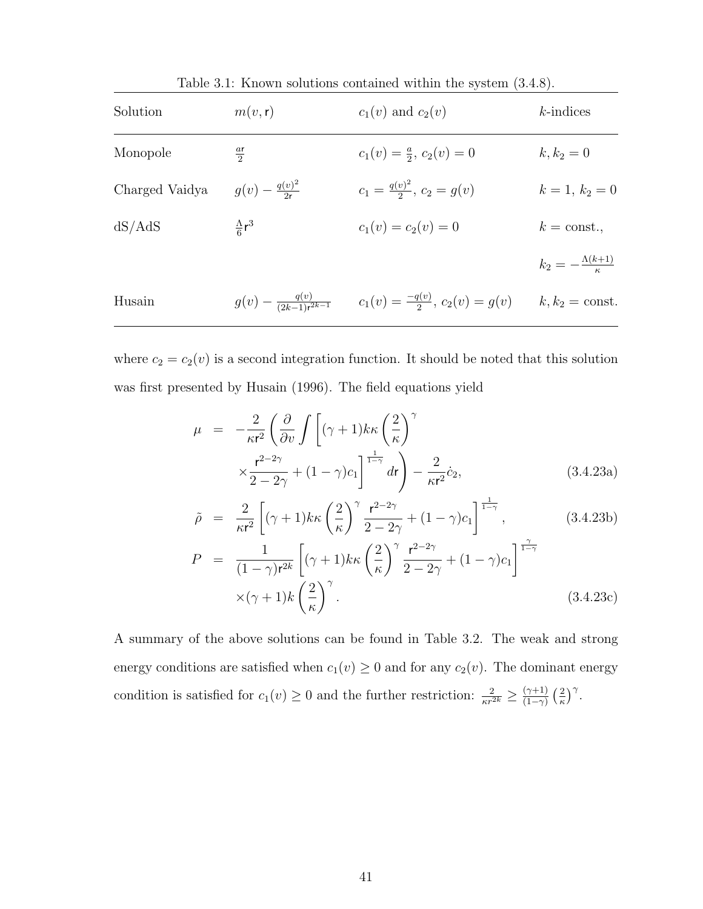Table 3.1: Known solutions contained within the system (3.4.8).

| Solution | $m(v,\mathsf{r})$ | $c_1(v)$ and $c_2(v)$ | $k$-indices |
|---|---|---|---|
| Monopole | $\frac{a\mathsf{r}}{2}$ | $c_1(v) = \frac{a}{2}$, $c_2(v) = 0$ | $k, k_2 = 0$ |
| Charged Vaidya | $g(v) - \frac{q(v)^2}{2\mathsf{r}}$ | $c_1 = \frac{q(v)^2}{2}$, $c_2 = g(v)$ | $k = 1$, $k_2 = 0$ |
| dS/AdS | $\frac{\Lambda}{6}\mathsf{r}^3$ | $c_1(v) = c_2(v) = 0$ | $k = \text{const.}$, $k_2 = -\frac{\Lambda(k+1)}{\kappa}$ |
| Husain | $g(v) - \frac{q(v)}{(2k-1)\mathsf{r}^{2k-1}}$ | $c_1(v) = \frac{-q(v)}{2}$, $c_2(v) = g(v)$ | $k, k_2 = \text{const.}$ |

where $c_2 = c_2(v)$ is a second integration function. It should be noted that this solution was first presented by Husain (1996). The field equations yield

$$
\begin{aligned}
\mu &= -\frac{2}{\kappa \mathsf{r}^2}\left(\frac{\partial}{\partial v}\int\left[(\gamma+1)k\kappa\left(\frac{2}{\kappa}\right)^{\gamma} \frac{\mathsf{r}^{2-2\gamma}}{2-2\gamma} + (1-\gamma)c_1\right]^{\frac{1}{1-\gamma}} d\mathsf{r}\right) - \frac{2}{\kappa \mathsf{r}^2}\dot{c}_2, &\text{(3.4.23a)}\\
\tilde{\rho} &= \frac{2}{\kappa \mathsf{r}^2}\left[(\gamma+1)k\kappa\left(\frac{2}{\kappa}\right)^{\gamma}\frac{\mathsf{r}^{2-2\gamma}}{2-2\gamma} + (1-\gamma)c_1\right]^{\frac{1}{1-\gamma}}, &\text{(3.4.23b)}\\
P &= \frac{1}{(1-\gamma)\mathsf{r}^{2k}}\left[(\gamma+1)k\kappa\left(\frac{2}{\kappa}\right)^{\gamma}\frac{\mathsf{r}^{2-2\gamma}}{2-2\gamma} + (1-\gamma)c_1\right]^{\frac{\gamma}{1-\gamma}} \times(\gamma+1)k\left(\frac{2}{\kappa}\right)^{\gamma}. &\text{(3.4.23c)}
\end{aligned}
$$

A summary of the above solutions can be found in Table 3.2. The weak and strong energy conditions are satisfied when $c_1(v) \geq 0$ and for any $c_2(v)$. The dominant energy condition is satisfied for $c_1(v) \geq 0$ and the further restriction: $\frac{2}{\kappa r^{2k}} \geq \frac{(\gamma+1)}{(1-\gamma)}\left(\frac{2}{\kappa}\right)^{\gamma}$.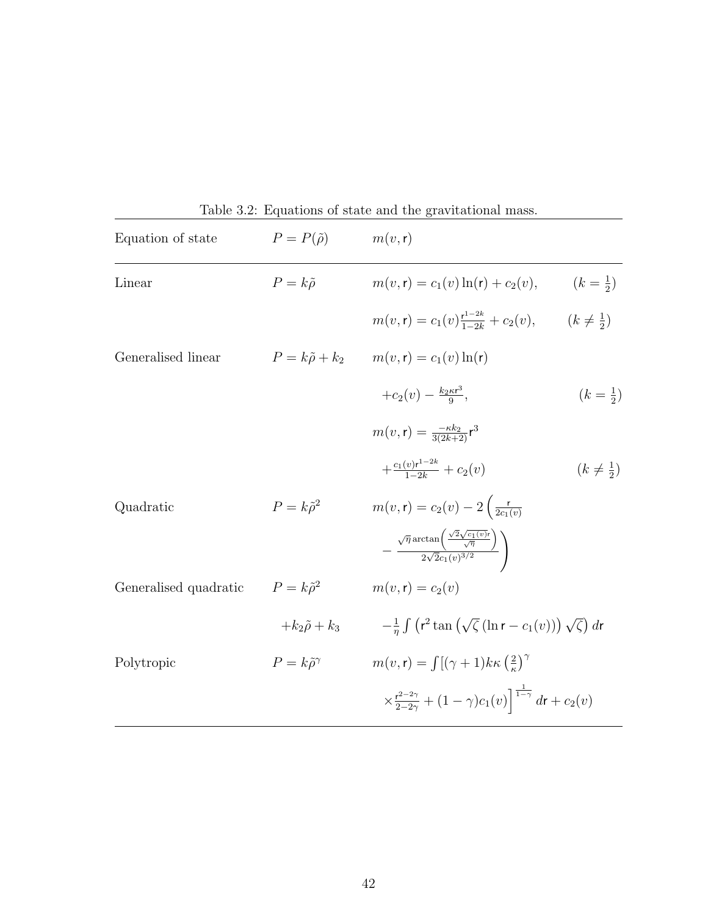Table 3.2: Equations of state and the gravitational mass.

| Equation of state | $P = P(\tilde{\rho})$ | $m(v, \mathsf{r})$ | |
|---|---|---|---|
| Linear | $P = k\tilde{\rho}$ | $m(v,\mathsf{r}) = c_1(v)\ln(\mathsf{r}) + c_2(v),$ | $(k = \frac{1}{2})$ |
| | | $m(v,\mathsf{r}) = c_1(v)\frac{\mathsf{r}^{1-2k}}{1-2k} + c_2(v),$ | $(k \neq \frac{1}{2})$ |
| Generalised linear | $P = k\tilde{\rho} + k_2$ | $m(v,\mathsf{r}) = c_1(v)\ln(\mathsf{r})$ $+c_2(v) - \frac{k_2\kappa\mathsf{r}^3}{9},$ | $(k = \frac{1}{2})$ |
| | | $m(v,\mathsf{r}) = \frac{-\kappa k_2}{3(2k+2)}\mathsf{r}^3$ $+\frac{c_1(v)\mathsf{r}^{1-2k}}{1-2k} + c_2(v)$ | $(k \neq \frac{1}{2})$ |
| Quadratic | $P = k\tilde{\rho}^2$ | $m(v,\mathsf{r}) = c_2(v) - 2\left(\frac{\mathsf{r}}{2c_1(v)} - \frac{\sqrt{\eta}\arctan\left(\frac{\sqrt{2}\sqrt{c_1(v)}\mathsf{r}}{\sqrt{\eta}}\right)}{2\sqrt{2}c_1(v)^{3/2}}\right)$ | |
| Generalised quadratic | $P = k\tilde{\rho}^2$ $+k_2\tilde{\rho} + k_3$ | $m(v,\mathsf{r}) = c_2(v)$ $-\frac{1}{\eta}\int\left(\mathsf{r}^2\tan\left(\sqrt{\zeta}\left(\ln\mathsf{r} - c_1(v)\right)\right)\sqrt{\zeta}\right)d\mathsf{r}$ | |
| Polytropic | $P = k\tilde{\rho}^\gamma$ | $m(v,\mathsf{r}) = \int\Big[(\gamma+1)k\kappa\left(\frac{2}{\kappa}\right)^\gamma$ $\times\frac{\mathsf{r}^{2-2\gamma}}{2-2\gamma} + (1-\gamma)c_1(v)\Big]^{\frac{1}{1-\gamma}}d\mathsf{r} + c_2(v)$ | |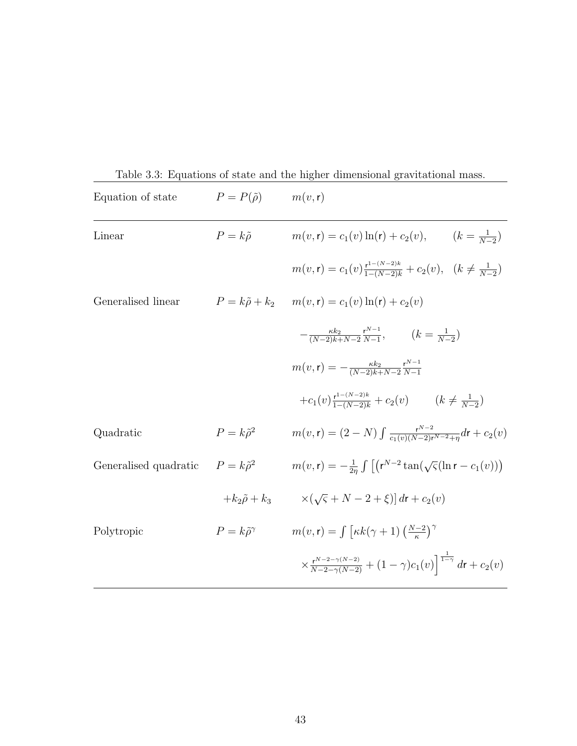Table 3.3: Equations of state and the higher dimensional gravitational mass.

| Equation of state | $P = P(\tilde{\rho})$ | $m(v, \mathsf{r})$ |
|---|---|---|
| Linear | $P = k\tilde{\rho}$ | $m(v,\mathsf{r}) = c_1(v)\ln(\mathsf{r}) + c_2(v), \qquad (k = \frac{1}{N-2})$ |
| | | $m(v,\mathsf{r}) = c_1(v)\frac{\mathsf{r}^{1-(N-2)k}}{1-(N-2)k} + c_2(v), \quad (k \neq \frac{1}{N-2})$ |
| Generalised linear | $P = k\tilde{\rho} + k_2$ | $m(v,\mathsf{r}) = c_1(v)\ln(\mathsf{r}) + c_2(v)$ |
| | | $-\frac{\kappa k_2}{(N-2)k+N-2}\frac{\mathsf{r}^{N-1}}{N-1}, \qquad (k = \frac{1}{N-2})$ |
| | | $m(v,\mathsf{r}) = -\frac{\kappa k_2}{(N-2)k+N-2}\frac{\mathsf{r}^{N-1}}{N-1}$ |
| | | $+c_1(v)\frac{\mathsf{r}^{1-(N-2)k}}{1-(N-2)k} + c_2(v) \qquad (k \neq \frac{1}{N-2})$ |
| Quadratic | $P = k\tilde{\rho}^2$ | $m(v,\mathsf{r}) = (2-N)\int \frac{\mathsf{r}^{N-2}}{c_1(v)(N-2)\mathsf{r}^{N-2}+\eta}d\mathsf{r} + c_2(v)$ |
| Generalised quadratic | $P = k\tilde{\rho}^2$ | $m(v,\mathsf{r}) = -\frac{1}{2\eta}\int\left[\left(\mathsf{r}^{N-2}\tan(\sqrt{\varsigma}(\ln\mathsf{r} - c_1(v))\right)\right.$ |
| | $+k_2\tilde{\rho} + k_3$ | $\left.\times(\sqrt{\varsigma} + N - 2 + \xi)\right]d\mathsf{r} + c_2(v)$ |
| Polytropic | $P = k\tilde{\rho}^\gamma$ | $m(v,\mathsf{r}) = \int\left[\kappa k(\gamma+1)\left(\frac{N-2}{\kappa}\right)^\gamma\right.$ |
| | | $\left.\times\frac{\mathsf{r}^{N-2-\gamma(N-2)}}{N-2-\gamma(N-2)} + (1-\gamma)c_1(v)\right]^{\frac{1}{1-\gamma}}d\mathsf{r} + c_2(v)$ |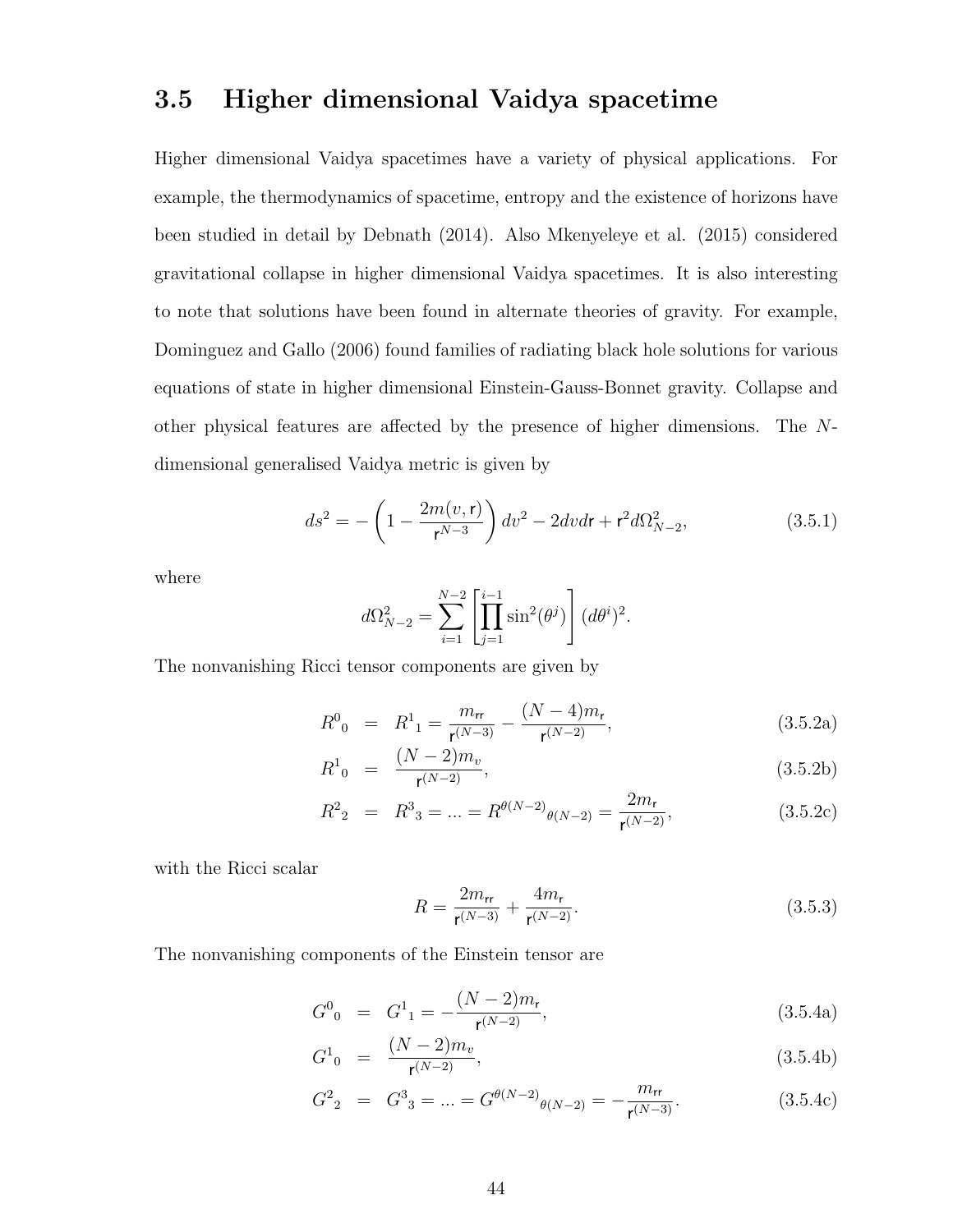## 3.5 Higher dimensional Vaidya spacetime

Higher dimensional Vaidya spacetimes have a variety of physical applications. For example, the thermodynamics of spacetime, entropy and the existence of horizons have been studied in detail by Debnath (2014). Also Mkenyeleye et al. (2015) considered gravitational collapse in higher dimensional Vaidya spacetimes. It is also interesting to note that solutions have been found in alternate theories of gravity. For example, Dominguez and Gallo (2006) found families of radiating black hole solutions for various equations of state in higher dimensional Einstein-Gauss-Bonnet gravity. Collapse and other physical features are affected by the presence of higher dimensions. The $N$-dimensional generalised Vaidya metric is given by

$$ds^2 = -\left(1 - \frac{2m(v, \mathsf{r})}{\mathsf{r}^{N-3}}\right) dv^2 - 2dvd\mathsf{r} + \mathsf{r}^2 d\Omega^2_{N-2}, \tag{3.5.1}$$

where

$$d\Omega^2_{N-2} = \sum_{i=1}^{N-2} \left[\prod_{j=1}^{i-1} \sin^2(\theta^j)\right] (d\theta^i)^2.$$

The nonvanishing Ricci tensor components are given by

$$R^0{}_0 = R^1{}_1 = \frac{m_{\mathsf{rr}}}{\mathsf{r}^{(N-3)}} - \frac{(N-4)m_{\mathsf{r}}}{\mathsf{r}^{(N-2)}}, \tag{3.5.2a}$$

$$R^1{}_0 = \frac{(N-2)m_v}{\mathsf{r}^{(N-2)}}, \tag{3.5.2b}$$

$$R^2{}_2 = R^3{}_3 = ... = R^{\theta(N-2)}{}_{\theta(N-2)} = \frac{2m_{\mathsf{r}}}{\mathsf{r}^{(N-2)}}, \tag{3.5.2c}$$

with the Ricci scalar

$$R = \frac{2m_{\mathsf{rr}}}{\mathsf{r}^{(N-3)}} + \frac{4m_{\mathsf{r}}}{\mathsf{r}^{(N-2)}}. \tag{3.5.3}$$

The nonvanishing components of the Einstein tensor are

$$G^0{}_0 = G^1{}_1 = -\frac{(N-2)m_{\mathsf{r}}}{\mathsf{r}^{(N-2)}}, \tag{3.5.4a}$$

$$G^1{}_0 = \frac{(N-2)m_v}{\mathsf{r}^{(N-2)}}, \tag{3.5.4b}$$

$$G^2{}_2 = G^3{}_3 = ... = G^{\theta(N-2)}{}_{\theta(N-2)} = -\frac{m_{\mathsf{rr}}}{\mathsf{r}^{(N-3)}}. \tag{3.5.4c}$$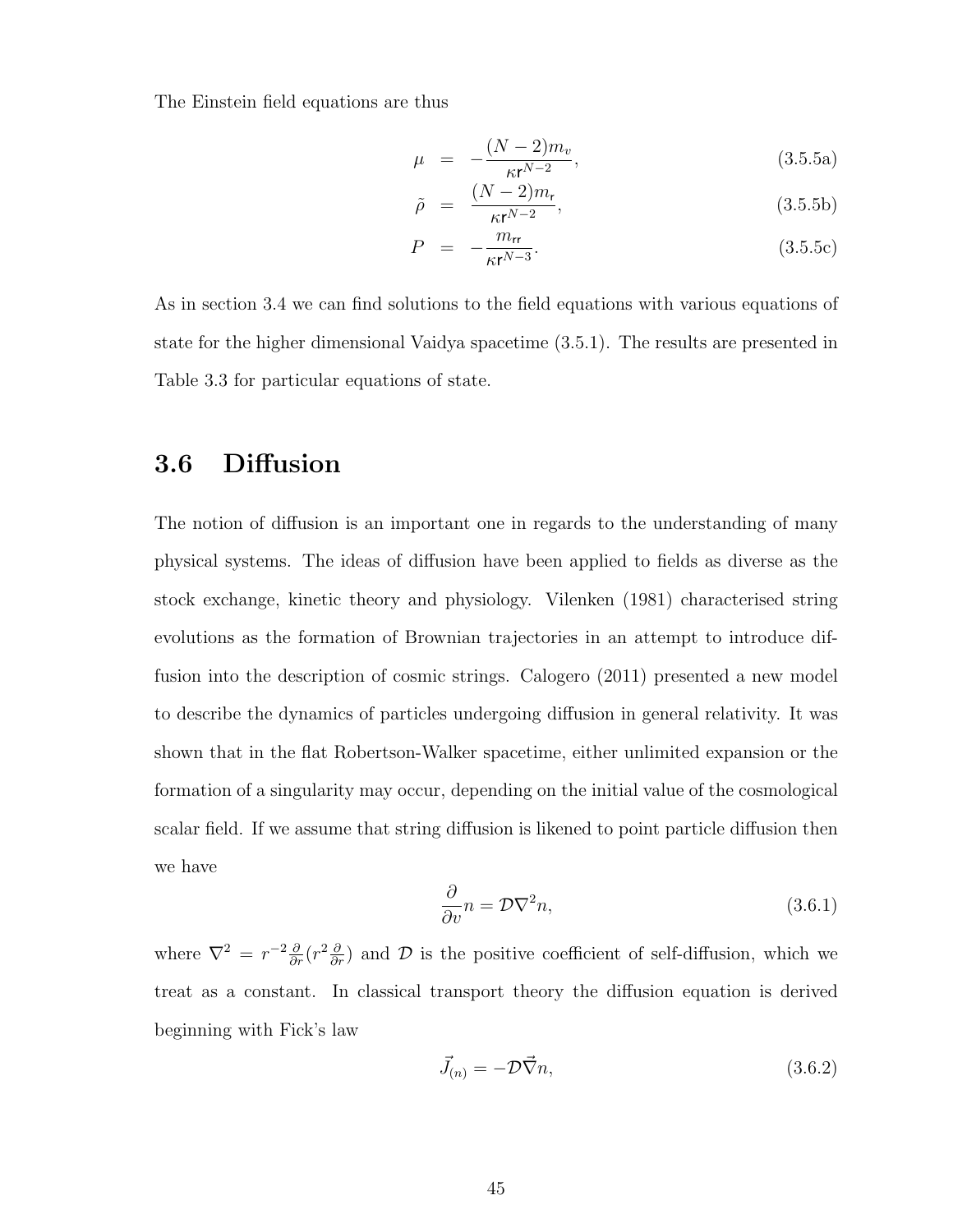The Einstein field equations are thus

$$\mu = -\frac{(N-2)m_v}{\kappa \mathsf{r}^{N-2}}, \tag{3.5.5a}$$

$$\tilde{\rho} = \frac{(N-2)m_{\mathsf{r}}}{\kappa \mathsf{r}^{N-2}}, \tag{3.5.5b}$$

$$P = -\frac{m_{\mathsf{rr}}}{\kappa \mathsf{r}^{N-3}}. \tag{3.5.5c}$$

As in section 3.4 we can find solutions to the field equations with various equations of state for the higher dimensional Vaidya spacetime (3.5.1). The results are presented in Table 3.3 for particular equations of state.

## 3.6 Diffusion

The notion of diffusion is an important one in regards to the understanding of many physical systems. The ideas of diffusion have been applied to fields as diverse as the stock exchange, kinetic theory and physiology. Vilenken (1981) characterised string evolutions as the formation of Brownian trajectories in an attempt to introduce diffusion into the description of cosmic strings. Calogero (2011) presented a new model to describe the dynamics of particles undergoing diffusion in general relativity. It was shown that in the flat Robertson-Walker spacetime, either unlimited expansion or the formation of a singularity may occur, depending on the initial value of the cosmological scalar field. If we assume that string diffusion is likened to point particle diffusion then we have

$$\frac{\partial}{\partial v} n = \mathcal{D} \nabla^2 n, \tag{3.6.1}$$

where $\nabla^2 = r^{-2} \frac{\partial}{\partial r}(r^2 \frac{\partial}{\partial r})$ and $\mathcal{D}$ is the positive coefficient of self-diffusion, which we treat as a constant. In classical transport theory the diffusion equation is derived beginning with Fick's law

$$\vec{J}_{(n)} = -\mathcal{D} \vec{\nabla} n, \tag{3.6.2}$$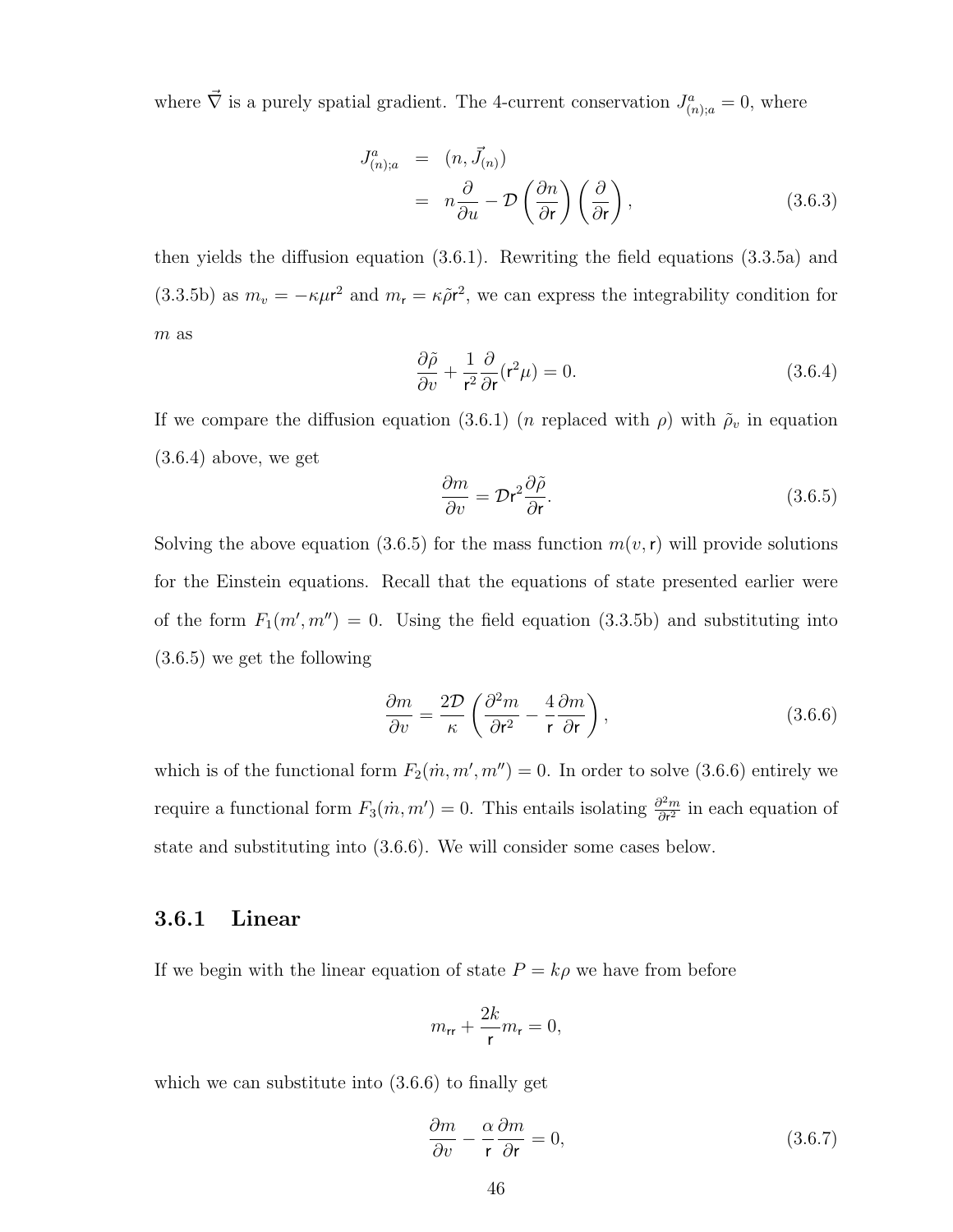where $\vec{\nabla}$ is a purely spatial gradient. The 4-current conservation $J^a_{(n);a} = 0$, where

$$
\begin{aligned}
J^a_{(n);a} &= (n, \vec{J}_{(n)}) \\
&= n\frac{\partial}{\partial u} - \mathcal{D}\left(\frac{\partial n}{\partial \mathsf{r}}\right)\left(\frac{\partial}{\partial \mathsf{r}}\right),
\end{aligned}
\tag{3.6.3}
$$

then yields the diffusion equation (3.6.1). Rewriting the field equations (3.3.5a) and (3.3.5b) as $m_v = -\kappa\mu\mathsf{r}^2$ and $m_\mathsf{r} = \kappa\tilde{\rho}\mathsf{r}^2$, we can express the integrability condition for $m$ as

$$
\frac{\partial \tilde{\rho}}{\partial v} + \frac{1}{\mathsf{r}^2}\frac{\partial}{\partial \mathsf{r}}(\mathsf{r}^2\mu) = 0. \tag{3.6.4}
$$

If we compare the diffusion equation (3.6.1) ($n$ replaced with $\rho$) with $\tilde{\rho}_v$ in equation (3.6.4) above, we get

$$
\frac{\partial m}{\partial v} = \mathcal{D}\mathsf{r}^2\frac{\partial \tilde{\rho}}{\partial \mathsf{r}}. \tag{3.6.5}
$$

Solving the above equation (3.6.5) for the mass function $m(v, \mathsf{r})$ will provide solutions for the Einstein equations. Recall that the equations of state presented earlier were of the form $F_1(m', m'') = 0$. Using the field equation (3.3.5b) and substituting into (3.6.5) we get the following

$$
\frac{\partial m}{\partial v} = \frac{2\mathcal{D}}{\kappa}\left(\frac{\partial^2 m}{\partial \mathsf{r}^2} - \frac{4}{\mathsf{r}}\frac{\partial m}{\partial \mathsf{r}}\right), \tag{3.6.6}
$$

which is of the functional form $F_2(\dot{m}, m', m'') = 0$. In order to solve (3.6.6) entirely we require a functional form $F_3(\dot{m}, m') = 0$. This entails isolating $\frac{\partial^2 m}{\partial \mathsf{r}^2}$ in each equation of state and substituting into (3.6.6). We will consider some cases below.

### 3.6.1 Linear

If we begin with the linear equation of state $P = k\rho$ we have from before

$$
m_{\mathsf{rr}} + \frac{2k}{\mathsf{r}}m_\mathsf{r} = 0,
$$

which we can substitute into (3.6.6) to finally get

$$
\frac{\partial m}{\partial v} - \frac{\alpha}{\mathsf{r}}\frac{\partial m}{\partial \mathsf{r}} = 0, \tag{3.6.7}
$$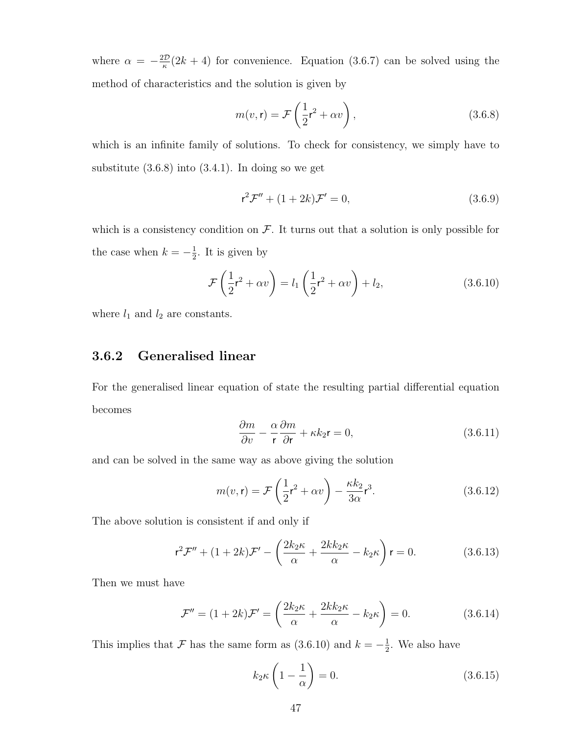where $\alpha = -\frac{2\mathcal{D}}{\kappa}(2k+4)$ for convenience. Equation (3.6.7) can be solved using the method of characteristics and the solution is given by

$$m(v, \mathsf{r}) = \mathcal{F}\left(\frac{1}{2}\mathsf{r}^2 + \alpha v\right), \tag{3.6.8}$$

which is an infinite family of solutions. To check for consistency, we simply have to substitute (3.6.8) into (3.4.1). In doing so we get

$$\mathsf{r}^2 \mathcal{F}'' + (1+2k)\mathcal{F}' = 0, \tag{3.6.9}$$

which is a consistency condition on $\mathcal{F}$. It turns out that a solution is only possible for the case when $k = -\frac{1}{2}$. It is given by

$$\mathcal{F}\left(\frac{1}{2}\mathsf{r}^2 + \alpha v\right) = l_1\left(\frac{1}{2}\mathsf{r}^2 + \alpha v\right) + l_2, \tag{3.6.10}$$

where $l_1$ and $l_2$ are constants.

### 3.6.2 Generalised linear

For the generalised linear equation of state the resulting partial differential equation becomes

$$\frac{\partial m}{\partial v} - \frac{\alpha}{\mathsf{r}}\frac{\partial m}{\partial \mathsf{r}} + \kappa k_2 \mathsf{r} = 0, \tag{3.6.11}$$

and can be solved in the same way as above giving the solution

$$m(v, \mathsf{r}) = \mathcal{F}\left(\frac{1}{2}\mathsf{r}^2 + \alpha v\right) - \frac{\kappa k_2}{3\alpha}\mathsf{r}^3. \tag{3.6.12}$$

The above solution is consistent if and only if

$$\mathsf{r}^2 \mathcal{F}'' + (1+2k)\mathcal{F}' - \left(\frac{2k_2\kappa}{\alpha} + \frac{2kk_2\kappa}{\alpha} - k_2\kappa\right)\mathsf{r} = 0. \tag{3.6.13}$$

Then we must have

$$\mathcal{F}'' = (1+2k)\mathcal{F}' = \left(\frac{2k_2\kappa}{\alpha} + \frac{2kk_2\kappa}{\alpha} - k_2\kappa\right) = 0. \tag{3.6.14}$$

This implies that $\mathcal{F}$ has the same form as (3.6.10) and $k = -\frac{1}{2}$. We also have

$$k_2\kappa\left(1 - \frac{1}{\alpha}\right) = 0. \tag{3.6.15}$$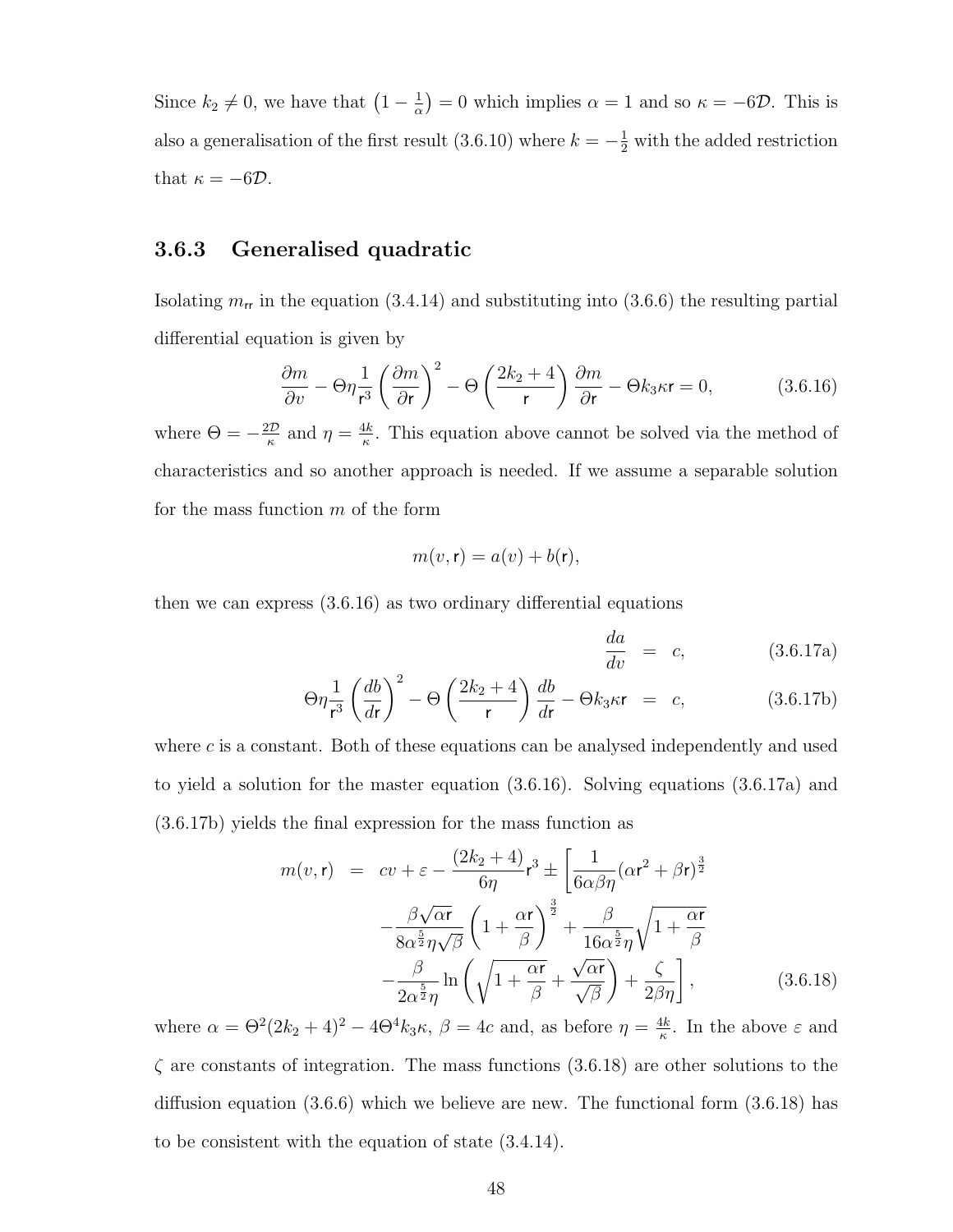Since $k_2 \neq 0$, we have that $\left(1 - \frac{1}{\alpha}\right) = 0$ which implies $\alpha = 1$ and so $\kappa = -6\mathcal{D}$. This is also a generalisation of the first result (3.6.10) where $k = -\frac{1}{2}$ with the added restriction that $\kappa = -6\mathcal{D}$.

### 3.6.3 Generalised quadratic

Isolating $m_{\mathsf{rr}}$ in the equation (3.4.14) and substituting into (3.6.6) the resulting partial differential equation is given by

$$\frac{\partial m}{\partial v} - \Theta\eta\frac{1}{\mathsf{r}^3}\left(\frac{\partial m}{\partial \mathsf{r}}\right)^2 - \Theta\left(\frac{2k_2+4}{\mathsf{r}}\right)\frac{\partial m}{\partial \mathsf{r}} - \Theta k_3\kappa\mathsf{r} = 0, \tag{3.6.16}$$

where $\Theta = -\frac{2\mathcal{D}}{\kappa}$ and $\eta = \frac{4k}{\kappa}$. This equation above cannot be solved via the method of characteristics and so another approach is needed. If we assume a separable solution for the mass function $m$ of the form

$$m(v, \mathsf{r}) = a(v) + b(\mathsf{r}),$$

then we can express (3.6.16) as two ordinary differential equations

$$\frac{da}{dv} = c, \tag{3.6.17a}$$

$$\Theta\eta\frac{1}{\mathsf{r}^3}\left(\frac{db}{d\mathsf{r}}\right)^2 - \Theta\left(\frac{2k_2+4}{\mathsf{r}}\right)\frac{db}{d\mathsf{r}} - \Theta k_3\kappa\mathsf{r} = c, \tag{3.6.17b}$$

where $c$ is a constant. Both of these equations can be analysed independently and used to yield a solution for the master equation (3.6.16). Solving equations (3.6.17a) and (3.6.17b) yields the final expression for the mass function as

$$\begin{aligned} m(v,\mathsf{r}) &= cv + \varepsilon - \frac{(2k_2+4)}{6\eta}\mathsf{r}^3 \pm \left[\frac{1}{6\alpha\beta\eta}(\alpha\mathsf{r}^2+\beta\mathsf{r})^{\frac{3}{2}}\right. \\ &\quad - \frac{\beta\sqrt{\alpha\mathsf{r}}}{8\alpha^{\frac{5}{2}}\eta\sqrt{\beta}}\left(1+\frac{\alpha\mathsf{r}}{\beta}\right)^{\frac{3}{2}} + \frac{\beta}{16\alpha^{\frac{5}{2}}\eta}\sqrt{1+\frac{\alpha\mathsf{r}}{\beta}} \\ &\quad \left. - \frac{\beta}{2\alpha^{\frac{5}{2}}\eta}\ln\left(\sqrt{1+\frac{\alpha\mathsf{r}}{\beta}} + \frac{\sqrt{\alpha\mathsf{r}}}{\sqrt{\beta}}\right) + \frac{\zeta}{2\beta\eta}\right], \end{aligned} \tag{3.6.18}$$

where $\alpha = \Theta^2(2k_2+4)^2 - 4\Theta^4 k_3\kappa$, $\beta = 4c$ and, as before $\eta = \frac{4k}{\kappa}$. In the above $\varepsilon$ and $\zeta$ are constants of integration. The mass functions (3.6.18) are other solutions to the diffusion equation (3.6.6) which we believe are new. The functional form (3.6.18) has to be consistent with the equation of state (3.4.14).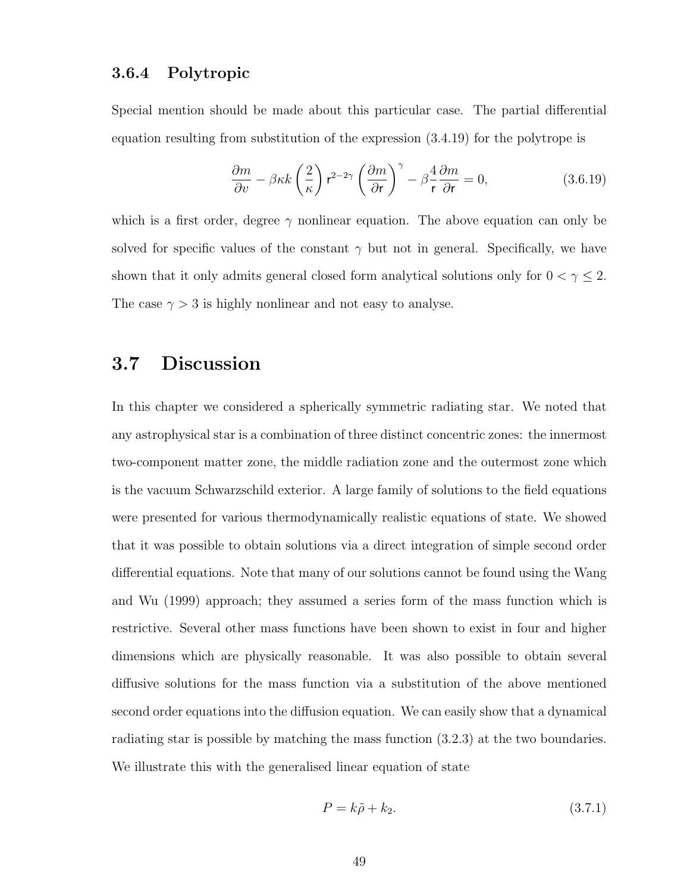### 3.6.4 Polytropic

Special mention should be made about this particular case. The partial differential equation resulting from substitution of the expression (3.4.19) for the polytrope is

$$\frac{\partial m}{\partial v} - \beta\kappa k \left(\frac{2}{\kappa}\right) \mathsf{r}^{2-2\gamma} \left(\frac{\partial m}{\partial \mathsf{r}}\right)^{\gamma} - \beta \frac{4}{\mathsf{r}} \frac{\partial m}{\partial \mathsf{r}} = 0, \tag{3.6.19}$$

which is a first order, degree $\gamma$ nonlinear equation. The above equation can only be solved for specific values of the constant $\gamma$ but not in general. Specifically, we have shown that it only admits general closed form analytical solutions only for $0 < \gamma \leq 2$. The case $\gamma > 3$ is highly nonlinear and not easy to analyse.

## 3.7 Discussion

In this chapter we considered a spherically symmetric radiating star. We noted that any astrophysical star is a combination of three distinct concentric zones: the innermost two-component matter zone, the middle radiation zone and the outermost zone which is the vacuum Schwarzschild exterior. A large family of solutions to the field equations were presented for various thermodynamically realistic equations of state. We showed that it was possible to obtain solutions via a direct integration of simple second order differential equations. Note that many of our solutions cannot be found using the Wang and Wu (1999) approach; they assumed a series form of the mass function which is restrictive. Several other mass functions have been shown to exist in four and higher dimensions which are physically reasonable. It was also possible to obtain several diffusive solutions for the mass function via a substitution of the above mentioned second order equations into the diffusion equation. We can easily show that a dynamical radiating star is possible by matching the mass function (3.2.3) at the two boundaries. We illustrate this with the generalised linear equation of state

$$P = k\tilde{\rho} + k_2. \tag{3.7.1}$$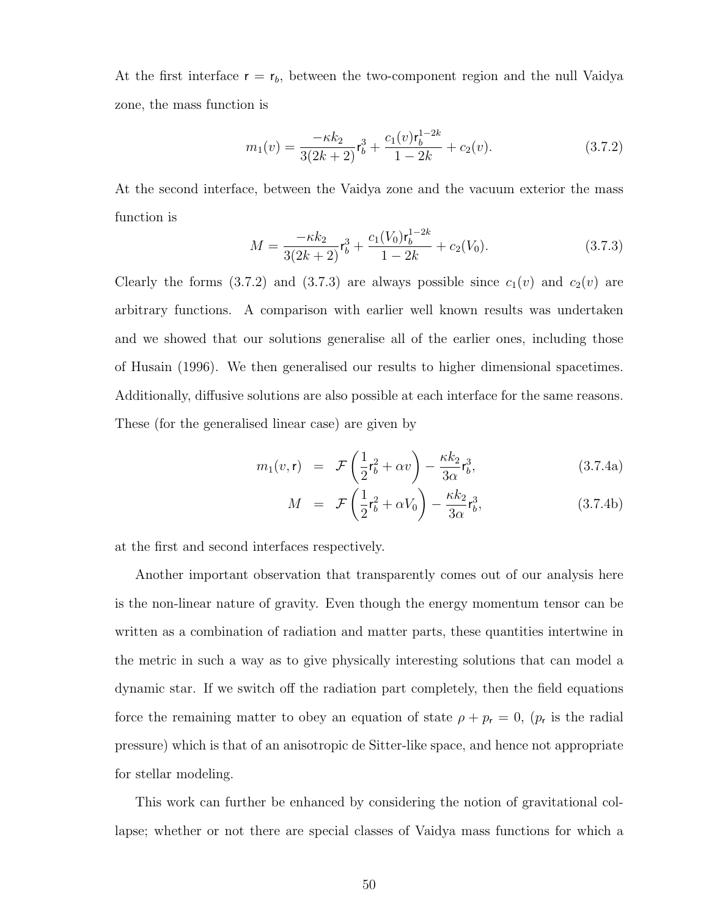At the first interface $\mathsf{r} = \mathsf{r}_b$, between the two-component region and the null Vaidya zone, the mass function is

$$m_1(v) = \frac{-\kappa k_2}{3(2k+2)}\mathsf{r}_b^3 + \frac{c_1(v)\mathsf{r}_b^{1-2k}}{1-2k} + c_2(v). \tag{3.7.2}$$

At the second interface, between the Vaidya zone and the vacuum exterior the mass function is

$$M = \frac{-\kappa k_2}{3(2k+2)}\mathsf{r}_b^3 + \frac{c_1(V_0)\mathsf{r}_b^{1-2k}}{1-2k} + c_2(V_0). \tag{3.7.3}$$

Clearly the forms (3.7.2) and (3.7.3) are always possible since $c_1(v)$ and $c_2(v)$ are arbitrary functions. A comparison with earlier well known results was undertaken and we showed that our solutions generalise all of the earlier ones, including those of Husain (1996). We then generalised our results to higher dimensional spacetimes. Additionally, diffusive solutions are also possible at each interface for the same reasons. These (for the generalised linear case) are given by

$$m_1(v, \mathsf{r}) = \mathcal{F}\left(\frac{1}{2}\mathsf{r}_b^2 + \alpha v\right) - \frac{\kappa k_2}{3\alpha}\mathsf{r}_b^3, \tag{3.7.4a}$$

$$M = \mathcal{F}\left(\frac{1}{2}\mathsf{r}_b^2 + \alpha V_0\right) - \frac{\kappa k_2}{3\alpha}\mathsf{r}_b^3, \tag{3.7.4b}$$

at the first and second interfaces respectively.

Another important observation that transparently comes out of our analysis here is the non-linear nature of gravity. Even though the energy momentum tensor can be written as a combination of radiation and matter parts, these quantities intertwine in the metric in such a way as to give physically interesting solutions that can model a dynamic star. If we switch off the radiation part completely, then the field equations force the remaining matter to obey an equation of state $\rho + p_\mathsf{r} = 0$, ($p_\mathsf{r}$ is the radial pressure) which is that of an anisotropic de Sitter-like space, and hence not appropriate for stellar modeling.

This work can further be enhanced by considering the notion of gravitational collapse; whether or not there are special classes of Vaidya mass functions for which a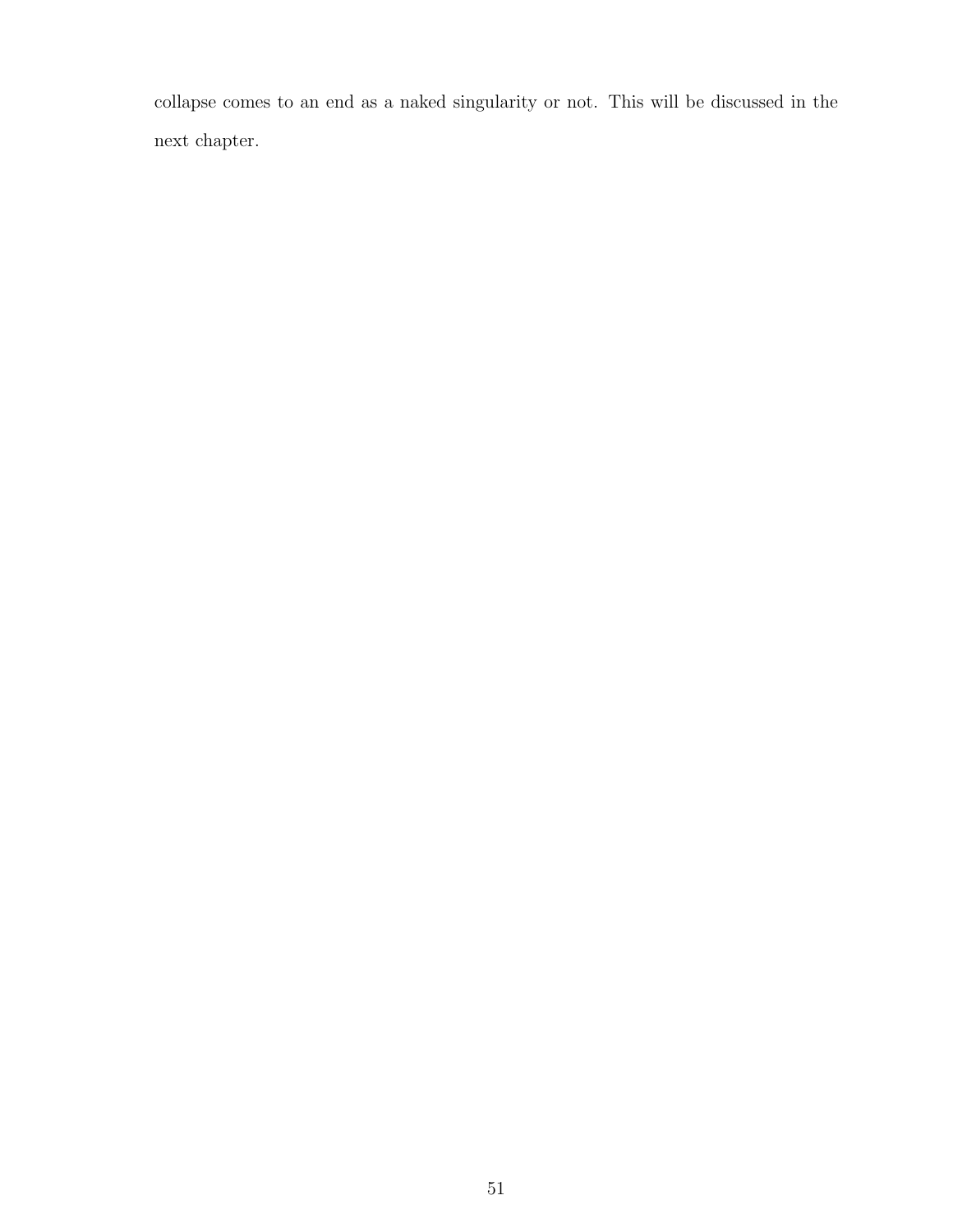collapse comes to an end as a naked singularity or not. This will be discussed in the next chapter.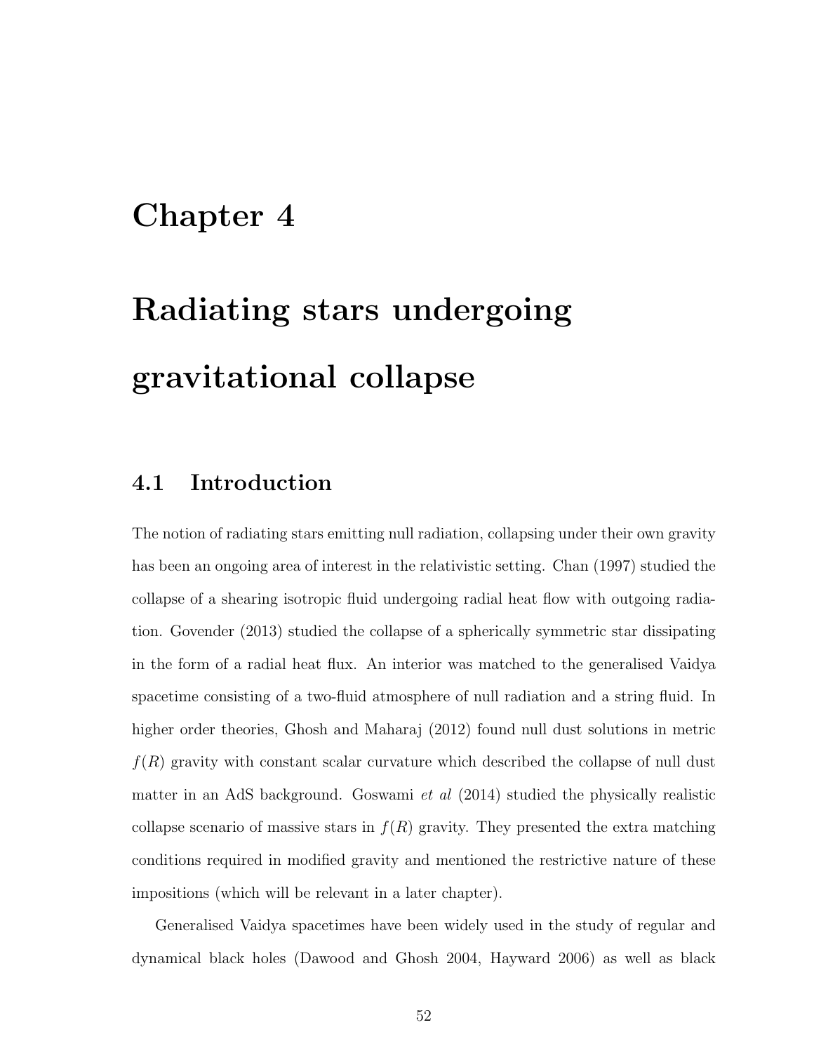# Chapter 4

# Radiating stars undergoing gravitational collapse

## 4.1 Introduction

The notion of radiating stars emitting null radiation, collapsing under their own gravity has been an ongoing area of interest in the relativistic setting. Chan (1997) studied the collapse of a shearing isotropic fluid undergoing radial heat flow with outgoing radiation. Govender (2013) studied the collapse of a spherically symmetric star dissipating in the form of a radial heat flux. An interior was matched to the generalised Vaidya spacetime consisting of a two-fluid atmosphere of null radiation and a string fluid. In higher order theories, Ghosh and Maharaj (2012) found null dust solutions in metric $f(R)$ gravity with constant scalar curvature which described the collapse of null dust matter in an AdS background. Goswami *et al* (2014) studied the physically realistic collapse scenario of massive stars in $f(R)$ gravity. They presented the extra matching conditions required in modified gravity and mentioned the restrictive nature of these impositions (which will be relevant in a later chapter).

Generalised Vaidya spacetimes have been widely used in the study of regular and dynamical black holes (Dawood and Ghosh 2004, Hayward 2006) as well as black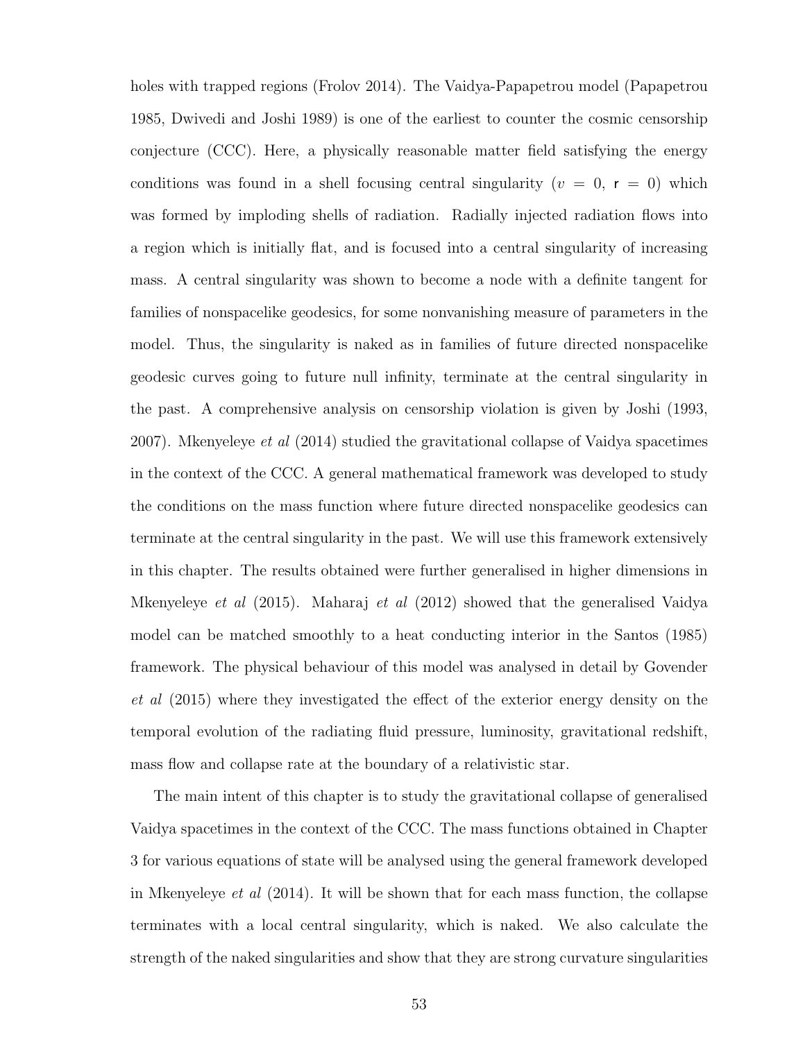holes with trapped regions (Frolov 2014). The Vaidya-Papapetrou model (Papapetrou 1985, Dwivedi and Joshi 1989) is one of the earliest to counter the cosmic censorship conjecture (CCC). Here, a physically reasonable matter field satisfying the energy conditions was found in a shell focusing central singularity ($v = 0$, $\mathsf{r} = 0$) which was formed by imploding shells of radiation. Radially injected radiation flows into a region which is initially flat, and is focused into a central singularity of increasing mass. A central singularity was shown to become a node with a definite tangent for families of nonspacelike geodesics, for some nonvanishing measure of parameters in the model. Thus, the singularity is naked as in families of future directed nonspacelike geodesic curves going to future null infinity, terminate at the central singularity in the past. A comprehensive analysis on censorship violation is given by Joshi (1993, 2007). Mkenyeleye *et al* (2014) studied the gravitational collapse of Vaidya spacetimes in the context of the CCC. A general mathematical framework was developed to study the conditions on the mass function where future directed nonspacelike geodesics can terminate at the central singularity in the past. We will use this framework extensively in this chapter. The results obtained were further generalised in higher dimensions in Mkenyeleye *et al* (2015). Maharaj *et al* (2012) showed that the generalised Vaidya model can be matched smoothly to a heat conducting interior in the Santos (1985) framework. The physical behaviour of this model was analysed in detail by Govender *et al* (2015) where they investigated the effect of the exterior energy density on the temporal evolution of the radiating fluid pressure, luminosity, gravitational redshift, mass flow and collapse rate at the boundary of a relativistic star.

The main intent of this chapter is to study the gravitational collapse of generalised Vaidya spacetimes in the context of the CCC. The mass functions obtained in Chapter 3 for various equations of state will be analysed using the general framework developed in Mkenyeleye *et al* (2014). It will be shown that for each mass function, the collapse terminates with a local central singularity, which is naked. We also calculate the strength of the naked singularities and show that they are strong curvature singularities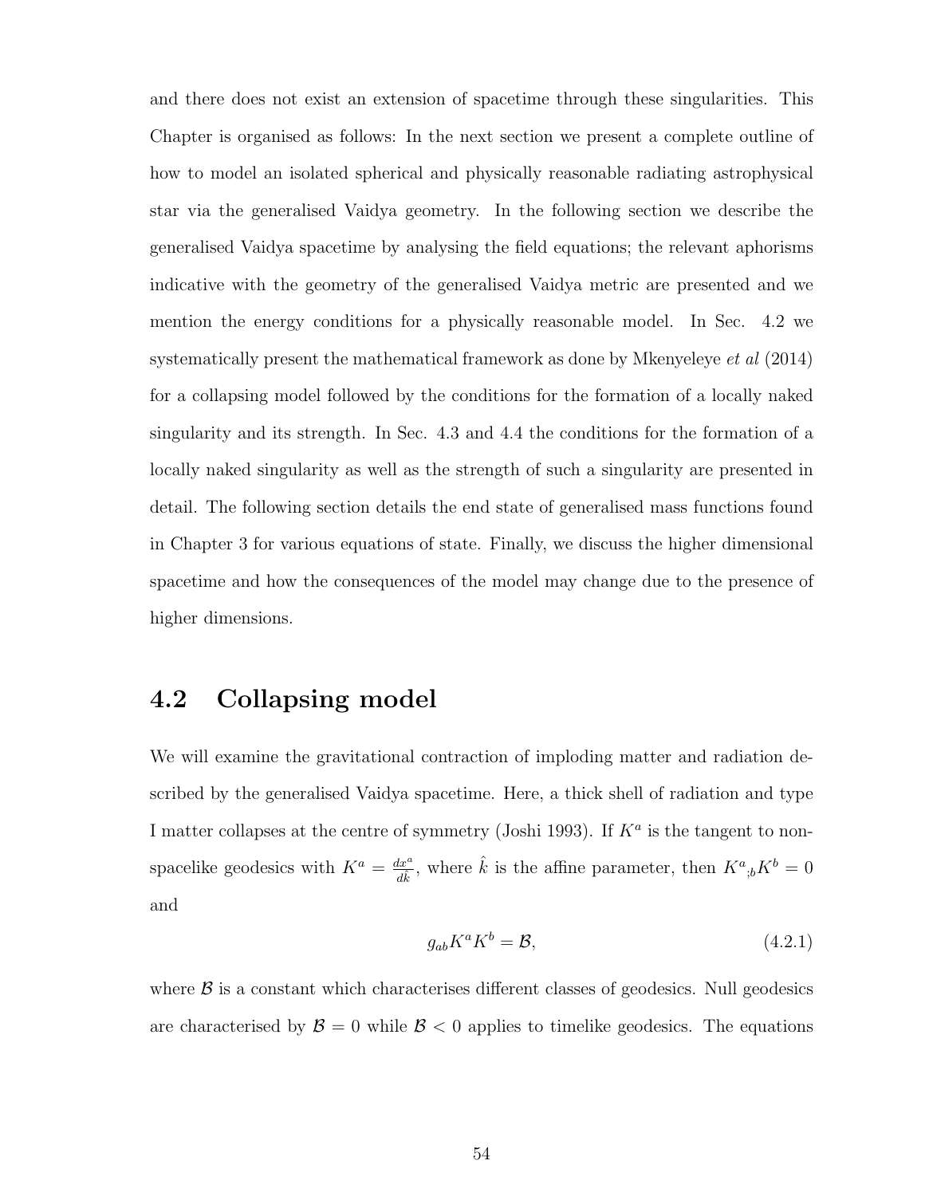and there does not exist an extension of spacetime through these singularities. This Chapter is organised as follows: In the next section we present a complete outline of how to model an isolated spherical and physically reasonable radiating astrophysical star via the generalised Vaidya geometry. In the following section we describe the generalised Vaidya spacetime by analysing the field equations; the relevant aphorisms indicative with the geometry of the generalised Vaidya metric are presented and we mention the energy conditions for a physically reasonable model. In Sec. 4.2 we systematically present the mathematical framework as done by Mkenyeleye *et al* (2014) for a collapsing model followed by the conditions for the formation of a locally naked singularity and its strength. In Sec. 4.3 and 4.4 the conditions for the formation of a locally naked singularity as well as the strength of such a singularity are presented in detail. The following section details the end state of generalised mass functions found in Chapter 3 for various equations of state. Finally, we discuss the higher dimensional spacetime and how the consequences of the model may change due to the presence of higher dimensions.

## 4.2 Collapsing model

We will examine the gravitational contraction of imploding matter and radiation described by the generalised Vaidya spacetime. Here, a thick shell of radiation and type I matter collapses at the centre of symmetry (Joshi 1993). If $K^a$ is the tangent to non-spacelike geodesics with $K^a = \frac{dx^a}{d\hat{k}}$, where $\hat{k}$ is the affine parameter, then $K^a{}_{;b}K^b = 0$ and

$$g_{ab}K^aK^b = \mathcal{B}, \tag{4.2.1}$$

where $\mathcal{B}$ is a constant which characterises different classes of geodesics. Null geodesics are characterised by $\mathcal{B} = 0$ while $\mathcal{B} < 0$ applies to timelike geodesics. The equations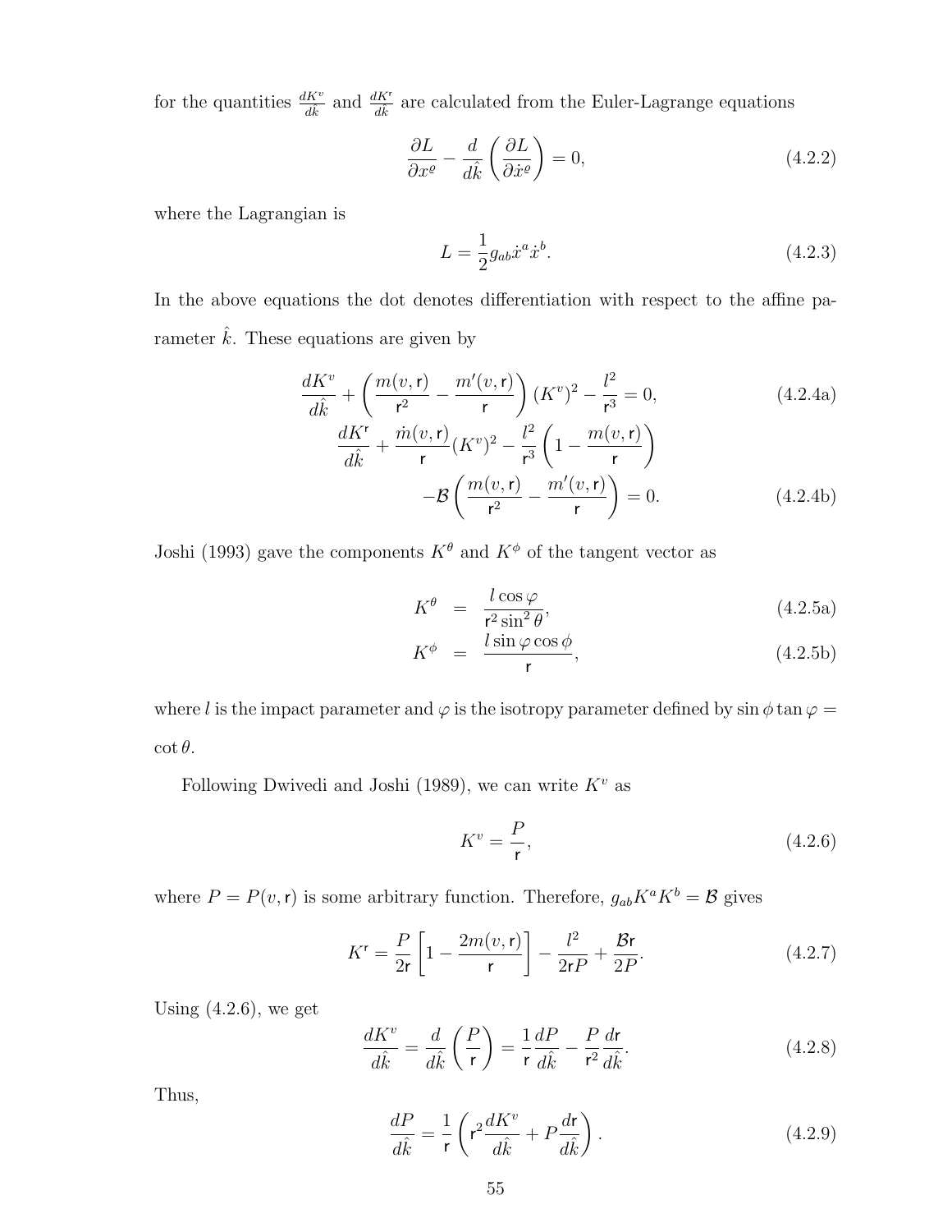for the quantities $\frac{dK^v}{d\hat{k}}$ and $\frac{dK^{\mathsf{r}}}{d\hat{k}}$ are calculated from the Euler-Lagrange equations

$$\frac{\partial L}{\partial x^{\varrho}} - \frac{d}{d\hat{k}}\left(\frac{\partial L}{\partial \dot{x}^{\varrho}}\right) = 0, \tag{4.2.2}$$

where the Lagrangian is

$$L = \frac{1}{2} g_{ab} \dot{x}^a \dot{x}^b. \tag{4.2.3}$$

In the above equations the dot denotes differentiation with respect to the affine parameter $\hat{k}$. These equations are given by

$$\frac{dK^v}{d\hat{k}} + \left(\frac{m(v,\mathsf{r})}{\mathsf{r}^2} - \frac{m'(v,\mathsf{r})}{\mathsf{r}}\right)(K^v)^2 - \frac{l^2}{\mathsf{r}^3} = 0, \tag{4.2.4a}$$

$$\frac{dK^{\mathsf{r}}}{d\hat{k}} + \frac{\dot{m}(v,\mathsf{r})}{\mathsf{r}}(K^v)^2 - \frac{l^2}{\mathsf{r}^3}\left(1 - \frac{m(v,\mathsf{r})}{\mathsf{r}}\right) - \mathcal{B}\left(\frac{m(v,\mathsf{r})}{\mathsf{r}^2} - \frac{m'(v,\mathsf{r})}{\mathsf{r}}\right) = 0. \tag{4.2.4b}$$

Joshi (1993) gave the components $K^\theta$ and $K^\phi$ of the tangent vector as

$$K^\theta = \frac{l\cos\varphi}{\mathsf{r}^2 \sin^2\theta}, \tag{4.2.5a}$$

$$K^\phi = \frac{l\sin\varphi\cos\phi}{\mathsf{r}}, \tag{4.2.5b}$$

where $l$ is the impact parameter and $\varphi$ is the isotropy parameter defined by $\sin\phi\tan\varphi = \cot\theta$.

Following Dwivedi and Joshi (1989), we can write $K^v$ as

$$K^v = \frac{P}{\mathsf{r}}, \tag{4.2.6}$$

where $P = P(v,\mathsf{r})$ is some arbitrary function. Therefore, $g_{ab}K^aK^b = \mathcal{B}$ gives

$$K^{\mathsf{r}} = \frac{P}{2\mathsf{r}}\left[1 - \frac{2m(v,\mathsf{r})}{\mathsf{r}}\right] - \frac{l^2}{2\mathsf{r}P} + \frac{\mathcal{B}\mathsf{r}}{2P}. \tag{4.2.7}$$

Using (4.2.6), we get

$$\frac{dK^v}{d\hat{k}} = \frac{d}{d\hat{k}}\left(\frac{P}{\mathsf{r}}\right) = \frac{1}{\mathsf{r}}\frac{dP}{d\hat{k}} - \frac{P}{\mathsf{r}^2}\frac{d\mathsf{r}}{d\hat{k}}. \tag{4.2.8}$$

Thus,

$$\frac{dP}{d\hat{k}} = \frac{1}{\mathsf{r}}\left(\mathsf{r}^2\frac{dK^v}{d\hat{k}} + P\frac{d\mathsf{r}}{d\hat{k}}\right). \tag{4.2.9}$$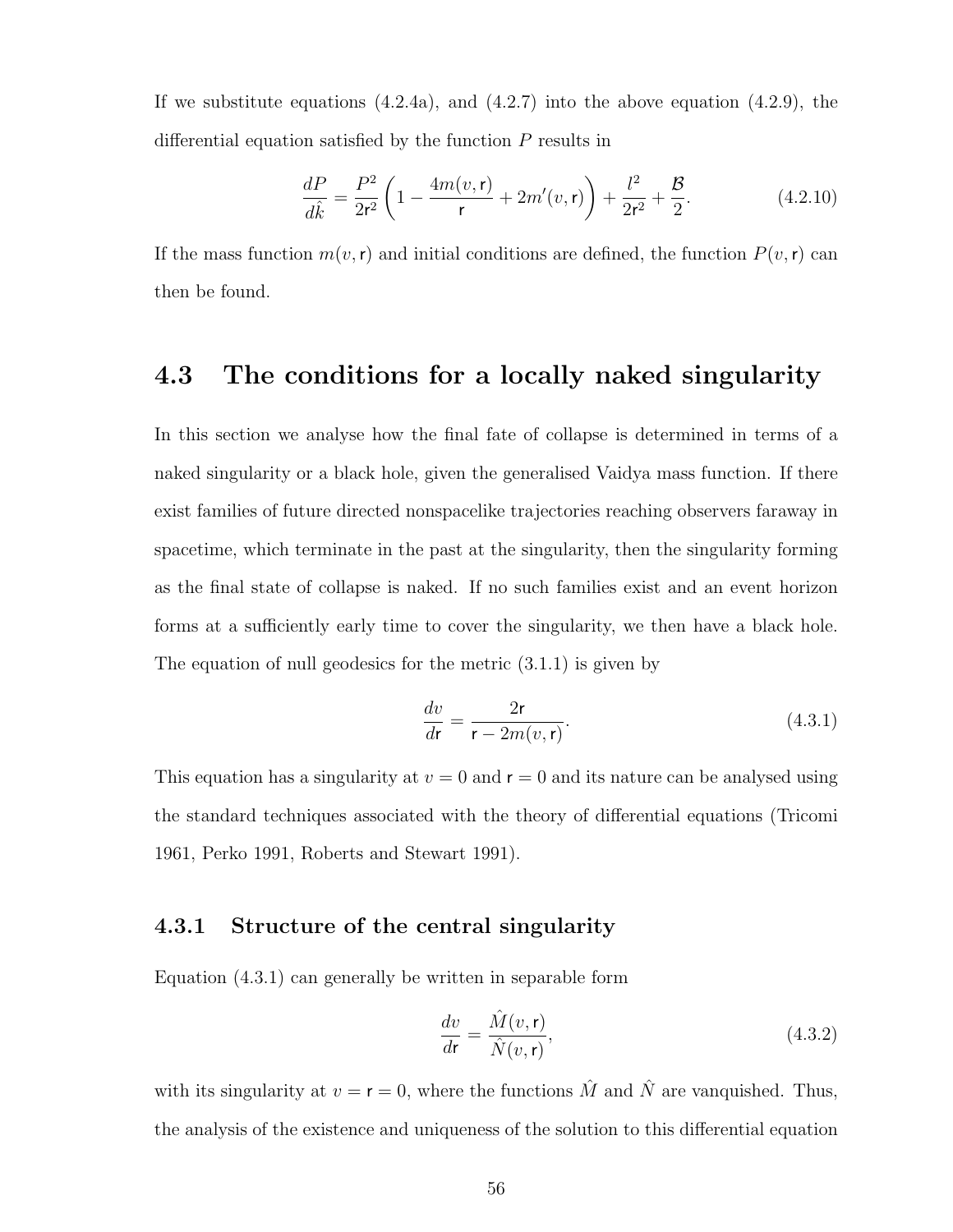If we substitute equations (4.2.4a), and (4.2.7) into the above equation (4.2.9), the differential equation satisfied by the function $P$ results in

$$\frac{dP}{d\hat{k}} = \frac{P^2}{2\mathsf{r}^2}\left(1 - \frac{4m(v,\mathsf{r})}{\mathsf{r}} + 2m'(v,\mathsf{r})\right) + \frac{l^2}{2\mathsf{r}^2} + \frac{\mathcal{B}}{2}. \tag{4.2.10}$$

If the mass function $m(v,\mathsf{r})$ and initial conditions are defined, the function $P(v,\mathsf{r})$ can then be found.

## 4.3 The conditions for a locally naked singularity

In this section we analyse how the final fate of collapse is determined in terms of a naked singularity or a black hole, given the generalised Vaidya mass function. If there exist families of future directed nonspacelike trajectories reaching observers faraway in spacetime, which terminate in the past at the singularity, then the singularity forming as the final state of collapse is naked. If no such families exist and an event horizon forms at a sufficiently early time to cover the singularity, we then have a black hole. The equation of null geodesics for the metric (3.1.1) is given by

$$\frac{dv}{d\mathsf{r}} = \frac{2\mathsf{r}}{\mathsf{r} - 2m(v,\mathsf{r})}. \tag{4.3.1}$$

This equation has a singularity at $v = 0$ and $\mathsf{r} = 0$ and its nature can be analysed using the standard techniques associated with the theory of differential equations (Tricomi 1961, Perko 1991, Roberts and Stewart 1991).

### 4.3.1 Structure of the central singularity

Equation (4.3.1) can generally be written in separable form

$$\frac{dv}{d\mathsf{r}} = \frac{\hat{M}(v,\mathsf{r})}{\hat{N}(v,\mathsf{r})}, \tag{4.3.2}$$

with its singularity at $v = \mathsf{r} = 0$, where the functions $\hat{M}$ and $\hat{N}$ are vanquished. Thus, the analysis of the existence and uniqueness of the solution to this differential equation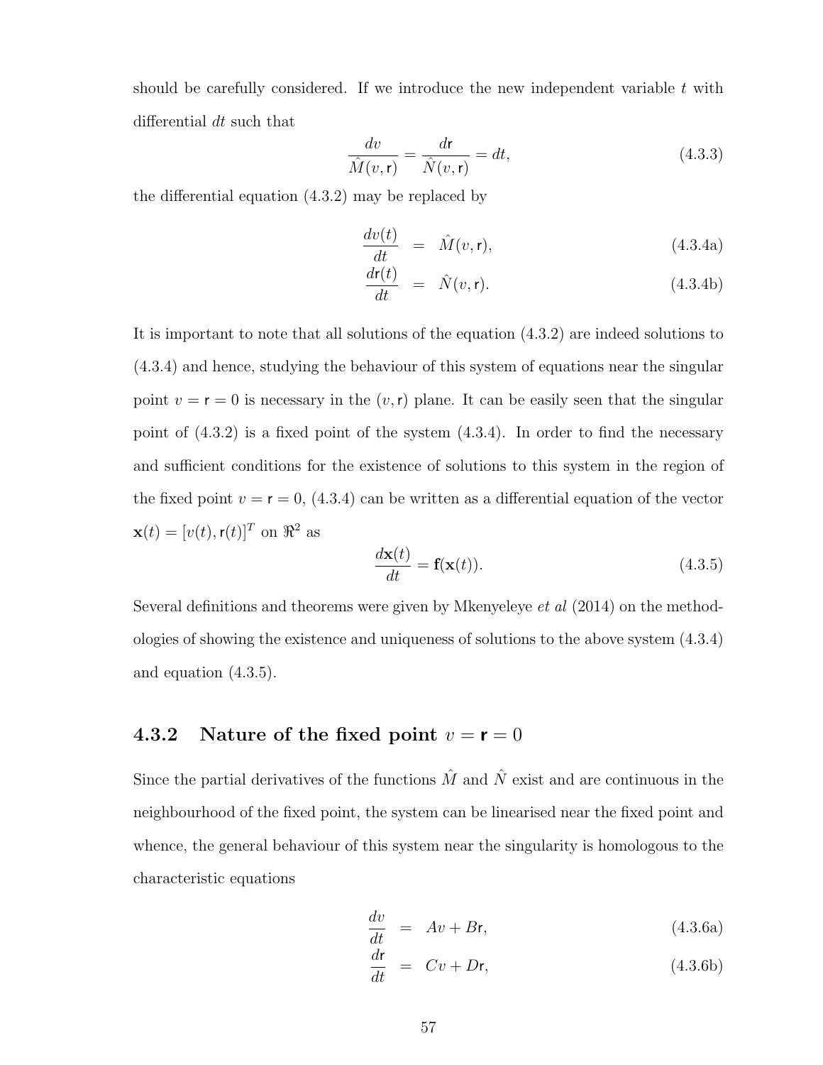should be carefully considered. If we introduce the new independent variable $t$ with differential $dt$ such that

$$\frac{dv}{\hat{M}(v,\mathsf{r})} = \frac{d\mathsf{r}}{\hat{N}(v,\mathsf{r})} = dt, \tag{4.3.3}$$

the differential equation (4.3.2) may be replaced by

$$\frac{dv(t)}{dt} = \hat{M}(v,\mathsf{r}), \tag{4.3.4a}$$

$$\frac{d\mathsf{r}(t)}{dt} = \hat{N}(v,\mathsf{r}). \tag{4.3.4b}$$

It is important to note that all solutions of the equation (4.3.2) are indeed solutions to (4.3.4) and hence, studying the behaviour of this system of equations near the singular point $v = \mathsf{r} = 0$ is necessary in the $(v, \mathsf{r})$ plane. It can be easily seen that the singular point of (4.3.2) is a fixed point of the system (4.3.4). In order to find the necessary and sufficient conditions for the existence of solutions to this system in the region of the fixed point $v = \mathsf{r} = 0$, (4.3.4) can be written as a differential equation of the vector $\mathbf{x}(t) = [v(t), \mathsf{r}(t)]^T$ on $\Re^2$ as

$$\frac{d\mathbf{x}(t)}{dt} = \mathsf{f}(\mathbf{x}(t)). \tag{4.3.5}$$

Several definitions and theorems were given by Mkenyeleye *et al* (2014) on the methodologies of showing the existence and uniqueness of solutions to the above system (4.3.4) and equation (4.3.5).

### 4.3.2 Nature of the fixed point $v = \mathsf{r} = 0$

Since the partial derivatives of the functions $\hat{M}$ and $\hat{N}$ exist and are continuous in the neighbourhood of the fixed point, the system can be linearised near the fixed point and whence, the general behaviour of this system near the singularity is homologous to the characteristic equations

$$\frac{dv}{dt} = Av + B\mathsf{r}, \tag{4.3.6a}$$

$$\frac{d\mathsf{r}}{dt} = Cv + D\mathsf{r}, \tag{4.3.6b}$$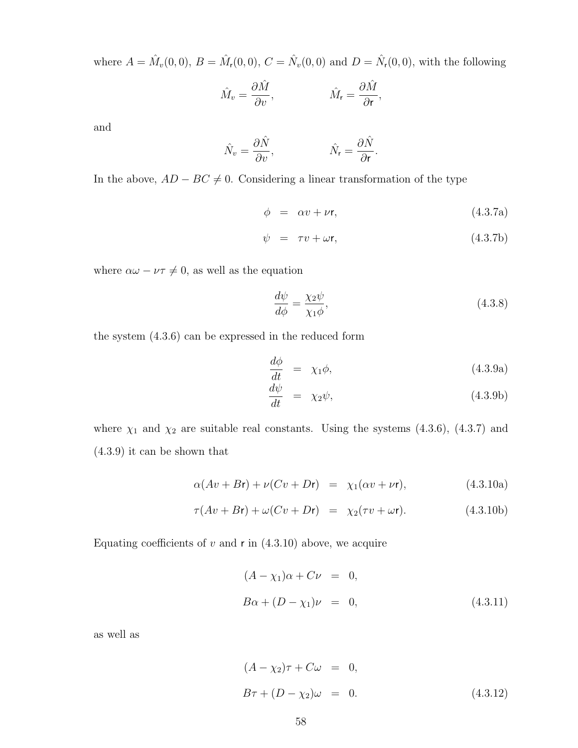where $A = \hat{M}_v(0,0)$, $B = \hat{M}_{\mathsf{r}}(0,0)$, $C = \hat{N}_v(0,0)$ and $D = \hat{N}_{\mathsf{r}}(0,0)$, with the following

$$\hat{M}_v = \frac{\partial \hat{M}}{\partial v}, \qquad \hat{M}_{\mathsf{r}} = \frac{\partial \hat{M}}{\partial \mathsf{r}},$$

and

$$\hat{N}_v = \frac{\partial \hat{N}}{\partial v}, \qquad \hat{N}_{\mathsf{r}} = \frac{\partial \hat{N}}{\partial \mathsf{r}}.$$

In the above, $AD - BC \neq 0$. Considering a linear transformation of the type

$$\phi = \alpha v + \nu \mathsf{r}, \tag{4.3.7a}$$

$$\psi = \tau v + \omega \mathsf{r}, \tag{4.3.7b}$$

where $\alpha\omega - \nu\tau \neq 0$, as well as the equation

$$\frac{d\psi}{d\phi} = \frac{\chi_2 \psi}{\chi_1 \phi}, \tag{4.3.8}$$

the system (4.3.6) can be expressed in the reduced form

$$\frac{d\phi}{dt} = \chi_1 \phi, \tag{4.3.9a}$$

$$\frac{d\psi}{dt} = \chi_2 \psi, \tag{4.3.9b}$$

where $\chi_1$ and $\chi_2$ are suitable real constants. Using the systems (4.3.6), (4.3.7) and (4.3.9) it can be shown that

$$\alpha(Av + B\mathsf{r}) + \nu(Cv + D\mathsf{r}) = \chi_1(\alpha v + \nu \mathsf{r}), \tag{4.3.10a}$$

$$\tau(Av + B\mathsf{r}) + \omega(Cv + D\mathsf{r}) = \chi_2(\tau v + \omega \mathsf{r}). \tag{4.3.10b}$$

Equating coefficients of $v$ and $\mathsf{r}$ in (4.3.10) above, we acquire

$$\begin{aligned}(A - \chi_1)\alpha + C\nu &= 0,\\ B\alpha + (D - \chi_1)\nu &= 0,\end{aligned} \tag{4.3.11}$$

as well as

$$\begin{aligned}(A - \chi_2)\tau + C\omega &= 0,\\ B\tau + (D - \chi_2)\omega &= 0.\end{aligned} \tag{4.3.12}$$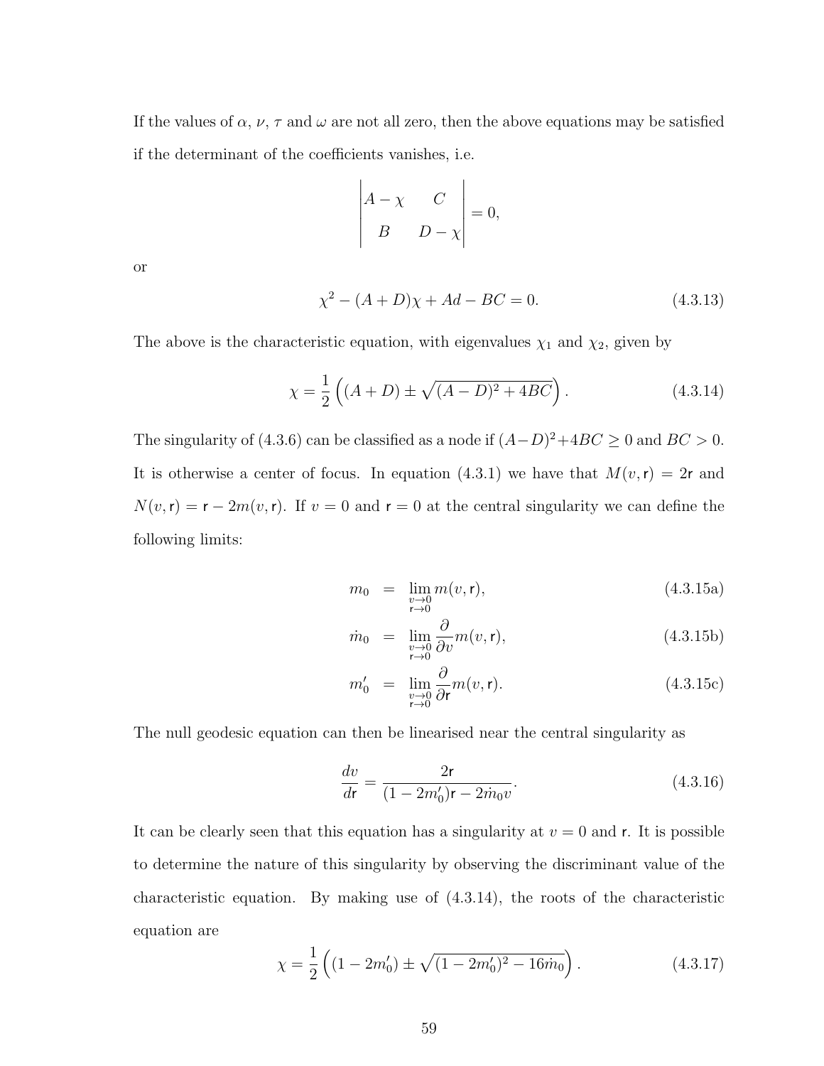If the values of $\alpha$, $\nu$, $\tau$ and $\omega$ are not all zero, then the above equations may be satisfied if the determinant of the coefficients vanishes, i.e.

$$\begin{vmatrix} A-\chi & C \\ B & D-\chi \end{vmatrix} = 0,$$

or

$$\chi^2 - (A+D)\chi + Ad - BC = 0. \tag{4.3.13}$$

The above is the characteristic equation, with eigenvalues $\chi_1$ and $\chi_2$, given by

$$\chi = \frac{1}{2}\left((A+D) \pm \sqrt{(A-D)^2 + 4BC}\right). \tag{4.3.14}$$

The singularity of (4.3.6) can be classified as a node if $(A-D)^2+4BC \geq 0$ and $BC > 0$. It is otherwise a center of focus. In equation (4.3.1) we have that $M(v,\mathsf{r}) = 2\mathsf{r}$ and $N(v,\mathsf{r}) = \mathsf{r} - 2m(v,\mathsf{r})$. If $v = 0$ and $\mathsf{r} = 0$ at the central singularity we can define the following limits:

$$m_0 = \lim_{\substack{v\to 0 \\ \mathsf{r}\to 0}} m(v,\mathsf{r}), \tag{4.3.15a}$$

$$\dot{m}_0 = \lim_{\substack{v\to 0 \\ \mathsf{r}\to 0}} \frac{\partial}{\partial v} m(v,\mathsf{r}), \tag{4.3.15b}$$

$$m'_0 = \lim_{\substack{v\to 0 \\ \mathsf{r}\to 0}} \frac{\partial}{\partial \mathsf{r}} m(v,\mathsf{r}). \tag{4.3.15c}$$

The null geodesic equation can then be linearised near the central singularity as

$$\frac{dv}{d\mathsf{r}} = \frac{2\mathsf{r}}{(1-2m'_0)\mathsf{r} - 2\dot{m}_0 v}. \tag{4.3.16}$$

It can be clearly seen that this equation has a singularity at $v = 0$ and $\mathsf{r}$. It is possible to determine the nature of this singularity by observing the discriminant value of the characteristic equation. By making use of (4.3.14), the roots of the characteristic equation are

$$\chi = \frac{1}{2}\left((1-2m'_0) \pm \sqrt{(1-2m'_0)^2 - 16\dot{m}_0}\right). \tag{4.3.17}$$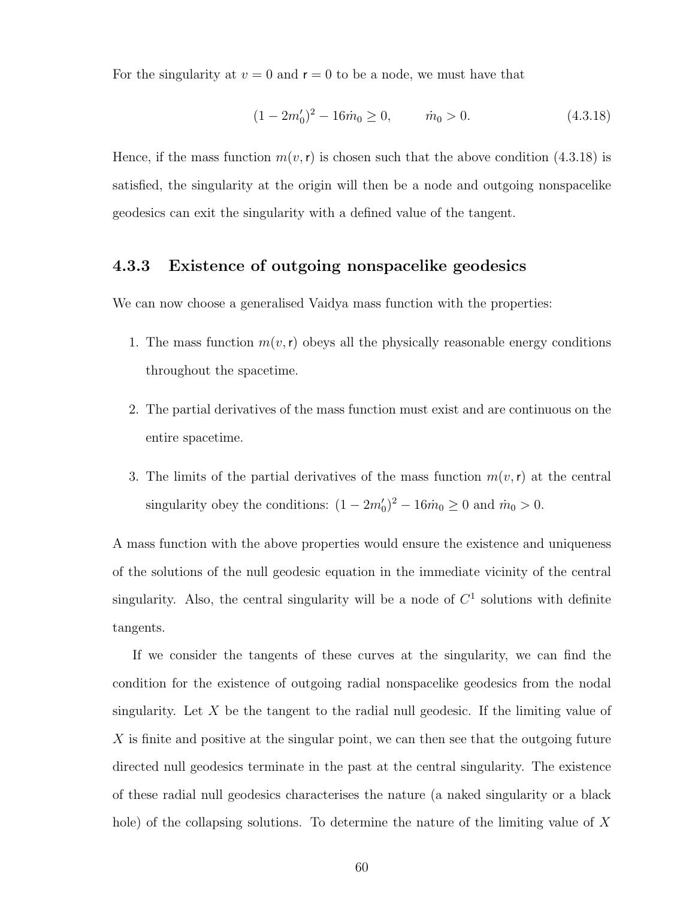For the singularity at $v = 0$ and $\mathsf{r} = 0$ to be a node, we must have that

$$(1 - 2m_0')^2 - 16\dot{m}_0 \geq 0, \qquad \dot{m}_0 > 0. \tag{4.3.18}$$

Hence, if the mass function $m(v, \mathsf{r})$ is chosen such that the above condition (4.3.18) is satisfied, the singularity at the origin will then be a node and outgoing nonspacelike geodesics can exit the singularity with a defined value of the tangent.

### 4.3.3 Existence of outgoing nonspacelike geodesics

We can now choose a generalised Vaidya mass function with the properties:

1. The mass function $m(v, \mathsf{r})$ obeys all the physically reasonable energy conditions throughout the spacetime.
2. The partial derivatives of the mass function must exist and are continuous on the entire spacetime.
3. The limits of the partial derivatives of the mass function $m(v, \mathsf{r})$ at the central singularity obey the conditions: $(1 - 2m_0')^2 - 16\dot{m}_0 \geq 0$ and $\dot{m}_0 > 0$.

A mass function with the above properties would ensure the existence and uniqueness of the solutions of the null geodesic equation in the immediate vicinity of the central singularity. Also, the central singularity will be a node of $C^1$ solutions with definite tangents.

If we consider the tangents of these curves at the singularity, we can find the condition for the existence of outgoing radial nonspacelike geodesics from the nodal singularity. Let $X$ be the tangent to the radial null geodesic. If the limiting value of $X$ is finite and positive at the singular point, we can then see that the outgoing future directed null geodesics terminate in the past at the central singularity. The existence of these radial null geodesics characterises the nature (a naked singularity or a black hole) of the collapsing solutions. To determine the nature of the limiting value of $X$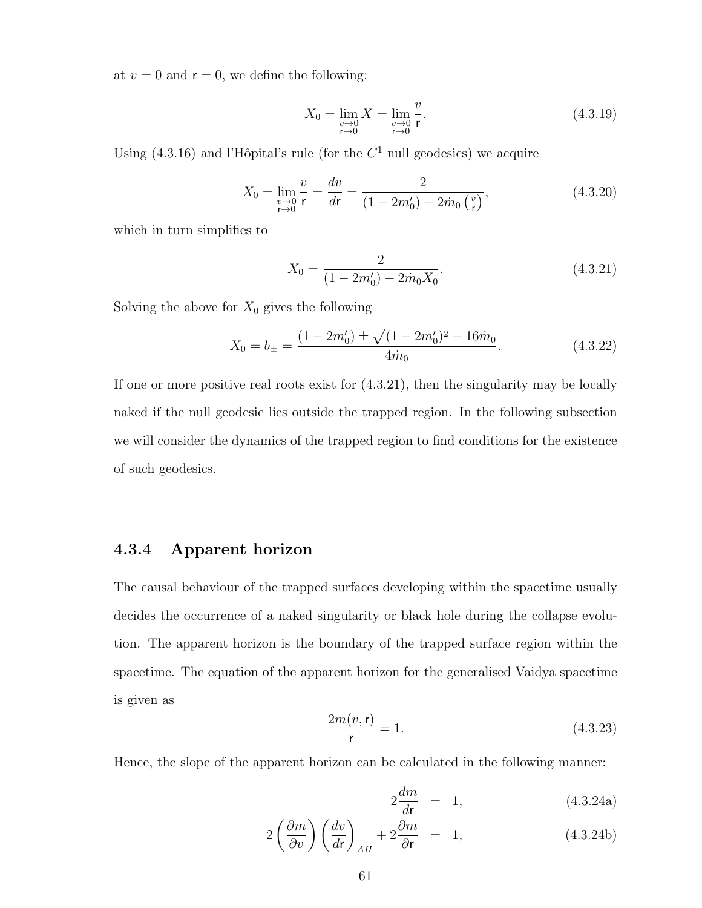at $v = 0$ and $\mathsf{r} = 0$, we define the following:

$$X_0 = \lim_{\substack{v \to 0 \\ \mathsf{r} \to 0}} X = \lim_{\substack{v \to 0 \\ \mathsf{r} \to 0}} \frac{v}{\mathsf{r}}. \tag{4.3.19}$$

Using (4.3.16) and l'Hôpital's rule (for the $C^1$ null geodesics) we acquire

$$X_0 = \lim_{\substack{v \to 0 \\ \mathsf{r} \to 0}} \frac{v}{\mathsf{r}} = \frac{dv}{d\mathsf{r}} = \frac{2}{(1 - 2m_0') - 2\dot{m}_0 \left(\frac{v}{\mathsf{r}}\right)}, \tag{4.3.20}$$

which in turn simplifies to

$$X_0 = \frac{2}{(1 - 2m_0') - 2\dot{m}_0 X_0}. \tag{4.3.21}$$

Solving the above for $X_0$ gives the following

$$X_0 = b_{\pm} = \frac{(1 - 2m_0') \pm \sqrt{(1 - 2m_0')^2 - 16\dot{m}_0}}{4\dot{m}_0}. \tag{4.3.22}$$

If one or more positive real roots exist for (4.3.21), then the singularity may be locally naked if the null geodesic lies outside the trapped region. In the following subsection we will consider the dynamics of the trapped region to find conditions for the existence of such geodesics.

### 4.3.4 Apparent horizon

The causal behaviour of the trapped surfaces developing within the spacetime usually decides the occurrence of a naked singularity or black hole during the collapse evolution. The apparent horizon is the boundary of the trapped surface region within the spacetime. The equation of the apparent horizon for the generalised Vaidya spacetime is given as

$$\frac{2m(v, \mathsf{r})}{\mathsf{r}} = 1. \tag{4.3.23}$$

Hence, the slope of the apparent horizon can be calculated in the following manner:

$$2\frac{dm}{d\mathsf{r}} = 1, \tag{4.3.24a}$$

$$2\left(\frac{\partial m}{\partial v}\right)\left(\frac{dv}{d\mathsf{r}}\right)_{AH} + 2\frac{\partial m}{\partial \mathsf{r}} = 1, \tag{4.3.24b}$$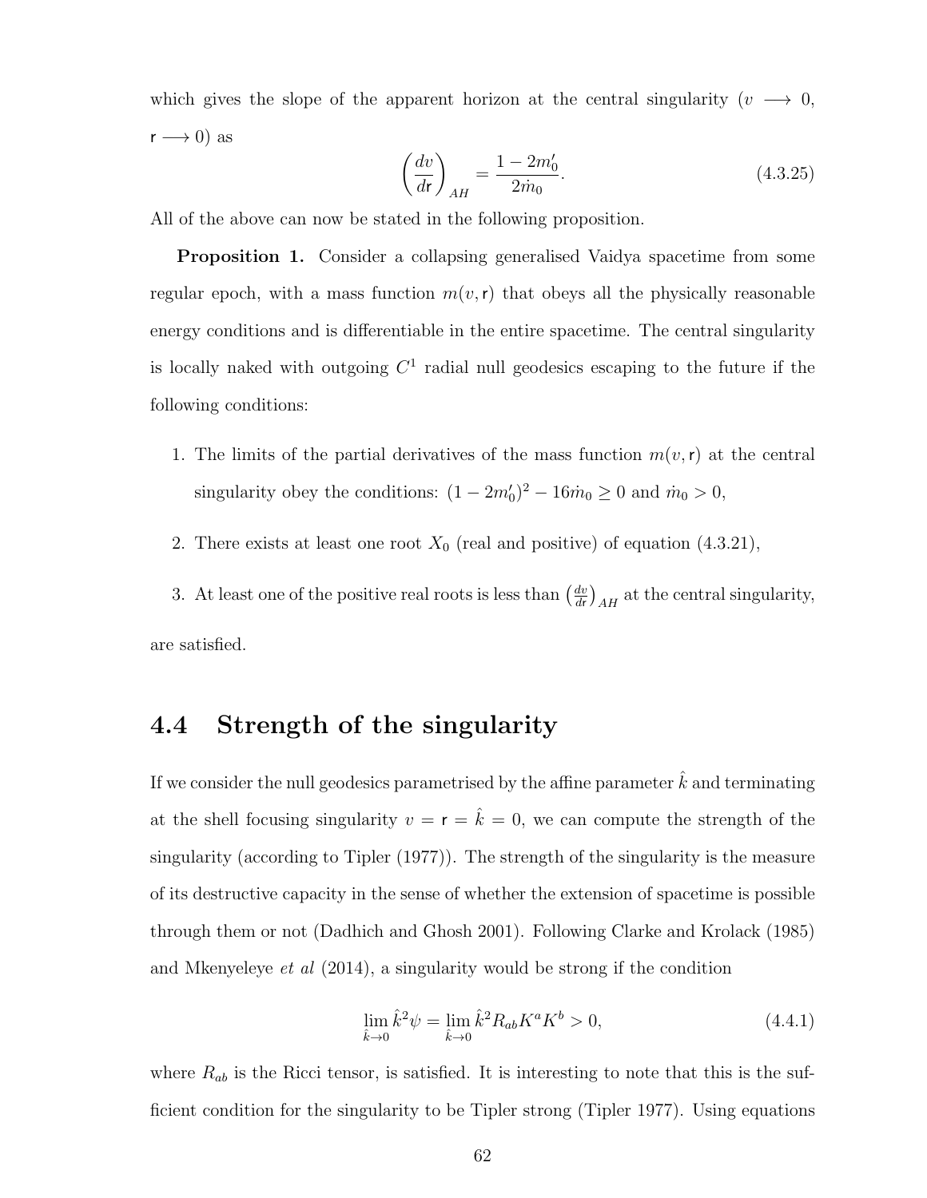which gives the slope of the apparent horizon at the central singularity ($v \longrightarrow 0$, $\mathsf{r} \longrightarrow 0$) as

$$\left(\frac{dv}{d\mathsf{r}}\right)_{AH} = \frac{1 - 2m_0'}{2\dot{m}_0}. \tag{4.3.25}$$

All of the above can now be stated in the following proposition.

**Proposition 1.** Consider a collapsing generalised Vaidya spacetime from some regular epoch, with a mass function $m(v, \mathsf{r})$ that obeys all the physically reasonable energy conditions and is differentiable in the entire spacetime. The central singularity is locally naked with outgoing $C^1$ radial null geodesics escaping to the future if the following conditions:

1. The limits of the partial derivatives of the mass function $m(v, \mathsf{r})$ at the central singularity obey the conditions: $(1 - 2m_0')^2 - 16\dot{m}_0 \geq 0$ and $\dot{m}_0 > 0$,
2. There exists at least one root $X_0$ (real and positive) of equation (4.3.21),
3. At least one of the positive real roots is less than $\left(\frac{dv}{dr}\right)_{AH}$ at the central singularity,

are satisfied.

## 4.4 Strength of the singularity

If we consider the null geodesics parametrised by the affine parameter $\hat{k}$ and terminating at the shell focusing singularity $v = \mathsf{r} = \hat{k} = 0$, we can compute the strength of the singularity (according to Tipler (1977)). The strength of the singularity is the measure of its destructive capacity in the sense of whether the extension of spacetime is possible through them or not (Dadhich and Ghosh 2001). Following Clarke and Krolack (1985) and Mkenyeleye *et al* (2014), a singularity would be strong if the condition

$$\lim_{\hat{k}\to 0} \hat{k}^2 \psi = \lim_{\hat{k}\to 0} \hat{k}^2 R_{ab} K^a K^b > 0, \tag{4.4.1}$$

where $R_{ab}$ is the Ricci tensor, is satisfied. It is interesting to note that this is the sufficient condition for the singularity to be Tipler strong (Tipler 1977). Using equations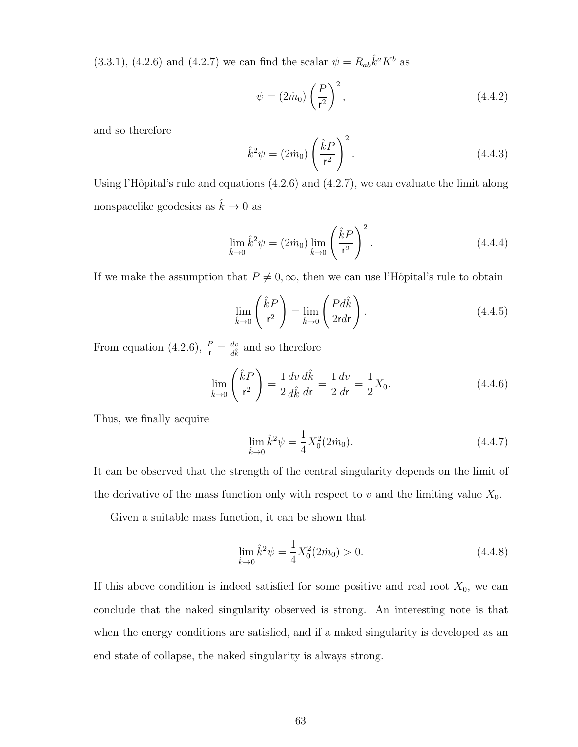(3.3.1), (4.2.6) and (4.2.7) we can find the scalar $\psi = R_{ab}\hat{k}^a K^b$ as

$$\psi = (2\dot{m}_0)\left(\frac{P}{\mathsf{r}^2}\right)^2, \tag{4.4.2}$$

and so therefore

$$\hat{k}^2\psi = (2\dot{m}_0)\left(\frac{\hat{k}P}{\mathsf{r}^2}\right)^2. \tag{4.4.3}$$

Using l'Hôpital's rule and equations (4.2.6) and (4.2.7), we can evaluate the limit along nonspacelike geodesics as $\hat{k} \to 0$ as

$$\lim_{\hat{k}\to 0}\hat{k}^2\psi = (2\dot{m}_0)\lim_{\hat{k}\to 0}\left(\frac{\hat{k}P}{\mathsf{r}^2}\right)^2. \tag{4.4.4}$$

If we make the assumption that $P \neq 0, \infty$, then we can use l'Hôpital's rule to obtain

$$\lim_{\hat{k}\to 0}\left(\frac{\hat{k}P}{\mathsf{r}^2}\right) = \lim_{\hat{k}\to 0}\left(\frac{Pd\hat{k}}{2\mathsf{r}d\mathsf{r}}\right). \tag{4.4.5}$$

From equation (4.2.6), $\frac{P}{\mathsf{r}} = \frac{dv}{d\hat{k}}$ and so therefore

$$\lim_{\hat{k}\to 0}\left(\frac{\hat{k}P}{\mathsf{r}^2}\right) = \frac{1}{2}\frac{dv}{d\hat{k}}\frac{d\hat{k}}{d\mathsf{r}} = \frac{1}{2}\frac{dv}{d\mathsf{r}} = \frac{1}{2}X_0. \tag{4.4.6}$$

Thus, we finally acquire

$$\lim_{\hat{k}\to 0}\hat{k}^2\psi = \frac{1}{4}X_0^2(2\dot{m}_0). \tag{4.4.7}$$

It can be observed that the strength of the central singularity depends on the limit of the derivative of the mass function only with respect to $v$ and the limiting value $X_0$.

Given a suitable mass function, it can be shown that

$$\lim_{\hat{k}\to 0}\hat{k}^2\psi = \frac{1}{4}X_0^2(2\dot{m}_0) > 0. \tag{4.4.8}$$

If this above condition is indeed satisfied for some positive and real root $X_0$, we can conclude that the naked singularity observed is strong. An interesting note is that when the energy conditions are satisfied, and if a naked singularity is developed as an end state of collapse, the naked singularity is always strong.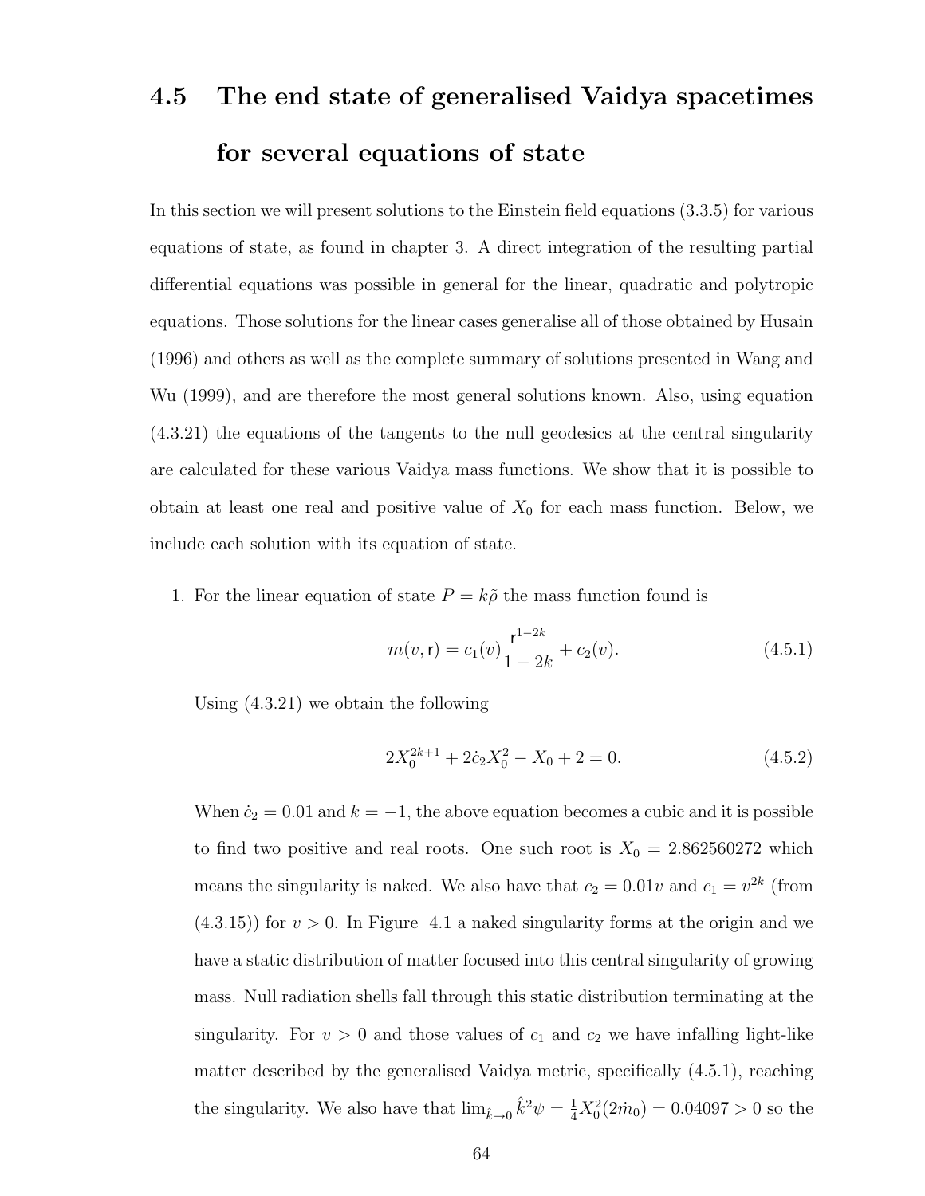## 4.5 The end state of generalised Vaidya spacetimes for several equations of state

In this section we will present solutions to the Einstein field equations (3.3.5) for various equations of state, as found in chapter 3. A direct integration of the resulting partial differential equations was possible in general for the linear, quadratic and polytropic equations. Those solutions for the linear cases generalise all of those obtained by Husain (1996) and others as well as the complete summary of solutions presented in Wang and Wu (1999), and are therefore the most general solutions known. Also, using equation (4.3.21) the equations of the tangents to the null geodesics at the central singularity are calculated for these various Vaidya mass functions. We show that it is possible to obtain at least one real and positive value of $X_0$ for each mass function. Below, we include each solution with its equation of state.

1. For the linear equation of state $P = k\tilde{\rho}$ the mass function found is

$$m(v, \mathsf{r}) = c_1(v)\frac{\mathsf{r}^{1-2k}}{1-2k} + c_2(v). \tag{4.5.1}$$

   Using (4.3.21) we obtain the following

$$2X_0^{2k+1} + 2\dot{c}_2 X_0^2 - X_0 + 2 = 0. \tag{4.5.2}$$

   When $\dot{c}_2 = 0.01$ and $k = -1$, the above equation becomes a cubic and it is possible to find two positive and real roots. One such root is $X_0 = 2.862560272$ which means the singularity is naked. We also have that $c_2 = 0.01v$ and $c_1 = v^{2k}$ (from (4.3.15)) for $v > 0$. In Figure 4.1 a naked singularity forms at the origin and we have a static distribution of matter focused into this central singularity of growing mass. Null radiation shells fall through this static distribution terminating at the singularity. For $v > 0$ and those values of $c_1$ and $c_2$ we have infalling light-like matter described by the generalised Vaidya metric, specifically (4.5.1), reaching the singularity. We also have that $\lim_{\hat{k}\to 0} \hat{k}^2\psi = \frac{1}{4}X_0^2(2\dot{m}_0) = 0.04097 > 0$ so the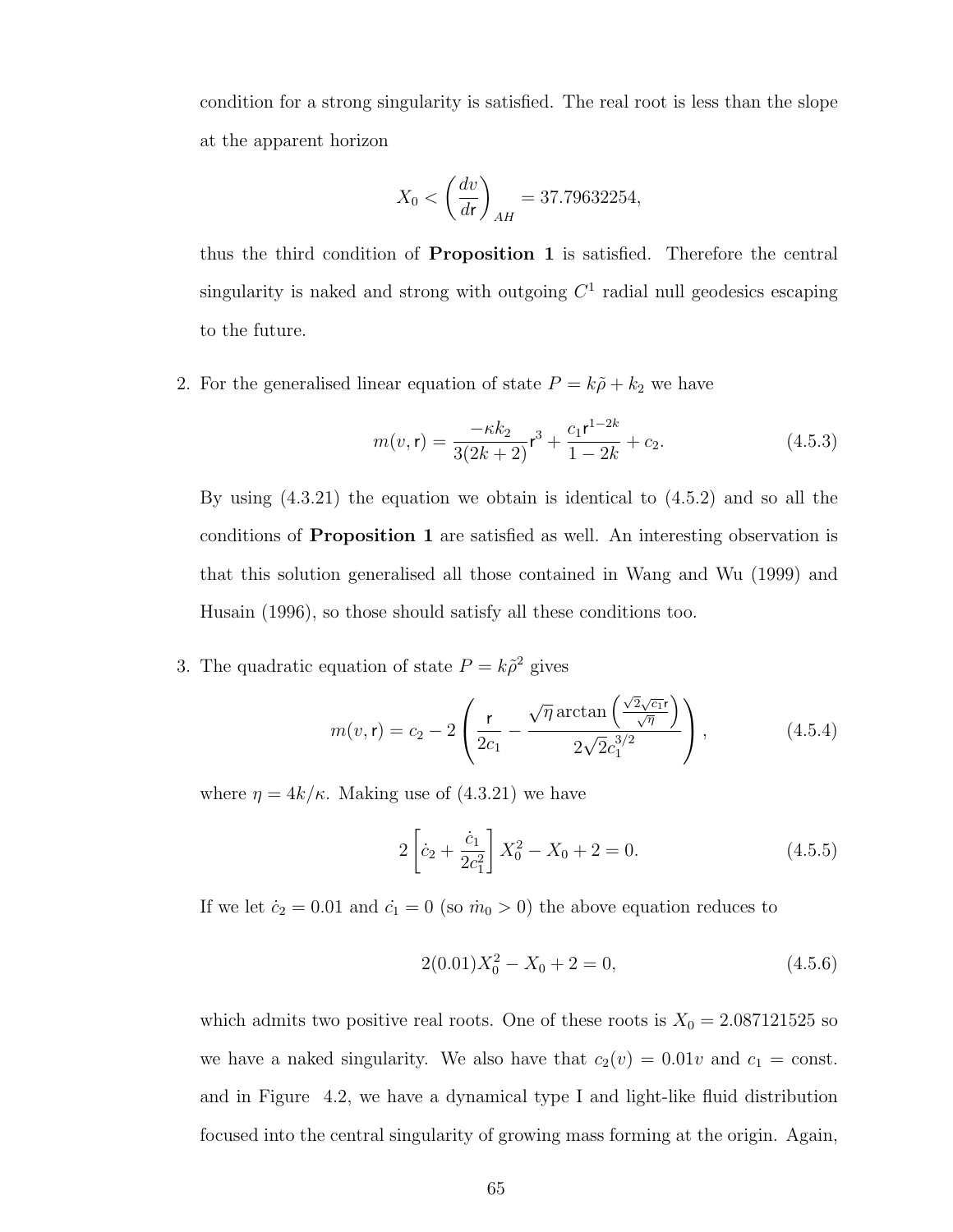condition for a strong singularity is satisfied. The real root is less than the slope at the apparent horizon

$$X_0 < \left(\frac{dv}{d\mathsf{r}}\right)_{AH} = 37.79632254,$$

thus the third condition of **Proposition 1** is satisfied. Therefore the central singularity is naked and strong with outgoing $C^1$ radial null geodesics escaping to the future.

2. For the generalised linear equation of state $P = k\tilde{\rho} + k_2$ we have

$$m(v,\mathsf{r}) = \frac{-\kappa k_2}{3(2k+2)}\mathsf{r}^3 + \frac{c_1 \mathsf{r}^{1-2k}}{1-2k} + c_2. \tag{4.5.3}$$

By using (4.3.21) the equation we obtain is identical to (4.5.2) and so all the conditions of **Proposition 1** are satisfied as well. An interesting observation is that this solution generalised all those contained in Wang and Wu (1999) and Husain (1996), so those should satisfy all these conditions too.

3. The quadratic equation of state $P = k\tilde{\rho}^2$ gives

$$m(v,\mathsf{r}) = c_2 - 2\left(\frac{\mathsf{r}}{2c_1} - \frac{\sqrt{\eta}\arctan\left(\frac{\sqrt{2}\sqrt{c_1}\mathsf{r}}{\sqrt{\eta}}\right)}{2\sqrt{2}c_1^{3/2}}\right), \tag{4.5.4}$$

where $\eta = 4k/\kappa$. Making use of (4.3.21) we have

$$2\left[\dot{c}_2 + \frac{\dot{c}_1}{2c_1^2}\right]X_0^2 - X_0 + 2 = 0. \tag{4.5.5}$$

If we let $\dot{c}_2 = 0.01$ and $\dot{c_1} = 0$ (so $\dot{m}_0 > 0$) the above equation reduces to

$$2(0.01)X_0^2 - X_0 + 2 = 0, \tag{4.5.6}$$

which admits two positive real roots. One of these roots is $X_0 = 2.087121525$ so we have a naked singularity. We also have that $c_2(v) = 0.01v$ and $c_1 =$ const. and in Figure 4.2, we have a dynamical type I and light-like fluid distribution focused into the central singularity of growing mass forming at the origin. Again,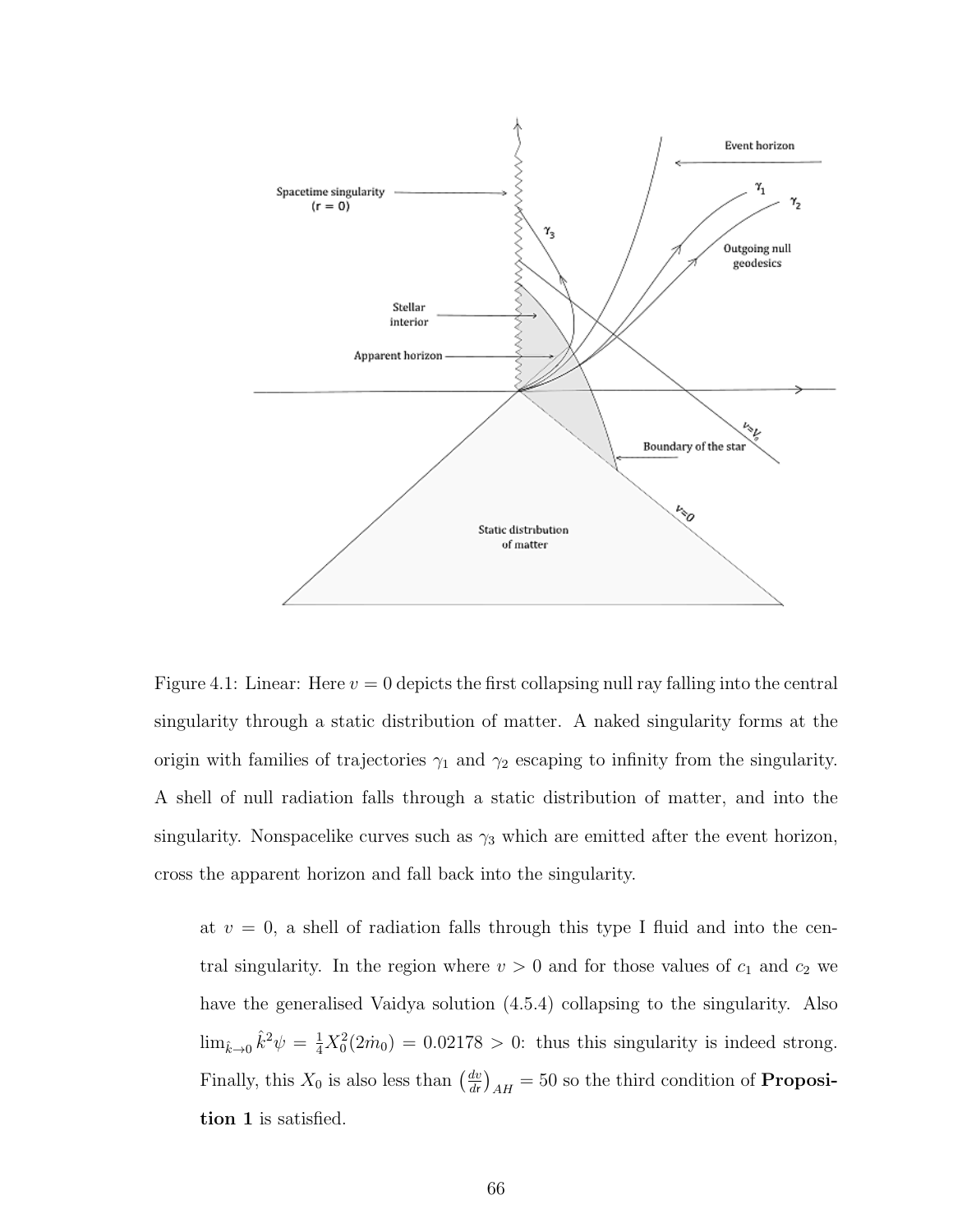Figure 4.1: Linear: Here $v = 0$ depicts the first collapsing null ray falling into the central singularity through a static distribution of matter. A naked singularity forms at the origin with families of trajectories $\gamma_1$ and $\gamma_2$ escaping to infinity from the singularity. A shell of null radiation falls through a static distribution of matter, and into the singularity. Nonspacelike curves such as $\gamma_3$ which are emitted after the event horizon, cross the apparent horizon and fall back into the singularity.

at $v = 0$, a shell of radiation falls through this type I fluid and into the central singularity. In the region where $v > 0$ and for those values of $c_1$ and $c_2$ we have the generalised Vaidya solution (4.5.4) collapsing to the singularity. Also $\lim_{\hat{k}\to 0} \hat{k}^2 \psi = \frac{1}{4} X_0^2 (2\dot{m}_0) = 0.02178 > 0$: thus this singularity is indeed strong. Finally, this $X_0$ is also less than $\left(\frac{dv}{dr}\right)_{AH} = 50$ so the third condition of **Proposition 1** is satisfied.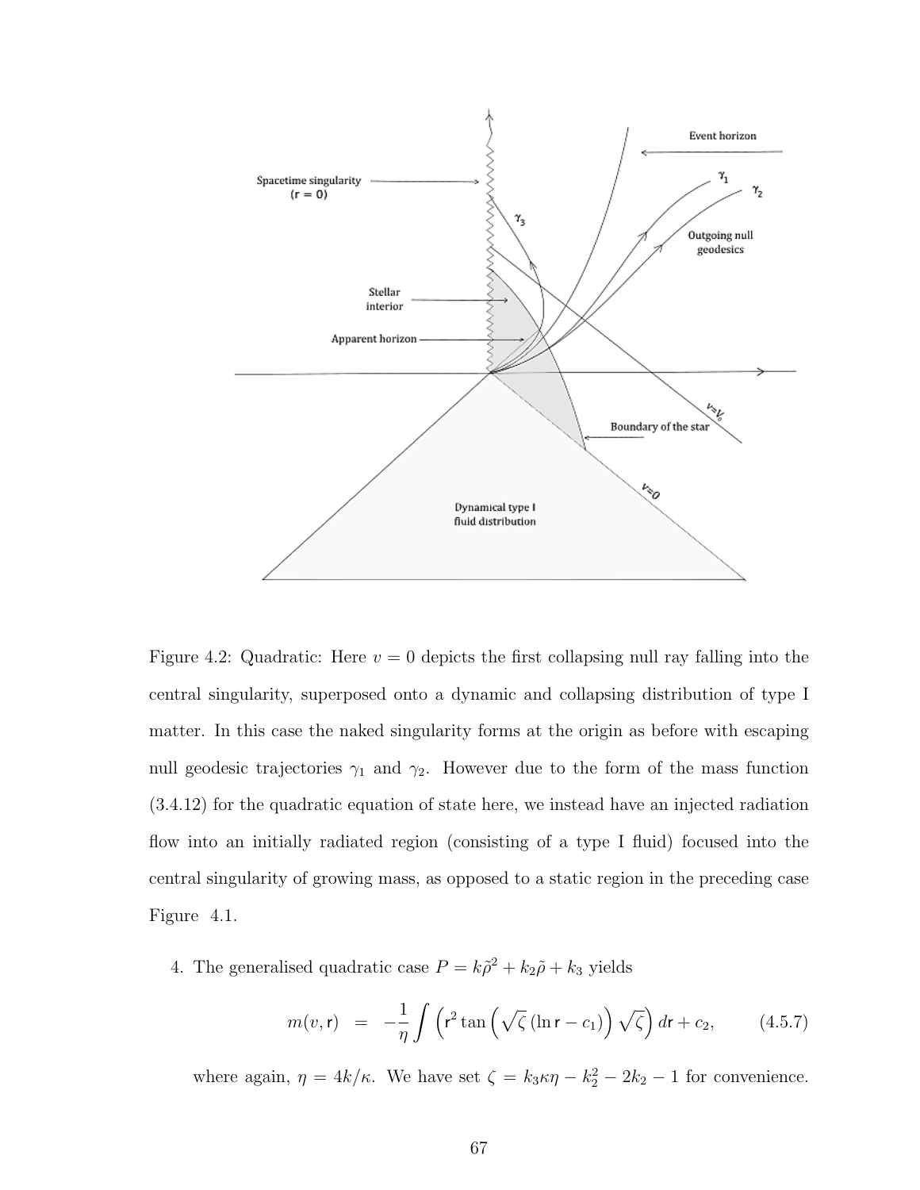Figure 4.2: Quadratic: Here $v = 0$ depicts the first collapsing null ray falling into the central singularity, superposed onto a dynamic and collapsing distribution of type I matter. In this case the naked singularity forms at the origin as before with escaping null geodesic trajectories $\gamma_1$ and $\gamma_2$. However due to the form of the mass function (3.4.12) for the quadratic equation of state here, we instead have an injected radiation flow into an initially radiated region (consisting of a type I fluid) focused into the central singularity of growing mass, as opposed to a static region in the preceding case Figure 4.1.

4. The generalised quadratic case $P = k\tilde{\rho}^2 + k_2\tilde{\rho} + k_3$ yields

$$m(v, \mathsf{r}) = -\frac{1}{\eta}\int \left(\mathsf{r}^2 \tan\left(\sqrt{\zeta}\left(\ln \mathsf{r} - c_1\right)\right)\sqrt{\zeta}\right) d\mathsf{r} + c_2, \qquad (4.5.7)$$

where again, $\eta = 4k/\kappa$. We have set $\zeta = k_3\kappa\eta - k_2^2 - 2k_2 - 1$ for convenience.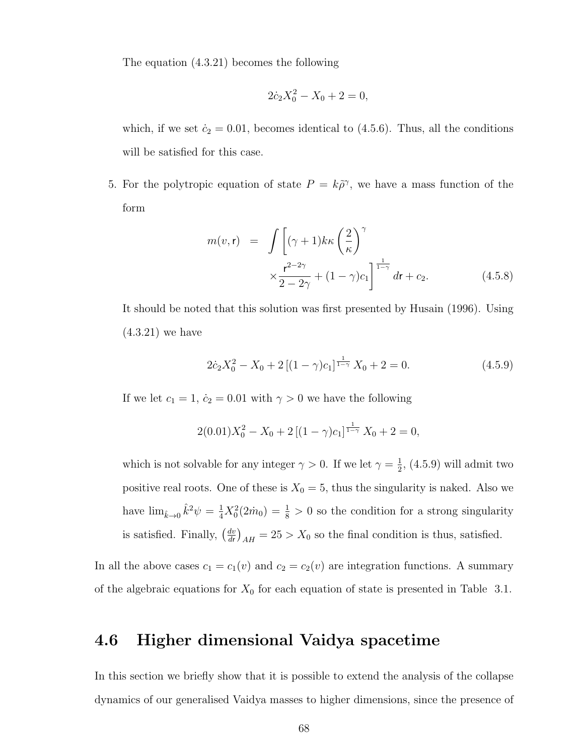The equation (4.3.21) becomes the following

$$2\dot{c}_2 X_0^2 - X_0 + 2 = 0,$$

which, if we set $\dot{c}_2 = 0.01$, becomes identical to (4.5.6). Thus, all the conditions will be satisfied for this case.

5. For the polytropic equation of state $P = k\tilde{\rho}^\gamma$, we have a mass function of the form

$$m(v, \mathsf{r}) = \int \left[ (\gamma + 1)k\kappa \left( \frac{2}{\kappa} \right)^\gamma \times \frac{\mathsf{r}^{2-2\gamma}}{2 - 2\gamma} + (1 - \gamma)c_1 \right]^{\frac{1}{1-\gamma}} d\mathsf{r} + c_2. \qquad (4.5.8)$$

It should be noted that this solution was first presented by Husain (1996). Using (4.3.21) we have

$$2\dot{c}_2 X_0^2 - X_0 + 2\left[(1 - \gamma)c_1\right]^{\frac{1}{1-\gamma}} X_0 + 2 = 0. \qquad (4.5.9)$$

If we let $c_1 = 1$, $\dot{c}_2 = 0.01$ with $\gamma > 0$ we have the following

$$2(0.01)X_0^2 - X_0 + 2\left[(1 - \gamma)c_1\right]^{\frac{1}{1-\gamma}} X_0 + 2 = 0,$$

which is not solvable for any integer $\gamma > 0$. If we let $\gamma = \frac{1}{2}$, (4.5.9) will admit two positive real roots. One of these is $X_0 = 5$, thus the singularity is naked. Also we have $\lim_{\hat{k} \to 0} \hat{k}^2 \psi = \frac{1}{4} X_0^2 (2\dot{m}_0) = \frac{1}{8} > 0$ so the condition for a strong singularity is satisfied. Finally, $\left( \frac{dv}{d\mathsf{r}} \right)_{AH} = 25 > X_0$ so the final condition is thus, satisfied.

In all the above cases $c_1 = c_1(v)$ and $c_2 = c_2(v)$ are integration functions. A summary of the algebraic equations for $X_0$ for each equation of state is presented in Table 3.1.

## 4.6 Higher dimensional Vaidya spacetime

In this section we briefly show that it is possible to extend the analysis of the collapse dynamics of our generalised Vaidya masses to higher dimensions, since the presence of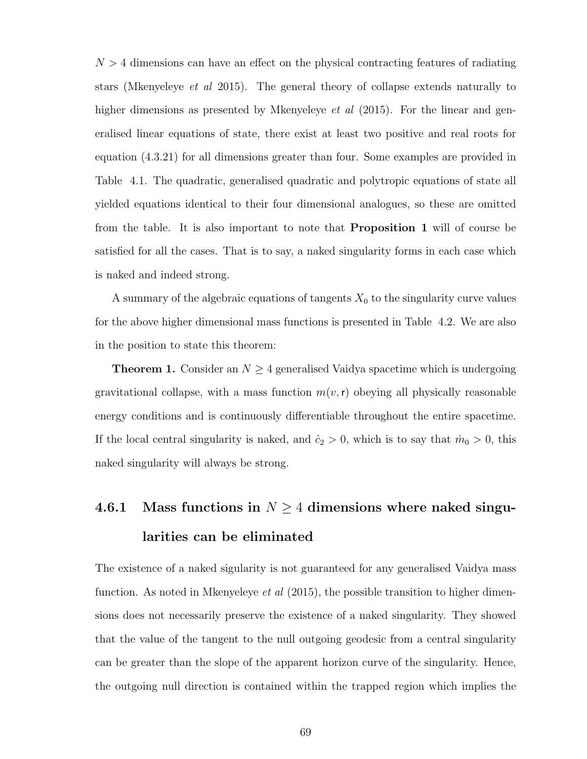$N > 4$ dimensions can have an effect on the physical contracting features of radiating stars (Mkenyeleye *et al* 2015). The general theory of collapse extends naturally to higher dimensions as presented by Mkenyeleye *et al* (2015). For the linear and generalised linear equations of state, there exist at least two positive and real roots for equation (4.3.21) for all dimensions greater than four. Some examples are provided in Table 4.1. The quadratic, generalised quadratic and polytropic equations of state all yielded equations identical to their four dimensional analogues, so these are omitted from the table. It is also important to note that **Proposition 1** will of course be satisfied for all the cases. That is to say, a naked singularity forms in each case which is naked and indeed strong.

A summary of the algebraic equations of tangents $X_0$ to the singularity curve values for the above higher dimensional mass functions is presented in Table 4.2. We are also in the position to state this theorem:

**Theorem 1.** Consider an $N \geq 4$ generalised Vaidya spacetime which is undergoing gravitational collapse, with a mass function $m(v, \mathsf{r})$ obeying all physically reasonable energy conditions and is continuously differentiable throughout the entire spacetime. If the local central singularity is naked, and $\dot{c}_2 > 0$, which is to say that $\dot{m}_0 > 0$, this naked singularity will always be strong.

### 4.6.1 Mass functions in $N \geq 4$ dimensions where naked singularities can be eliminated

The existence of a naked sigularity is not guaranteed for any generalised Vaidya mass function. As noted in Mkenyeleye *et al* (2015), the possible transition to higher dimensions does not necessarily preserve the existence of a naked singularity. They showed that the value of the tangent to the null outgoing geodesic from a central singularity can be greater than the slope of the apparent horizon curve of the singularity. Hence, the outgoing null direction is contained within the trapped region which implies the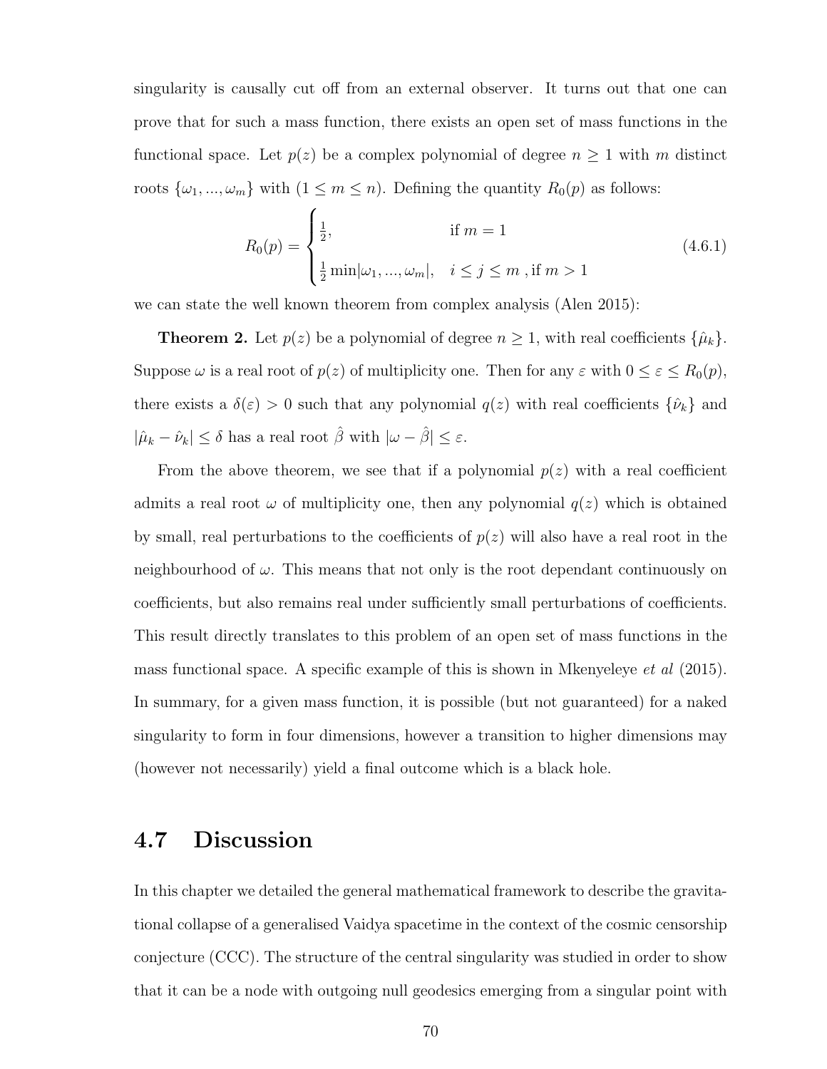singularity is causally cut off from an external observer. It turns out that one can prove that for such a mass function, there exists an open set of mass functions in the functional space. Let $p(z)$ be a complex polynomial of degree $n \geq 1$ with $m$ distinct roots $\{\omega_1, ..., \omega_m\}$ with $(1 \leq m \leq n)$. Defining the quantity $R_0(p)$ as follows:

$$R_0(p) = \begin{cases} \frac{1}{2}, & \text{if } m = 1 \\ \\ \frac{1}{2}\min|\omega_1, ..., \omega_m|, & i \leq j \leq m \text{ , if } m > 1 \end{cases} \tag{4.6.1}$$

we can state the well known theorem from complex analysis (Alen 2015):

**Theorem 2.** Let $p(z)$ be a polynomial of degree $n \geq 1$, with real coefficients $\{\hat{\mu}_k\}$. Suppose $\omega$ is a real root of $p(z)$ of multiplicity one. Then for any $\varepsilon$ with $0 \leq \varepsilon \leq R_0(p)$, there exists a $\delta(\varepsilon) > 0$ such that any polynomial $q(z)$ with real coefficients $\{\hat{\nu}_k\}$ and $|\hat{\mu}_k - \hat{\nu}_k| \leq \delta$ has a real root $\hat{\beta}$ with $|\omega - \hat{\beta}| \leq \varepsilon$.

From the above theorem, we see that if a polynomial $p(z)$ with a real coefficient admits a real root $\omega$ of multiplicity one, then any polynomial $q(z)$ which is obtained by small, real perturbations to the coefficients of $p(z)$ will also have a real root in the neighbourhood of $\omega$. This means that not only is the root dependant continuously on coefficients, but also remains real under sufficiently small perturbations of coefficients. This result directly translates to this problem of an open set of mass functions in the mass functional space. A specific example of this is shown in Mkenyeleye *et al* (2015). In summary, for a given mass function, it is possible (but not guaranteed) for a naked singularity to form in four dimensions, however a transition to higher dimensions may (however not necessarily) yield a final outcome which is a black hole.

## 4.7 Discussion

In this chapter we detailed the general mathematical framework to describe the gravitational collapse of a generalised Vaidya spacetime in the context of the cosmic censorship conjecture (CCC). The structure of the central singularity was studied in order to show that it can be a node with outgoing null geodesics emerging from a singular point with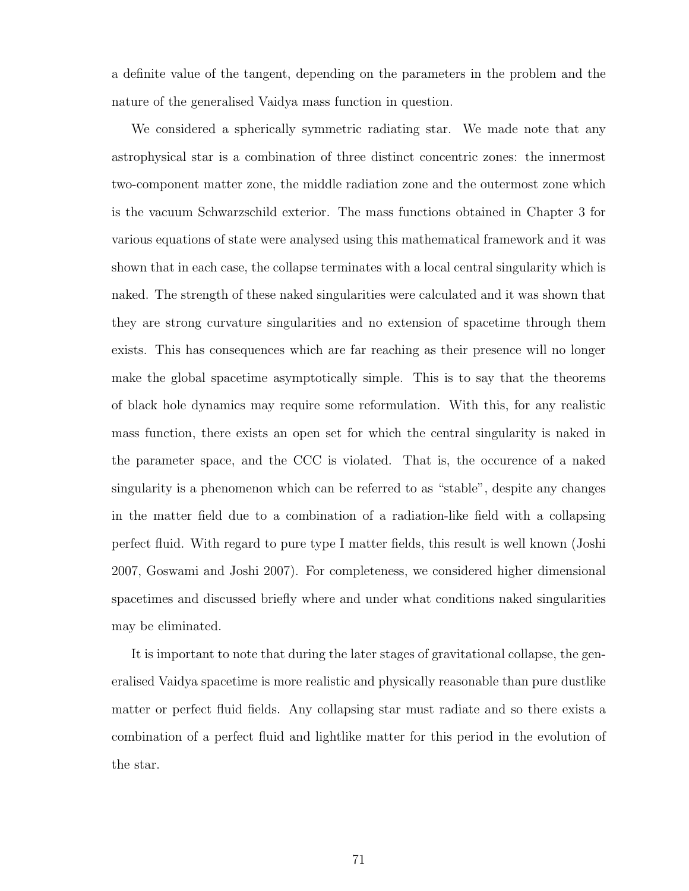a definite value of the tangent, depending on the parameters in the problem and the nature of the generalised Vaidya mass function in question.

We considered a spherically symmetric radiating star. We made note that any astrophysical star is a combination of three distinct concentric zones: the innermost two-component matter zone, the middle radiation zone and the outermost zone which is the vacuum Schwarzschild exterior. The mass functions obtained in Chapter 3 for various equations of state were analysed using this mathematical framework and it was shown that in each case, the collapse terminates with a local central singularity which is naked. The strength of these naked singularities were calculated and it was shown that they are strong curvature singularities and no extension of spacetime through them exists. This has consequences which are far reaching as their presence will no longer make the global spacetime asymptotically simple. This is to say that the theorems of black hole dynamics may require some reformulation. With this, for any realistic mass function, there exists an open set for which the central singularity is naked in the parameter space, and the CCC is violated. That is, the occurence of a naked singularity is a phenomenon which can be referred to as "stable", despite any changes in the matter field due to a combination of a radiation-like field with a collapsing perfect fluid. With regard to pure type I matter fields, this result is well known (Joshi 2007, Goswami and Joshi 2007). For completeness, we considered higher dimensional spacetimes and discussed briefly where and under what conditions naked singularities may be eliminated.

It is important to note that during the later stages of gravitational collapse, the generalised Vaidya spacetime is more realistic and physically reasonable than pure dustlike matter or perfect fluid fields. Any collapsing star must radiate and so there exists a combination of a perfect fluid and lightlike matter for this period in the evolution of the star.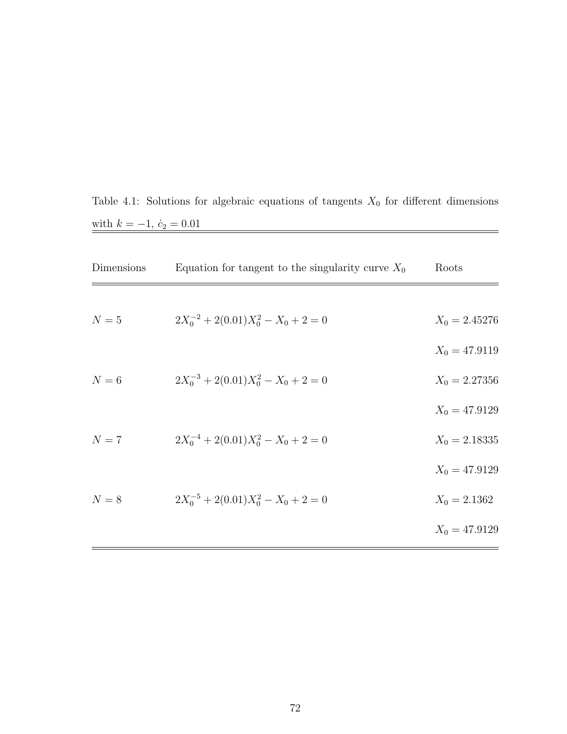Table 4.1: Solutions for algebraic equations of tangents $X_0$ for different dimensions with $k = -1$, $\dot{c}_2 = 0.01$

| Dimensions | Equation for tangent to the singularity curve $X_0$ | Roots |
|---|---|---|
| $N = 5$ | $2X_0^{-2} + 2(0.01)X_0^2 - X_0 + 2 = 0$ | $X_0 = 2.45276$ |
| | | $X_0 = 47.9119$ |
| $N = 6$ | $2X_0^{-3} + 2(0.01)X_0^2 - X_0 + 2 = 0$ | $X_0 = 2.27356$ |
| | | $X_0 = 47.9129$ |
| $N = 7$ | $2X_0^{-4} + 2(0.01)X_0^2 - X_0 + 2 = 0$ | $X_0 = 2.18335$ |
| | | $X_0 = 47.9129$ |
| $N = 8$ | $2X_0^{-5} + 2(0.01)X_0^2 - X_0 + 2 = 0$ | $X_0 = 2.1362$ |
| | | $X_0 = 47.9129$ |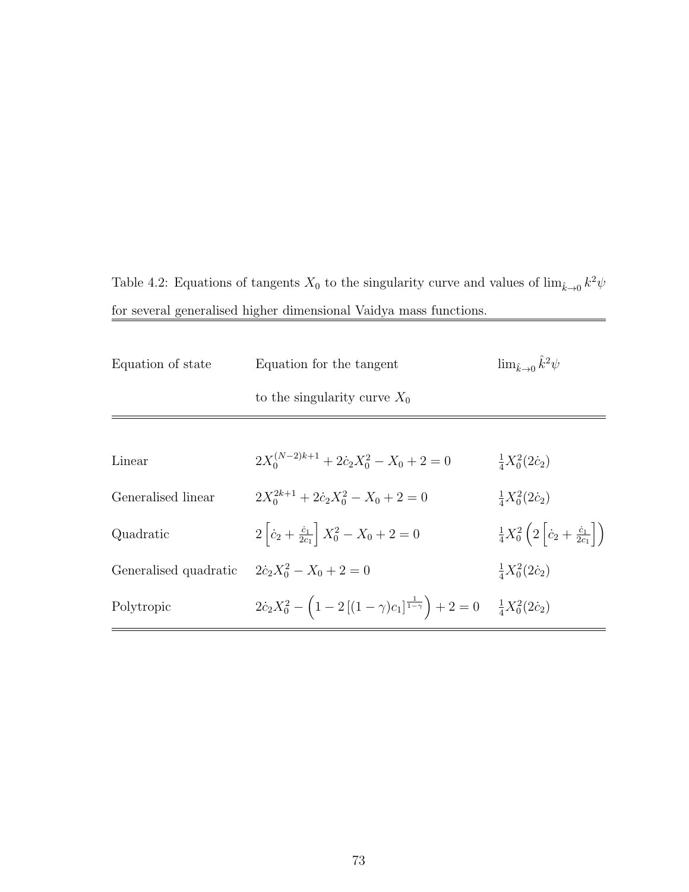Table 4.2: Equations of tangents $X_0$ to the singularity curve and values of $\lim_{\hat{k}\to 0} k^2\psi$ for several generalised higher dimensional Vaidya mass functions.

| Equation of state | Equation for the tangent to the singularity curve $X_0$ | $\lim_{\hat{k}\to 0} \hat{k}^2\psi$ |
|---|---|---|
| Linear | $2X_0^{(N-2)k+1} + 2\dot{c}_2 X_0^2 - X_0 + 2 = 0$ | $\frac{1}{4}X_0^2(2\dot{c}_2)$ |
| Generalised linear | $2X_0^{2k+1} + 2\dot{c}_2 X_0^2 - X_0 + 2 = 0$ | $\frac{1}{4}X_0^2(2\dot{c}_2)$ |
| Quadratic | $2\left[\dot{c}_2 + \frac{\dot{c}_1}{2c_1}\right] X_0^2 - X_0 + 2 = 0$ | $\frac{1}{4}X_0^2\left(2\left[\dot{c}_2 + \frac{\dot{c}_1}{2c_1}\right]\right)$ |
| Generalised quadratic | $2\dot{c}_2 X_0^2 - X_0 + 2 = 0$ | $\frac{1}{4}X_0^2(2\dot{c}_2)$ |
| Polytropic | $2\dot{c}_2 X_0^2 - \left(1 - 2\left[(1-\gamma)c_1\right]^{\frac{1}{1-\gamma}}\right) + 2 = 0$ | $\frac{1}{4}X_0^2(2\dot{c}_2)$ |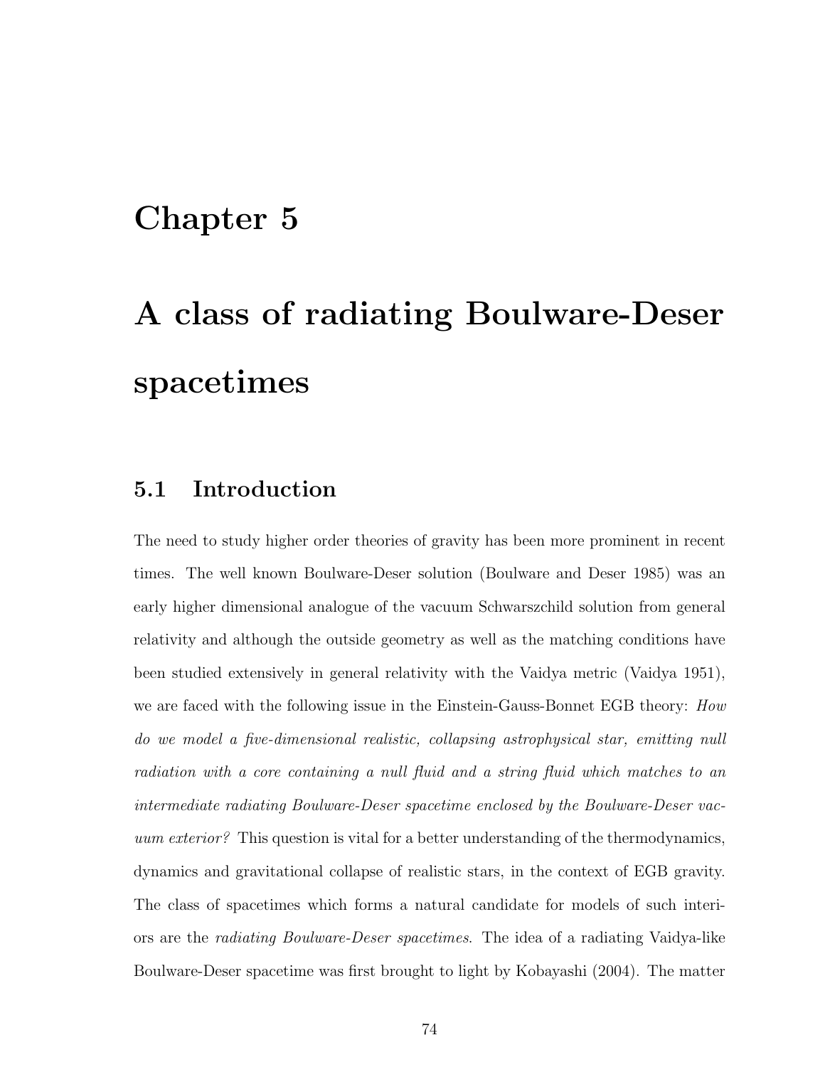# Chapter 5

# A class of radiating Boulware-Deser spacetimes

## 5.1 Introduction

The need to study higher order theories of gravity has been more prominent in recent times. The well known Boulware-Deser solution (Boulware and Deser 1985) was an early higher dimensional analogue of the vacuum Schwarszchild solution from general relativity and although the outside geometry as well as the matching conditions have been studied extensively in general relativity with the Vaidya metric (Vaidya 1951), we are faced with the following issue in the Einstein-Gauss-Bonnet EGB theory: *How do we model a five-dimensional realistic, collapsing astrophysical star, emitting null radiation with a core containing a null fluid and a string fluid which matches to an intermediate radiating Boulware-Deser spacetime enclosed by the Boulware-Deser vacuum exterior?* This question is vital for a better understanding of the thermodynamics, dynamics and gravitational collapse of realistic stars, in the context of EGB gravity. The class of spacetimes which forms a natural candidate for models of such interiors are the *radiating Boulware-Deser spacetimes*. The idea of a radiating Vaidya-like Boulware-Deser spacetime was first brought to light by Kobayashi (2004). The matter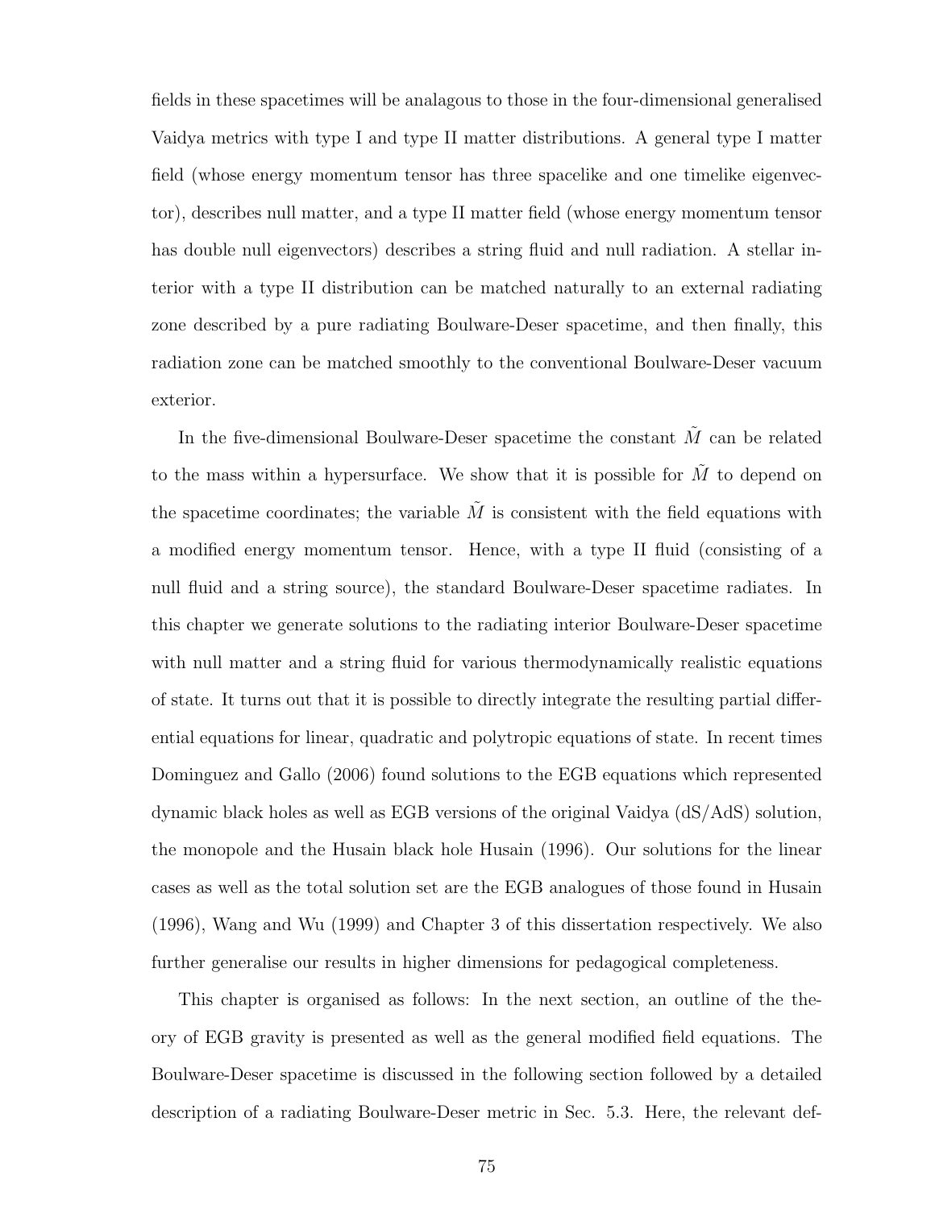fields in these spacetimes will be analagous to those in the four-dimensional generalised Vaidya metrics with type I and type II matter distributions. A general type I matter field (whose energy momentum tensor has three spacelike and one timelike eigenvector), describes null matter, and a type II matter field (whose energy momentum tensor has double null eigenvectors) describes a string fluid and null radiation. A stellar interior with a type II distribution can be matched naturally to an external radiating zone described by a pure radiating Boulware-Deser spacetime, and then finally, this radiation zone can be matched smoothly to the conventional Boulware-Deser vacuum exterior.

In the five-dimensional Boulware-Deser spacetime the constant $\tilde{M}$ can be related to the mass within a hypersurface. We show that it is possible for $\tilde{M}$ to depend on the spacetime coordinates; the variable $\tilde{M}$ is consistent with the field equations with a modified energy momentum tensor. Hence, with a type II fluid (consisting of a null fluid and a string source), the standard Boulware-Deser spacetime radiates. In this chapter we generate solutions to the radiating interior Boulware-Deser spacetime with null matter and a string fluid for various thermodynamically realistic equations of state. It turns out that it is possible to directly integrate the resulting partial differential equations for linear, quadratic and polytropic equations of state. In recent times Dominguez and Gallo (2006) found solutions to the EGB equations which represented dynamic black holes as well as EGB versions of the original Vaidya (dS/AdS) solution, the monopole and the Husain black hole Husain (1996). Our solutions for the linear cases as well as the total solution set are the EGB analogues of those found in Husain (1996), Wang and Wu (1999) and Chapter 3 of this dissertation respectively. We also further generalise our results in higher dimensions for pedagogical completeness.

This chapter is organised as follows: In the next section, an outline of the theory of EGB gravity is presented as well as the general modified field equations. The Boulware-Deser spacetime is discussed in the following section followed by a detailed description of a radiating Boulware-Deser metric in Sec. 5.3. Here, the relevant def-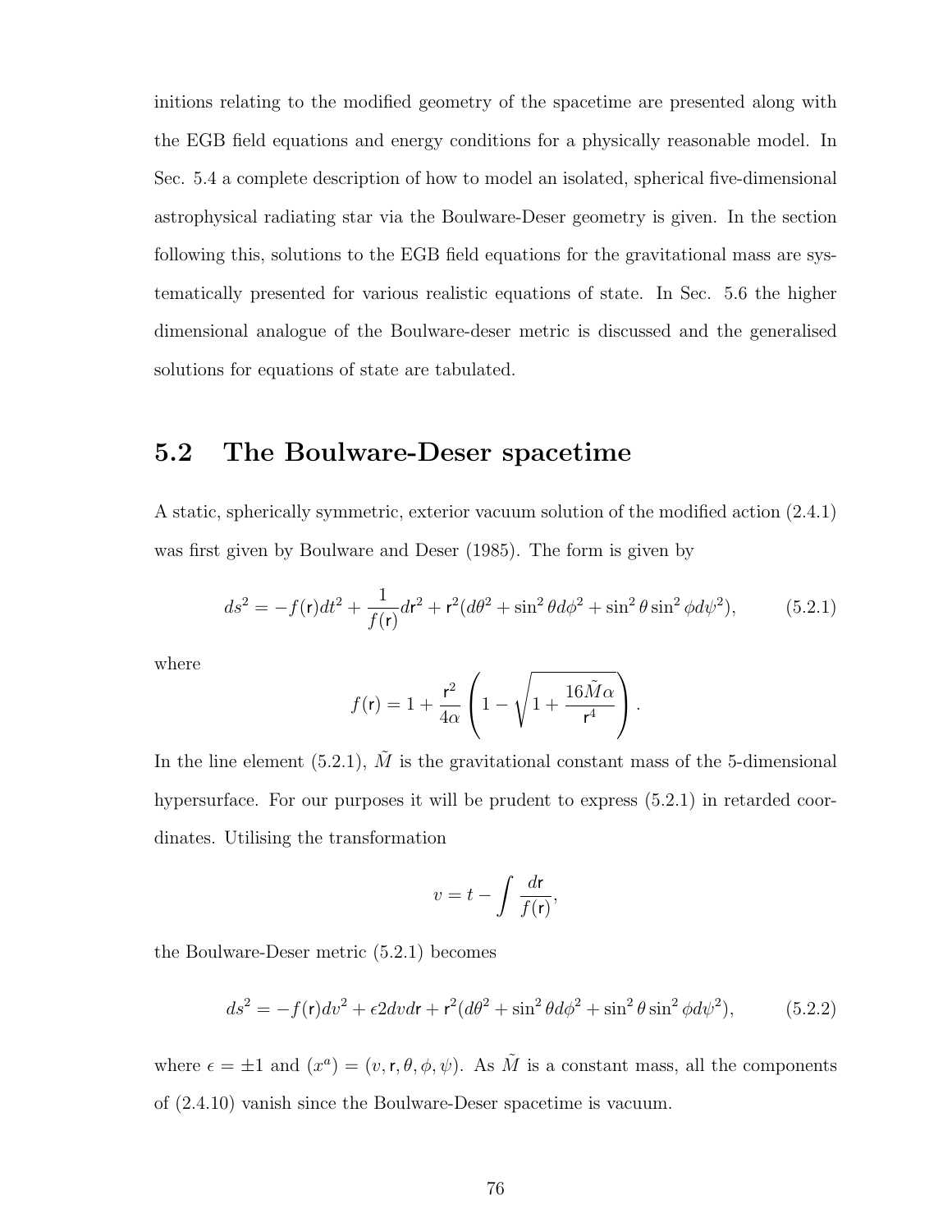initions relating to the modified geometry of the spacetime are presented along with the EGB field equations and energy conditions for a physically reasonable model. In Sec. 5.4 a complete description of how to model an isolated, spherical five-dimensional astrophysical radiating star via the Boulware-Deser geometry is given. In the section following this, solutions to the EGB field equations for the gravitational mass are systematically presented for various realistic equations of state. In Sec. 5.6 the higher dimensional analogue of the Boulware-deser metric is discussed and the generalised solutions for equations of state are tabulated.

## 5.2 The Boulware-Deser spacetime

A static, spherically symmetric, exterior vacuum solution of the modified action (2.4.1) was first given by Boulware and Deser (1985). The form is given by

$$ds^2 = -f(\mathsf{r})dt^2 + \frac{1}{f(\mathsf{r})}d\mathsf{r}^2 + \mathsf{r}^2(d\theta^2 + \sin^2\theta d\phi^2 + \sin^2\theta \sin^2\phi d\psi^2), \tag{5.2.1}$$

where

$$f(\mathsf{r}) = 1 + \frac{\mathsf{r}^2}{4\alpha}\left(1 - \sqrt{1 + \frac{16\tilde{M}\alpha}{\mathsf{r}^4}}\right).$$

In the line element (5.2.1), $\tilde{M}$ is the gravitational constant mass of the 5-dimensional hypersurface. For our purposes it will be prudent to express (5.2.1) in retarded coordinates. Utilising the transformation

$$v = t - \int \frac{d\mathsf{r}}{f(\mathsf{r})},$$

the Boulware-Deser metric (5.2.1) becomes

$$ds^2 = -f(\mathsf{r})dv^2 + \epsilon 2dvd\mathsf{r} + \mathsf{r}^2(d\theta^2 + \sin^2\theta d\phi^2 + \sin^2\theta \sin^2\phi d\psi^2), \tag{5.2.2}$$

where $\epsilon = \pm 1$ and $(x^a) = (v, \mathsf{r}, \theta, \phi, \psi)$. As $\tilde{M}$ is a constant mass, all the components of (2.4.10) vanish since the Boulware-Deser spacetime is vacuum.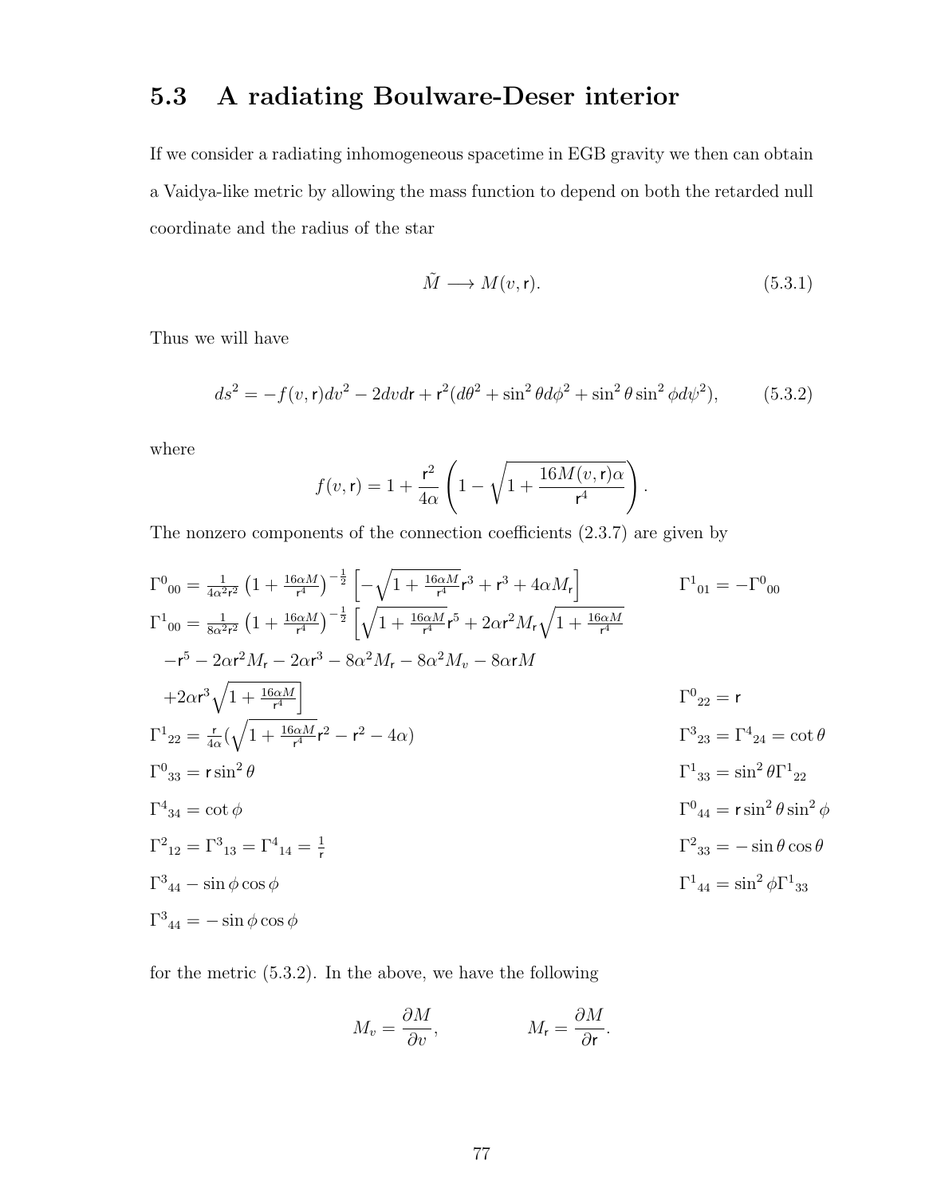## 5.3 A radiating Boulware-Deser interior

If we consider a radiating inhomogeneous spacetime in EGB gravity we then can obtain a Vaidya-like metric by allowing the mass function to depend on both the retarded null coordinate and the radius of the star

$$\tilde{M} \longrightarrow M(v, \mathsf{r}). \tag{5.3.1}$$

Thus we will have

$$ds^2 = -f(v, \mathsf{r})dv^2 - 2dvd\mathsf{r} + \mathsf{r}^2(d\theta^2 + \sin^2\theta d\phi^2 + \sin^2\theta \sin^2\phi d\psi^2), \tag{5.3.2}$$

where

$$f(v, \mathsf{r}) = 1 + \frac{\mathsf{r}^2}{4\alpha}\left(1 - \sqrt{1 + \frac{16M(v, \mathsf{r})\alpha}{\mathsf{r}^4}}\right).$$

The nonzero components of the connection coefficients (2.3.7) are given by

$$\Gamma^0{}_{00} = \frac{1}{4\alpha^2\mathsf{r}^2}\left(1 + \frac{16\alpha M}{\mathsf{r}^4}\right)^{-\frac{1}{2}}\left[-\sqrt{1 + \frac{16\alpha M}{\mathsf{r}^4}}\mathsf{r}^3 + \mathsf{r}^3 + 4\alpha M_\mathsf{r}\right] \qquad \Gamma^1{}_{01} = -\Gamma^0{}_{00}$$

$$\Gamma^1{}_{00} = \frac{1}{8\alpha^2\mathsf{r}^2}\left(1 + \frac{16\alpha M}{\mathsf{r}^4}\right)^{-\frac{1}{2}}\left[\sqrt{1 + \frac{16\alpha M}{\mathsf{r}^4}}\mathsf{r}^5 + 2\alpha\mathsf{r}^2 M_\mathsf{r}\sqrt{1 + \frac{16\alpha M}{\mathsf{r}^4}}\right.$$
$$-\mathsf{r}^5 - 2\alpha\mathsf{r}^2 M_\mathsf{r} - 2\alpha\mathsf{r}^3 - 8\alpha^2 M_\mathsf{r} - 8\alpha^2 M_v - 8\alpha\mathsf{r}M$$
$$\left.+2\alpha\mathsf{r}^3\sqrt{1 + \frac{16\alpha M}{\mathsf{r}^4}}\right] \qquad \Gamma^0{}_{22} = \mathsf{r}$$

$$\Gamma^1{}_{22} = \frac{\mathsf{r}}{4\alpha}\left(\sqrt{1 + \frac{16\alpha M}{\mathsf{r}^4}}\mathsf{r}^2 - \mathsf{r}^2 - 4\alpha\right) \qquad \Gamma^3{}_{23} = \Gamma^4{}_{24} = \cot\theta$$

$$\Gamma^0{}_{33} = \mathsf{r}\sin^2\theta \qquad \Gamma^1{}_{33} = \sin^2\theta\Gamma^1{}_{22}$$

$$\Gamma^4{}_{34} = \cot\phi \qquad \Gamma^0{}_{44} = \mathsf{r}\sin^2\theta\sin^2\phi$$

$$\Gamma^2{}_{12} = \Gamma^3{}_{13} = \Gamma^4{}_{14} = \frac{1}{\mathsf{r}} \qquad \Gamma^2{}_{33} = -\sin\theta\cos\theta$$

$$\Gamma^3{}_{44} - \sin\phi\cos\phi \qquad \Gamma^1{}_{44} = \sin^2\phi\Gamma^1{}_{33}$$

$$\Gamma^3{}_{44} = -\sin\phi\cos\phi$$

for the metric (5.3.2). In the above, we have the following

$$M_v = \frac{\partial M}{\partial v}, \qquad M_\mathsf{r} = \frac{\partial M}{\partial \mathsf{r}}.$$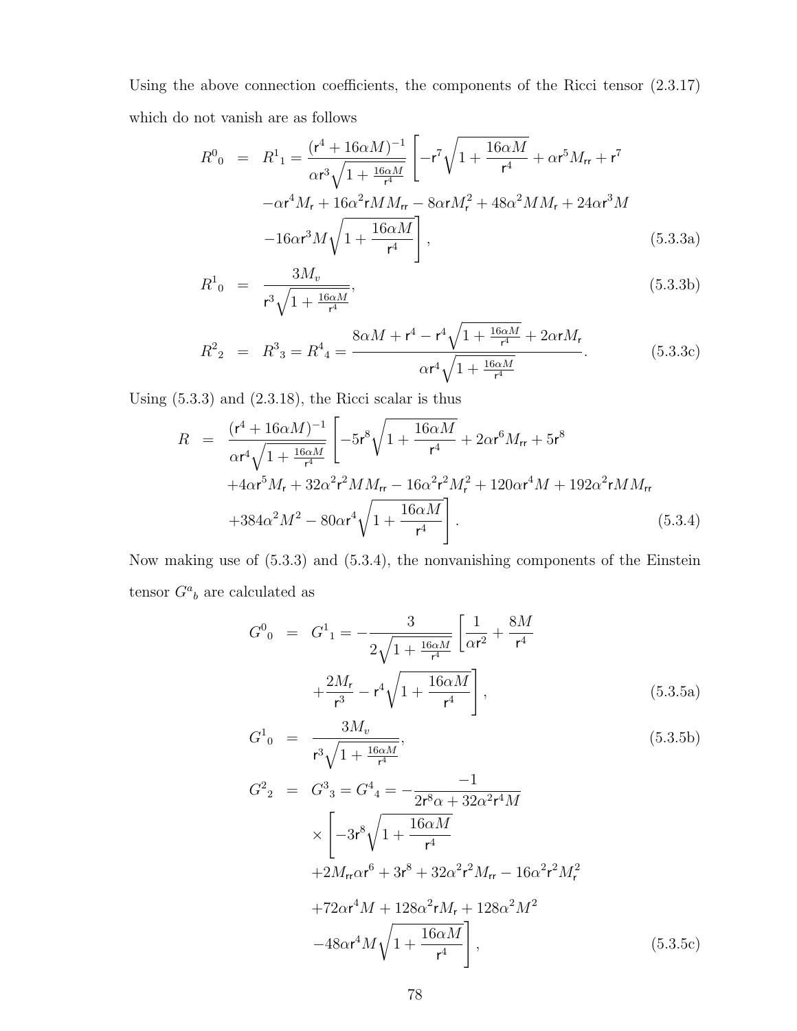Using the above connection coefficients, the components of the Ricci tensor (2.3.17) which do not vanish are as follows

$$
\begin{aligned}
R^0{}_0 &= R^1{}_1 = \frac{(\mathsf{r}^4+16\alpha M)^{-1}}{\alpha \mathsf{r}^3\sqrt{1+\frac{16\alpha M}{\mathsf{r}^4}}}\left[-\mathsf{r}^7\sqrt{1+\frac{16\alpha M}{\mathsf{r}^4}}+\alpha \mathsf{r}^5 M_{\mathsf{rr}}+\mathsf{r}^7\right. \\
&\quad -\alpha \mathsf{r}^4 M_{\mathsf{r}}+16\alpha^2 \mathsf{r} M M_{\mathsf{rr}}-8\alpha \mathsf{r} M_{\mathsf{r}}^2+48\alpha^2 M M_{\mathsf{r}}+24\alpha \mathsf{r}^3 M \\
&\quad \left.-16\alpha \mathsf{r}^3 M\sqrt{1+\frac{16\alpha M}{\mathsf{r}^4}}\right], \qquad (5.3.3a)
\end{aligned}
$$

$$
R^1{}_0 = \frac{3M_v}{\mathsf{r}^3\sqrt{1+\frac{16\alpha M}{\mathsf{r}^4}}}, \qquad (5.3.3b)
$$

$$
R^2{}_2 = R^3{}_3 = R^4{}_4 = \frac{8\alpha M+\mathsf{r}^4-\mathsf{r}^4\sqrt{1+\frac{16\alpha M}{\mathsf{r}^4}}+2\alpha \mathsf{r} M_{\mathsf{r}}}{\alpha \mathsf{r}^4\sqrt{1+\frac{16\alpha M}{\mathsf{r}^4}}}. \qquad (5.3.3c)
$$

Using (5.3.3) and (2.3.18), the Ricci scalar is thus

$$
\begin{aligned}
R &= \frac{(\mathsf{r}^4+16\alpha M)^{-1}}{\alpha \mathsf{r}^4\sqrt{1+\frac{16\alpha M}{\mathsf{r}^4}}}\left[-5\mathsf{r}^8\sqrt{1+\frac{16\alpha M}{\mathsf{r}^4}}+2\alpha \mathsf{r}^6 M_{\mathsf{rr}}+5\mathsf{r}^8\right. \\
&\quad +4\alpha \mathsf{r}^5 M_{\mathsf{r}}+32\alpha^2 \mathsf{r}^2 M M_{\mathsf{rr}}-16\alpha^2 \mathsf{r}^2 M_{\mathsf{r}}^2+120\alpha \mathsf{r}^4 M+192\alpha^2 \mathsf{r} M M_{\mathsf{rr}} \\
&\quad \left.+384\alpha^2 M^2-80\alpha \mathsf{r}^4\sqrt{1+\frac{16\alpha M}{\mathsf{r}^4}}\right]. \qquad (5.3.4)
\end{aligned}
$$

Now making use of (5.3.3) and (5.3.4), the nonvanishing components of the Einstein tensor $G^a{}_b$ are calculated as

$$
\begin{aligned}
G^0{}_0 &= G^1{}_1 = -\frac{3}{2\sqrt{1+\frac{16\alpha M}{\mathsf{r}^4}}}\left[\frac{1}{\alpha \mathsf{r}^2}+\frac{8M}{\mathsf{r}^4}\right. \\
&\quad \left.+\frac{2M_{\mathsf{r}}}{\mathsf{r}^3}-\mathsf{r}^4\sqrt{1+\frac{16\alpha M}{\mathsf{r}^4}}\right], \qquad (5.3.5a)
\end{aligned}
$$

$$
G^1{}_0 = \frac{3M_v}{\mathsf{r}^3\sqrt{1+\frac{16\alpha M}{\mathsf{r}^4}}}, \qquad (5.3.5b)
$$

$$
\begin{aligned}
G^2{}_2 &= G^3{}_3 = G^4{}_4 = -\frac{-1}{2\mathsf{r}^8\alpha+32\alpha^2 \mathsf{r}^4 M} \\
&\quad \times\left[-3\mathsf{r}^8\sqrt{1+\frac{16\alpha M}{\mathsf{r}^4}}\right. \\
&\quad +2M_{\mathsf{rr}}\alpha \mathsf{r}^6+3\mathsf{r}^8+32\alpha^2 \mathsf{r}^2 M_{\mathsf{rr}}-16\alpha^2 \mathsf{r}^2 M_{\mathsf{r}}^2 \\
&\quad +72\alpha \mathsf{r}^4 M+128\alpha^2 \mathsf{r} M_{\mathsf{r}}+128\alpha^2 M^2 \\
&\quad \left.-48\alpha \mathsf{r}^4 M\sqrt{1+\frac{16\alpha M}{\mathsf{r}^4}}\right], \qquad (5.3.5c)
\end{aligned}
$$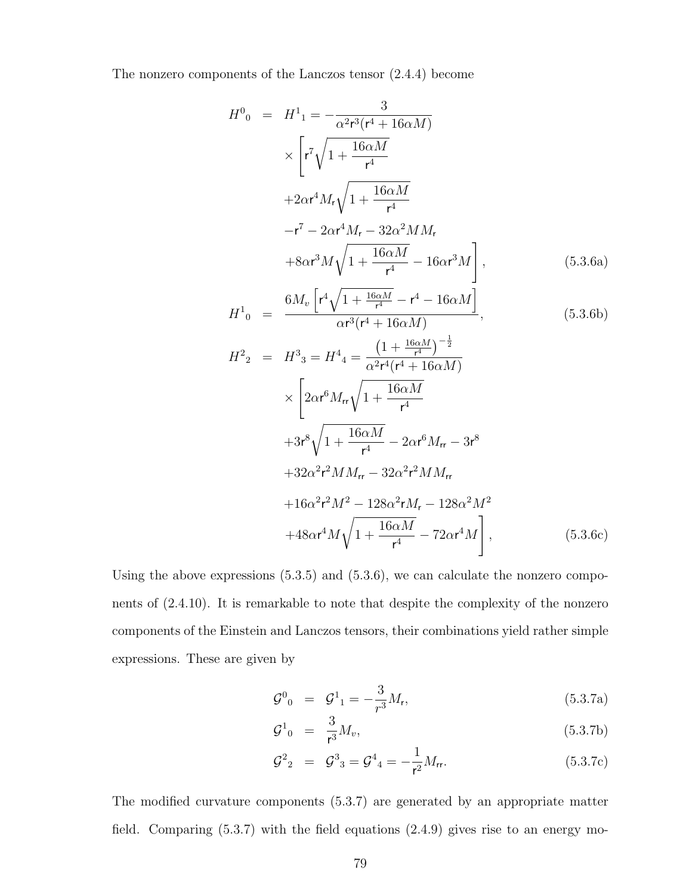The nonzero components of the Lanczos tensor (2.4.4) become

$$
\begin{aligned}
H^0{}_0 &= H^1{}_1 = -\frac{3}{\alpha^2 \mathsf{r}^3(\mathsf{r}^4+16\alpha M)} \\
&\times \left[ \mathsf{r}^7\sqrt{1+\frac{16\alpha M}{\mathsf{r}^4}} \right. \\
&+2\alpha \mathsf{r}^4 M_{\mathsf{r}}\sqrt{1+\frac{16\alpha M}{\mathsf{r}^4}} \\
&-\mathsf{r}^7 - 2\alpha\mathsf{r}^4 M_{\mathsf{r}} - 32\alpha^2 M M_{\mathsf{r}} \\
&\left. +8\alpha\mathsf{r}^3 M\sqrt{1+\frac{16\alpha M}{\mathsf{r}^4}} - 16\alpha\mathsf{r}^3 M \right], \qquad (5.3.6a)
\end{aligned}
$$

$$
H^1{}_0 = \frac{6M_v\left[\mathsf{r}^4\sqrt{1+\frac{16\alpha M}{\mathsf{r}^4}} - \mathsf{r}^4 - 16\alpha M\right]}{\alpha\mathsf{r}^3(\mathsf{r}^4+16\alpha M)}, \qquad (5.3.6b)
$$

$$
\begin{aligned}
H^2{}_2 &= H^3{}_3 = H^4{}_4 = \frac{\left(1+\frac{16\alpha M}{\mathsf{r}^4}\right)^{-\frac{1}{2}}}{\alpha^2\mathsf{r}^4(\mathsf{r}^4+16\alpha M)} \\
&\times \left[ 2\alpha\mathsf{r}^6 M_{\mathsf{rr}}\sqrt{1+\frac{16\alpha M}{\mathsf{r}^4}} \right. \\
&+3\mathsf{r}^8\sqrt{1+\frac{16\alpha M}{\mathsf{r}^4}} - 2\alpha\mathsf{r}^6 M_{\mathsf{rr}} - 3\mathsf{r}^8 \\
&+32\alpha^2\mathsf{r}^2 M M_{\mathsf{rr}} - 32\alpha^2\mathsf{r}^2 M M_{\mathsf{rr}} \\
&+16\alpha^2\mathsf{r}^2 M^2 - 128\alpha^2\mathsf{r} M_{\mathsf{r}} - 128\alpha^2 M^2 \\
&\left. +48\alpha\mathsf{r}^4 M\sqrt{1+\frac{16\alpha M}{\mathsf{r}^4}} - 72\alpha\mathsf{r}^4 M \right], \qquad (5.3.6c)
\end{aligned}
$$

Using the above expressions (5.3.5) and (5.3.6), we can calculate the nonzero components of (2.4.10). It is remarkable to note that despite the complexity of the nonzero components of the Einstein and Lanczos tensors, their combinations yield rather simple expressions. These are given by

$$
\begin{aligned}
\mathcal{G}^0{}_0 &= \mathcal{G}^1{}_1 = -\frac{3}{r^3}M_{\mathsf{r}}, \qquad &(5.3.7a) \\
\mathcal{G}^1{}_0 &= \frac{3}{\mathsf{r}^3}M_v, \qquad &(5.3.7b) \\
\mathcal{G}^2{}_2 &= \mathcal{G}^3{}_3 = \mathcal{G}^4{}_4 = -\frac{1}{\mathsf{r}^2}M_{\mathsf{rr}}. \qquad &(5.3.7c)
\end{aligned}
$$

The modified curvature components (5.3.7) are generated by an appropriate matter field. Comparing (5.3.7) with the field equations (2.4.9) gives rise to an energy mo-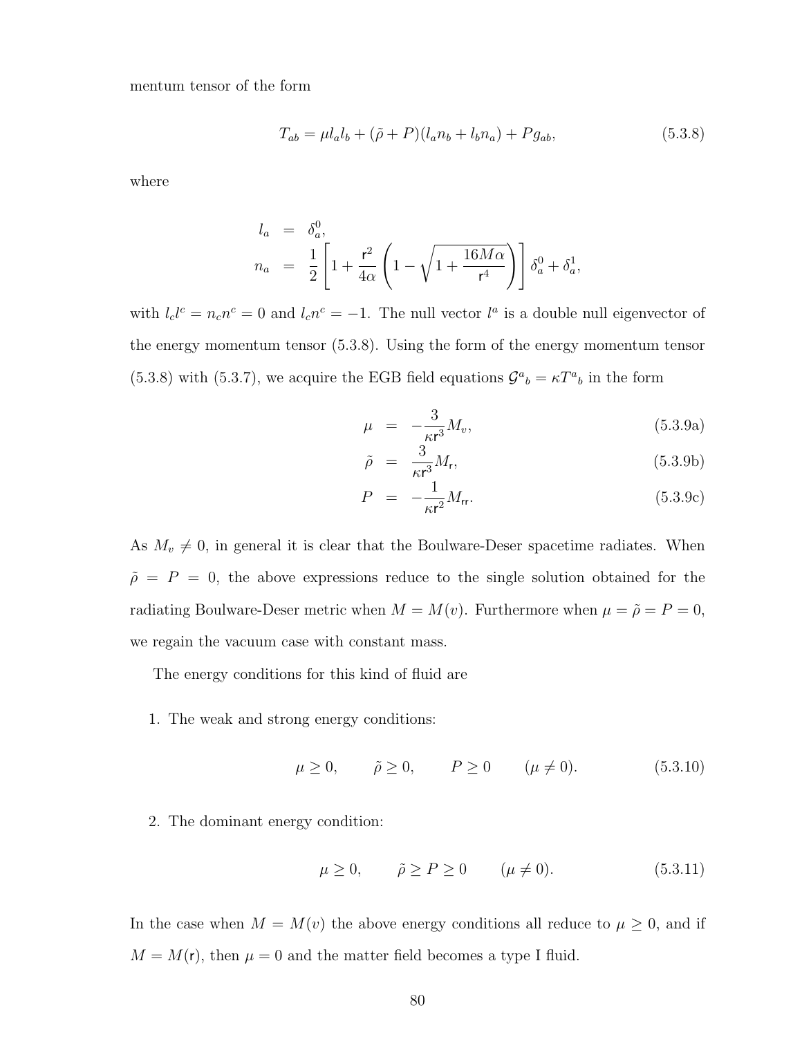mentum tensor of the form

$$T_{ab} = \mu l_a l_b + (\tilde{\rho} + P)(l_a n_b + l_b n_a) + P g_{ab}, \tag{5.3.8}$$

where

$$\begin{aligned} l_a &= \delta_a^0, \\ n_a &= \frac{1}{2}\left[1 + \frac{\mathsf{r}^2}{4\alpha}\left(1 - \sqrt{1 + \frac{16M\alpha}{\mathsf{r}^4}}\right)\right]\delta_a^0 + \delta_a^1, \end{aligned}$$

with $l_c l^c = n_c n^c = 0$ and $l_c n^c = -1$. The null vector $l^a$ is a double null eigenvector of the energy momentum tensor (5.3.8). Using the form of the energy momentum tensor (5.3.8) with (5.3.7), we acquire the EGB field equations $\mathcal{G}^a{}_b = \kappa T^a{}_b$ in the form

$$\mu = -\frac{3}{\kappa \mathsf{r}^3} M_v, \tag{5.3.9a}$$

$$\tilde{\rho} = \frac{3}{\kappa \mathsf{r}^3} M_{\mathsf{r}}, \tag{5.3.9b}$$

$$P = -\frac{1}{\kappa \mathsf{r}^2} M_{\mathsf{rr}}. \tag{5.3.9c}$$

As $M_v \neq 0$, in general it is clear that the Boulware-Deser spacetime radiates. When $\tilde{\rho} = P = 0$, the above expressions reduce to the single solution obtained for the radiating Boulware-Deser metric when $M = M(v)$. Furthermore when $\mu = \tilde{\rho} = P = 0$, we regain the vacuum case with constant mass.

The energy conditions for this kind of fluid are

1. The weak and strong energy conditions:

$$\mu \geq 0, \qquad \tilde{\rho} \geq 0, \qquad P \geq 0 \qquad (\mu \neq 0). \tag{5.3.10}$$

2. The dominant energy condition:

$$\mu \geq 0, \qquad \tilde{\rho} \geq P \geq 0 \qquad (\mu \neq 0). \tag{5.3.11}$$

In the case when $M = M(v)$ the above energy conditions all reduce to $\mu \geq 0$, and if $M = M(\mathsf{r})$, then $\mu = 0$ and the matter field becomes a type I fluid.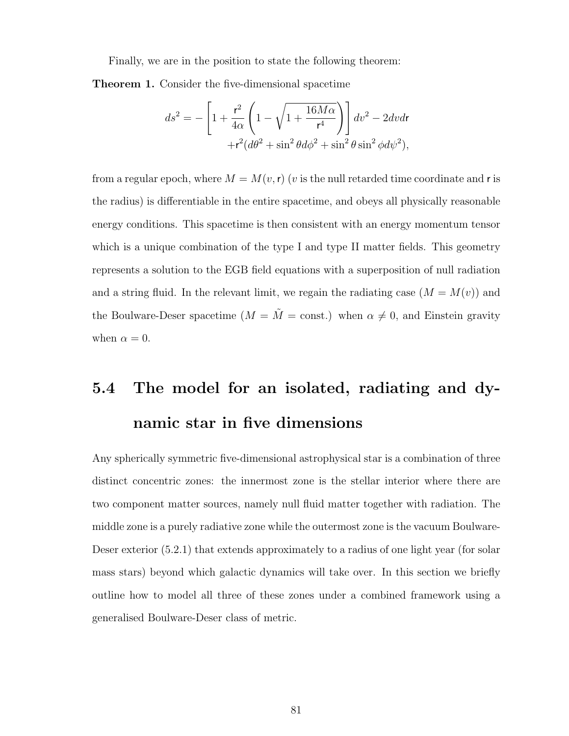Finally, we are in the position to state the following theorem:

**Theorem 1.** Consider the five-dimensional spacetime

$$ds^2 = -\left[1 + \frac{\mathsf{r}^2}{4\alpha}\left(1 - \sqrt{1 + \frac{16M\alpha}{\mathsf{r}^4}}\right)\right]dv^2 - 2dvd\mathsf{r} \\ +\mathsf{r}^2(d\theta^2 + \sin^2\theta d\phi^2 + \sin^2\theta\sin^2\phi d\psi^2),$$

from a regular epoch, where $M = M(v, \mathsf{r})$ ($v$ is the null retarded time coordinate and $\mathsf{r}$ is the radius) is differentiable in the entire spacetime, and obeys all physically reasonable energy conditions. This spacetime is then consistent with an energy momentum tensor which is a unique combination of the type I and type II matter fields. This geometry represents a solution to the EGB field equations with a superposition of null radiation and a string fluid. In the relevant limit, we regain the radiating case ($M = M(v)$) and the Boulware-Deser spacetime ($M = \tilde{M} = \text{const.}$) when $\alpha \neq 0$, and Einstein gravity when $\alpha = 0$.

## 5.4 The model for an isolated, radiating and dynamic star in five dimensions

Any spherically symmetric five-dimensional astrophysical star is a combination of three distinct concentric zones: the innermost zone is the stellar interior where there are two component matter sources, namely null fluid matter together with radiation. The middle zone is a purely radiative zone while the outermost zone is the vacuum Boulware-Deser exterior (5.2.1) that extends approximately to a radius of one light year (for solar mass stars) beyond which galactic dynamics will take over. In this section we briefly outline how to model all three of these zones under a combined framework using a generalised Boulware-Deser class of metric.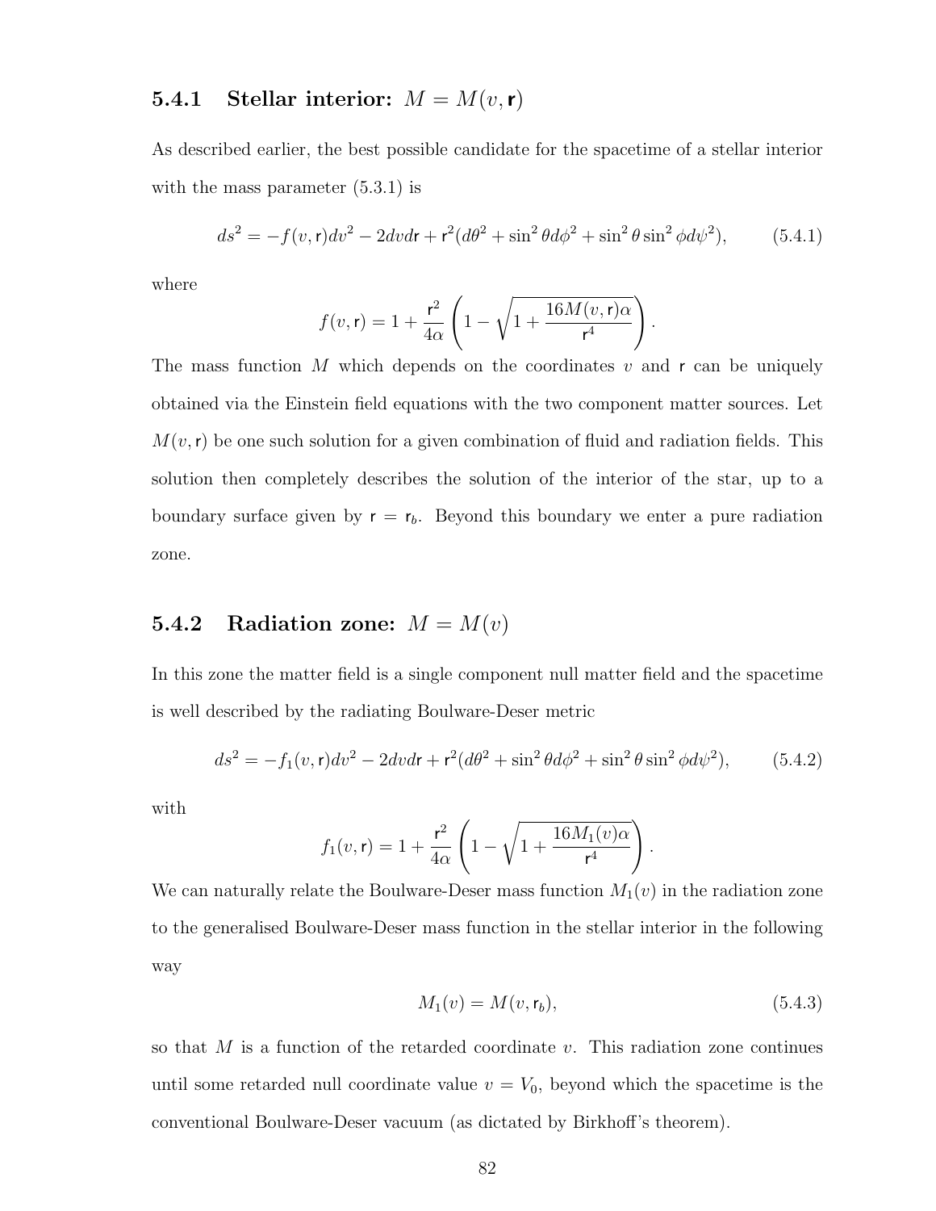### 5.4.1 Stellar interior: $M = M(v, \mathsf{r})$

As described earlier, the best possible candidate for the spacetime of a stellar interior with the mass parameter (5.3.1) is

$$ds^2 = -f(v, \mathsf{r})dv^2 - 2dvd\mathsf{r} + \mathsf{r}^2(d\theta^2 + \sin^2\theta d\phi^2 + \sin^2\theta \sin^2\phi d\psi^2), \tag{5.4.1}$$

where

$$f(v, \mathsf{r}) = 1 + \frac{\mathsf{r}^2}{4\alpha}\left(1 - \sqrt{1 + \frac{16M(v, \mathsf{r})\alpha}{\mathsf{r}^4}}\right).$$

The mass function $M$ which depends on the coordinates $v$ and $\mathsf{r}$ can be uniquely obtained via the Einstein field equations with the two component matter sources. Let $M(v, \mathsf{r})$ be one such solution for a given combination of fluid and radiation fields. This solution then completely describes the solution of the interior of the star, up to a boundary surface given by $\mathsf{r} = \mathsf{r}_b$. Beyond this boundary we enter a pure radiation zone.

### 5.4.2 Radiation zone: $M = M(v)$

In this zone the matter field is a single component null matter field and the spacetime is well described by the radiating Boulware-Deser metric

$$ds^2 = -f_1(v, \mathsf{r})dv^2 - 2dvd\mathsf{r} + \mathsf{r}^2(d\theta^2 + \sin^2\theta d\phi^2 + \sin^2\theta \sin^2\phi d\psi^2), \tag{5.4.2}$$

with

$$f_1(v, \mathsf{r}) = 1 + \frac{\mathsf{r}^2}{4\alpha}\left(1 - \sqrt{1 + \frac{16M_1(v)\alpha}{\mathsf{r}^4}}\right).$$

We can naturally relate the Boulware-Deser mass function $M_1(v)$ in the radiation zone to the generalised Boulware-Deser mass function in the stellar interior in the following way

$$M_1(v) = M(v, \mathsf{r}_b), \tag{5.4.3}$$

so that $M$ is a function of the retarded coordinate $v$. This radiation zone continues until some retarded null coordinate value $v = V_0$, beyond which the spacetime is the conventional Boulware-Deser vacuum (as dictated by Birkhoff's theorem).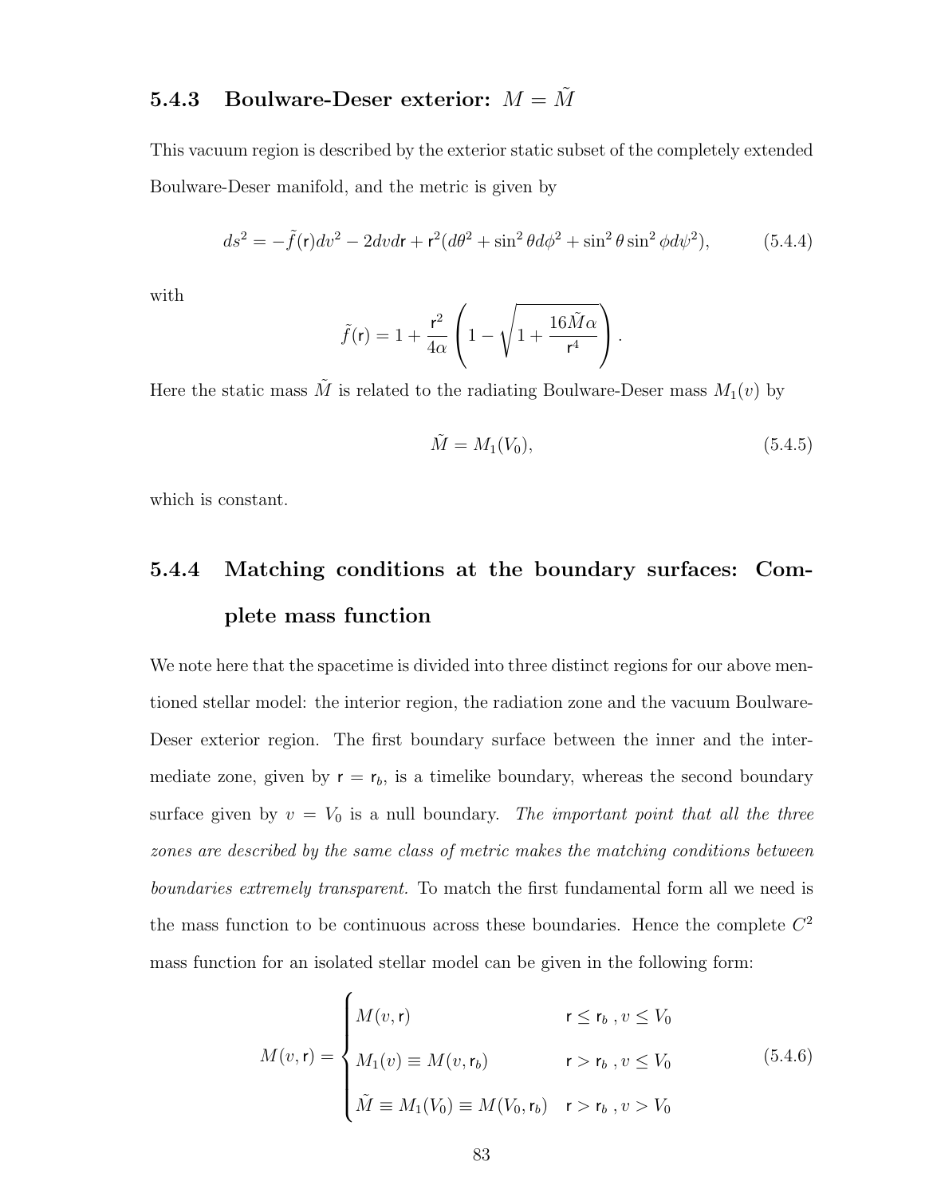### 5.4.3 Boulware-Deser exterior: $M = \tilde{M}$

This vacuum region is described by the exterior static subset of the completely extended Boulware-Deser manifold, and the metric is given by

$$ds^2 = -\tilde{f}(\mathsf{r})dv^2 - 2dvd\mathsf{r} + \mathsf{r}^2(d\theta^2 + \sin^2\theta d\phi^2 + \sin^2\theta\sin^2\phi d\psi^2), \tag{5.4.4}$$

with

$$\tilde{f}(\mathsf{r}) = 1 + \frac{\mathsf{r}^2}{4\alpha}\left(1 - \sqrt{1 + \frac{16\tilde{M}\alpha}{\mathsf{r}^4}}\right).$$

Here the static mass $\tilde{M}$ is related to the radiating Boulware-Deser mass $M_1(v)$ by

$$\tilde{M} = M_1(V_0), \tag{5.4.5}$$

which is constant.

### 5.4.4 Matching conditions at the boundary surfaces: Complete mass function

We note here that the spacetime is divided into three distinct regions for our above mentioned stellar model: the interior region, the radiation zone and the vacuum Boulware-Deser exterior region. The first boundary surface between the inner and the intermediate zone, given by $\mathsf{r} = \mathsf{r}_b$, is a timelike boundary, whereas the second boundary surface given by $v = V_0$ is a null boundary. *The important point that all the three zones are described by the same class of metric makes the matching conditions between boundaries extremely transparent.* To match the first fundamental form all we need is the mass function to be continuous across these boundaries. Hence the complete $C^2$ mass function for an isolated stellar model can be given in the following form:

$$M(v, \mathsf{r}) = \begin{cases} M(v, \mathsf{r}) & \mathsf{r} \leq \mathsf{r}_b \, , \, v \leq V_0 \\ M_1(v) \equiv M(v, \mathsf{r}_b) & \mathsf{r} > \mathsf{r}_b \, , \, v \leq V_0 \\ \tilde{M} \equiv M_1(V_0) \equiv M(V_0, \mathsf{r}_b) & \mathsf{r} > \mathsf{r}_b \, , \, v > V_0 \end{cases} \tag{5.4.6}$$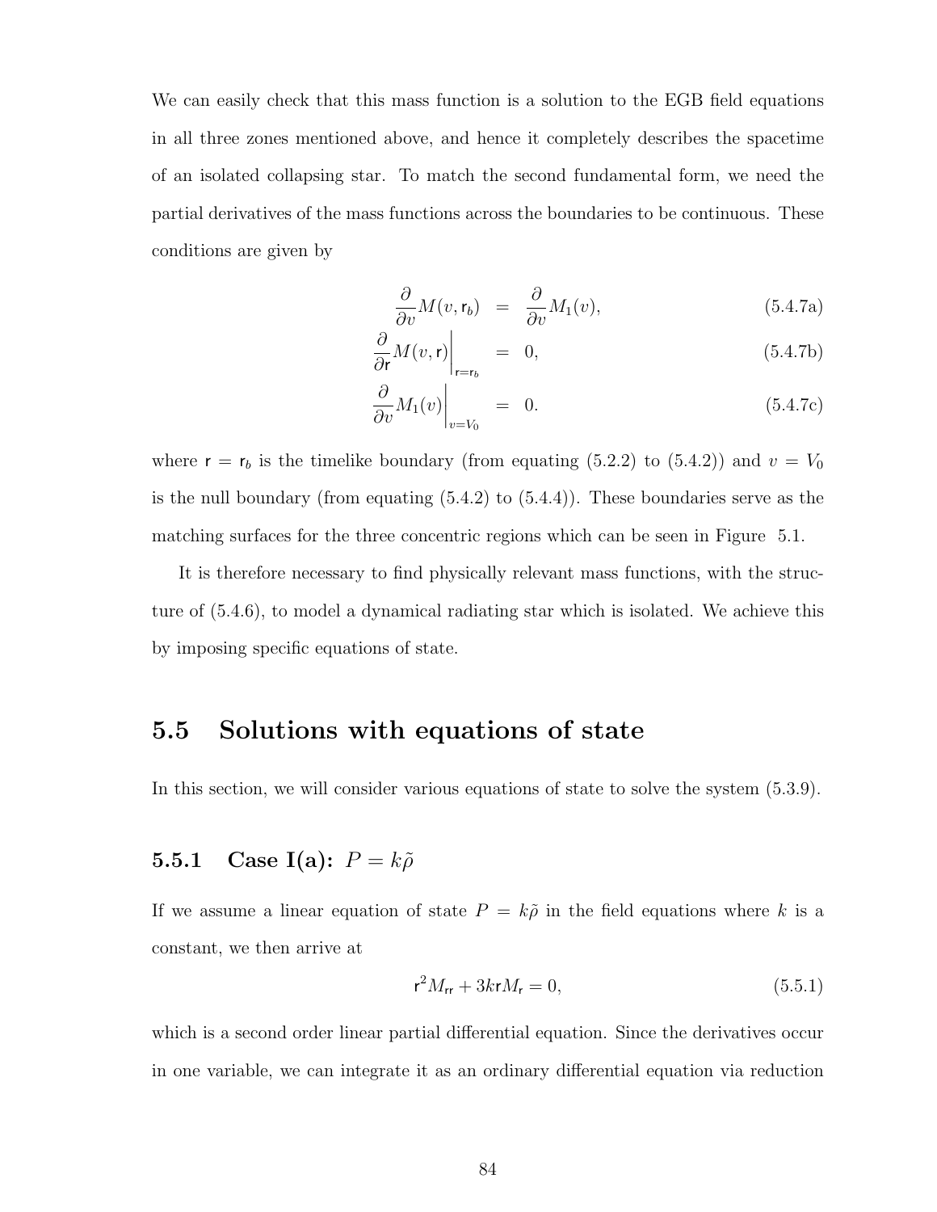We can easily check that this mass function is a solution to the EGB field equations in all three zones mentioned above, and hence it completely describes the spacetime of an isolated collapsing star. To match the second fundamental form, we need the partial derivatives of the mass functions across the boundaries to be continuous. These conditions are given by

$$
\begin{aligned}
\frac{\partial}{\partial v} M(v, \mathsf{r}_b) &= \frac{\partial}{\partial v} M_1(v), && (5.4.7a)\\
\left.\frac{\partial}{\partial \mathsf{r}} M(v, \mathsf{r})\right|_{\mathsf{r}=\mathsf{r}_b} &= 0, && (5.4.7b)\\
\left.\frac{\partial}{\partial v} M_1(v)\right|_{v=V_0} &= 0. && (5.4.7c)
\end{aligned}
$$

where $\mathsf{r} = \mathsf{r}_b$ is the timelike boundary (from equating (5.2.2) to (5.4.2)) and $v = V_0$ is the null boundary (from equating (5.4.2) to (5.4.4)). These boundaries serve as the matching surfaces for the three concentric regions which can be seen in Figure 5.1.

It is therefore necessary to find physically relevant mass functions, with the structure of (5.4.6), to model a dynamical radiating star which is isolated. We achieve this by imposing specific equations of state.

## 5.5 Solutions with equations of state

In this section, we will consider various equations of state to solve the system (5.3.9).

### 5.5.1 Case I(a): $P = k\tilde{\rho}$

If we assume a linear equation of state $P = k\tilde{\rho}$ in the field equations where $k$ is a constant, we then arrive at

$$
\mathsf{r}^2 M_{\mathsf{rr}} + 3k\mathsf{r} M_{\mathsf{r}} = 0, \tag{5.5.1}
$$

which is a second order linear partial differential equation. Since the derivatives occur in one variable, we can integrate it as an ordinary differential equation via reduction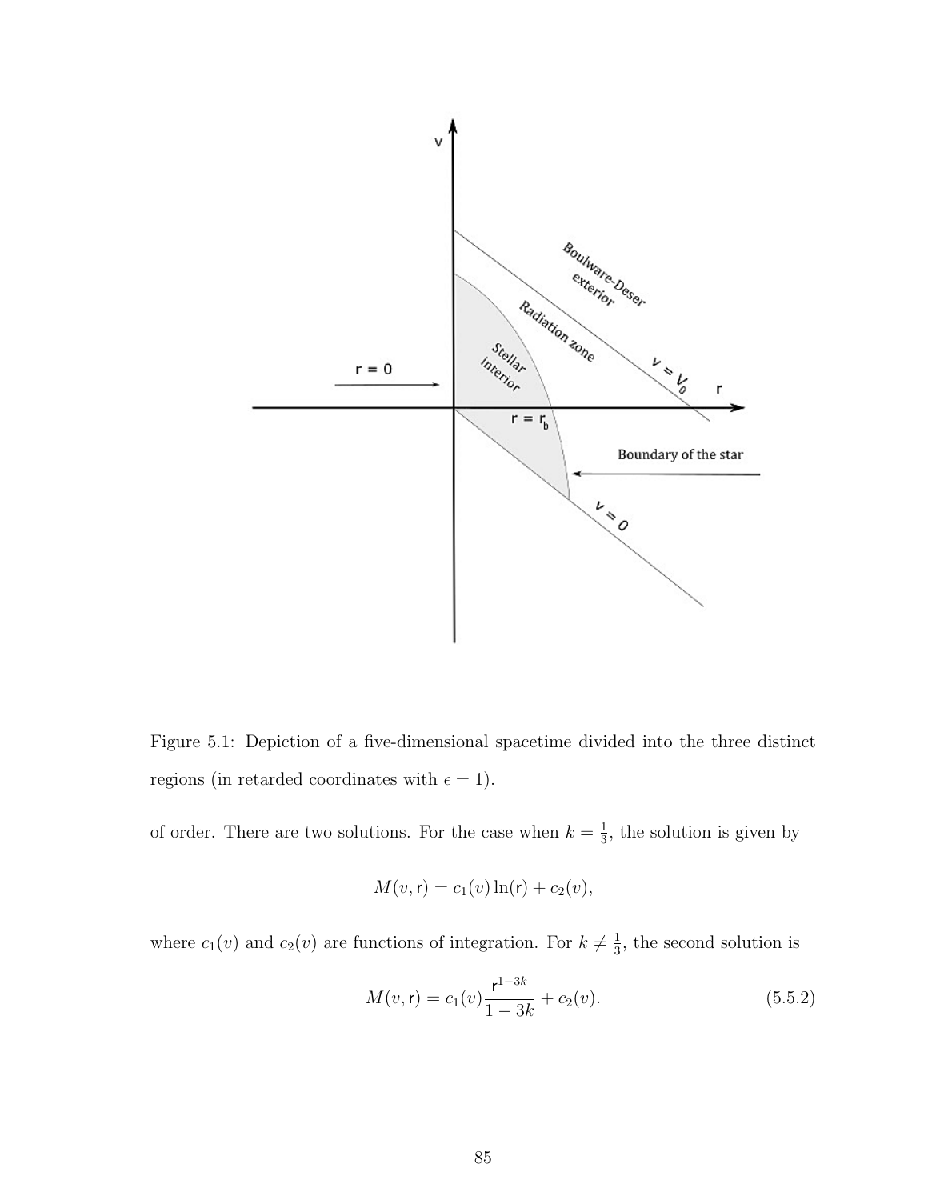Figure 5.1: Depiction of a five-dimensional spacetime divided into the three distinct regions (in retarded coordinates with $\epsilon = 1$).

of order. There are two solutions. For the case when $k = \frac{1}{3}$, the solution is given by

$$M(v, \mathsf{r}) = c_1(v)\ln(\mathsf{r}) + c_2(v),$$

where $c_1(v)$ and $c_2(v)$ are functions of integration. For $k \neq \frac{1}{3}$, the second solution is

$$M(v, \mathsf{r}) = c_1(v)\frac{\mathsf{r}^{1-3k}}{1-3k} + c_2(v). \tag{5.5.2}$$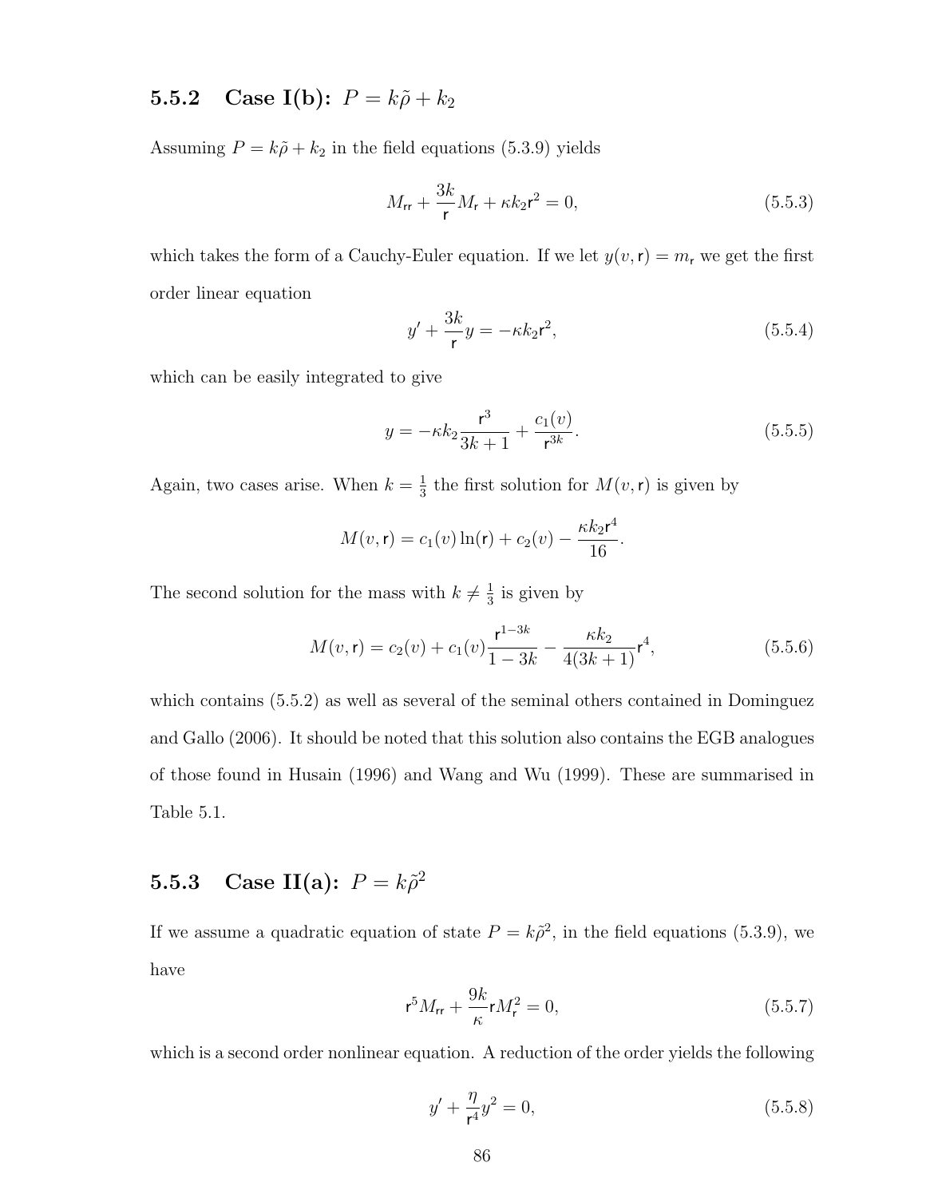### 5.5.2 Case I(b): $P = k\tilde{\rho} + k_2$

Assuming $P = k\tilde{\rho} + k_2$ in the field equations (5.3.9) yields

$$M_{\mathsf{rr}} + \frac{3k}{\mathsf{r}} M_{\mathsf{r}} + \kappa k_2 \mathsf{r}^2 = 0, \tag{5.5.3}$$

which takes the form of a Cauchy-Euler equation. If we let $y(v, \mathsf{r}) = m_{\mathsf{r}}$ we get the first order linear equation

$$y' + \frac{3k}{\mathsf{r}} y = -\kappa k_2 \mathsf{r}^2, \tag{5.5.4}$$

which can be easily integrated to give

$$y = -\kappa k_2 \frac{\mathsf{r}^3}{3k+1} + \frac{c_1(v)}{\mathsf{r}^{3k}}. \tag{5.5.5}$$

Again, two cases arise. When $k = \frac{1}{3}$ the first solution for $M(v, \mathsf{r})$ is given by

$$M(v, \mathsf{r}) = c_1(v) \ln(\mathsf{r}) + c_2(v) - \frac{\kappa k_2 \mathsf{r}^4}{16}.$$

The second solution for the mass with $k \neq \frac{1}{3}$ is given by

$$M(v, \mathsf{r}) = c_2(v) + c_1(v) \frac{\mathsf{r}^{1-3k}}{1-3k} - \frac{\kappa k_2}{4(3k+1)} \mathsf{r}^4, \tag{5.5.6}$$

which contains (5.5.2) as well as several of the seminal others contained in Dominguez and Gallo (2006). It should be noted that this solution also contains the EGB analogues of those found in Husain (1996) and Wang and Wu (1999). These are summarised in Table 5.1.

### 5.5.3 Case II(a): $P = k\tilde{\rho}^2$

If we assume a quadratic equation of state $P = k\tilde{\rho}^2$, in the field equations (5.3.9), we have

$$\mathsf{r}^5 M_{\mathsf{rr}} + \frac{9k}{\kappa} \mathsf{r} M_{\mathsf{r}}^2 = 0, \tag{5.5.7}$$

which is a second order nonlinear equation. A reduction of the order yields the following

$$y' + \frac{\eta}{\mathsf{r}^4} y^2 = 0, \tag{5.5.8}$$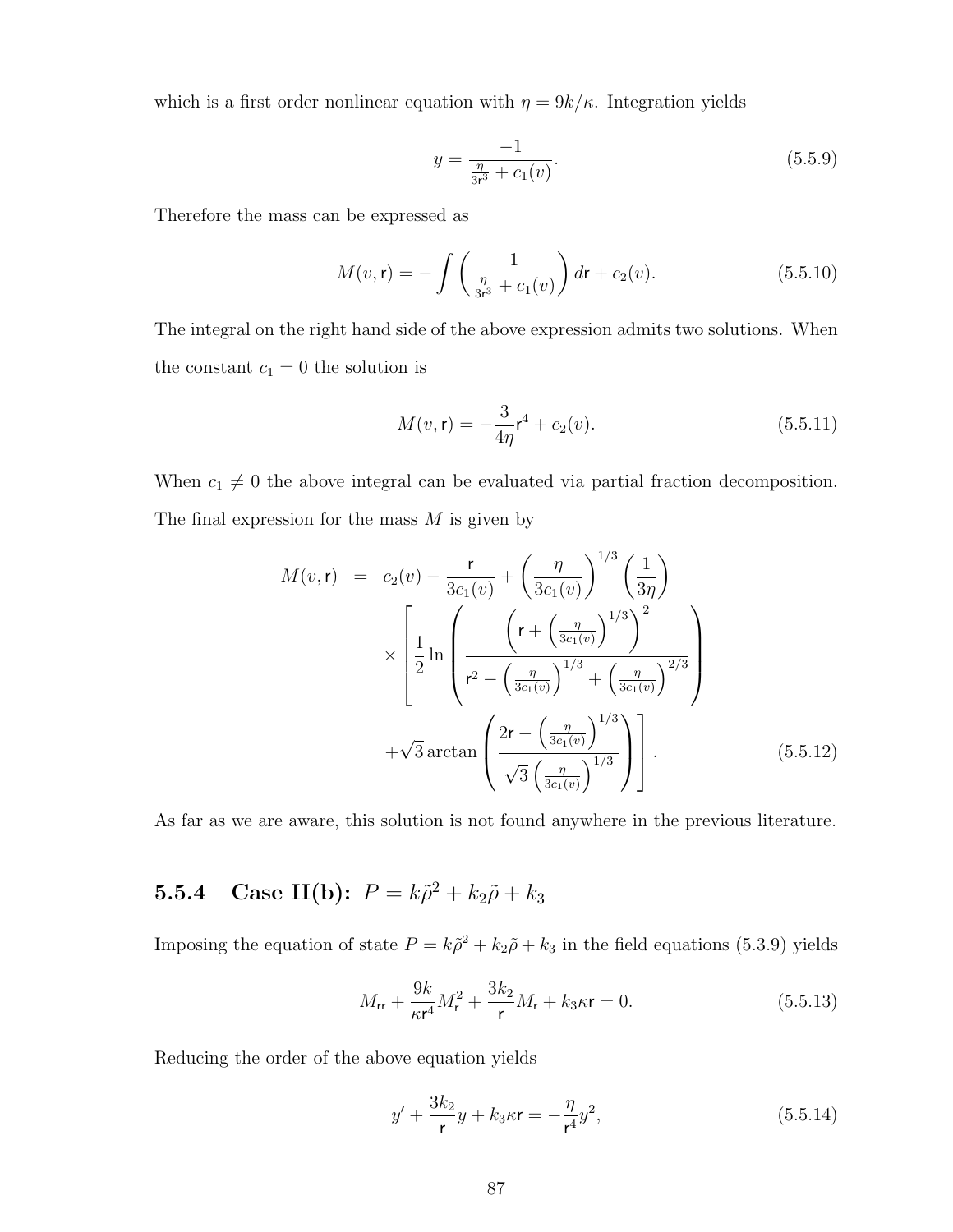which is a first order nonlinear equation with $\eta = 9k/\kappa$. Integration yields

$$y = \frac{-1}{\frac{\eta}{3\mathsf{r}^3} + c_1(v)}. \tag{5.5.9}$$

Therefore the mass can be expressed as

$$M(v, \mathsf{r}) = -\int \left( \frac{1}{\frac{\eta}{3\mathsf{r}^3} + c_1(v)} \right) d\mathsf{r} + c_2(v). \tag{5.5.10}$$

The integral on the right hand side of the above expression admits two solutions. When the constant $c_1 = 0$ the solution is

$$M(v, \mathsf{r}) = -\frac{3}{4\eta}\mathsf{r}^4 + c_2(v). \tag{5.5.11}$$

When $c_1 \neq 0$ the above integral can be evaluated via partial fraction decomposition. The final expression for the mass $M$ is given by

$$\begin{aligned} M(v, \mathsf{r}) &= c_2(v) - \frac{\mathsf{r}}{3c_1(v)} + \left( \frac{\eta}{3c_1(v)} \right)^{1/3} \left( \frac{1}{3\eta} \right) \\ &\times \left[ \frac{1}{2} \ln \left( \frac{\left( \mathsf{r} + \left( \frac{\eta}{3c_1(v)} \right)^{1/3} \right)^2}{\mathsf{r}^2 - \left( \frac{\eta}{3c_1(v)} \right)^{1/3} + \left( \frac{\eta}{3c_1(v)} \right)^{2/3}} \right) \right. \\ &\left. + \sqrt{3} \arctan \left( \frac{2\mathsf{r} - \left( \frac{\eta}{3c_1(v)} \right)^{1/3}}{\sqrt{3} \left( \frac{\eta}{3c_1(v)} \right)^{1/3}} \right) \right]. \end{aligned} \tag{5.5.12}$$

As far as we are aware, this solution is not found anywhere in the previous literature.

### 5.5.4 Case II(b): $P = k\tilde{\rho}^2 + k_2\tilde{\rho} + k_3$

Imposing the equation of state $P = k\tilde{\rho}^2 + k_2\tilde{\rho} + k_3$ in the field equations (5.3.9) yields

$$M_{\mathsf{rr}} + \frac{9k}{\kappa \mathsf{r}^4} M_{\mathsf{r}}^2 + \frac{3k_2}{\mathsf{r}} M_{\mathsf{r}} + k_3 \kappa \mathsf{r} = 0. \tag{5.5.13}$$

Reducing the order of the above equation yields

$$y' + \frac{3k_2}{\mathsf{r}} y + k_3 \kappa \mathsf{r} = -\frac{\eta}{\mathsf{r}^4} y^2, \tag{5.5.14}$$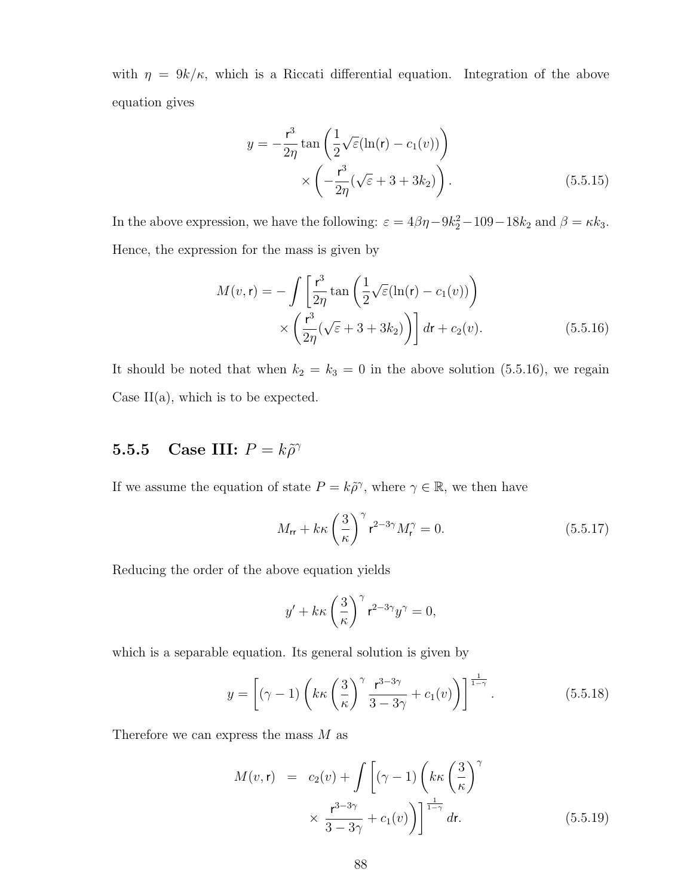with $\eta = 9k/\kappa$, which is a Riccati differential equation. Integration of the above equation gives

$$
\begin{aligned}
y = -\frac{\mathsf{r}^3}{2\eta}\tan\left(\frac{1}{2}\sqrt{\varepsilon}(\ln(\mathsf{r}) - c_1(v))\right) \\
\times\left(-\frac{\mathsf{r}^3}{2\eta}(\sqrt{\varepsilon} + 3 + 3k_2)\right).
\end{aligned} \tag{5.5.15}
$$

In the above expression, we have the following: $\varepsilon = 4\beta\eta - 9k_2^2 - 109 - 18k_2$ and $\beta = \kappa k_3$. Hence, the expression for the mass is given by

$$
\begin{aligned}
M(v,\mathsf{r}) = -\int\left[\frac{\mathsf{r}^3}{2\eta}\tan\left(\frac{1}{2}\sqrt{\varepsilon}(\ln(\mathsf{r}) - c_1(v))\right)\right. \\
\left.\times\left(\frac{\mathsf{r}^3}{2\eta}(\sqrt{\varepsilon} + 3 + 3k_2)\right)\right] d\mathsf{r} + c_2(v).
\end{aligned} \tag{5.5.16}
$$

It should be noted that when $k_2 = k_3 = 0$ in the above solution (5.5.16), we regain Case II(a), which is to be expected.

### 5.5.5 Case III: $P = k\tilde{\rho}^\gamma$

If we assume the equation of state $P = k\tilde{\rho}^\gamma$, where $\gamma \in \mathbb{R}$, we then have

$$
M_{\mathsf{rr}} + k\kappa\left(\frac{3}{\kappa}\right)^\gamma \mathsf{r}^{2-3\gamma} M_{\mathsf{r}}^\gamma = 0. \tag{5.5.17}
$$

Reducing the order of the above equation yields

$$
y' + k\kappa\left(\frac{3}{\kappa}\right)^\gamma \mathsf{r}^{2-3\gamma} y^\gamma = 0,
$$

which is a separable equation. Its general solution is given by

$$
y = \left[(\gamma - 1)\left(k\kappa\left(\frac{3}{\kappa}\right)^\gamma \frac{\mathsf{r}^{3-3\gamma}}{3 - 3\gamma} + c_1(v)\right)\right]^{\frac{1}{1-\gamma}}. \tag{5.5.18}
$$

Therefore we can express the mass $M$ as

$$
\begin{aligned}
M(v,\mathsf{r}) &= c_2(v) + \int\left[(\gamma - 1)\left(k\kappa\left(\frac{3}{\kappa}\right)^\gamma\right.\right. \\
&\quad \left.\left.\times\frac{\mathsf{r}^{3-3\gamma}}{3 - 3\gamma} + c_1(v)\right)\right]^{\frac{1}{1-\gamma}} d\mathsf{r}.
\end{aligned} \tag{5.5.19}
$$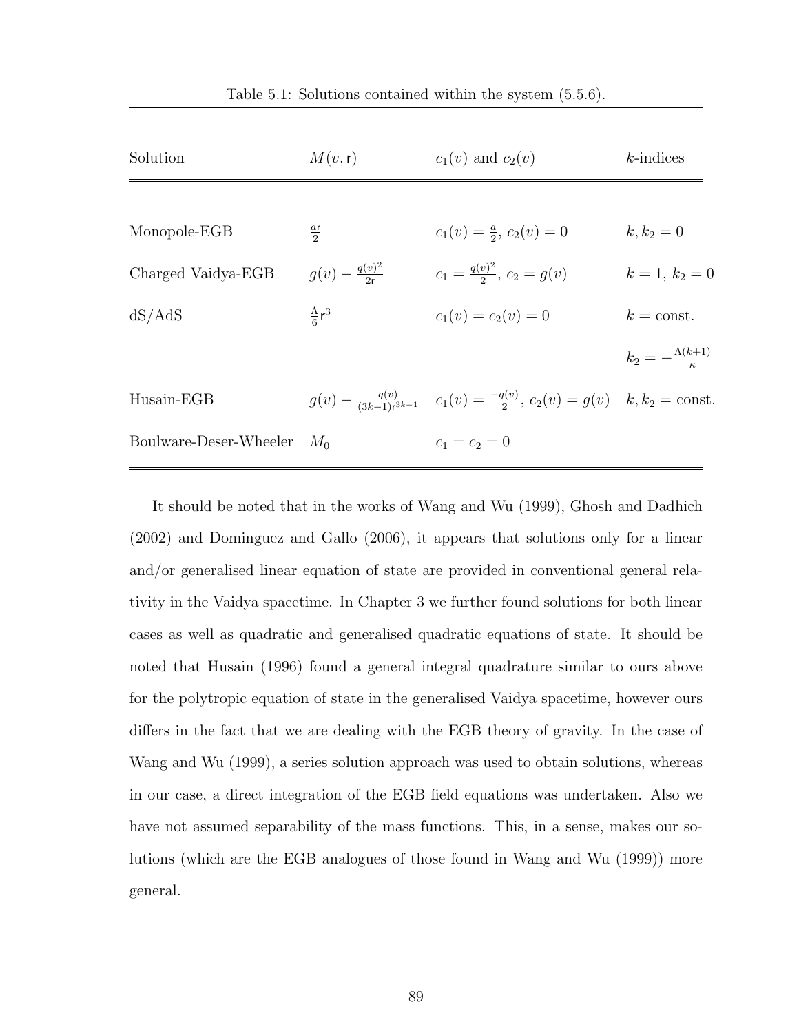Table 5.1: Solutions contained within the system (5.5.6).

| Solution | $M(v, \mathsf{r})$ | $c_1(v)$ and $c_2(v)$ | $k$-indices |
|---|---|---|---|
| Monopole-EGB | $\frac{a\mathsf{r}}{2}$ | $c_1(v) = \frac{a}{2}$, $c_2(v) = 0$ | $k, k_2 = 0$ |
| Charged Vaidya-EGB | $g(v) - \frac{q(v)^2}{2\mathsf{r}}$ | $c_1 = \frac{q(v)^2}{2}$, $c_2 = g(v)$ | $k = 1$, $k_2 = 0$ |
| dS/AdS | $\frac{\Lambda}{6}\mathsf{r}^3$ | $c_1(v) = c_2(v) = 0$ | $k = \text{const.}$ $k_2 = -\frac{\Lambda(k+1)}{\kappa}$ |
| Husain-EGB | $g(v) - \frac{q(v)}{(3k-1)\mathsf{r}^{3k-1}}$ | $c_1(v) = \frac{-q(v)}{2}$, $c_2(v) = g(v)$ | $k, k_2 = \text{const.}$ |
| Boulware-Deser-Wheeler | $M_0$ | $c_1 = c_2 = 0$ | |

It should be noted that in the works of Wang and Wu (1999), Ghosh and Dadhich (2002) and Dominguez and Gallo (2006), it appears that solutions only for a linear and/or generalised linear equation of state are provided in conventional general relativity in the Vaidya spacetime. In Chapter 3 we further found solutions for both linear cases as well as quadratic and generalised quadratic equations of state. It should be noted that Husain (1996) found a general integral quadrature similar to ours above for the polytropic equation of state in the generalised Vaidya spacetime, however ours differs in the fact that we are dealing with the EGB theory of gravity. In the case of Wang and Wu (1999), a series solution approach was used to obtain solutions, whereas in our case, a direct integration of the EGB field equations was undertaken. Also we have not assumed separability of the mass functions. This, in a sense, makes our solutions (which are the EGB analogues of those found in Wang and Wu (1999)) more general.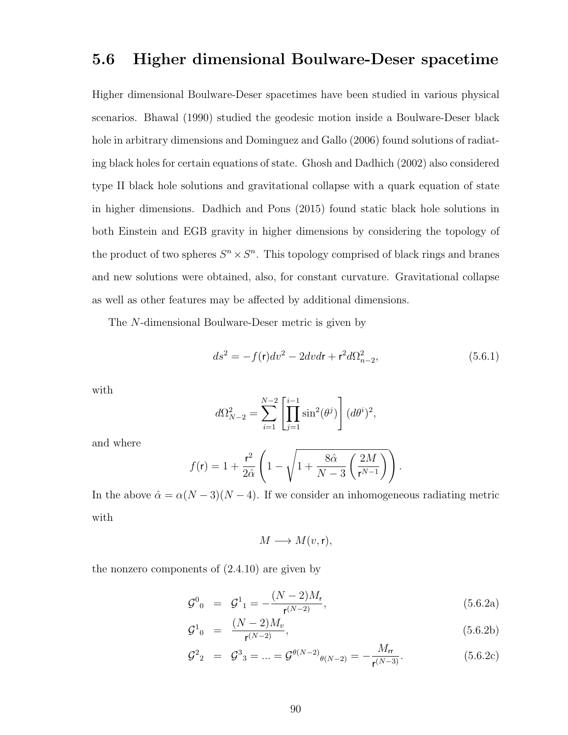## 5.6 Higher dimensional Boulware-Deser spacetime

Higher dimensional Boulware-Deser spacetimes have been studied in various physical scenarios. Bhawal (1990) studied the geodesic motion inside a Boulware-Deser black hole in arbitrary dimensions and Dominguez and Gallo (2006) found solutions of radiating black holes for certain equations of state. Ghosh and Dadhich (2002) also considered type II black hole solutions and gravitational collapse with a quark equation of state in higher dimensions. Dadhich and Pons (2015) found static black hole solutions in both Einstein and EGB gravity in higher dimensions by considering the topology of the product of two spheres $S^n \times S^n$. This topology comprised of black rings and branes and new solutions were obtained, also, for constant curvature. Gravitational collapse as well as other features may be affected by additional dimensions.

The $N$-dimensional Boulware-Deser metric is given by

$$ds^2 = -f(\mathsf{r})dv^2 - 2dvd\mathsf{r} + \mathsf{r}^2 d\Omega^2_{n-2}, \tag{5.6.1}$$

with

$$d\Omega^2_{N-2} = \sum_{i=1}^{N-2} \left[ \prod_{j=1}^{i-1} \sin^2(\theta^j) \right] (d\theta^i)^2,$$

and where

$$f(\mathsf{r}) = 1 + \frac{\mathsf{r}^2}{2\hat{\alpha}} \left( 1 - \sqrt{1 + \frac{8\hat{\alpha}}{N-3} \left( \frac{2M}{\mathsf{r}^{N-1}} \right)} \right).$$

In the above $\hat{\alpha} = \alpha(N-3)(N-4)$. If we consider an inhomogeneous radiating metric with

$$M \longrightarrow M(v, \mathsf{r}),$$

the nonzero components of (2.4.10) are given by

$$\mathcal{G}^0{}_0 = \mathcal{G}^1{}_1 = -\frac{(N-2)M_{\mathsf{r}}}{\mathsf{r}^{(N-2)}}, \tag{5.6.2a}$$

$$\mathcal{G}^1{}_0 = \frac{(N-2)M_v}{\mathsf{r}^{(N-2)}}, \tag{5.6.2b}$$

$$\mathcal{G}^2{}_2 = \mathcal{G}^3{}_3 = ... = \mathcal{G}^{\theta(N-2)}{}_{\theta(N-2)} = -\frac{M_{\mathsf{rr}}}{\mathsf{r}^{(N-3)}}. \tag{5.6.2c}$$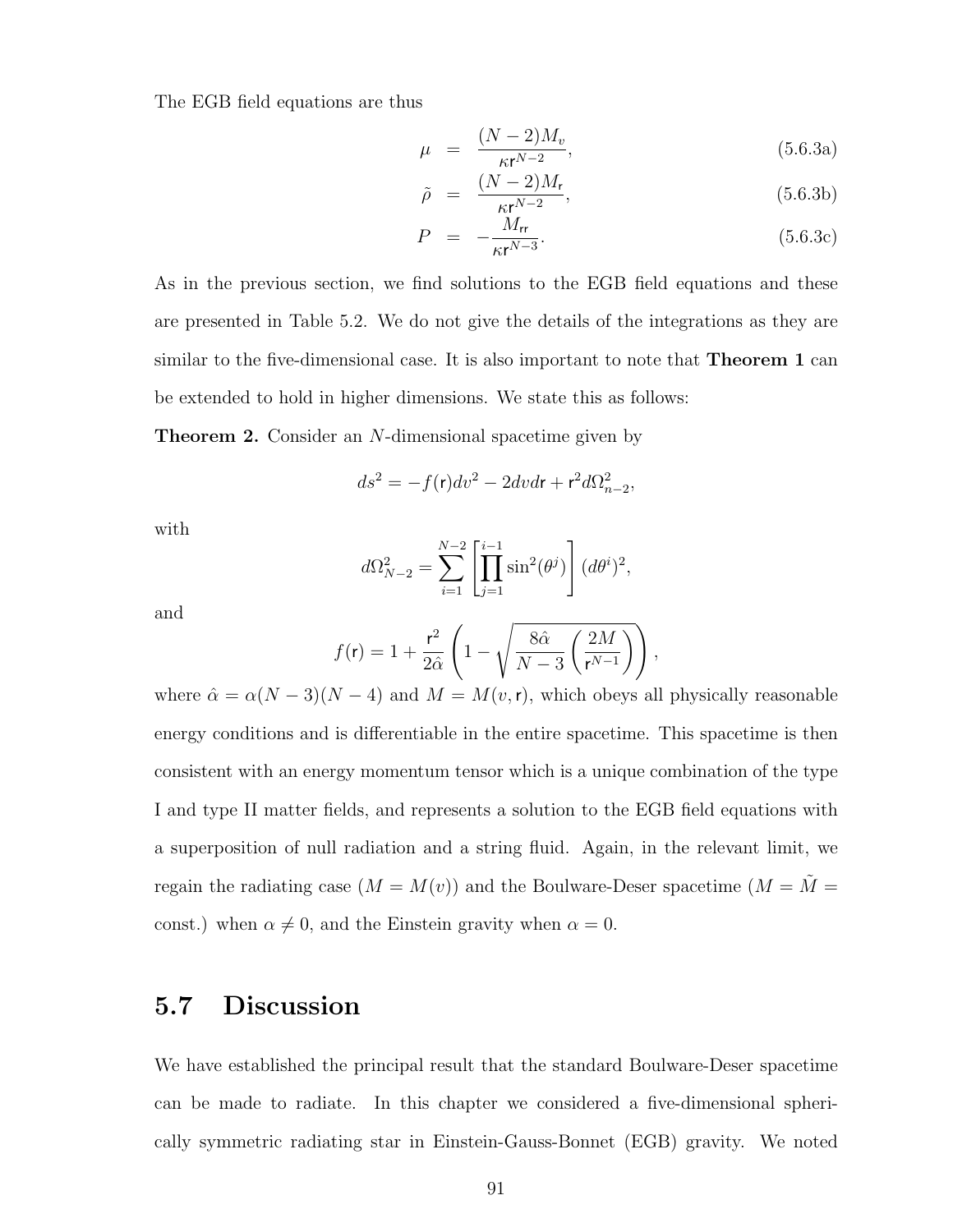The EGB field equations are thus

$$\mu = \frac{(N-2)M_v}{\kappa \mathsf{r}^{N-2}}, \tag{5.6.3a}$$

$$\tilde{\rho} = \frac{(N-2)M_{\mathsf{r}}}{\kappa \mathsf{r}^{N-2}}, \tag{5.6.3b}$$

$$P = -\frac{M_{\mathsf{rr}}}{\kappa \mathsf{r}^{N-3}}. \tag{5.6.3c}$$

As in the previous section, we find solutions to the EGB field equations and these are presented in Table 5.2. We do not give the details of the integrations as they are similar to the five-dimensional case. It is also important to note that **Theorem 1** can be extended to hold in higher dimensions. We state this as follows:

**Theorem 2.** Consider an $N$-dimensional spacetime given by

$$ds^2 = -f(\mathsf{r})dv^2 - 2dvd\mathsf{r} + \mathsf{r}^2 d\Omega^2_{n-2},$$

with

$$d\Omega^2_{N-2} = \sum_{i=1}^{N-2}\left[\prod_{j=1}^{i-1}\sin^2(\theta^j)\right](d\theta^i)^2,$$

and

$$f(\mathsf{r}) = 1 + \frac{\mathsf{r}^2}{2\hat{\alpha}}\left(1 - \sqrt{\frac{8\hat{\alpha}}{N-3}\left(\frac{2M}{\mathsf{r}^{N-1}}\right)}\right),$$

where $\hat{\alpha} = \alpha(N-3)(N-4)$ and $M = M(v, \mathsf{r})$, which obeys all physically reasonable energy conditions and is differentiable in the entire spacetime. This spacetime is then consistent with an energy momentum tensor which is a unique combination of the type I and type II matter fields, and represents a solution to the EGB field equations with a superposition of null radiation and a string fluid. Again, in the relevant limit, we regain the radiating case ($M = M(v)$) and the Boulware-Deser spacetime ($M = \tilde{M} =$ const.) when $\alpha \neq 0$, and the Einstein gravity when $\alpha = 0$.

## 5.7 Discussion

We have established the principal result that the standard Boulware-Deser spacetime can be made to radiate. In this chapter we considered a five-dimensional spherically symmetric radiating star in Einstein-Gauss-Bonnet (EGB) gravity. We noted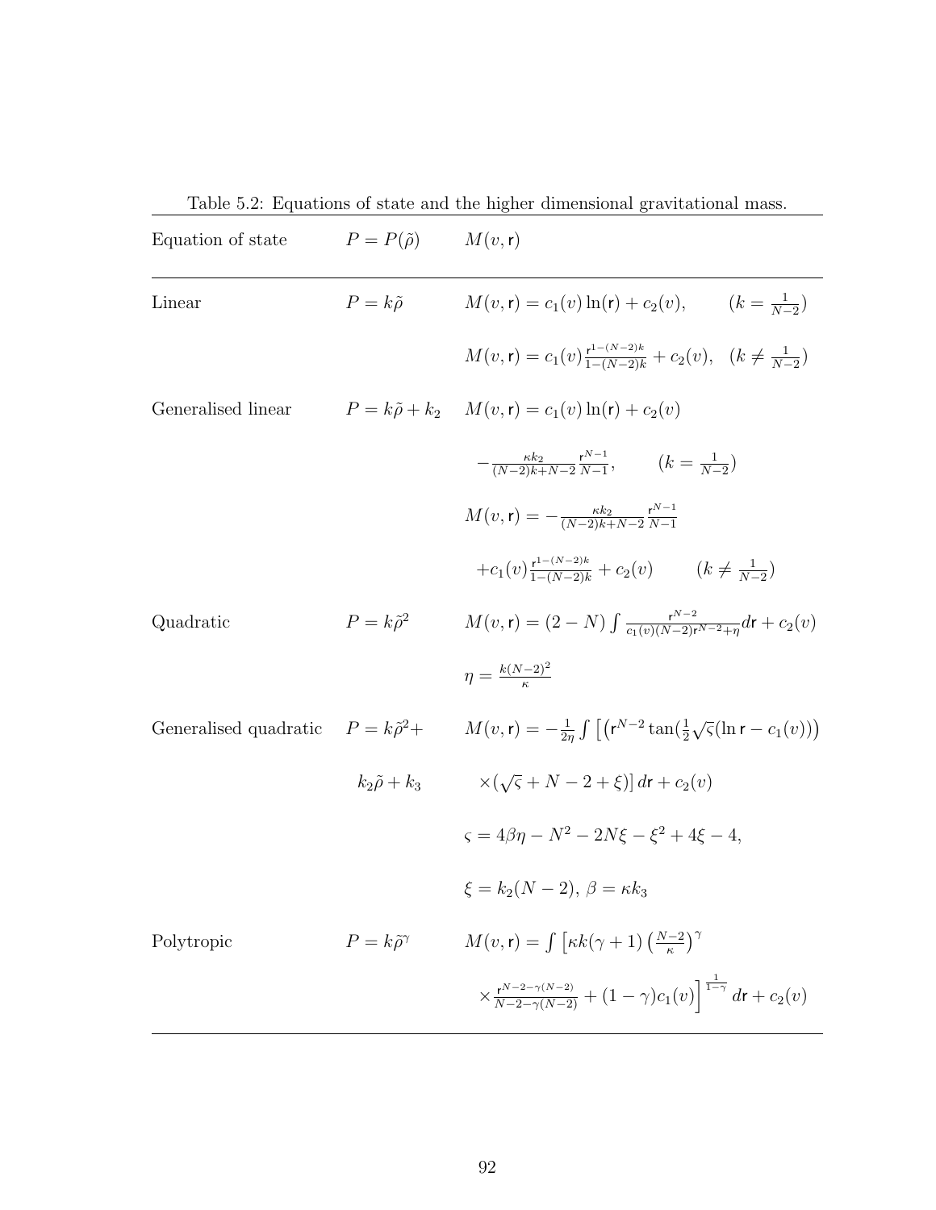Table 5.2: Equations of state and the higher dimensional gravitational mass.

| Equation of state | $P = P(\tilde{\rho})$ | $M(v, \mathsf{r})$ |
|---|---|---|
| Linear | $P = k\tilde{\rho}$ | $M(v,\mathsf{r}) = c_1(v)\ln(\mathsf{r}) + c_2(v), \qquad (k = \frac{1}{N-2})$ |
| | | $M(v,\mathsf{r}) = c_1(v)\frac{\mathsf{r}^{1-(N-2)k}}{1-(N-2)k} + c_2(v), \quad (k \neq \frac{1}{N-2})$ |
| Generalised linear | $P = k\tilde{\rho} + k_2$ | $M(v,\mathsf{r}) = c_1(v)\ln(\mathsf{r}) + c_2(v)$ |
| | | $-\frac{\kappa k_2}{(N-2)k+N-2}\frac{\mathsf{r}^{N-1}}{N-1}, \qquad (k = \frac{1}{N-2})$ |
| | | $M(v,\mathsf{r}) = -\frac{\kappa k_2}{(N-2)k+N-2}\frac{\mathsf{r}^{N-1}}{N-1}$ |
| | | $+c_1(v)\frac{\mathsf{r}^{1-(N-2)k}}{1-(N-2)k} + c_2(v) \qquad (k \neq \frac{1}{N-2})$ |
| Quadratic | $P = k\tilde{\rho}^2$ | $M(v,\mathsf{r}) = (2-N)\int \frac{\mathsf{r}^{N-2}}{c_1(v)(N-2)\mathsf{r}^{N-2}+\eta}d\mathsf{r} + c_2(v)$ |
| | | $\eta = \frac{k(N-2)^2}{\kappa}$ |
| Generalised quadratic | $P = k\tilde{\rho}^2 +$ | $M(v,\mathsf{r}) = -\frac{1}{2\eta}\int\left[\left(\mathsf{r}^{N-2}\tan(\frac{1}{2}\sqrt{\varsigma}(\ln\mathsf{r} - c_1(v))\right)\right.$ |
| | $k_2\tilde{\rho} + k_3$ | $\left.\times(\sqrt{\varsigma} + N - 2 + \xi)\right]d\mathsf{r} + c_2(v)$ |
| | | $\varsigma = 4\beta\eta - N^2 - 2N\xi - \xi^2 + 4\xi - 4,$ |
| | | $\xi = k_2(N-2),\ \beta = \kappa k_3$ |
| Polytropic | $P = k\tilde{\rho}^{\gamma}$ | $M(v,\mathsf{r}) = \int\left[\kappa k(\gamma+1)\left(\frac{N-2}{\kappa}\right)^{\gamma}\right.$ |
| | | $\left.\times\frac{\mathsf{r}^{N-2-\gamma(N-2)}}{N-2-\gamma(N-2)} + (1-\gamma)c_1(v)\right]^{\frac{1}{1-\gamma}}d\mathsf{r} + c_2(v)$ |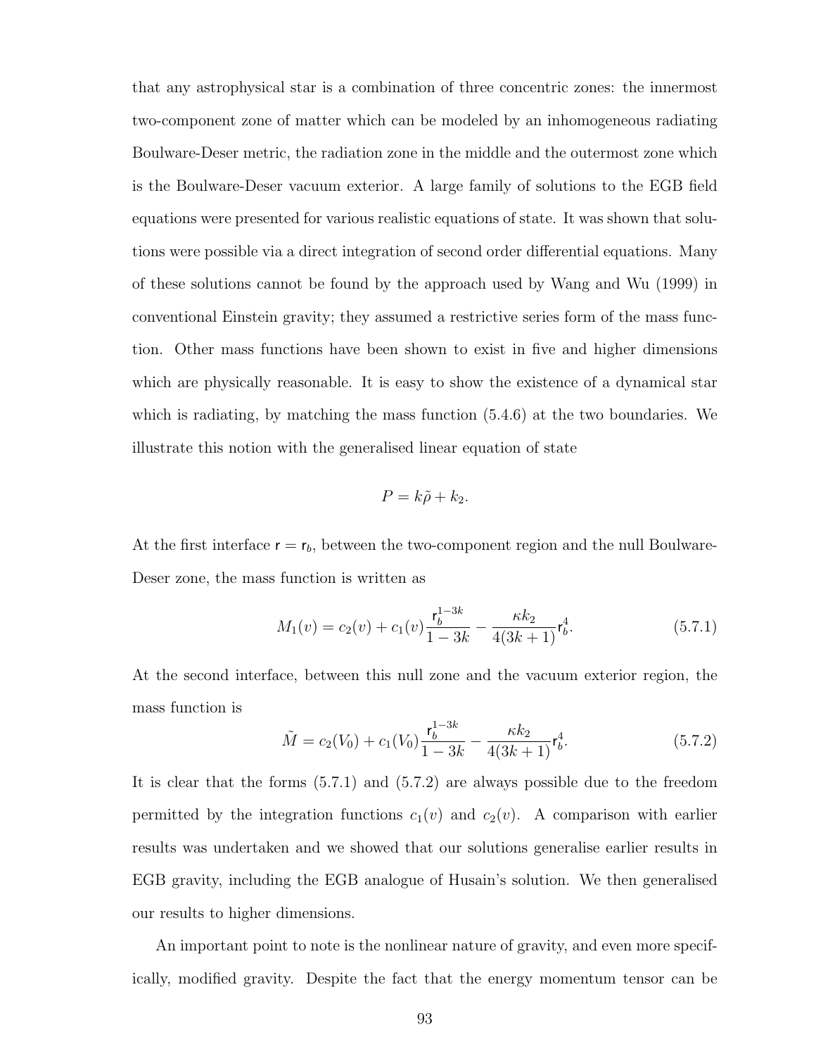that any astrophysical star is a combination of three concentric zones: the innermost two-component zone of matter which can be modeled by an inhomogeneous radiating Boulware-Deser metric, the radiation zone in the middle and the outermost zone which is the Boulware-Deser vacuum exterior. A large family of solutions to the EGB field equations were presented for various realistic equations of state. It was shown that solutions were possible via a direct integration of second order differential equations. Many of these solutions cannot be found by the approach used by Wang and Wu (1999) in conventional Einstein gravity; they assumed a restrictive series form of the mass function. Other mass functions have been shown to exist in five and higher dimensions which are physically reasonable. It is easy to show the existence of a dynamical star which is radiating, by matching the mass function (5.4.6) at the two boundaries. We illustrate this notion with the generalised linear equation of state

$$P = k\tilde{\rho} + k_2.$$

At the first interface $\mathsf{r} = \mathsf{r}_b$, between the two-component region and the null Boulware-Deser zone, the mass function is written as

$$M_1(v) = c_2(v) + c_1(v)\frac{\mathsf{r}_b^{1-3k}}{1-3k} - \frac{\kappa k_2}{4(3k+1)}\mathsf{r}_b^4. \tag{5.7.1}$$

At the second interface, between this null zone and the vacuum exterior region, the mass function is

$$\tilde{M} = c_2(V_0) + c_1(V_0)\frac{\mathsf{r}_b^{1-3k}}{1-3k} - \frac{\kappa k_2}{4(3k+1)}\mathsf{r}_b^4. \tag{5.7.2}$$

It is clear that the forms (5.7.1) and (5.7.2) are always possible due to the freedom permitted by the integration functions $c_1(v)$ and $c_2(v)$. A comparison with earlier results was undertaken and we showed that our solutions generalise earlier results in EGB gravity, including the EGB analogue of Husain's solution. We then generalised our results to higher dimensions.

An important point to note is the nonlinear nature of gravity, and even more specifically, modified gravity. Despite the fact that the energy momentum tensor can be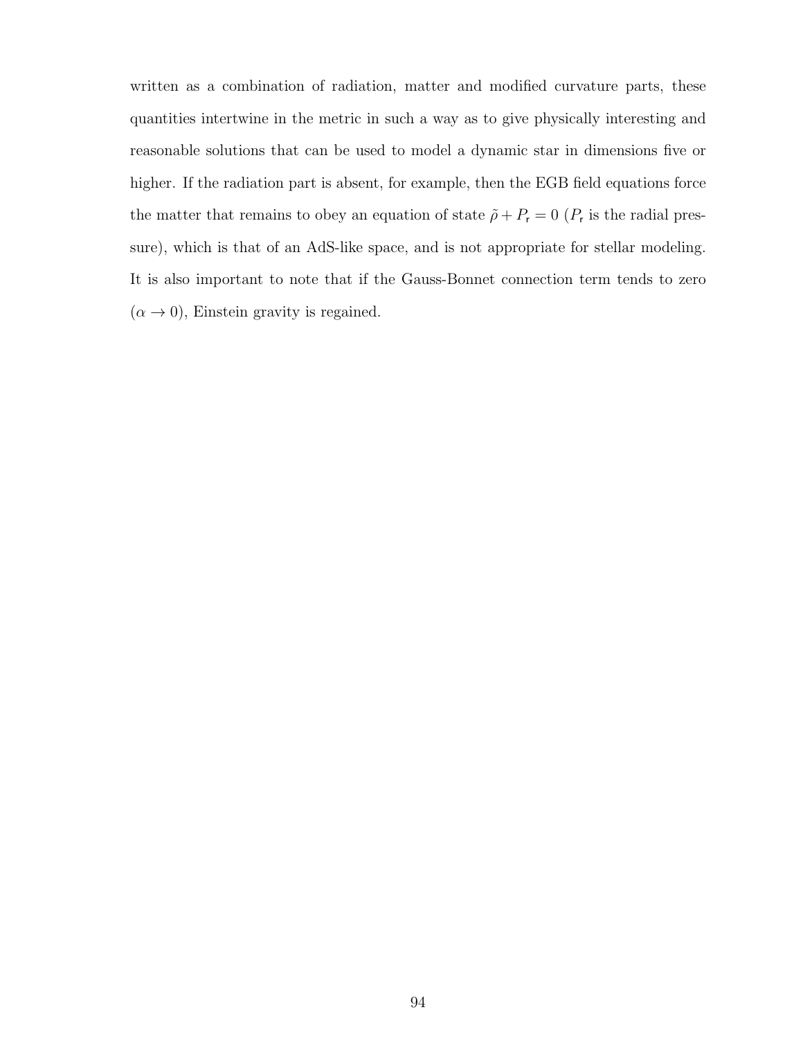written as a combination of radiation, matter and modified curvature parts, these quantities intertwine in the metric in such a way as to give physically interesting and reasonable solutions that can be used to model a dynamic star in dimensions five or higher. If the radiation part is absent, for example, then the EGB field equations force the matter that remains to obey an equation of state $\tilde{\rho} + P_{\mathsf{r}} = 0$ ($P_{\mathsf{r}}$ is the radial pressure), which is that of an AdS-like space, and is not appropriate for stellar modeling. It is also important to note that if the Gauss-Bonnet connection term tends to zero ($\alpha \to 0$), Einstein gravity is regained.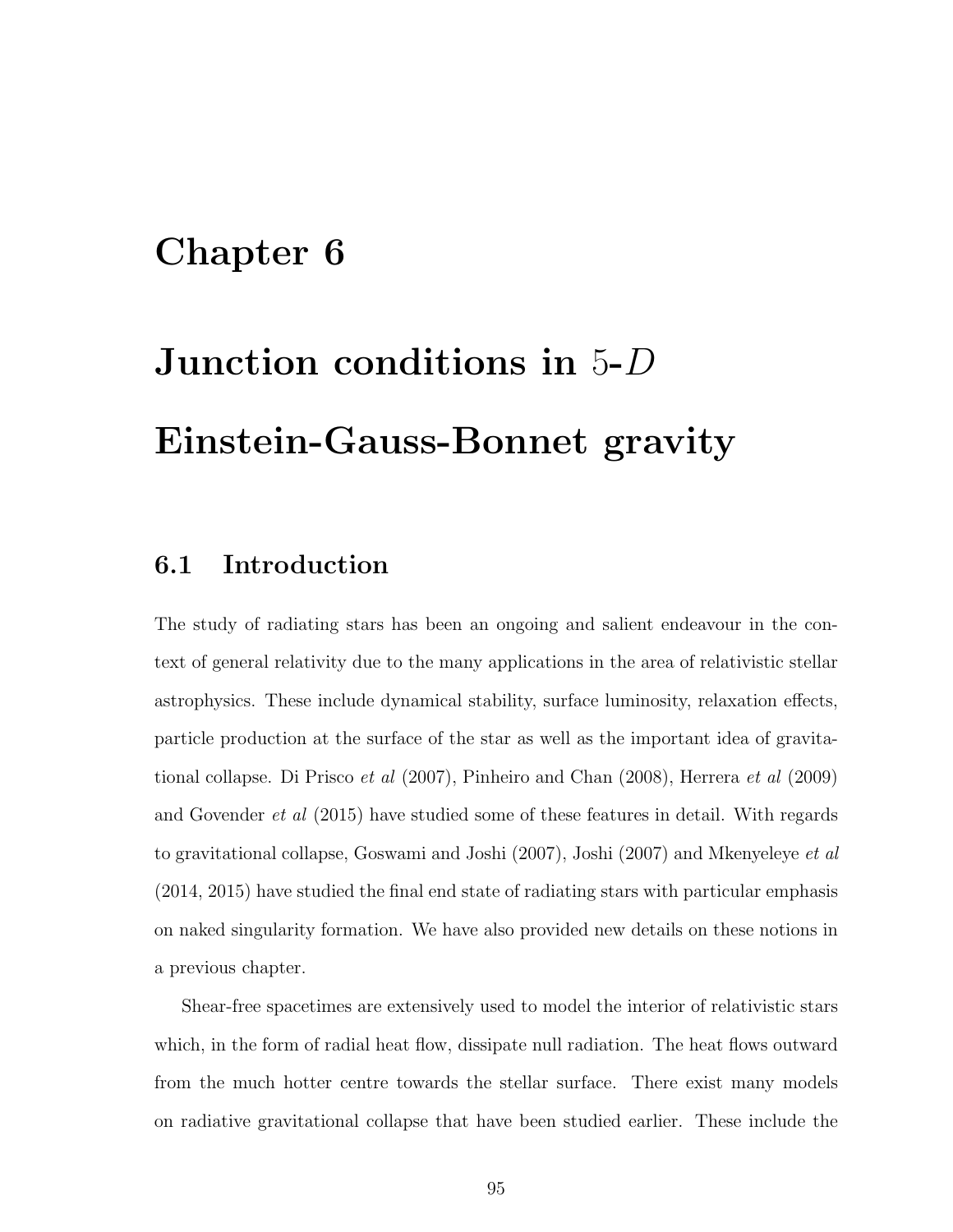# Chapter 6

# Junction conditions in 5-$D$ Einstein-Gauss-Bonnet gravity

## 6.1 Introduction

The study of radiating stars has been an ongoing and salient endeavour in the context of general relativity due to the many applications in the area of relativistic stellar astrophysics. These include dynamical stability, surface luminosity, relaxation effects, particle production at the surface of the star as well as the important idea of gravitational collapse. Di Prisco *et al* (2007), Pinheiro and Chan (2008), Herrera *et al* (2009) and Govender *et al* (2015) have studied some of these features in detail. With regards to gravitational collapse, Goswami and Joshi (2007), Joshi (2007) and Mkenyeleye *et al* (2014, 2015) have studied the final end state of radiating stars with particular emphasis on naked singularity formation. We have also provided new details on these notions in a previous chapter.

Shear-free spacetimes are extensively used to model the interior of relativistic stars which, in the form of radial heat flow, dissipate null radiation. The heat flows outward from the much hotter centre towards the stellar surface. There exist many models on radiative gravitational collapse that have been studied earlier. These include the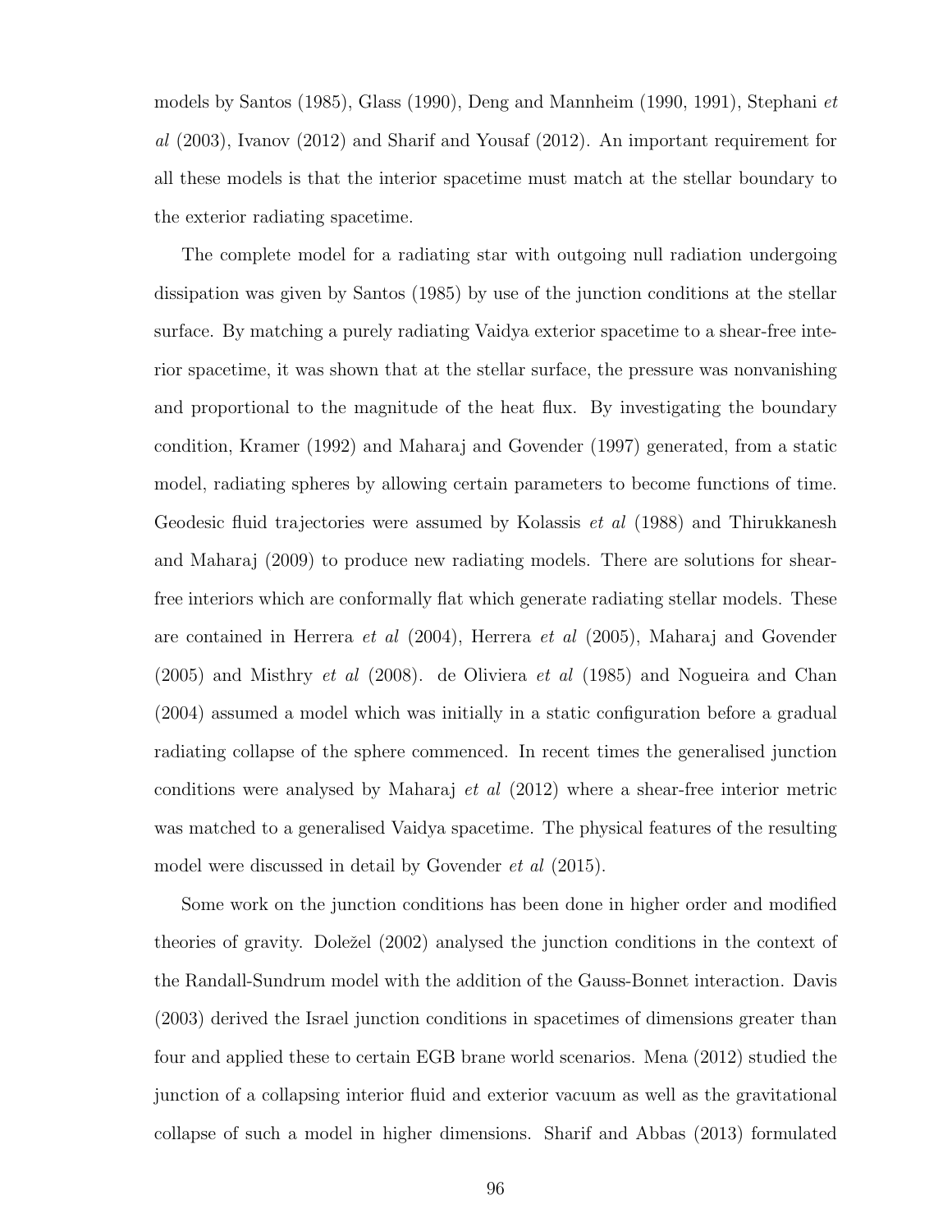models by Santos (1985), Glass (1990), Deng and Mannheim (1990, 1991), Stephani *et al* (2003), Ivanov (2012) and Sharif and Yousaf (2012). An important requirement for all these models is that the interior spacetime must match at the stellar boundary to the exterior radiating spacetime.

The complete model for a radiating star with outgoing null radiation undergoing dissipation was given by Santos (1985) by use of the junction conditions at the stellar surface. By matching a purely radiating Vaidya exterior spacetime to a shear-free interior spacetime, it was shown that at the stellar surface, the pressure was nonvanishing and proportional to the magnitude of the heat flux. By investigating the boundary condition, Kramer (1992) and Maharaj and Govender (1997) generated, from a static model, radiating spheres by allowing certain parameters to become functions of time. Geodesic fluid trajectories were assumed by Kolassis *et al* (1988) and Thirukkanesh and Maharaj (2009) to produce new radiating models. There are solutions for shear-free interiors which are conformally flat which generate radiating stellar models. These are contained in Herrera *et al* (2004), Herrera *et al* (2005), Maharaj and Govender (2005) and Misthry *et al* (2008). de Oliviera *et al* (1985) and Nogueira and Chan (2004) assumed a model which was initially in a static configuration before a gradual radiating collapse of the sphere commenced. In recent times the generalised junction conditions were analysed by Maharaj *et al* (2012) where a shear-free interior metric was matched to a generalised Vaidya spacetime. The physical features of the resulting model were discussed in detail by Govender *et al* (2015).

Some work on the junction conditions has been done in higher order and modified theories of gravity. Doležel (2002) analysed the junction conditions in the context of the Randall-Sundrum model with the addition of the Gauss-Bonnet interaction. Davis (2003) derived the Israel junction conditions in spacetimes of dimensions greater than four and applied these to certain EGB brane world scenarios. Mena (2012) studied the junction of a collapsing interior fluid and exterior vacuum as well as the gravitational collapse of such a model in higher dimensions. Sharif and Abbas (2013) formulated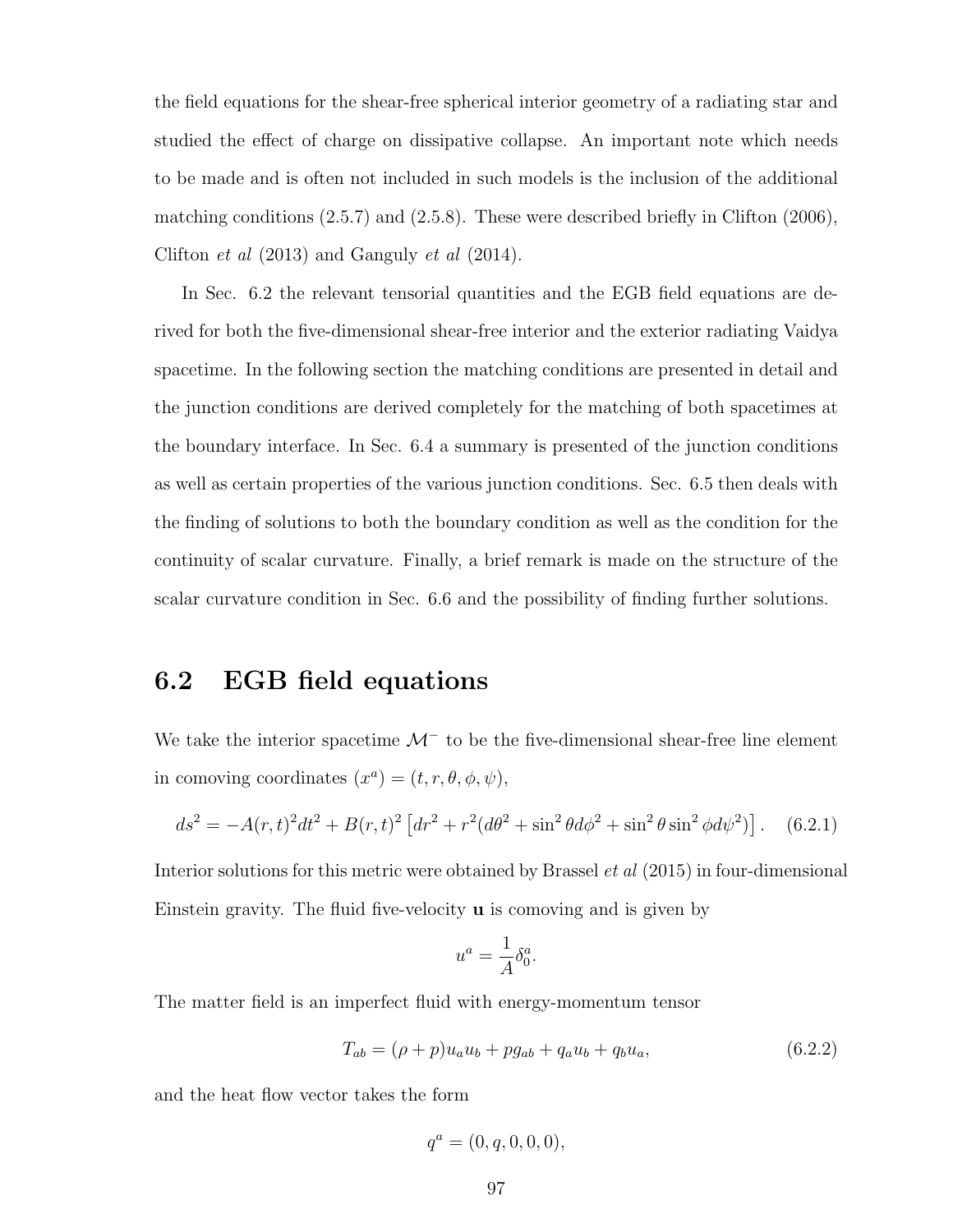the field equations for the shear-free spherical interior geometry of a radiating star and studied the effect of charge on dissipative collapse. An important note which needs to be made and is often not included in such models is the inclusion of the additional matching conditions (2.5.7) and (2.5.8). These were described briefly in Clifton (2006), Clifton *et al* (2013) and Ganguly *et al* (2014).

In Sec. 6.2 the relevant tensorial quantities and the EGB field equations are derived for both the five-dimensional shear-free interior and the exterior radiating Vaidya spacetime. In the following section the matching conditions are presented in detail and the junction conditions are derived completely for the matching of both spacetimes at the boundary interface. In Sec. 6.4 a summary is presented of the junction conditions as well as certain properties of the various junction conditions. Sec. 6.5 then deals with the finding of solutions to both the boundary condition as well as the condition for the continuity of scalar curvature. Finally, a brief remark is made on the structure of the scalar curvature condition in Sec. 6.6 and the possibility of finding further solutions.

## 6.2 EGB field equations

We take the interior spacetime $\mathcal{M}^-$ to be the five-dimensional shear-free line element in comoving coordinates $(x^a) = (t, r, \theta, \phi, \psi)$,

$$ds^2 = -A(r,t)^2 dt^2 + B(r,t)^2 \left[dr^2 + r^2(d\theta^2 + \sin^2\theta d\phi^2 + \sin^2\theta \sin^2\phi d\psi^2)\right]. \quad (6.2.1)$$

Interior solutions for this metric were obtained by Brassel *et al* (2015) in four-dimensional Einstein gravity. The fluid five-velocity $\mathbf{u}$ is comoving and is given by

$$u^a = \frac{1}{A}\delta^a_0.$$

The matter field is an imperfect fluid with energy-momentum tensor

$$T_{ab} = (\rho + p)u_a u_b + p g_{ab} + q_a u_b + q_b u_a, \quad (6.2.2)$$

and the heat flow vector takes the form

$$q^a = (0, q, 0, 0, 0),$$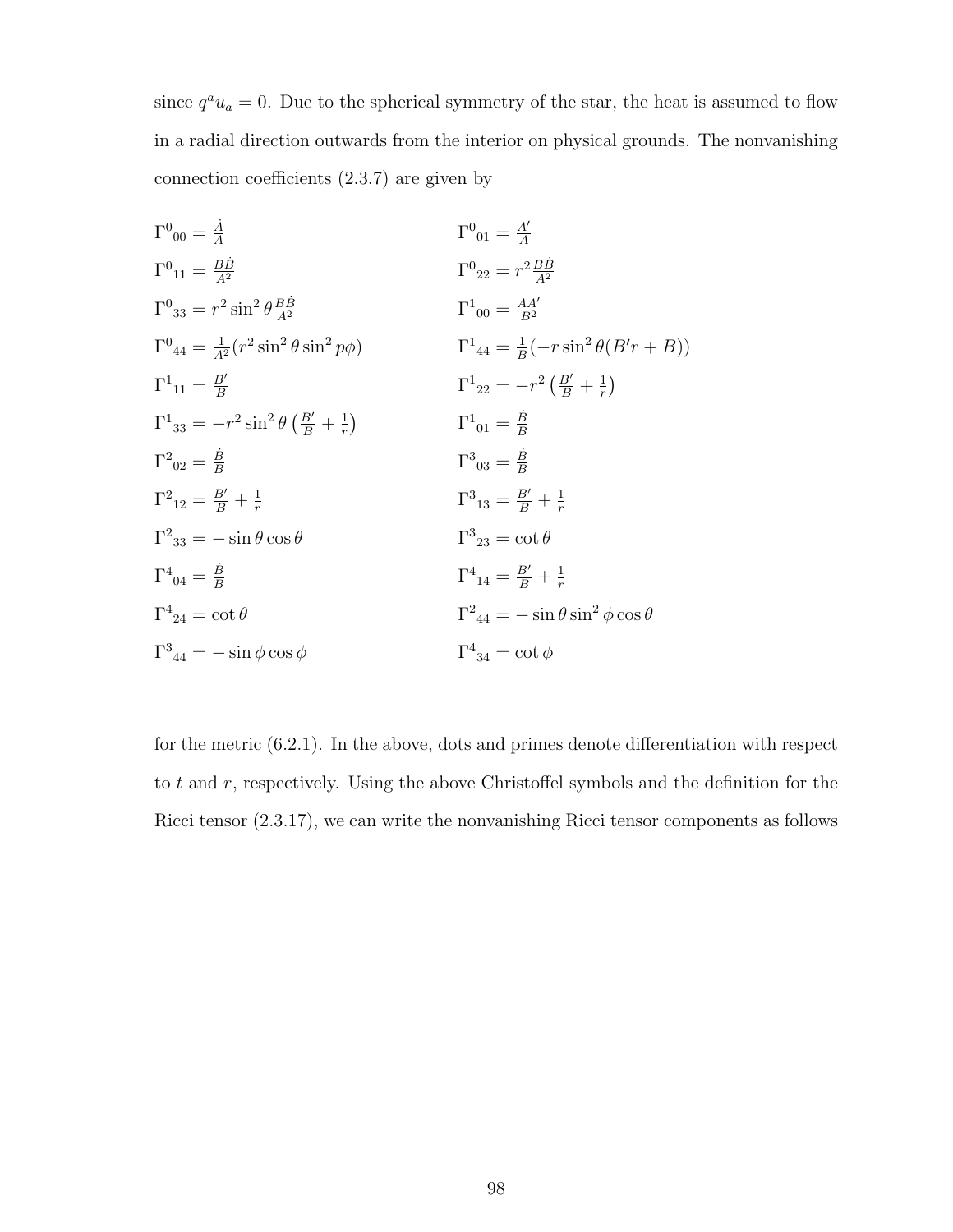since $q^a u_a = 0$. Due to the spherical symmetry of the star, the heat is assumed to flow in a radial direction outwards from the interior on physical grounds. The nonvanishing connection coefficients (2.3.7) are given by

$$
\begin{array}{ll}
\Gamma^0{}_{00} = \frac{\dot{A}}{A} & \Gamma^0{}_{01} = \frac{A'}{A} \\
\Gamma^0{}_{11} = \frac{B\dot{B}}{A^2} & \Gamma^0{}_{22} = r^2 \frac{B\dot{B}}{A^2} \\
\Gamma^0{}_{33} = r^2 \sin^2\theta \frac{B\dot{B}}{A^2} & \Gamma^1{}_{00} = \frac{AA'}{B^2} \\
\Gamma^0{}_{44} = \frac{1}{A^2}(r^2 \sin^2\theta \sin^2 p\phi) & \Gamma^1{}_{44} = \frac{1}{B}(-r\sin^2\theta(B'r + B)) \\
\Gamma^1{}_{11} = \frac{B'}{B} & \Gamma^1{}_{22} = -r^2\left(\frac{B'}{B} + \frac{1}{r}\right) \\
\Gamma^1{}_{33} = -r^2 \sin^2\theta \left(\frac{B'}{B} + \frac{1}{r}\right) & \Gamma^1{}_{01} = \frac{\dot{B}}{B} \\
\Gamma^2{}_{02} = \frac{\dot{B}}{B} & \Gamma^3{}_{03} = \frac{\dot{B}}{B} \\
\Gamma^2{}_{12} = \frac{B'}{B} + \frac{1}{r} & \Gamma^3{}_{13} = \frac{B'}{B} + \frac{1}{r} \\
\Gamma^2{}_{33} = -\sin\theta\cos\theta & \Gamma^3{}_{23} = \cot\theta \\
\Gamma^4{}_{04} = \frac{\dot{B}}{B} & \Gamma^4{}_{14} = \frac{B'}{B} + \frac{1}{r} \\
\Gamma^4{}_{24} = \cot\theta & \Gamma^2{}_{44} = -\sin\theta\sin^2\phi\cos\theta \\
\Gamma^3{}_{44} = -\sin\phi\cos\phi & \Gamma^4{}_{34} = \cot\phi
\end{array}
$$

for the metric (6.2.1). In the above, dots and primes denote differentiation with respect to $t$ and $r$, respectively. Using the above Christoffel symbols and the definition for the Ricci tensor (2.3.17), we can write the nonvanishing Ricci tensor components as follows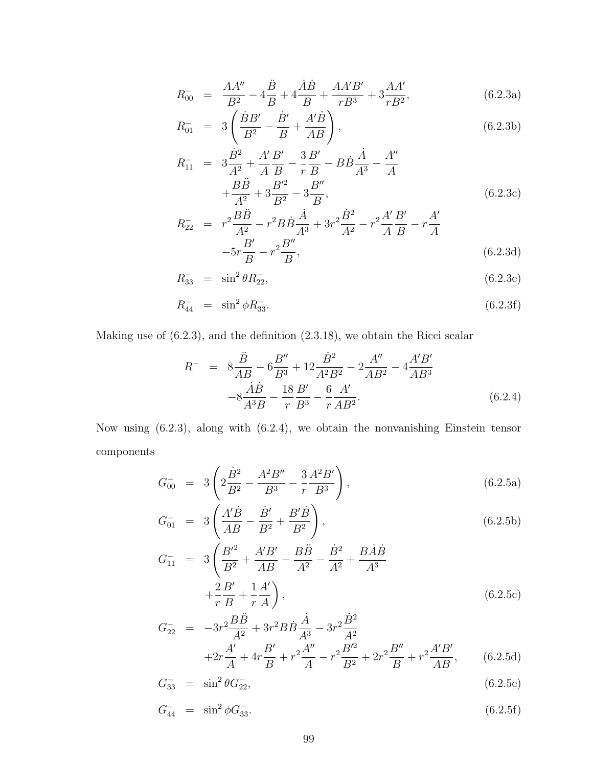$$
\begin{aligned}
R^-_{00} &= \frac{AA''}{B^2} - 4\frac{\ddot{B}}{B} + 4\frac{\dot{A}\dot{B}}{B} + \frac{AA'B'}{rB^3} + 3\frac{AA'}{rB^2}, &(6.2.3a)\\
R^-_{01} &= 3\left(\frac{\dot{B}B'}{B^2} - \frac{\dot{B}'}{B} + \frac{A'\dot{B}}{AB}\right), &(6.2.3b)\\
R^-_{11} &= 3\frac{\dot{B}^2}{A^2} + \frac{A'}{A}\frac{B'}{B} - \frac{3}{r}\frac{B'}{B} - B\dot{B}\frac{\dot{A}}{A^3} - \frac{A''}{A} \\
&\quad + \frac{B\ddot{B}}{A^2} + 3\frac{B'^2}{B^2} - 3\frac{B''}{B}, &(6.2.3c)\\
R^-_{22} &= r^2\frac{B\ddot{B}}{A^2} - r^2 B\dot{B}\frac{\dot{A}}{A^3} + 3r^2\frac{\dot{B}^2}{A^2} - r^2\frac{A'}{A}\frac{B'}{B} - r\frac{A'}{A} \\
&\quad - 5r\frac{B'}{B} - r^2\frac{B''}{B}, &(6.2.3d)\\
R^-_{33} &= \sin^2\theta R^-_{22}, &(6.2.3e)\\
R^-_{44} &= \sin^2\phi R^-_{33}. &(6.2.3f)
\end{aligned}
$$

Making use of (6.2.3), and the definition (2.3.18), we obtain the Ricci scalar

$$
\begin{aligned}
R^- &= 8\frac{\ddot{B}}{AB} - 6\frac{B''}{B^3} + 12\frac{\dot{B}^2}{A^2B^2} - 2\frac{A''}{AB^2} - 4\frac{A'B'}{AB^3} \\
&\quad - 8\frac{\dot{A}\dot{B}}{A^3B} - \frac{18}{r}\frac{B'}{B^3} - \frac{6}{r}\frac{A'}{AB^2}. &(6.2.4)
\end{aligned}
$$

Now using (6.2.3), along with (6.2.4), we obtain the nonvanishing Einstein tensor components

$$
\begin{aligned}
G^-_{00} &= 3\left(2\frac{\dot{B}^2}{B^2} - \frac{A^2B''}{B^3} - \frac{3}{r}\frac{A^2B'}{B^3}\right), &(6.2.5a)\\
G^-_{01} &= 3\left(\frac{A'\dot{B}}{AB} - \frac{\dot{B}'}{B^2} + \frac{B'\dot{B}}{B^2}\right), &(6.2.5b)\\
G^-_{11} &= 3\left(\frac{B'^2}{B^2} + \frac{A'B'}{AB} - \frac{B\ddot{B}}{A^2} - \frac{\dot{B}^2}{A^2} + \frac{B\dot{A}\dot{B}}{A^3}\right. \\
&\quad \left. + \frac{2}{r}\frac{B'}{B} + \frac{1}{r}\frac{A'}{A}\right), &(6.2.5c)\\
G^-_{22} &= -3r^2\frac{B\ddot{B}}{A^2} + 3r^2 B\dot{B}\frac{\dot{A}}{A^3} - 3r^2\frac{\dot{B}^2}{A^2} \\
&\quad + 2r\frac{A'}{A} + 4r\frac{B'}{B} + r^2\frac{A''}{A} - r^2\frac{B'^2}{B^2} + 2r^2\frac{B''}{B} + r^2\frac{A'B'}{AB}, &(6.2.5d)\\
G^-_{33} &= \sin^2\theta G^-_{22}, &(6.2.5e)\\
G^-_{44} &= \sin^2\phi G^-_{33}. &(6.2.5f)
\end{aligned}
$$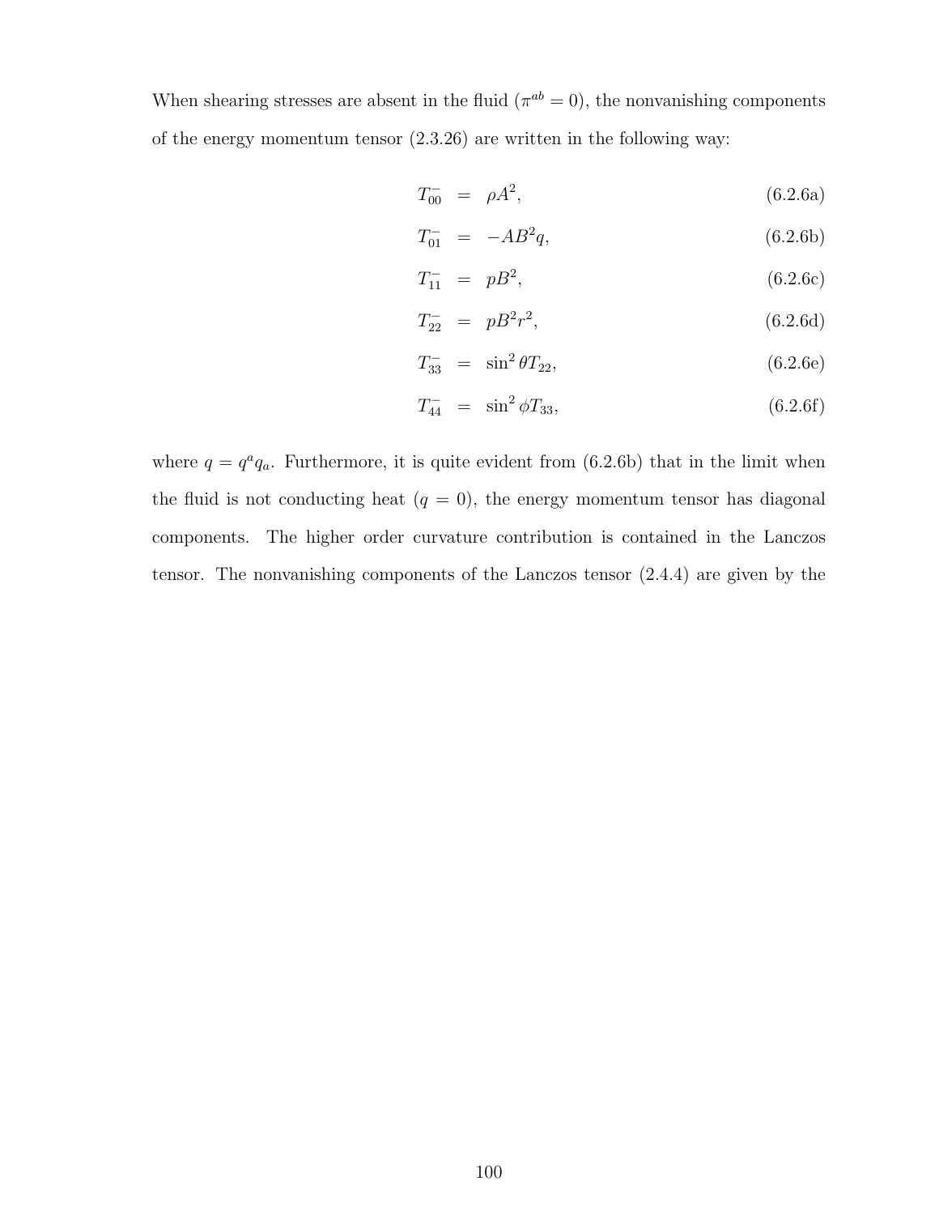When shearing stresses are absent in the fluid ($\pi^{ab} = 0$), the nonvanishing components of the energy momentum tensor (2.3.26) are written in the following way:

$$
\begin{aligned}
T^{-}_{00} &= \rho A^2, && \text{(6.2.6a)}\\
T^{-}_{01} &= -AB^2 q, && \text{(6.2.6b)}\\
T^{-}_{11} &= pB^2, && \text{(6.2.6c)}\\
T^{-}_{22} &= pB^2 r^2, && \text{(6.2.6d)}\\
T^{-}_{33} &= \sin^2\theta T_{22}, && \text{(6.2.6e)}\\
T^{-}_{44} &= \sin^2\phi T_{33}, && \text{(6.2.6f)}
\end{aligned}
$$

where $q = q^a q_a$. Furthermore, it is quite evident from (6.2.6b) that in the limit when the fluid is not conducting heat ($q = 0$), the energy momentum tensor has diagonal components. The higher order curvature contribution is contained in the Lanczos tensor. The nonvanishing components of the Lanczos tensor (2.4.4) are given by the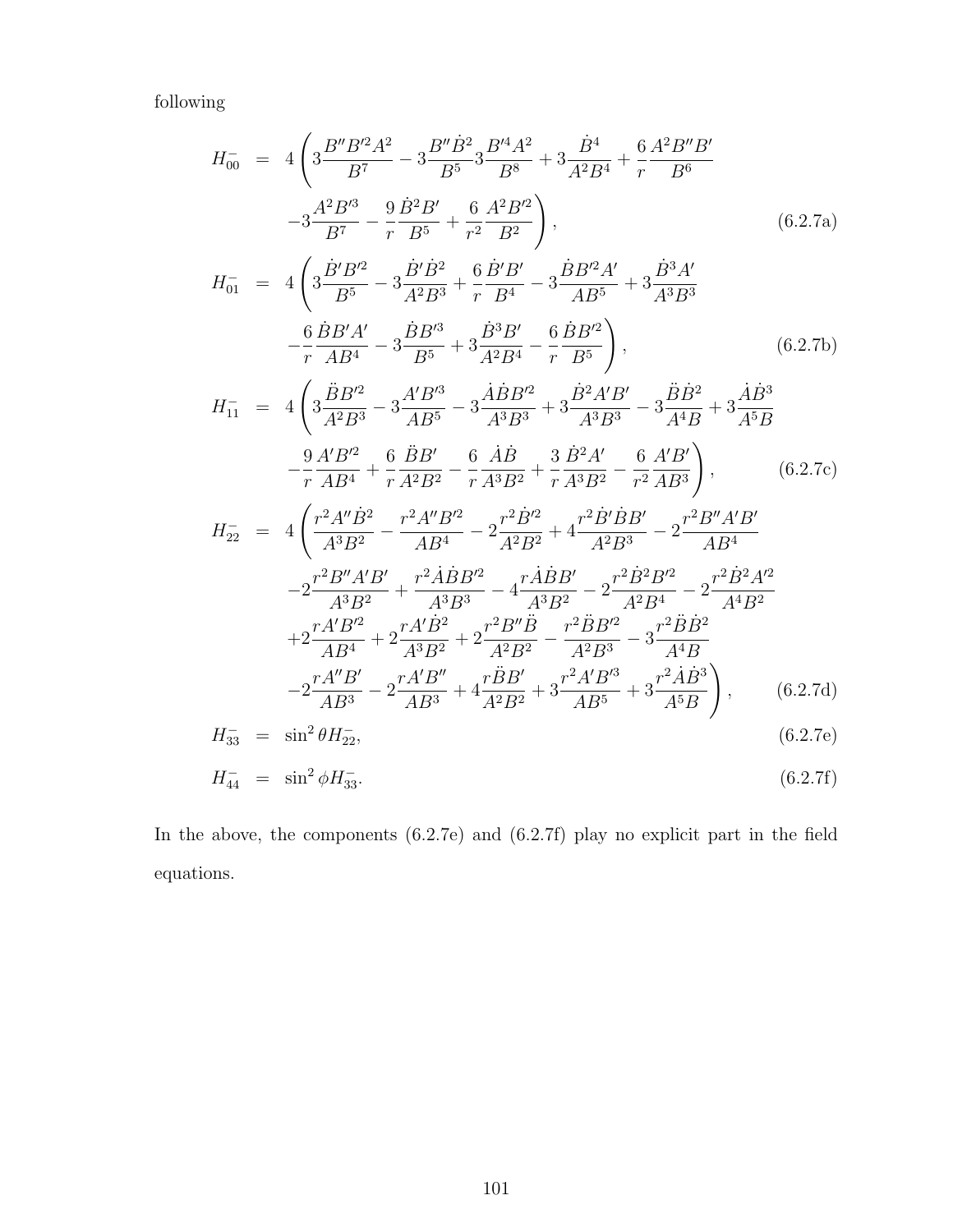following

$$
\begin{aligned}
H^{-}_{00} &= 4\left(3\frac{B''B'^2A^2}{B^7} - 3\frac{B''\dot{B}^2}{B^5}3\frac{B'^4A^2}{B^8} + 3\frac{\dot{B}^4}{A^2B^4} + \frac{6}{r}\frac{A^2B''B'}{B^6}\right. \\
&\qquad \left. -3\frac{A^2B'^3}{B^7} - \frac{9}{r}\frac{\dot{B}^2B'}{B^5} + \frac{6}{r^2}\frac{A^2B'^2}{B^2}\right), \qquad (6.2.7a)
\end{aligned}
$$

$$
\begin{aligned}
H^{-}_{01} &= 4\left(3\frac{\dot{B}'B'^2}{B^5} - 3\frac{\dot{B}'\dot{B}^2}{A^2B^3} + \frac{6}{r}\frac{\dot{B}'B'}{B^4} - 3\frac{\dot{B}B'^2A'}{AB^5} + 3\frac{\dot{B}^3A'}{A^3B^3}\right. \\
&\qquad \left. -\frac{6}{r}\frac{\dot{B}B'A'}{AB^4} - 3\frac{\dot{B}B'^3}{B^5} + 3\frac{\dot{B}^3B'}{A^2B^4} - \frac{6}{r}\frac{\dot{B}B'^2}{B^5}\right), \qquad (6.2.7b)
\end{aligned}
$$

$$
\begin{aligned}
H^{-}_{11} &= 4\left(3\frac{\ddot{B}B'^2}{A^2B^3} - 3\frac{A'B'^3}{AB^5} - 3\frac{\dot{A}\dot{B}B'^2}{A^3B^3} + 3\frac{\dot{B}^2A'B'}{A^3B^3} - 3\frac{\ddot{B}\dot{B}^2}{A^4B} + 3\frac{\dot{A}\dot{B}^3}{A^5B}\right. \\
&\qquad \left. -\frac{9}{r}\frac{A'B'^2}{AB^4} + \frac{6}{r}\frac{\ddot{B}B'}{A^2B^2} - \frac{6}{r}\frac{\dot{A}\dot{B}}{A^3B^2} + \frac{3}{r}\frac{\dot{B}^2A'}{A^3B^2} - \frac{6}{r^2}\frac{A'B'}{AB^3}\right), \qquad (6.2.7c)
\end{aligned}
$$

$$
\begin{aligned}
H^{-}_{22} &= 4\left(\frac{r^2A''\dot{B}^2}{A^3B^2} - \frac{r^2A''B'^2}{AB^4} - 2\frac{r^2\dot{B}'^2}{A^2B^2} + 4\frac{r^2\dot{B}'\dot{B}B'}{A^2B^3} - 2\frac{r^2B''A'B'}{AB^4}\right. \\
&\qquad -2\frac{r^2B''A'B'}{A^3B^2} + \frac{r^2\dot{A}\dot{B}B'^2}{A^3B^3} - 4\frac{r\dot{A}\dot{B}B'}{A^3B^2} - 2\frac{r^2\dot{B}^2B'^2}{A^2B^4} - 2\frac{r^2\dot{B}^2A'^2}{A^4B^2} \\
&\qquad +2\frac{rA'B'^2}{AB^4} + 2\frac{rA'\dot{B}^2}{A^3B^2} + 2\frac{r^2B''\ddot{B}}{A^2B^2} - \frac{r^2\ddot{B}B'^2}{A^2B^3} - 3\frac{r^2\ddot{B}\dot{B}^2}{A^4B} \\
&\qquad \left. -2\frac{rA''B'}{AB^3} - 2\frac{rA'B''}{AB^3} + 4\frac{r\ddot{B}B'}{A^2B^2} + 3\frac{r^2A'B'^3}{AB^5} + 3\frac{r^2\dot{A}\dot{B}^3}{A^5B}\right), \qquad (6.2.7d)
\end{aligned}
$$

$$
H^{-}_{33} = \sin^2\theta H^{-}_{22}, \qquad (6.2.7e)
$$

$$
H^{-}_{44} = \sin^2\phi H^{-}_{33}. \qquad (6.2.7f)
$$

In the above, the components (6.2.7e) and (6.2.7f) play no explicit part in the field equations.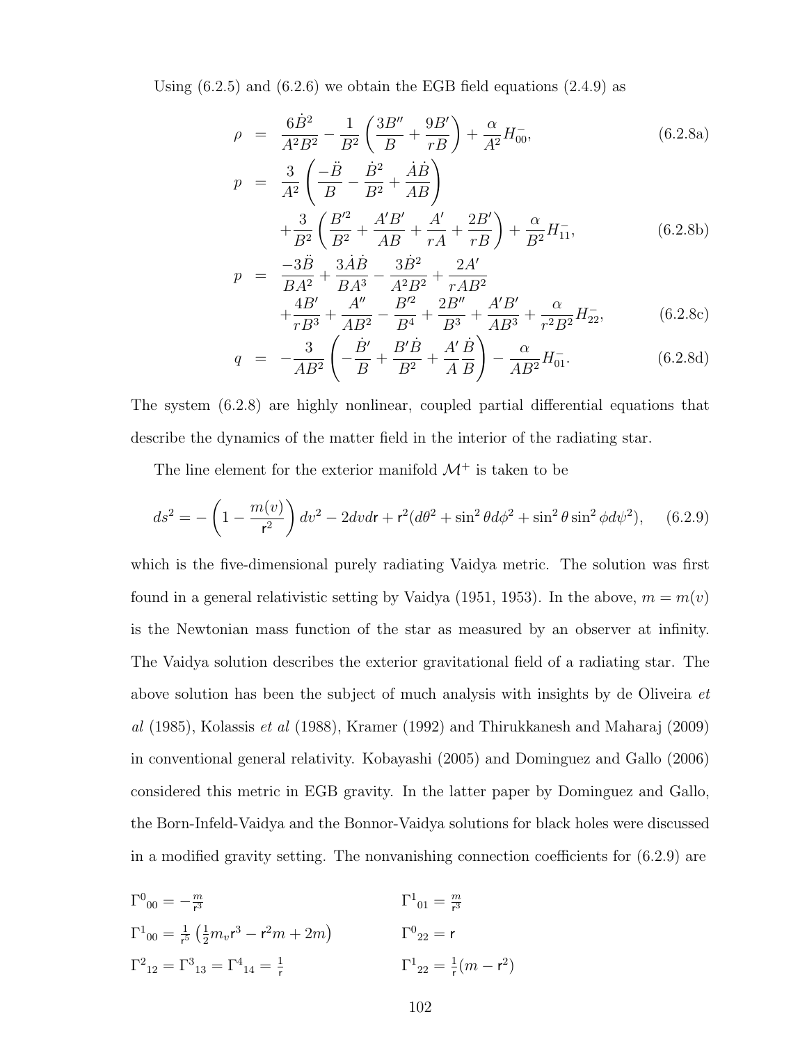Using (6.2.5) and (6.2.6) we obtain the EGB field equations (2.4.9) as

$$
\begin{aligned}
\rho &= \frac{6\dot{B}^2}{A^2B^2} - \frac{1}{B^2}\left(\frac{3B''}{B} + \frac{9B'}{rB}\right) + \frac{\alpha}{A^2}H^{-}_{00}, & \text{(6.2.8a)}\\
p &= \frac{3}{A^2}\left(\frac{-\ddot{B}}{B} - \frac{\dot{B}^2}{B^2} + \frac{\dot{A}\dot{B}}{AB}\right) \\
&\quad + \frac{3}{B^2}\left(\frac{B'^2}{B^2} + \frac{A'B'}{AB} + \frac{A'}{rA} + \frac{2B'}{rB}\right) + \frac{\alpha}{B^2}H^{-}_{11}, & \text{(6.2.8b)}\\
p &= \frac{-3\ddot{B}}{BA^2} + \frac{3\dot{A}\dot{B}}{BA^3} - \frac{3\dot{B}^2}{A^2B^2} + \frac{2A'}{rAB^2} \\
&\quad + \frac{4B'}{rB^3} + \frac{A''}{AB^2} - \frac{B'^2}{B^4} + \frac{2B''}{B^3} + \frac{A'B'}{AB^3} + \frac{\alpha}{r^2B^2}H^{-}_{22}, & \text{(6.2.8c)}\\
q &= -\frac{3}{AB^2}\left(-\frac{\dot{B}'}{B} + \frac{B'\dot{B}}{B^2} + \frac{A'}{A}\frac{\dot{B}}{B}\right) - \frac{\alpha}{AB^2}H^{-}_{01}. & \text{(6.2.8d)}
\end{aligned}
$$

The system (6.2.8) are highly nonlinear, coupled partial differential equations that describe the dynamics of the matter field in the interior of the radiating star.

The line element for the exterior manifold $\mathcal{M}^+$ is taken to be

$$
ds^2 = -\left(1 - \frac{m(v)}{\mathsf{r}^2}\right)dv^2 - 2dvd\mathsf{r} + \mathsf{r}^2(d\theta^2 + \sin^2\theta d\phi^2 + \sin^2\theta\sin^2\phi d\psi^2), \qquad \text{(6.2.9)}
$$

which is the five-dimensional purely radiating Vaidya metric. The solution was first found in a general relativistic setting by Vaidya (1951, 1953). In the above, $m = m(v)$ is the Newtonian mass function of the star as measured by an observer at infinity. The Vaidya solution describes the exterior gravitational field of a radiating star. The above solution has been the subject of much analysis with insights by de Oliveira *et al* (1985), Kolassis *et al* (1988), Kramer (1992) and Thirukkanesh and Maharaj (2009) in conventional general relativity. Kobayashi (2005) and Dominguez and Gallo (2006) considered this metric in EGB gravity. In the latter paper by Dominguez and Gallo, the Born-Infeld-Vaidya and the Bonnor-Vaidya solutions for black holes were discussed in a modified gravity setting. The nonvanishing connection coefficients for (6.2.9) are

$$
\begin{aligned}
&\Gamma^0{}_{00} = -\frac{m}{\mathsf{r}^3} && \Gamma^1{}_{01} = \frac{m}{\mathsf{r}^3}\\
&\Gamma^1{}_{00} = \frac{1}{\mathsf{r}^5}\left(\frac{1}{2}m_v\mathsf{r}^3 - \mathsf{r}^2m + 2m\right) && \Gamma^0{}_{22} = \mathsf{r}\\
&\Gamma^2{}_{12} = \Gamma^3{}_{13} = \Gamma^4{}_{14} = \frac{1}{\mathsf{r}} && \Gamma^1{}_{22} = \frac{1}{\mathsf{r}}(m - \mathsf{r}^2)
\end{aligned}
$$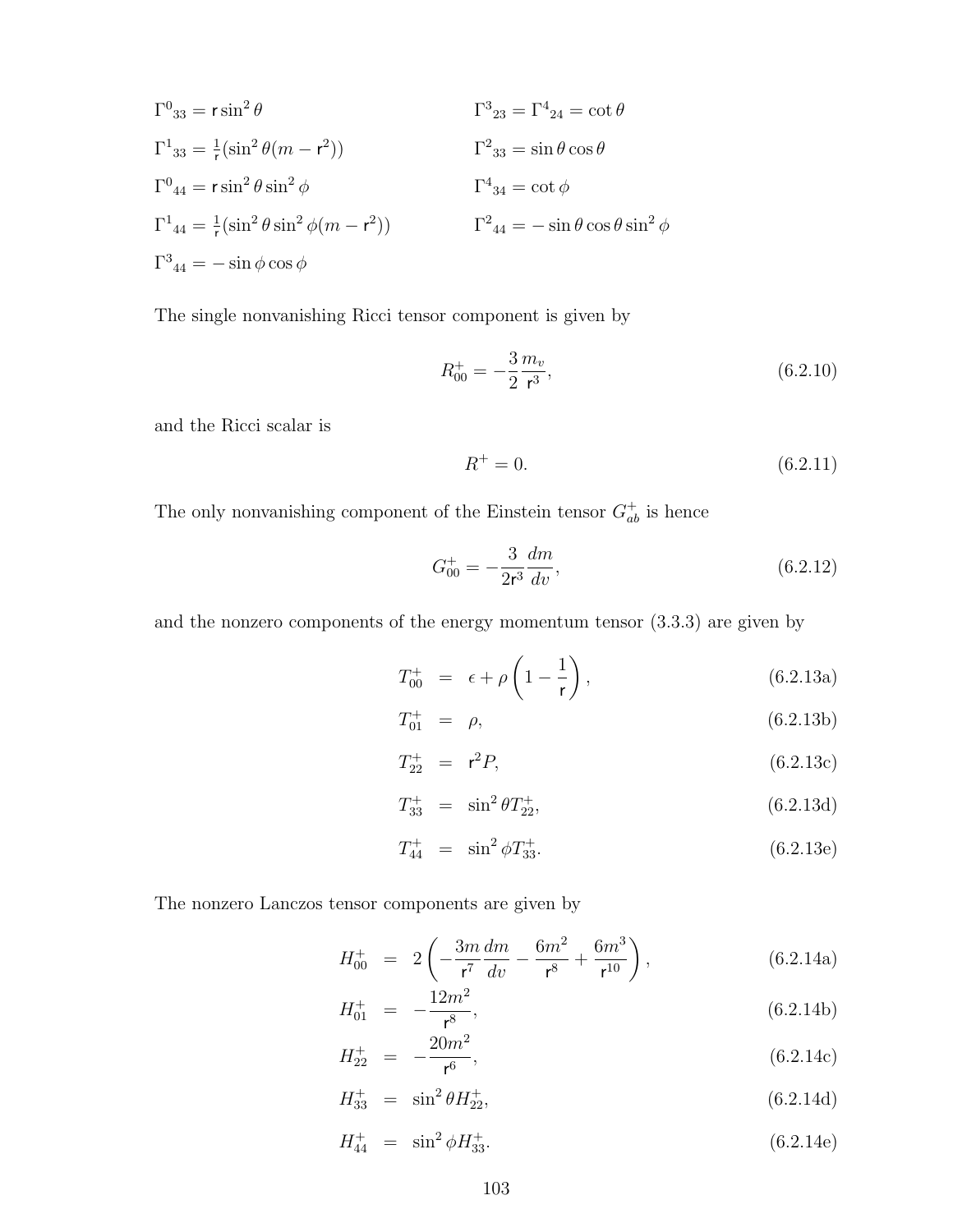$$\Gamma^0{}_{33} = \mathsf{r}\sin^2\theta \qquad \Gamma^3{}_{23} = \Gamma^4{}_{24} = \cot\theta$$

$$\Gamma^1{}_{33} = \tfrac{1}{\mathsf{r}}(\sin^2\theta(m - \mathsf{r}^2)) \qquad \Gamma^2{}_{33} = \sin\theta\cos\theta$$

$$\Gamma^0{}_{44} = \mathsf{r}\sin^2\theta\sin^2\phi \qquad \Gamma^4{}_{34} = \cot\phi$$

$$\Gamma^1{}_{44} = \tfrac{1}{\mathsf{r}}(\sin^2\theta\sin^2\phi(m - \mathsf{r}^2)) \qquad \Gamma^2{}_{44} = -\sin\theta\cos\theta\sin^2\phi$$

$$\Gamma^3{}_{44} = -\sin\phi\cos\phi$$

The single nonvanishing Ricci tensor component is given by

$$R^+_{00} = -\frac{3}{2}\frac{m_v}{\mathsf{r}^3}, \tag{6.2.10}$$

and the Ricci scalar is

$$R^+ = 0. \tag{6.2.11}$$

The only nonvanishing component of the Einstein tensor $G^+_{ab}$ is hence

$$G^+_{00} = -\frac{3}{2\mathsf{r}^3}\frac{dm}{dv}, \tag{6.2.12}$$

and the nonzero components of the energy momentum tensor (3.3.3) are given by

$$T^+_{00} = \epsilon + \rho\left(1 - \frac{1}{\mathsf{r}}\right), \tag{6.2.13a}$$

$$T^+_{01} = \rho, \tag{6.2.13b}$$

$$T^+_{22} = \mathsf{r}^2 P, \tag{6.2.13c}$$

$$T^+_{33} = \sin^2\theta T^+_{22}, \tag{6.2.13d}$$

$$T^+_{44} = \sin^2\phi T^+_{33}. \tag{6.2.13e}$$

The nonzero Lanczos tensor components are given by

$$H^+_{00} = 2\left(-\frac{3m}{\mathsf{r}^7}\frac{dm}{dv} - \frac{6m^2}{\mathsf{r}^8} + \frac{6m^3}{\mathsf{r}^{10}}\right), \tag{6.2.14a}$$

$$H^+_{01} = -\frac{12m^2}{\mathsf{r}^8}, \tag{6.2.14b}$$

$$H^+_{22} = -\frac{20m^2}{\mathsf{r}^6}, \tag{6.2.14c}$$

$$H^+_{33} = \sin^2\theta H^+_{22}, \tag{6.2.14d}$$

$$H^+_{44} = \sin^2\phi H^+_{33}. \tag{6.2.14e}$$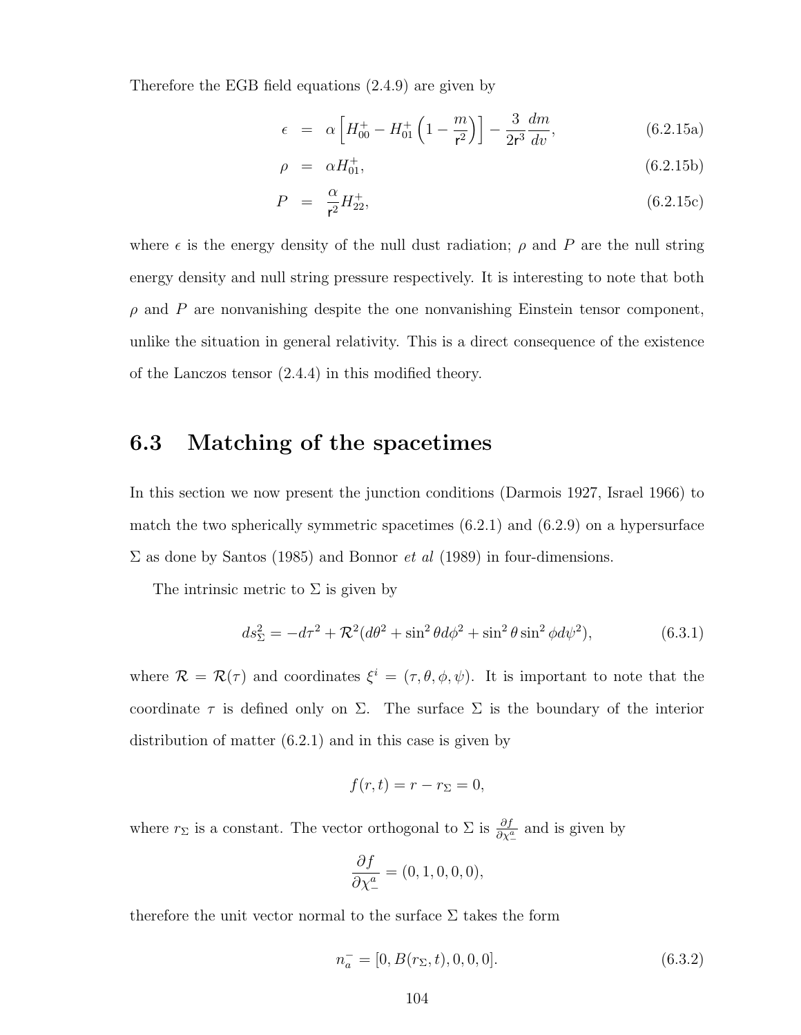Therefore the EGB field equations (2.4.9) are given by

$$
\begin{aligned}
\epsilon &= \alpha \left[ H^{+}_{00} - H^{+}_{01}\left(1 - \frac{m}{\mathsf{r}^2}\right)\right] - \frac{3}{2\mathsf{r}^3}\frac{dm}{dv}, &\text{(6.2.15a)}\\
\rho &= \alpha H^{+}_{01}, &\text{(6.2.15b)}\\
P &= \frac{\alpha}{\mathsf{r}^2} H^{+}_{22}, &\text{(6.2.15c)}
\end{aligned}
$$

where $\epsilon$ is the energy density of the null dust radiation; $\rho$ and $P$ are the null string energy density and null string pressure respectively. It is interesting to note that both $\rho$ and $P$ are nonvanishing despite the one nonvanishing Einstein tensor component, unlike the situation in general relativity. This is a direct consequence of the existence of the Lanczos tensor (2.4.4) in this modified theory.

## 6.3 Matching of the spacetimes

In this section we now present the junction conditions (Darmois 1927, Israel 1966) to match the two spherically symmetric spacetimes (6.2.1) and (6.2.9) on a hypersurface $\Sigma$ as done by Santos (1985) and Bonnor *et al* (1989) in four-dimensions.

The intrinsic metric to $\Sigma$ is given by

$$
ds^2_{\Sigma} = -d\tau^2 + \mathcal{R}^2(d\theta^2 + \sin^2\theta d\phi^2 + \sin^2\theta \sin^2\phi d\psi^2), \tag{6.3.1}
$$

where $\mathcal{R} = \mathcal{R}(\tau)$ and coordinates $\xi^i = (\tau, \theta, \phi, \psi)$. It is important to note that the coordinate $\tau$ is defined only on $\Sigma$. The surface $\Sigma$ is the boundary of the interior distribution of matter (6.2.1) and in this case is given by

$$
f(r,t) = r - r_{\Sigma} = 0,
$$

where $r_{\Sigma}$ is a constant. The vector orthogonal to $\Sigma$ is $\frac{\partial f}{\partial \chi^a_-}$ and is given by

$$
\frac{\partial f}{\partial \chi^a_-} = (0, 1, 0, 0, 0),
$$

therefore the unit vector normal to the surface $\Sigma$ takes the form

$$
n^-_a = [0, B(r_{\Sigma}, t), 0, 0, 0]. \tag{6.3.2}
$$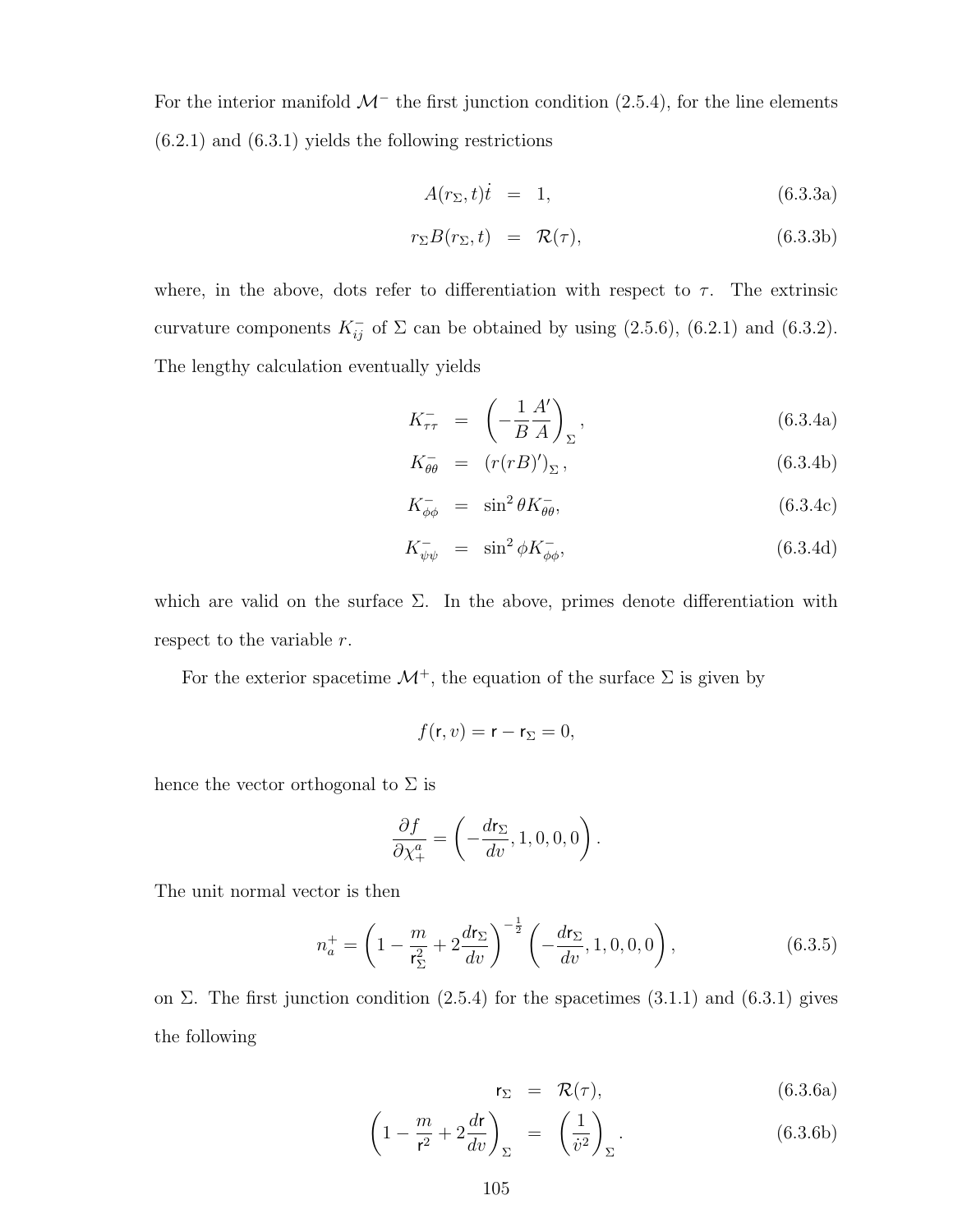For the interior manifold $\mathcal{M}^-$ the first junction condition (2.5.4), for the line elements (6.2.1) and (6.3.1) yields the following restrictions

$$
\begin{aligned}
A(r_\Sigma, t)\dot{t} &= 1, && \text{(6.3.3a)}\\
r_\Sigma B(r_\Sigma, t) &= \mathcal{R}(\tau), && \text{(6.3.3b)}
\end{aligned}
$$

where, in the above, dots refer to differentiation with respect to $\tau$. The extrinsic curvature components $K^-_{ij}$ of $\Sigma$ can be obtained by using (2.5.6), (6.2.1) and (6.3.2). The lengthy calculation eventually yields

$$
\begin{aligned}
K^-_{\tau\tau} &= \left(-\frac{1}{B}\frac{A'}{A}\right)_\Sigma, && \text{(6.3.4a)}\\
K^-_{\theta\theta} &= \left(r(rB)'\right)_\Sigma, && \text{(6.3.4b)}\\
K^-_{\phi\phi} &= \sin^2\theta K^-_{\theta\theta}, && \text{(6.3.4c)}\\
K^-_{\psi\psi} &= \sin^2\phi K^-_{\phi\phi}, && \text{(6.3.4d)}
\end{aligned}
$$

which are valid on the surface $\Sigma$. In the above, primes denote differentiation with respect to the variable $r$.

For the exterior spacetime $\mathcal{M}^+$, the equation of the surface $\Sigma$ is given by

$$
f(\mathsf{r}, v) = \mathsf{r} - \mathsf{r}_\Sigma = 0,
$$

hence the vector orthogonal to $\Sigma$ is

$$
\frac{\partial f}{\partial \chi^a_+} = \left(-\frac{d\mathsf{r}_\Sigma}{dv}, 1, 0, 0, 0\right).
$$

The unit normal vector is then

$$
n^+_a = \left(1 - \frac{m}{\mathsf{r}^2_\Sigma} + 2\frac{d\mathsf{r}_\Sigma}{dv}\right)^{-\frac{1}{2}} \left(-\frac{d\mathsf{r}_\Sigma}{dv}, 1, 0, 0, 0\right), \tag{6.3.5}
$$

on $\Sigma$. The first junction condition (2.5.4) for the spacetimes (3.1.1) and (6.3.1) gives the following

$$
\begin{aligned}
\mathsf{r}_\Sigma &= \mathcal{R}(\tau), && \text{(6.3.6a)}\\
\left(1 - \frac{m}{\mathsf{r}^2} + 2\frac{d\mathsf{r}}{dv}\right)_\Sigma &= \left(\frac{1}{\dot{v}^2}\right)_\Sigma. && \text{(6.3.6b)}
\end{aligned}
$$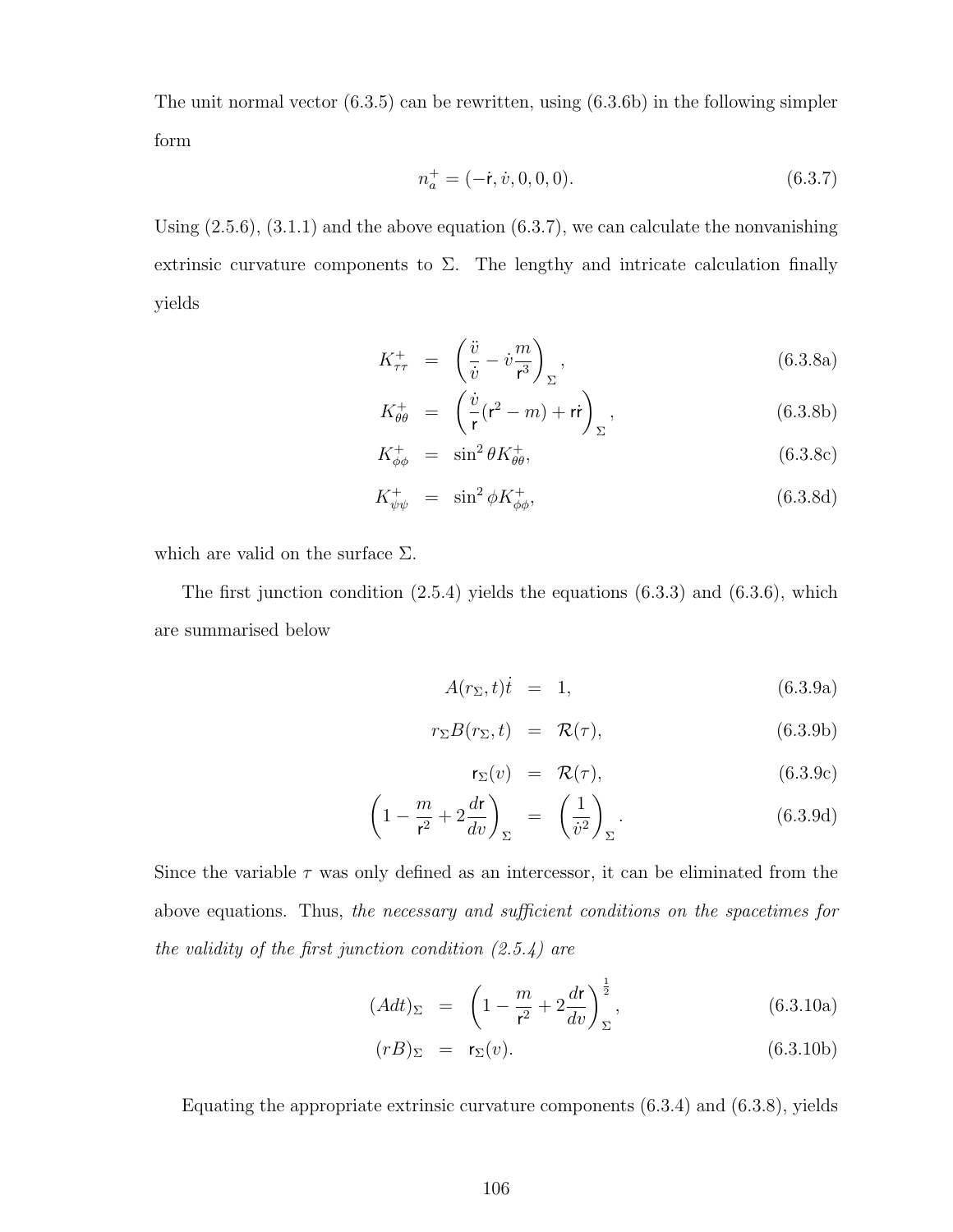The unit normal vector (6.3.5) can be rewritten, using (6.3.6b) in the following simpler form

$$n_a^+ = (-\dot{\mathsf{r}}, \dot{v}, 0, 0, 0). \tag{6.3.7}$$

Using (2.5.6), (3.1.1) and the above equation (6.3.7), we can calculate the nonvanishing extrinsic curvature components to $\Sigma$. The lengthy and intricate calculation finally yields

$$K^+_{\tau\tau} = \left(\frac{\ddot{v}}{\dot{v}} - \dot{v}\frac{m}{\mathsf{r}^3}\right)_\Sigma, \tag{6.3.8a}$$

$$K^+_{\theta\theta} = \left(\frac{\dot{v}}{\mathsf{r}}(\mathsf{r}^2 - m) + \mathsf{r}\dot{\mathsf{r}}\right)_\Sigma, \tag{6.3.8b}$$

$$K^+_{\phi\phi} = \sin^2\theta K^+_{\theta\theta}, \tag{6.3.8c}$$

$$K^+_{\psi\psi} = \sin^2\phi K^+_{\phi\phi}, \tag{6.3.8d}$$

which are valid on the surface $\Sigma$.

The first junction condition (2.5.4) yields the equations (6.3.3) and (6.3.6), which are summarised below

$$A(r_\Sigma, t)\dot{t} = 1, \tag{6.3.9a}$$

$$r_\Sigma B(r_\Sigma, t) = \mathcal{R}(\tau), \tag{6.3.9b}$$

$$\mathsf{r}_\Sigma(v) = \mathcal{R}(\tau), \tag{6.3.9c}$$

$$\left(1 - \frac{m}{\mathsf{r}^2} + 2\frac{d\mathsf{r}}{dv}\right)_\Sigma = \left(\frac{1}{\dot{v}^2}\right)_\Sigma. \tag{6.3.9d}$$

Since the variable $\tau$ was only defined as an intercessor, it can be eliminated from the above equations. Thus, *the necessary and sufficient conditions on the spacetimes for the validity of the first junction condition (2.5.4) are*

$$(Adt)_\Sigma = \left(1 - \frac{m}{\mathsf{r}^2} + 2\frac{d\mathsf{r}}{dv}\right)^{\frac{1}{2}}_\Sigma, \tag{6.3.10a}$$

$$(rB)_\Sigma = \mathsf{r}_\Sigma(v). \tag{6.3.10b}$$

Equating the appropriate extrinsic curvature components (6.3.4) and (6.3.8), yields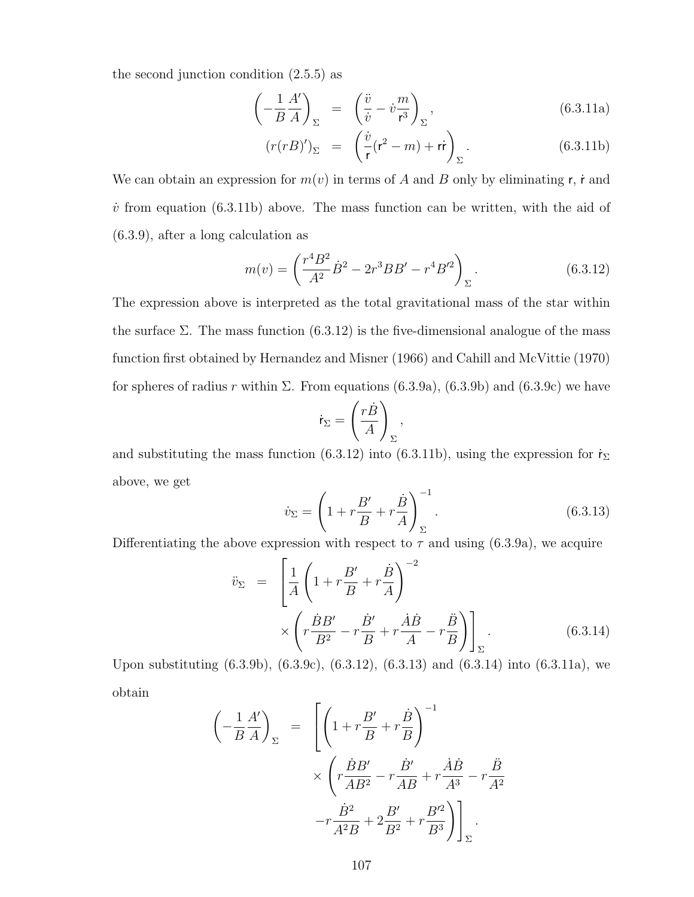the second junction condition (2.5.5) as

$$\left(-\frac{1}{B}\frac{A'}{A}\right)_{\Sigma} = \left(\frac{\ddot{v}}{\dot{v}} - \dot{v}\frac{m}{\mathsf{r}^3}\right)_{\Sigma}, \tag{6.3.11a}$$

$$(r(rB)')_{\Sigma} = \left(\frac{\dot{v}}{\mathsf{r}}(\mathsf{r}^2 - m) + \mathsf{r}\dot{\mathsf{r}}\right)_{\Sigma}. \tag{6.3.11b}$$

We can obtain an expression for $m(v)$ in terms of $A$ and $B$ only by eliminating $\mathsf{r}$, $\dot{\mathsf{r}}$ and $\dot{v}$ from equation (6.3.11b) above. The mass function can be written, with the aid of (6.3.9), after a long calculation as

$$m(v) = \left(\frac{r^4B^2}{A^2}\dot{B}^2 - 2r^3BB' - r^4B'^2\right)_{\Sigma}. \tag{6.3.12}$$

The expression above is interpreted as the total gravitational mass of the star within the surface $\Sigma$. The mass function (6.3.12) is the five-dimensional analogue of the mass function first obtained by Hernandez and Misner (1966) and Cahill and McVittie (1970) for spheres of radius $r$ within $\Sigma$. From equations (6.3.9a), (6.3.9b) and (6.3.9c) we have

$$\dot{\mathsf{r}}_{\Sigma} = \left(\frac{r\dot{B}}{A}\right)_{\Sigma},$$

and substituting the mass function (6.3.12) into (6.3.11b), using the expression for $\dot{\mathsf{r}}_{\Sigma}$ above, we get

$$\dot{v}_{\Sigma} = \left(1 + r\frac{B'}{B} + r\frac{\dot{B}}{A}\right)^{-1}_{\Sigma}. \tag{6.3.13}$$

Differentiating the above expression with respect to $\tau$ and using (6.3.9a), we acquire

$$\ddot{v}_{\Sigma} = \left[\frac{1}{A}\left(1 + r\frac{B'}{B} + r\frac{\dot{B}}{A}\right)^{-2} \times \left(r\frac{\dot{B}B'}{B^2} - r\frac{\dot{B}'}{B} + r\frac{\dot{A}\dot{B}}{A} - r\frac{\ddot{B}}{B}\right)\right]_{\Sigma}. \tag{6.3.14}$$

Upon substituting (6.3.9b), (6.3.9c), (6.3.12), (6.3.13) and (6.3.14) into (6.3.11a), we obtain

$$\left(-\frac{1}{B}\frac{A'}{A}\right)_{\Sigma} = \left[\left(1 + r\frac{B'}{B} + r\frac{\dot{B}}{B}\right)^{-1} \times \left(r\frac{\dot{B}B'}{AB^2} - r\frac{\dot{B}'}{AB} + r\frac{\dot{A}\dot{B}}{A^3} - r\frac{\ddot{B}}{A^2} - r\frac{\dot{B}^2}{A^2B} + 2\frac{B'}{B^2} + r\frac{B'^2}{B^3}\right)\right]_{\Sigma}.$$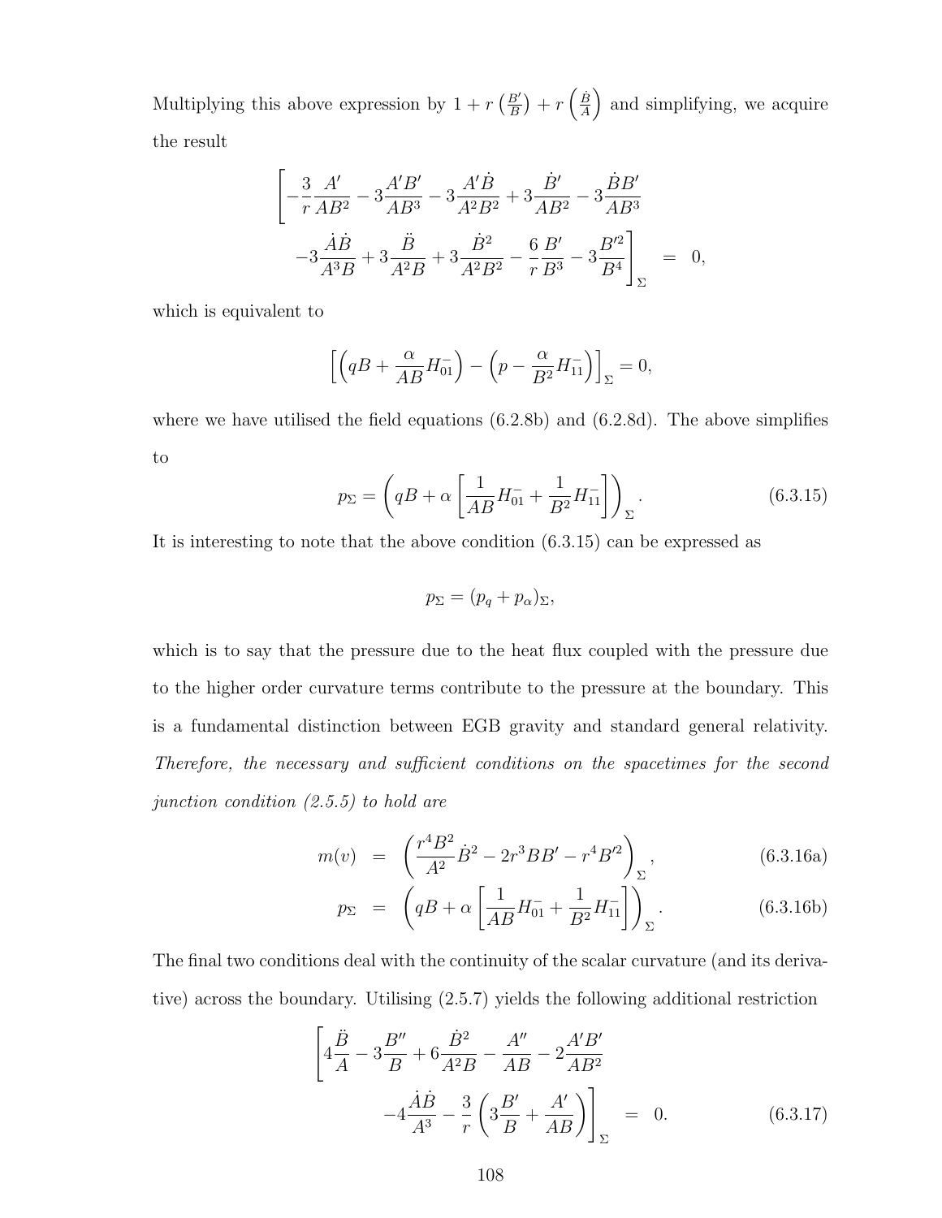Multiplying this above expression by $1 + r\left(\frac{B'}{B}\right) + r\left(\frac{\dot{B}}{A}\right)$ and simplifying, we acquire the result

$$
\begin{aligned}
\Bigg[ -\frac{3}{r}\frac{A'}{AB^2} - 3\frac{A'B'}{AB^3} - 3\frac{A'\dot{B}}{A^2B^2} + 3\frac{\dot{B}'}{AB^2} - 3\frac{\dot{B}B'}{AB^3} & \\
-3\frac{\dot{A}\dot{B}}{A^3B} + 3\frac{\ddot{B}}{A^2B} + 3\frac{\dot{B}^2}{A^2B^2} - \frac{6}{r}\frac{B'}{B^3} - 3\frac{B'^2}{B^4}\Bigg]_\Sigma &= 0,
\end{aligned}
$$

which is equivalent to

$$
\left[\left(qB + \frac{\alpha}{AB}H_{01}^{-}\right) - \left(p - \frac{\alpha}{B^2}H_{11}^{-}\right)\right]_\Sigma = 0,
$$

where we have utilised the field equations (6.2.8b) and (6.2.8d). The above simplifies to

$$
p_\Sigma = \left(qB + \alpha\left[\frac{1}{AB}H_{01}^{-} + \frac{1}{B^2}H_{11}^{-}\right]\right)_\Sigma. \tag{6.3.15}
$$

It is interesting to note that the above condition (6.3.15) can be expressed as

$$
p_\Sigma = (p_q + p_\alpha)_\Sigma,
$$

which is to say that the pressure due to the heat flux coupled with the pressure due to the higher order curvature terms contribute to the pressure at the boundary. This is a fundamental distinction between EGB gravity and standard general relativity. *Therefore, the necessary and sufficient conditions on the spacetimes for the second junction condition (2.5.5) to hold are*

$$
m(v) = \left(\frac{r^4B^2}{A^2}\dot{B}^2 - 2r^3BB' - r^4B'^2\right)_\Sigma, \tag{6.3.16a}
$$

$$
p_\Sigma = \left(qB + \alpha\left[\frac{1}{AB}H_{01}^{-} + \frac{1}{B^2}H_{11}^{-}\right]\right)_\Sigma. \tag{6.3.16b}
$$

The final two conditions deal with the continuity of the scalar curvature (and its derivative) across the boundary. Utilising (2.5.7) yields the following additional restriction

$$
\begin{aligned}
\Bigg[4\frac{\ddot{B}}{A} - 3\frac{B''}{B} + 6\frac{\dot{B}^2}{A^2B} - \frac{A''}{AB} - 2\frac{A'B'}{AB^2} & \\
-4\frac{\dot{A}\dot{B}}{A^3} - \frac{3}{r}\left(3\frac{B'}{B} + \frac{A'}{AB}\right)\Bigg]_\Sigma &= 0. 
\end{aligned} \tag{6.3.17}
$$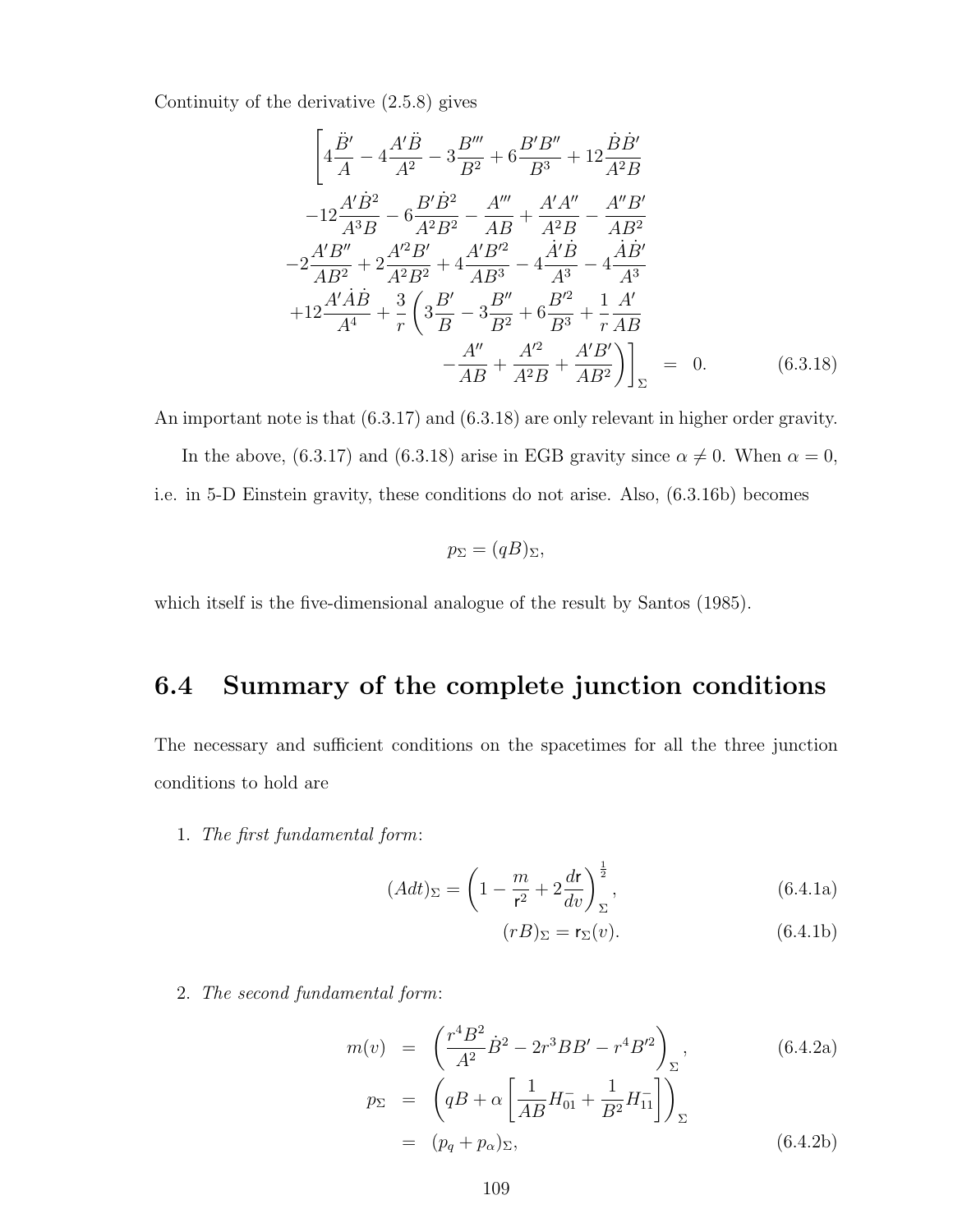Continuity of the derivative (2.5.8) gives

$$
\begin{aligned}
\Bigg[ & 4\frac{\ddot{B}'}{A} - 4\frac{A'\ddot{B}}{A^2} - 3\frac{B'''}{B^2} + 6\frac{B'B''}{B^3} + 12\frac{\dot{B}\dot{B}'}{A^2 B} \\
& -12\frac{A'\dot{B}^2}{A^3 B} - 6\frac{B'\dot{B}^2}{A^2 B^2} - \frac{A'''}{AB} + \frac{A'A''}{A^2 B} - \frac{A''B'}{AB^2} \\
& -2\frac{A'B''}{AB^2} + 2\frac{A'^2 B'}{A^2 B^2} + 4\frac{A'B'^2}{AB^3} - 4\frac{\dot{A}'\dot{B}}{A^3} - 4\frac{\dot{A}\dot{B}'}{A^3} \\
& +12\frac{A'\dot{A}\dot{B}}{A^4} + \frac{3}{r}\left(3\frac{B'}{B} - 3\frac{B''}{B^2} + 6\frac{B'^2}{B^3} + \frac{1}{r}\frac{A'}{AB} \right. \\
& \left. -\frac{A''}{AB} + \frac{A'^2}{A^2 B} + \frac{A'B'}{AB^2}\right)\Bigg]_\Sigma = 0. \qquad (6.3.18)
\end{aligned}
$$

An important note is that (6.3.17) and (6.3.18) are only relevant in higher order gravity.

In the above, (6.3.17) and (6.3.18) arise in EGB gravity since $\alpha \neq 0$. When $\alpha = 0$, i.e. in 5-D Einstein gravity, these conditions do not arise. Also, (6.3.16b) becomes

$$p_\Sigma = (qB)_\Sigma,$$

which itself is the five-dimensional analogue of the result by Santos (1985).

## 6.4 Summary of the complete junction conditions

The necessary and sufficient conditions on the spacetimes for all the three junction conditions to hold are

1. *The first fundamental form*:

$$(Adt)_\Sigma = \left(1 - \frac{m}{\mathsf{r}^2} + 2\frac{d\mathsf{r}}{dv}\right)^{\frac{1}{2}}_\Sigma, \qquad (6.4.1a)$$

$$(rB)_\Sigma = \mathsf{r}_\Sigma(v). \qquad (6.4.1b)$$

2. *The second fundamental form*:

$$m(v) = \left(\frac{r^4 B^2}{A^2}\dot{B}^2 - 2r^3 BB' - r^4 B'^2\right)_\Sigma, \qquad (6.4.2a)$$

$$
\begin{aligned}
p_\Sigma &= \left(qB + \alpha\left[\frac{1}{AB}H^-_{01} + \frac{1}{B^2}H^-_{11}\right]\right)_\Sigma \\
&= (p_q + p_\alpha)_\Sigma, \qquad (6.4.2b)
\end{aligned}
$$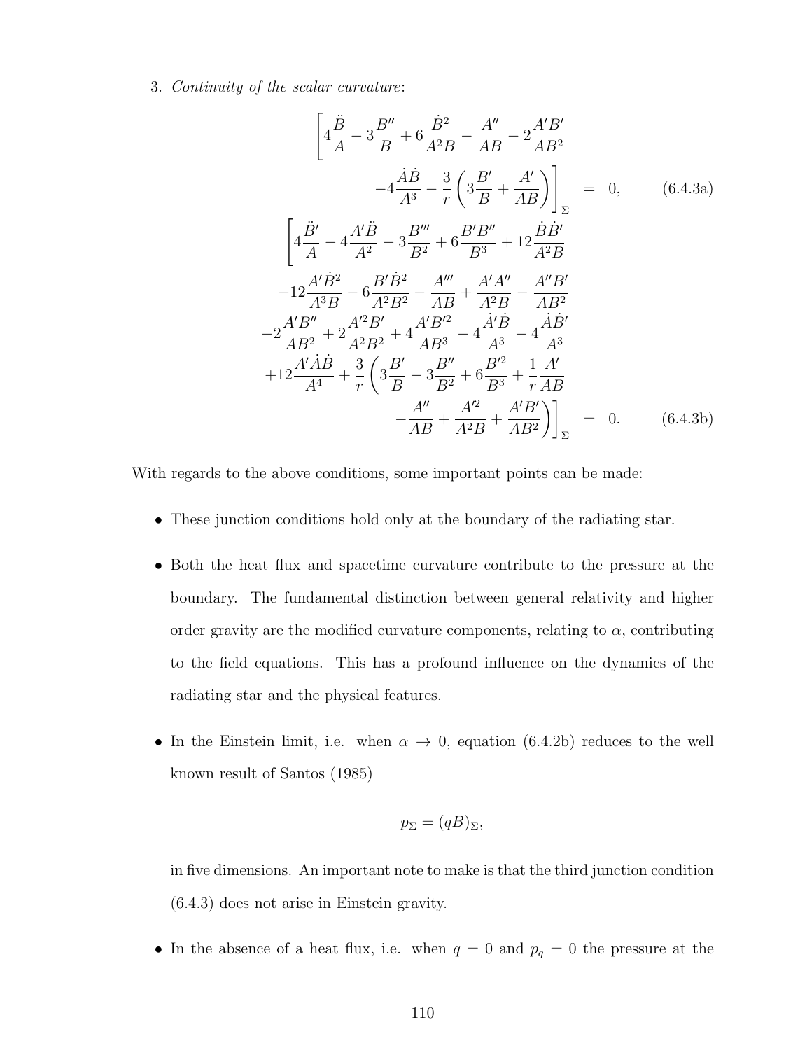3. *Continuity of the scalar curvature*:

$$
\begin{aligned}
\Bigg[4\frac{\ddot{B}}{A} - 3\frac{B''}{B} + 6\frac{\dot{B}^2}{A^2B} - \frac{A''}{AB} - 2\frac{A'B'}{AB^2} \\
-4\frac{\dot{A}\dot{B}}{A^3} - \frac{3}{r}\left(3\frac{B'}{B} + \frac{A'}{AB}\right)\Bigg]_\Sigma &= 0, \qquad (6.4.3a)
\end{aligned}
$$

$$
\begin{aligned}
\Bigg[4\frac{\ddot{B}'}{A} - 4\frac{A'\ddot{B}}{A^2} - 3\frac{B'''}{B^2} + 6\frac{B'B''}{B^3} + 12\frac{\dot{B}\dot{B}'}{A^2B} \\
-12\frac{A'\dot{B}^2}{A^3B} - 6\frac{B'\dot{B}^2}{A^2B^2} - \frac{A'''}{AB} + \frac{A'A''}{A^2B} - \frac{A''B'}{AB^2} \\
-2\frac{A'B''}{AB^2} + 2\frac{A'^2B'}{A^2B^2} + 4\frac{A'B'^2}{AB^3} - 4\frac{\dot{A}'\dot{B}}{A^3} - 4\frac{\dot{A}\dot{B}'}{A^3} \\
+12\frac{A'\dot{A}\dot{B}}{A^4} + \frac{3}{r}\left(3\frac{B'}{B} - 3\frac{B''}{B^2} + 6\frac{B'^2}{B^3} + \frac{1}{r}\frac{A'}{AB}\right. \\
\left. -\frac{A''}{AB} + \frac{A'^2}{A^2B} + \frac{A'B'}{AB^2}\right)\Bigg]_\Sigma &= 0. \qquad (6.4.3b)
\end{aligned}
$$

With regards to the above conditions, some important points can be made:

- These junction conditions hold only at the boundary of the radiating star.
- Both the heat flux and spacetime curvature contribute to the pressure at the boundary. The fundamental distinction between general relativity and higher order gravity are the modified curvature components, relating to $\alpha$, contributing to the field equations. This has a profound influence on the dynamics of the radiating star and the physical features.
- In the Einstein limit, i.e. when $\alpha \to 0$, equation (6.4.2b) reduces to the well known result of Santos (1985)

$$
p_\Sigma = (qB)_\Sigma,
$$

  in five dimensions. An important note to make is that the third junction condition (6.4.3) does not arise in Einstein gravity.
- In the absence of a heat flux, i.e. when $q = 0$ and $p_q = 0$ the pressure at the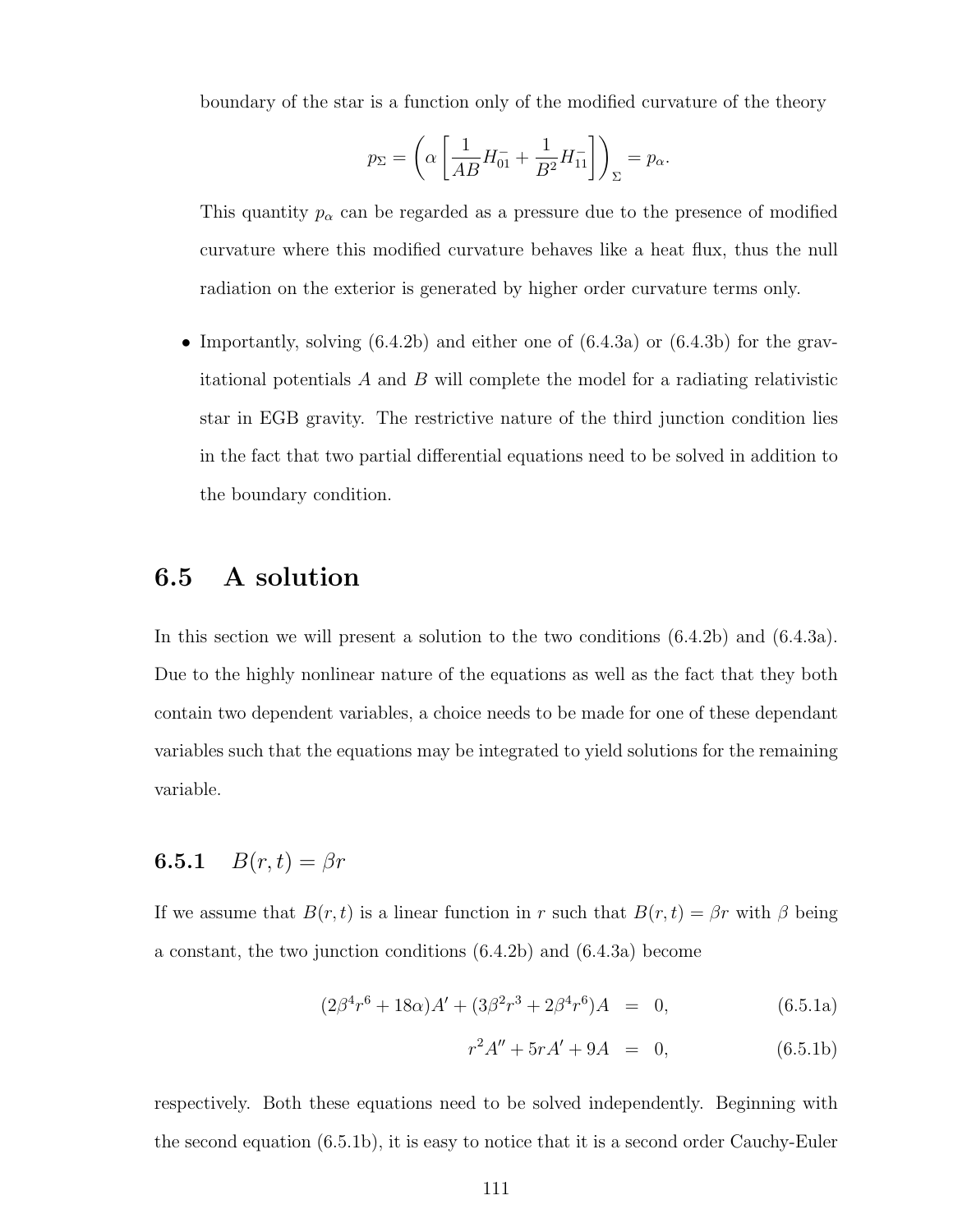boundary of the star is a function only of the modified curvature of the theory

$$p_\Sigma = \left( \alpha \left[ \frac{1}{AB} H_{01}^{-} + \frac{1}{B^2} H_{11}^{-} \right] \right)_\Sigma = p_\alpha.$$

This quantity $p_\alpha$ can be regarded as a pressure due to the presence of modified curvature where this modified curvature behaves like a heat flux, thus the null radiation on the exterior is generated by higher order curvature terms only.

- Importantly, solving (6.4.2b) and either one of (6.4.3a) or (6.4.3b) for the gravitational potentials $A$ and $B$ will complete the model for a radiating relativistic star in EGB gravity. The restrictive nature of the third junction condition lies in the fact that two partial differential equations need to be solved in addition to the boundary condition.

## 6.5 A solution

In this section we will present a solution to the two conditions (6.4.2b) and (6.4.3a). Due to the highly nonlinear nature of the equations as well as the fact that they both contain two dependent variables, a choice needs to be made for one of these dependant variables such that the equations may be integrated to yield solutions for the remaining variable.

### 6.5.1 $B(r, t) = \beta r$

If we assume that $B(r, t)$ is a linear function in $r$ such that $B(r, t) = \beta r$ with $\beta$ being a constant, the two junction conditions (6.4.2b) and (6.4.3a) become

$$(2\beta^4 r^6 + 18\alpha)A' + (3\beta^2 r^3 + 2\beta^4 r^6)A = 0, \tag{6.5.1a}$$

$$r^2 A'' + 5rA' + 9A = 0, \tag{6.5.1b}$$

respectively. Both these equations need to be solved independently. Beginning with the second equation (6.5.1b), it is easy to notice that it is a second order Cauchy-Euler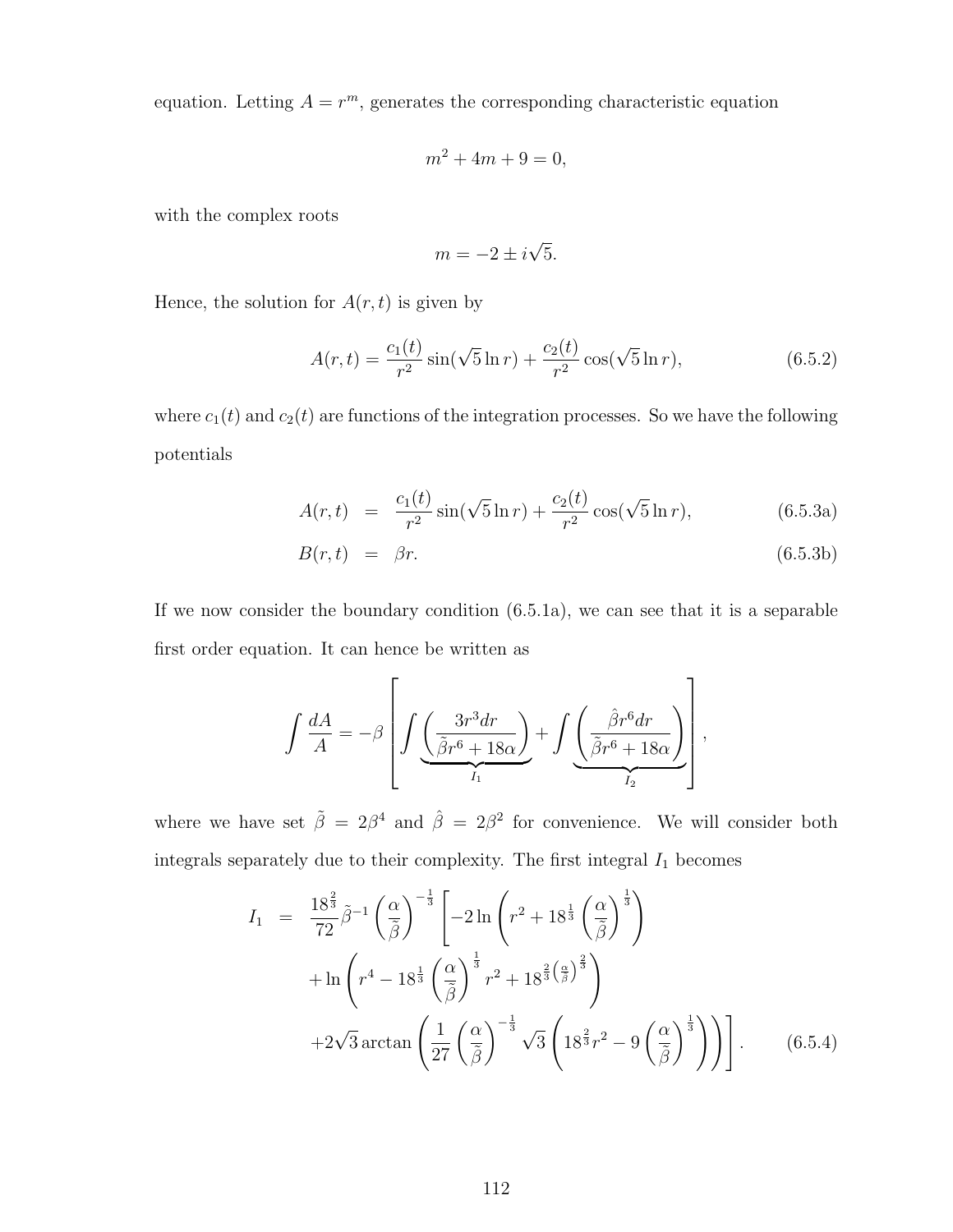equation. Letting $A = r^m$, generates the corresponding characteristic equation

$$m^2 + 4m + 9 = 0,$$

with the complex roots

$$m = -2 \pm i\sqrt{5}.$$

Hence, the solution for $A(r,t)$ is given by

$$A(r,t) = \frac{c_1(t)}{r^2}\sin(\sqrt{5}\ln r) + \frac{c_2(t)}{r^2}\cos(\sqrt{5}\ln r), \tag{6.5.2}$$

where $c_1(t)$ and $c_2(t)$ are functions of the integration processes. So we have the following potentials

$$A(r,t) = \frac{c_1(t)}{r^2}\sin(\sqrt{5}\ln r) + \frac{c_2(t)}{r^2}\cos(\sqrt{5}\ln r), \tag{6.5.3a}$$

$$B(r,t) = \beta r. \tag{6.5.3b}$$

If we now consider the boundary condition (6.5.1a), we can see that it is a separable first order equation. It can hence be written as

$$\int \frac{dA}{A} = -\beta\left[\underbrace{\int\left(\frac{3r^3 dr}{\tilde{\beta}r^6 + 18\alpha}\right)}_{I_1} + \underbrace{\int\left(\frac{\hat{\beta}r^6 dr}{\tilde{\beta}r^6 + 18\alpha}\right)}_{I_2}\right],$$

where we have set $\tilde{\beta} = 2\beta^4$ and $\hat{\beta} = 2\beta^2$ for convenience. We will consider both integrals separately due to their complexity. The first integral $I_1$ becomes

$$\begin{aligned} I_1 = {} & \frac{18^{\frac{2}{3}}}{72}\tilde{\beta}^{-1}\left(\frac{\alpha}{\tilde{\beta}}\right)^{-\frac{1}{3}}\left[-2\ln\left(r^2 + 18^{\frac{1}{3}}\left(\frac{\alpha}{\tilde{\beta}}\right)^{\frac{1}{3}}\right)\right. \\ & + \ln\left(r^4 - 18^{\frac{1}{3}}\left(\frac{\alpha}{\tilde{\beta}}\right)^{\frac{1}{3}} r^2 + 18^{\frac{2}{3}\left(\frac{\alpha}{\tilde{\beta}}\right)^{\frac{2}{3}}}\right) \\ & \left. + 2\sqrt{3}\arctan\left(\frac{1}{27}\left(\frac{\alpha}{\tilde{\beta}}\right)^{-\frac{1}{3}}\sqrt{3}\left(18^{\frac{2}{3}}r^2 - 9\left(\frac{\alpha}{\tilde{\beta}}\right)^{\frac{1}{3}}\right)\right)\right]. \end{aligned} \tag{6.5.4}$$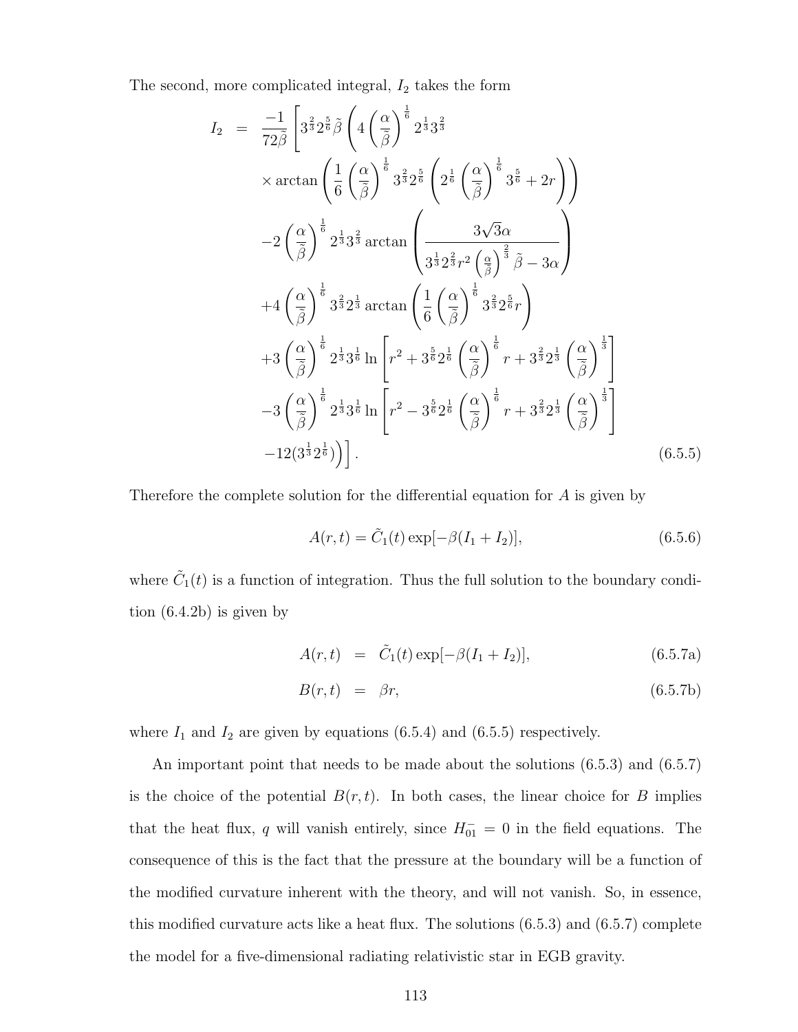The second, more complicated integral, $I_2$ takes the form

$$
\begin{aligned}
I_2 \;=\; & \frac{-1}{72\tilde{\beta}}\left[3^{\frac{2}{3}}2^{\frac{5}{6}}\tilde{\beta}\left(4\left(\frac{\alpha}{\tilde{\beta}}\right)^{\frac{1}{6}}2^{\frac{1}{3}}3^{\frac{2}{3}}\right.\right. \\
& \times\arctan\left(\frac{1}{6}\left(\frac{\alpha}{\tilde{\beta}}\right)^{\frac{1}{6}}3^{\frac{2}{3}}2^{\frac{5}{6}}\left(2^{\frac{1}{6}}\left(\frac{\alpha}{\tilde{\beta}}\right)^{\frac{1}{6}}3^{\frac{5}{6}}+2r\right)\right) \\
& -2\left(\frac{\alpha}{\tilde{\beta}}\right)^{\frac{1}{6}}2^{\frac{1}{3}}3^{\frac{2}{3}}\arctan\left(\frac{3\sqrt{3}\alpha}{3^{\frac{1}{3}}2^{\frac{2}{3}}r^2\left(\frac{\alpha}{\tilde{\beta}}\right)^{\frac{2}{3}}\tilde{\beta}-3\alpha}\right) \\
& +4\left(\frac{\alpha}{\tilde{\beta}}\right)^{\frac{1}{6}}3^{\frac{2}{3}}2^{\frac{1}{3}}\arctan\left(\frac{1}{6}\left(\frac{\alpha}{\tilde{\beta}}\right)^{\frac{1}{6}}3^{\frac{2}{3}}2^{\frac{5}{6}}r\right) \\
& +3\left(\frac{\alpha}{\tilde{\beta}}\right)^{\frac{1}{6}}2^{\frac{1}{3}}3^{\frac{1}{6}}\ln\left[r^2+3^{\frac{5}{6}}2^{\frac{1}{6}}\left(\frac{\alpha}{\tilde{\beta}}\right)^{\frac{1}{6}}r+3^{\frac{2}{3}}2^{\frac{1}{3}}\left(\frac{\alpha}{\tilde{\beta}}\right)^{\frac{1}{3}}\right] \\
& -3\left(\frac{\alpha}{\tilde{\beta}}\right)^{\frac{1}{6}}2^{\frac{1}{3}}3^{\frac{1}{6}}\ln\left[r^2-3^{\frac{5}{6}}2^{\frac{1}{6}}\left(\frac{\alpha}{\tilde{\beta}}\right)^{\frac{1}{6}}r+3^{\frac{2}{3}}2^{\frac{1}{3}}\left(\frac{\alpha}{\tilde{\beta}}\right)^{\frac{1}{3}}\right] \\
& \left.\left.-12(3^{\frac{1}{3}}2^{\frac{1}{6}})\right)\right]. \qquad (6.5.5)
\end{aligned}
$$

Therefore the complete solution for the differential equation for $A$ is given by

$$A(r,t) = \tilde{C}_1(t)\exp[-\beta(I_1+I_2)], \qquad (6.5.6)$$

where $\tilde{C}_1(t)$ is a function of integration. Thus the full solution to the boundary condition (6.4.2b) is given by

$$A(r,t) = \tilde{C}_1(t)\exp[-\beta(I_1+I_2)], \qquad (6.5.7a)$$

$$B(r,t) = \beta r, \qquad (6.5.7b)$$

where $I_1$ and $I_2$ are given by equations (6.5.4) and (6.5.5) respectively.

An important point that needs to be made about the solutions (6.5.3) and (6.5.7) is the choice of the potential $B(r,t)$. In both cases, the linear choice for $B$ implies that the heat flux, $q$ will vanish entirely, since $H^{-}_{01} = 0$ in the field equations. The consequence of this is the fact that the pressure at the boundary will be a function of the modified curvature inherent with the theory, and will not vanish. So, in essence, this modified curvature acts like a heat flux. The solutions (6.5.3) and (6.5.7) complete the model for a five-dimensional radiating relativistic star in EGB gravity.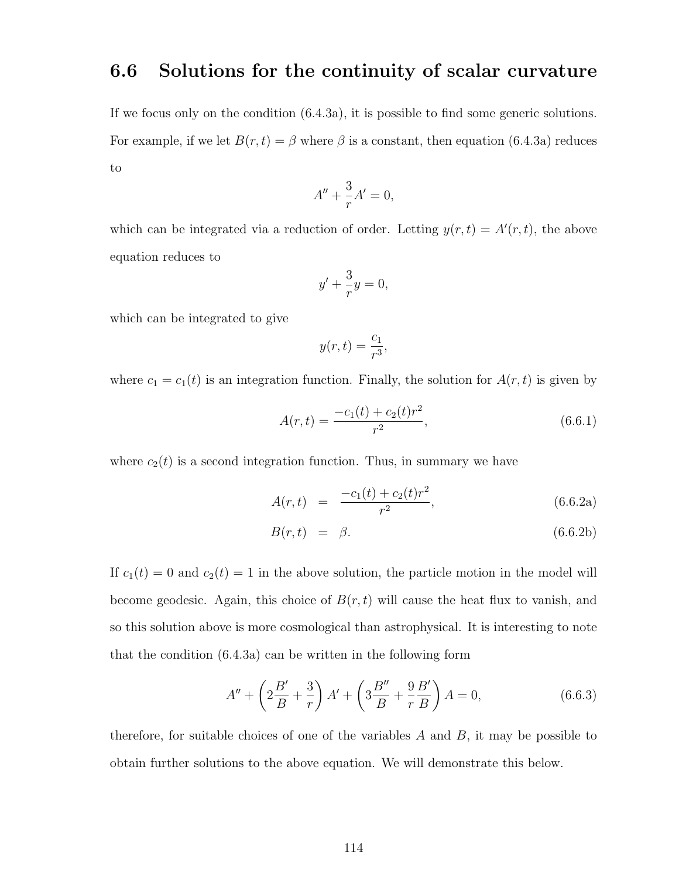## 6.6 Solutions for the continuity of scalar curvature

If we focus only on the condition (6.4.3a), it is possible to find some generic solutions. For example, if we let $B(r,t) = \beta$ where $\beta$ is a constant, then equation (6.4.3a) reduces to

$$A'' + \frac{3}{r}A' = 0,$$

which can be integrated via a reduction of order. Letting $y(r,t) = A'(r,t)$, the above equation reduces to

$$y' + \frac{3}{r}y = 0,$$

which can be integrated to give

$$y(r,t) = \frac{c_1}{r^3},$$

where $c_1 = c_1(t)$ is an integration function. Finally, the solution for $A(r,t)$ is given by

$$A(r,t) = \frac{-c_1(t) + c_2(t)r^2}{r^2}, \tag{6.6.1}$$

where $c_2(t)$ is a second integration function. Thus, in summary we have

$$A(r,t) = \frac{-c_1(t) + c_2(t)r^2}{r^2}, \tag{6.6.2a}$$

$$B(r,t) = \beta. \tag{6.6.2b}$$

If $c_1(t) = 0$ and $c_2(t) = 1$ in the above solution, the particle motion in the model will become geodesic. Again, this choice of $B(r,t)$ will cause the heat flux to vanish, and so this solution above is more cosmological than astrophysical. It is interesting to note that the condition (6.4.3a) can be written in the following form

$$A'' + \left(2\frac{B'}{B} + \frac{3}{r}\right)A' + \left(3\frac{B''}{B} + \frac{9}{r}\frac{B'}{B}\right)A = 0, \tag{6.6.3}$$

therefore, for suitable choices of one of the variables $A$ and $B$, it may be possible to obtain further solutions to the above equation. We will demonstrate this below.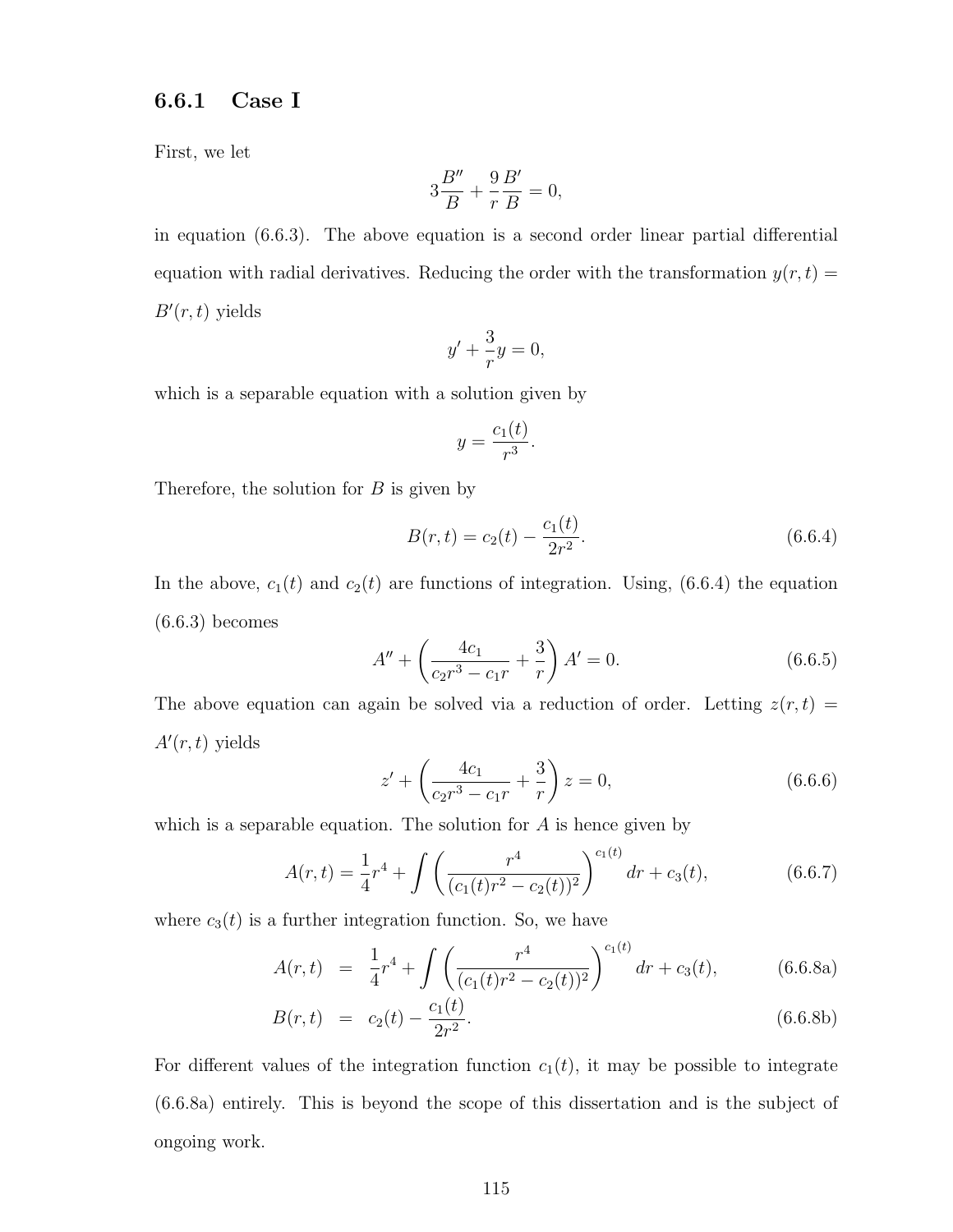### 6.6.1 Case I

First, we let

$$3\frac{B''}{B} + \frac{9}{r}\frac{B'}{B} = 0,$$

in equation (6.6.3). The above equation is a second order linear partial differential equation with radial derivatives. Reducing the order with the transformation $y(r,t) = B'(r,t)$ yields

$$y' + \frac{3}{r}y = 0,$$

which is a separable equation with a solution given by

$$y = \frac{c_1(t)}{r^3}.$$

Therefore, the solution for $B$ is given by

$$B(r,t) = c_2(t) - \frac{c_1(t)}{2r^2}. \tag{6.6.4}$$

In the above, $c_1(t)$ and $c_2(t)$ are functions of integration. Using, (6.6.4) the equation (6.6.3) becomes

$$A'' + \left(\frac{4c_1}{c_2r^3 - c_1r} + \frac{3}{r}\right)A' = 0. \tag{6.6.5}$$

The above equation can again be solved via a reduction of order. Letting $z(r,t) = A'(r,t)$ yields

$$z' + \left(\frac{4c_1}{c_2r^3 - c_1r} + \frac{3}{r}\right)z = 0, \tag{6.6.6}$$

which is a separable equation. The solution for $A$ is hence given by

$$A(r,t) = \frac{1}{4}r^4 + \int \left(\frac{r^4}{(c_1(t)r^2 - c_2(t))^2}\right)^{c_1(t)} dr + c_3(t), \tag{6.6.7}$$

where $c_3(t)$ is a further integration function. So, we have

$$A(r,t) = \frac{1}{4}r^4 + \int \left(\frac{r^4}{(c_1(t)r^2 - c_2(t))^2}\right)^{c_1(t)} dr + c_3(t), \tag{6.6.8a}$$

$$B(r,t) = c_2(t) - \frac{c_1(t)}{2r^2}. \tag{6.6.8b}$$

For different values of the integration function $c_1(t)$, it may be possible to integrate (6.6.8a) entirely. This is beyond the scope of this dissertation and is the subject of ongoing work.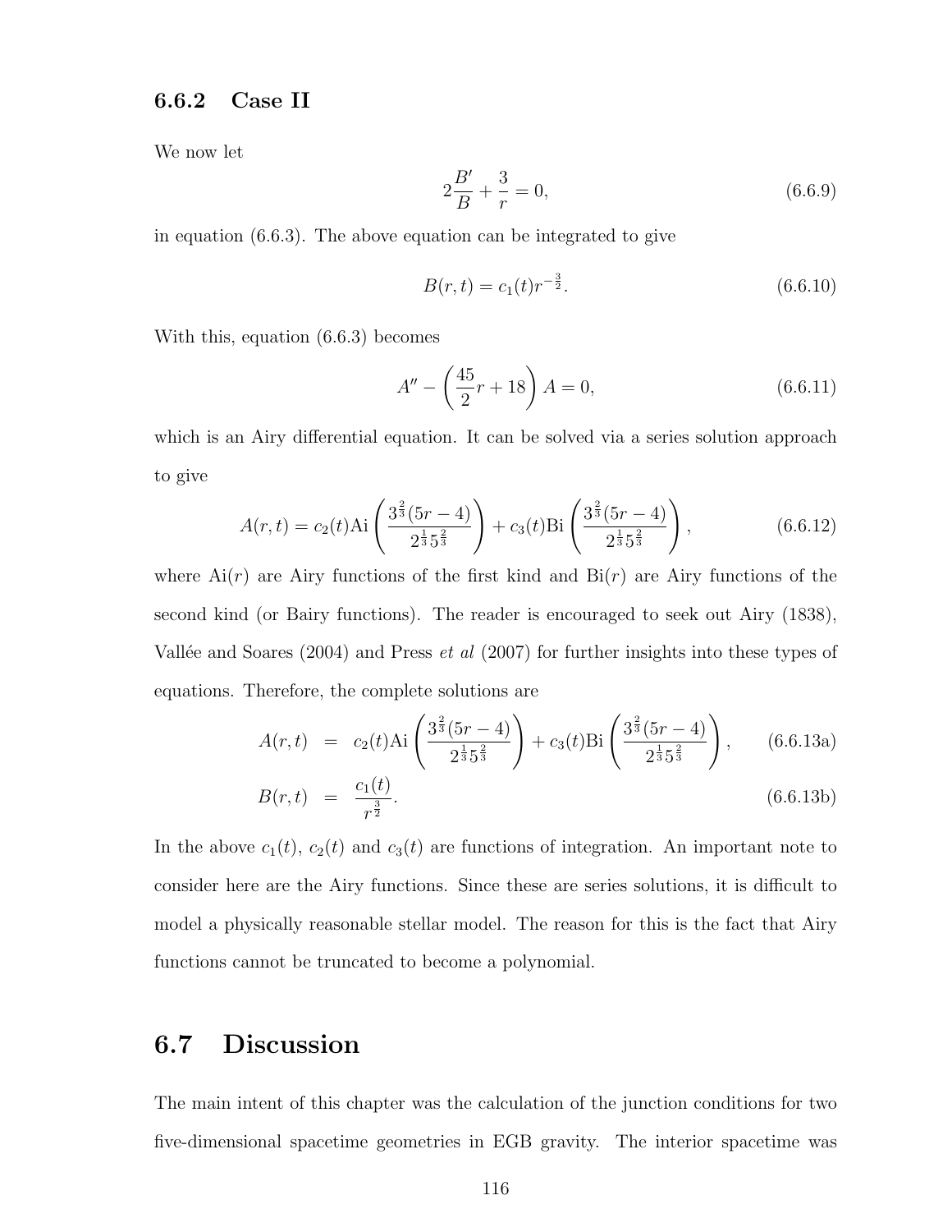### 6.6.2 Case II

We now let

$$2\frac{B'}{B} + \frac{3}{r} = 0, \tag{6.6.9}$$

in equation (6.6.3). The above equation can be integrated to give

$$B(r,t) = c_1(t) r^{-\frac{3}{2}}. \tag{6.6.10}$$

With this, equation (6.6.3) becomes

$$A'' - \left(\frac{45}{2}r + 18\right) A = 0, \tag{6.6.11}$$

which is an Airy differential equation. It can be solved via a series solution approach to give

$$A(r,t) = c_2(t)\text{Ai}\left(\frac{3^{\frac{2}{3}}(5r-4)}{2^{\frac{1}{3}}5^{\frac{2}{3}}}\right) + c_3(t)\text{Bi}\left(\frac{3^{\frac{2}{3}}(5r-4)}{2^{\frac{1}{3}}5^{\frac{2}{3}}}\right), \tag{6.6.12}$$

where $\text{Ai}(r)$ are Airy functions of the first kind and $\text{Bi}(r)$ are Airy functions of the second kind (or Bairy functions). The reader is encouraged to seek out Airy (1838), Vallée and Soares (2004) and Press *et al* (2007) for further insights into these types of equations. Therefore, the complete solutions are

$$A(r,t) = c_2(t)\text{Ai}\left(\frac{3^{\frac{2}{3}}(5r-4)}{2^{\frac{1}{3}}5^{\frac{2}{3}}}\right) + c_3(t)\text{Bi}\left(\frac{3^{\frac{2}{3}}(5r-4)}{2^{\frac{1}{3}}5^{\frac{2}{3}}}\right), \tag{6.6.13a}$$

$$B(r,t) = \frac{c_1(t)}{r^{\frac{3}{2}}}. \tag{6.6.13b}$$

In the above $c_1(t)$, $c_2(t)$ and $c_3(t)$ are functions of integration. An important note to consider here are the Airy functions. Since these are series solutions, it is difficult to model a physically reasonable stellar model. The reason for this is the fact that Airy functions cannot be truncated to become a polynomial.

## 6.7 Discussion

The main intent of this chapter was the calculation of the junction conditions for two five-dimensional spacetime geometries in EGB gravity. The interior spacetime was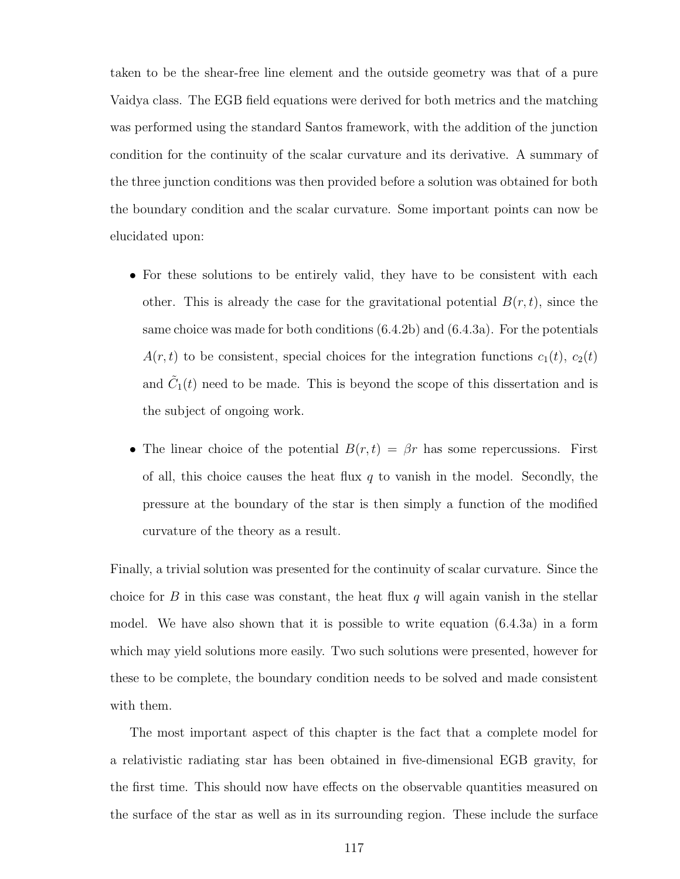taken to be the shear-free line element and the outside geometry was that of a pure Vaidya class. The EGB field equations were derived for both metrics and the matching was performed using the standard Santos framework, with the addition of the junction condition for the continuity of the scalar curvature and its derivative. A summary of the three junction conditions was then provided before a solution was obtained for both the boundary condition and the scalar curvature. Some important points can now be elucidated upon:

- For these solutions to be entirely valid, they have to be consistent with each other. This is already the case for the gravitational potential $B(r,t)$, since the same choice was made for both conditions (6.4.2b) and (6.4.3a). For the potentials $A(r,t)$ to be consistent, special choices for the integration functions $c_1(t)$, $c_2(t)$ and $\tilde{C}_1(t)$ need to be made. This is beyond the scope of this dissertation and is the subject of ongoing work.

- The linear choice of the potential $B(r,t) = \beta r$ has some repercussions. First of all, this choice causes the heat flux $q$ to vanish in the model. Secondly, the pressure at the boundary of the star is then simply a function of the modified curvature of the theory as a result.

Finally, a trivial solution was presented for the continuity of scalar curvature. Since the choice for $B$ in this case was constant, the heat flux $q$ will again vanish in the stellar model. We have also shown that it is possible to write equation (6.4.3a) in a form which may yield solutions more easily. Two such solutions were presented, however for these to be complete, the boundary condition needs to be solved and made consistent with them.

The most important aspect of this chapter is the fact that a complete model for a relativistic radiating star has been obtained in five-dimensional EGB gravity, for the first time. This should now have effects on the observable quantities measured on the surface of the star as well as in its surrounding region. These include the surface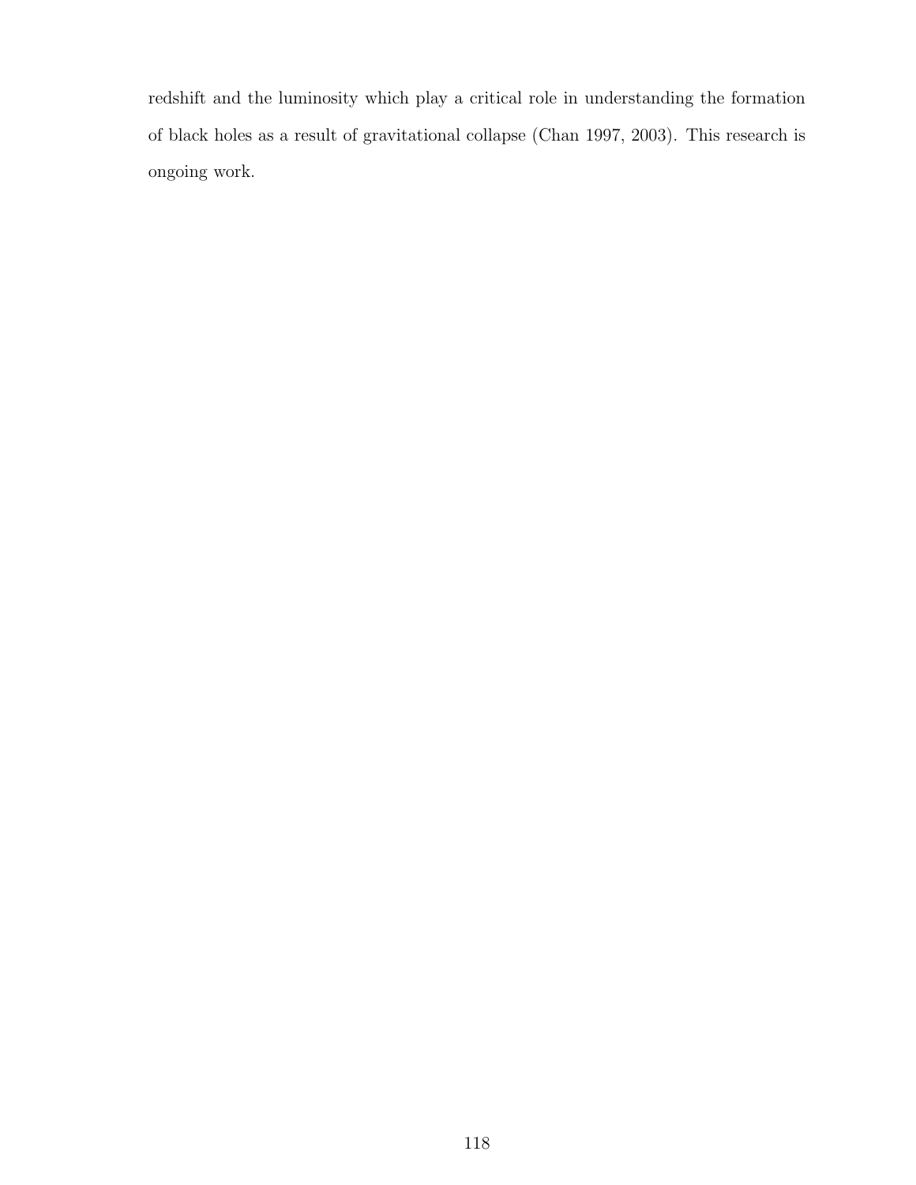redshift and the luminosity which play a critical role in understanding the formation of black holes as a result of gravitational collapse (Chan 1997, 2003). This research is ongoing work.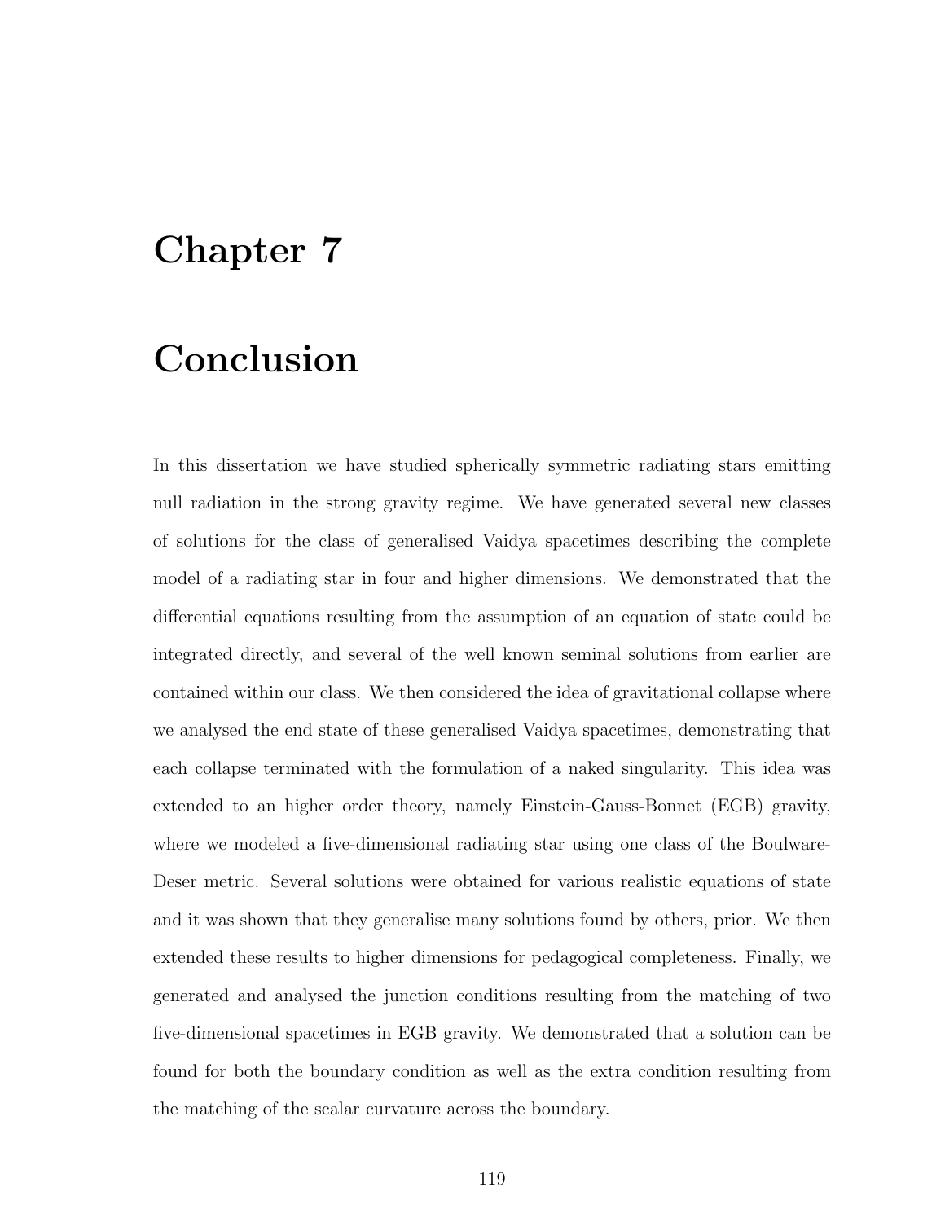# Chapter 7

# Conclusion

In this dissertation we have studied spherically symmetric radiating stars emitting null radiation in the strong gravity regime. We have generated several new classes of solutions for the class of generalised Vaidya spacetimes describing the complete model of a radiating star in four and higher dimensions. We demonstrated that the differential equations resulting from the assumption of an equation of state could be integrated directly, and several of the well known seminal solutions from earlier are contained within our class. We then considered the idea of gravitational collapse where we analysed the end state of these generalised Vaidya spacetimes, demonstrating that each collapse terminated with the formulation of a naked singularity. This idea was extended to an higher order theory, namely Einstein-Gauss-Bonnet (EGB) gravity, where we modeled a five-dimensional radiating star using one class of the Boulware-Deser metric. Several solutions were obtained for various realistic equations of state and it was shown that they generalise many solutions found by others, prior. We then extended these results to higher dimensions for pedagogical completeness. Finally, we generated and analysed the junction conditions resulting from the matching of two five-dimensional spacetimes in EGB gravity. We demonstrated that a solution can be found for both the boundary condition as well as the extra condition resulting from the matching of the scalar curvature across the boundary.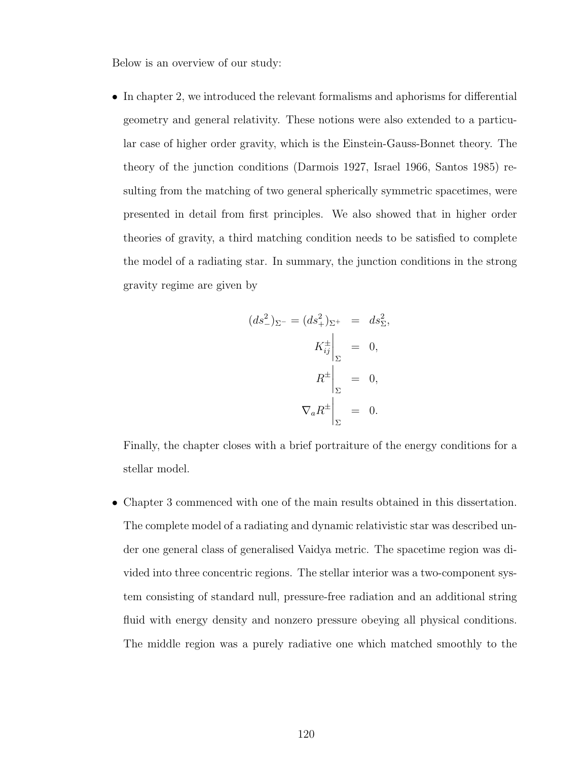Below is an overview of our study:

- In chapter 2, we introduced the relevant formalisms and aphorisms for differential geometry and general relativity. These notions were also extended to a particular case of higher order gravity, which is the Einstein-Gauss-Bonnet theory. The theory of the junction conditions (Darmois 1927, Israel 1966, Santos 1985) resulting from the matching of two general spherically symmetric spacetimes, were presented in detail from first principles. We also showed that in higher order theories of gravity, a third matching condition needs to be satisfied to complete the model of a radiating star. In summary, the junction conditions in the strong gravity regime are given by

$$
\begin{aligned}
(ds^2_-)_{\Sigma^-} = (ds^2_+)_{\Sigma^+} &= ds^2_\Sigma, \\
K^{\pm}_{ij}\Big|_{\Sigma} &= 0, \\
R^{\pm}\Big|_{\Sigma} &= 0, \\
\nabla_a R^{\pm}\Big|_{\Sigma} &= 0.
\end{aligned}
$$

  Finally, the chapter closes with a brief portraiture of the energy conditions for a stellar model.

- Chapter 3 commenced with one of the main results obtained in this dissertation. The complete model of a radiating and dynamic relativistic star was described under one general class of generalised Vaidya metric. The spacetime region was divided into three concentric regions. The stellar interior was a two-component system consisting of standard null, pressure-free radiation and an additional string fluid with energy density and nonzero pressure obeying all physical conditions. The middle region was a purely radiative one which matched smoothly to the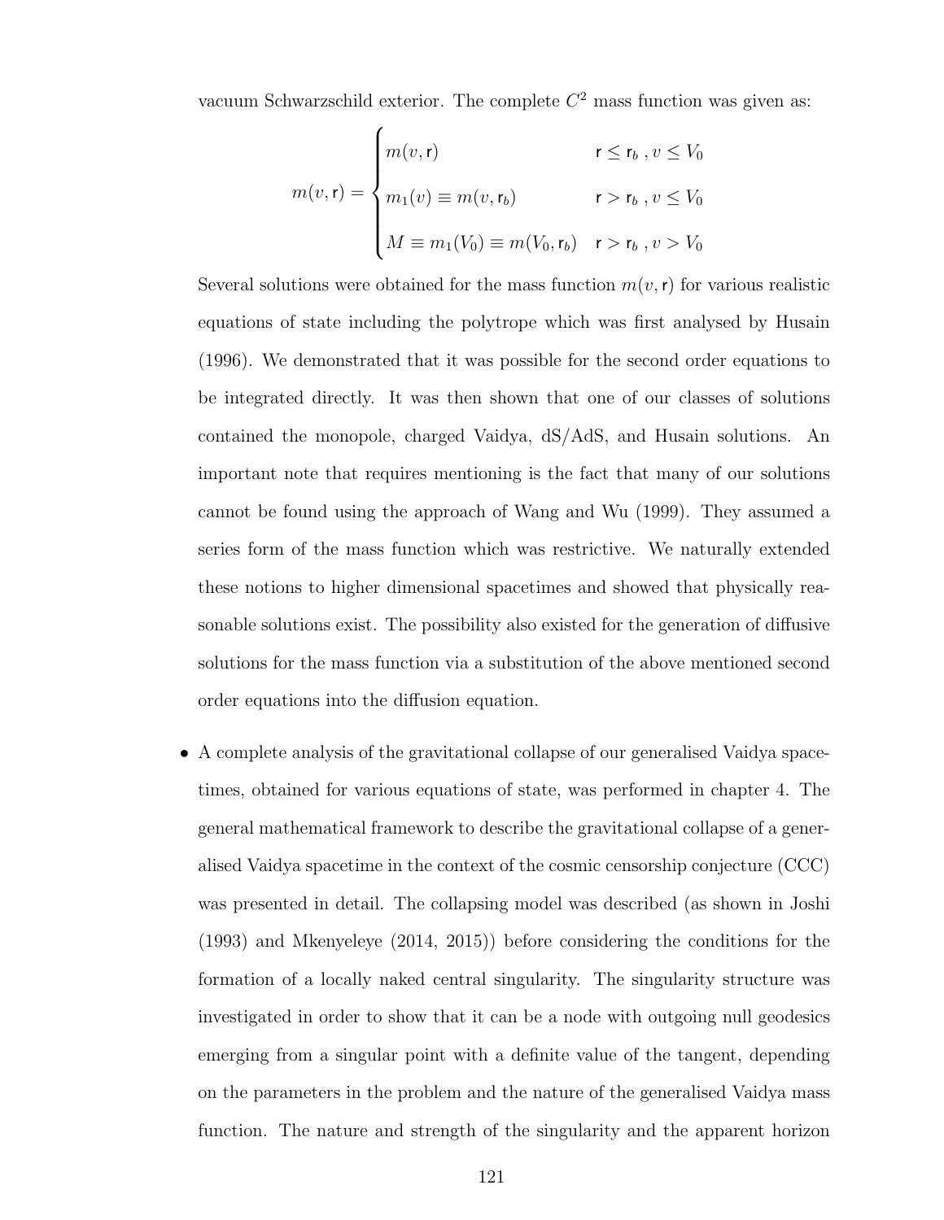vacuum Schwarzschild exterior. The complete $C^2$ mass function was given as:

$$m(v, \mathsf{r}) = \begin{cases} m(v, \mathsf{r}) & \mathsf{r} \leq \mathsf{r}_b \, , v \leq V_0 \\ m_1(v) \equiv m(v, \mathsf{r}_b) & \mathsf{r} > \mathsf{r}_b \, , v \leq V_0 \\ M \equiv m_1(V_0) \equiv m(V_0, \mathsf{r}_b) & \mathsf{r} > \mathsf{r}_b \, , v > V_0 \end{cases}$$

Several solutions were obtained for the mass function $m(v, \mathsf{r})$ for various realistic equations of state including the polytrope which was first analysed by Husain (1996). We demonstrated that it was possible for the second order equations to be integrated directly. It was then shown that one of our classes of solutions contained the monopole, charged Vaidya, dS/AdS, and Husain solutions. An important note that requires mentioning is the fact that many of our solutions cannot be found using the approach of Wang and Wu (1999). They assumed a series form of the mass function which was restrictive. We naturally extended these notions to higher dimensional spacetimes and showed that physically reasonable solutions exist. The possibility also existed for the generation of diffusive solutions for the mass function via a substitution of the above mentioned second order equations into the diffusion equation.

- A complete analysis of the gravitational collapse of our generalised Vaidya spacetimes, obtained for various equations of state, was performed in chapter 4. The general mathematical framework to describe the gravitational collapse of a generalised Vaidya spacetime in the context of the cosmic censorship conjecture (CCC) was presented in detail. The collapsing model was described (as shown in Joshi (1993) and Mkenyeleye (2014, 2015)) before considering the conditions for the formation of a locally naked central singularity. The singularity structure was investigated in order to show that it can be a node with outgoing null geodesics emerging from a singular point with a definite value of the tangent, depending on the parameters in the problem and the nature of the generalised Vaidya mass function. The nature and strength of the singularity and the apparent horizon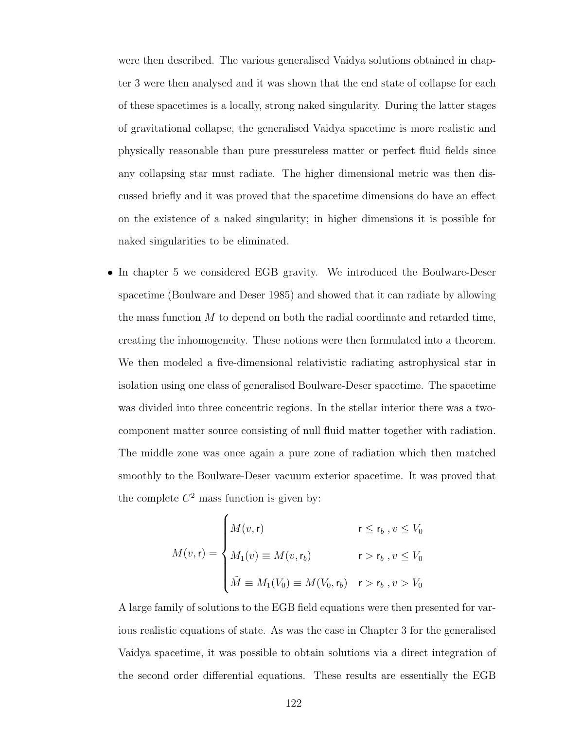were then described. The various generalised Vaidya solutions obtained in chapter 3 were then analysed and it was shown that the end state of collapse for each of these spacetimes is a locally, strong naked singularity. During the latter stages of gravitational collapse, the generalised Vaidya spacetime is more realistic and physically reasonable than pure pressureless matter or perfect fluid fields since any collapsing star must radiate. The higher dimensional metric was then discussed briefly and it was proved that the spacetime dimensions do have an effect on the existence of a naked singularity; in higher dimensions it is possible for naked singularities to be eliminated.

- In chapter 5 we considered EGB gravity. We introduced the Boulware-Deser spacetime (Boulware and Deser 1985) and showed that it can radiate by allowing the mass function $M$ to depend on both the radial coordinate and retarded time, creating the inhomogeneity. These notions were then formulated into a theorem. We then modeled a five-dimensional relativistic radiating astrophysical star in isolation using one class of generalised Boulware-Deser spacetime. The spacetime was divided into three concentric regions. In the stellar interior there was a two-component matter source consisting of null fluid matter together with radiation. The middle zone was once again a pure zone of radiation which then matched smoothly to the Boulware-Deser vacuum exterior spacetime. It was proved that the complete $C^2$ mass function is given by:

$$M(v,\mathsf{r}) = \begin{cases} M(v,\mathsf{r}) & \mathsf{r} \leq \mathsf{r}_b \ , v \leq V_0 \\ M_1(v) \equiv M(v,\mathsf{r}_b) & \mathsf{r} > \mathsf{r}_b \ , v \leq V_0 \\ \tilde{M} \equiv M_1(V_0) \equiv M(V_0,\mathsf{r}_b) & \mathsf{r} > \mathsf{r}_b \ , v > V_0 \end{cases}$$

A large family of solutions to the EGB field equations were then presented for various realistic equations of state. As was the case in Chapter 3 for the generalised Vaidya spacetime, it was possible to obtain solutions via a direct integration of the second order differential equations. These results are essentially the EGB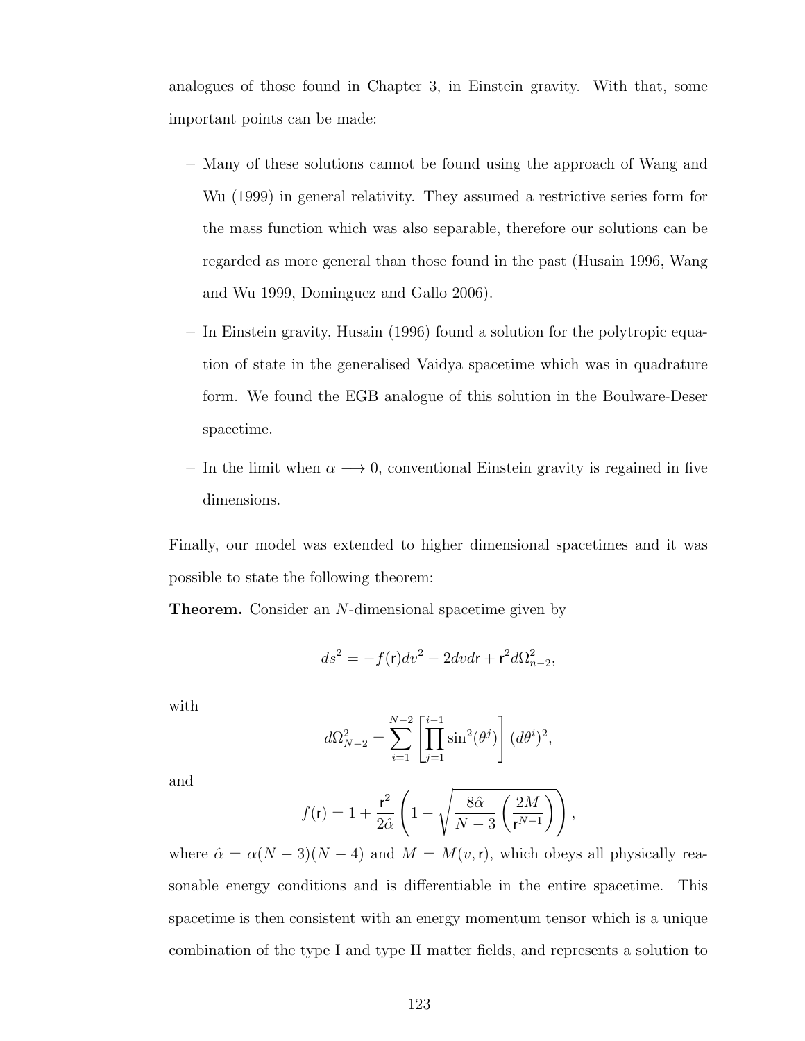analogues of those found in Chapter 3, in Einstein gravity. With that, some important points can be made:

- Many of these solutions cannot be found using the approach of Wang and Wu (1999) in general relativity. They assumed a restrictive series form for the mass function which was also separable, therefore our solutions can be regarded as more general than those found in the past (Husain 1996, Wang and Wu 1999, Dominguez and Gallo 2006).
- In Einstein gravity, Husain (1996) found a solution for the polytropic equation of state in the generalised Vaidya spacetime which was in quadrature form. We found the EGB analogue of this solution in the Boulware-Deser spacetime.
- In the limit when $\alpha \longrightarrow 0$, conventional Einstein gravity is regained in five dimensions.

Finally, our model was extended to higher dimensional spacetimes and it was possible to state the following theorem:

**Theorem.** Consider an $N$-dimensional spacetime given by

$$ds^2 = -f(\mathsf{r})dv^2 - 2dvd\mathsf{r} + \mathsf{r}^2 d\Omega^2_{n-2},$$

with

$$d\Omega^2_{N-2} = \sum_{i=1}^{N-2}\left[\prod_{j=1}^{i-1}\sin^2(\theta^j)\right](d\theta^i)^2,$$

and

$$f(\mathsf{r}) = 1 + \frac{\mathsf{r}^2}{2\hat{\alpha}}\left(1 - \sqrt{\frac{8\hat{\alpha}}{N-3}\left(\frac{2M}{\mathsf{r}^{N-1}}\right)}\right),$$

where $\hat{\alpha} = \alpha(N-3)(N-4)$ and $M = M(v, \mathsf{r})$, which obeys all physically reasonable energy conditions and is differentiable in the entire spacetime. This spacetime is then consistent with an energy momentum tensor which is a unique combination of the type I and type II matter fields, and represents a solution to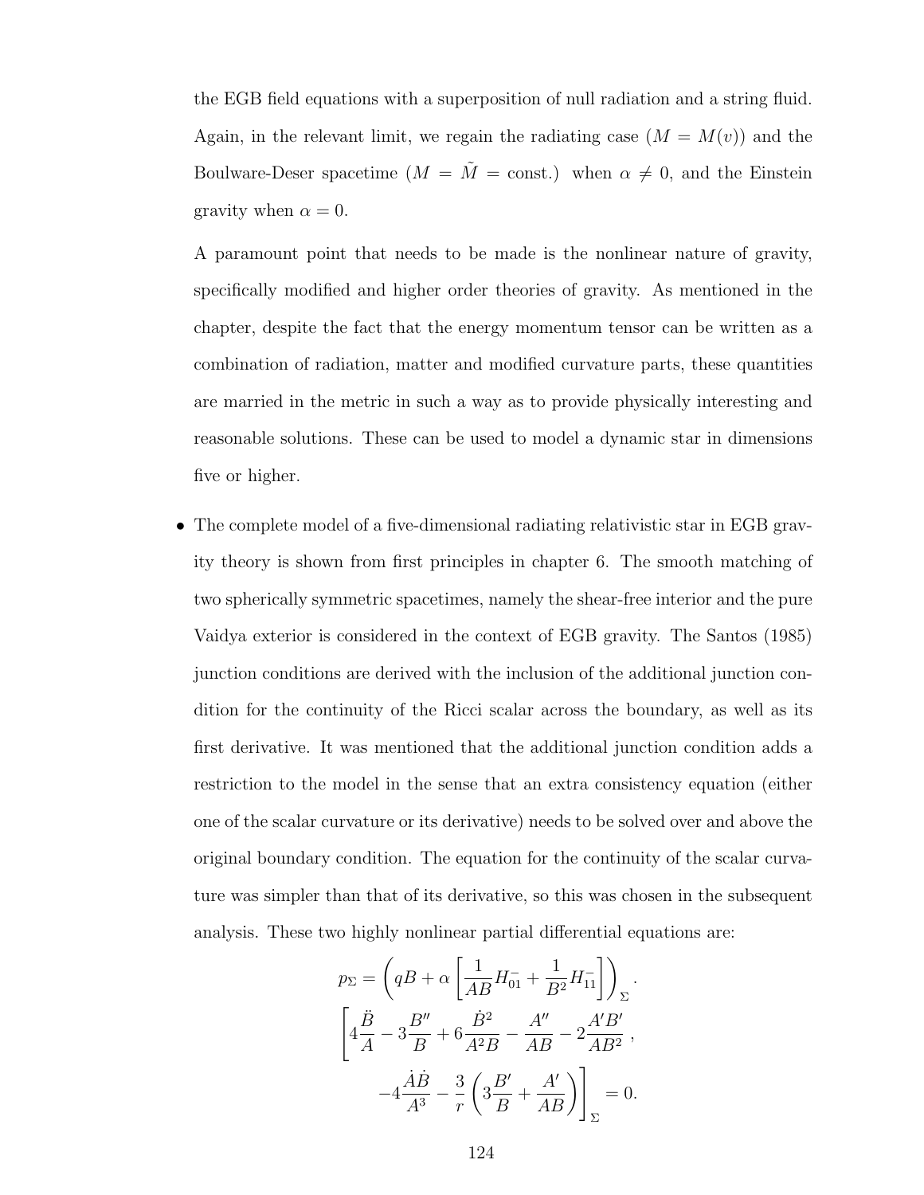the EGB field equations with a superposition of null radiation and a string fluid. Again, in the relevant limit, we regain the radiating case ($M = M(v)$) and the Boulware-Deser spacetime ($M = \tilde{M} = \text{const.}$) when $\alpha \neq 0$, and the Einstein gravity when $\alpha = 0$.

A paramount point that needs to be made is the nonlinear nature of gravity, specifically modified and higher order theories of gravity. As mentioned in the chapter, despite the fact that the energy momentum tensor can be written as a combination of radiation, matter and modified curvature parts, these quantities are married in the metric in such a way as to provide physically interesting and reasonable solutions. These can be used to model a dynamic star in dimensions five or higher.

- The complete model of a five-dimensional radiating relativistic star in EGB gravity theory is shown from first principles in chapter 6. The smooth matching of two spherically symmetric spacetimes, namely the shear-free interior and the pure Vaidya exterior is considered in the context of EGB gravity. The Santos (1985) junction conditions are derived with the inclusion of the additional junction condition for the continuity of the Ricci scalar across the boundary, as well as its first derivative. It was mentioned that the additional junction condition adds a restriction to the model in the sense that an extra consistency equation (either one of the scalar curvature or its derivative) needs to be solved over and above the original boundary condition. The equation for the continuity of the scalar curvature was simpler than that of its derivative, so this was chosen in the subsequent analysis. These two highly nonlinear partial differential equations are:

$$p_\Sigma = \left( qB + \alpha \left[ \frac{1}{AB} H_{01}^{-} + \frac{1}{B^2} H_{11}^{-} \right] \right)_\Sigma .$$

$$\left[ 4\frac{\ddot{B}}{A} - 3\frac{B''}{B} + 6\frac{\dot{B}^2}{A^2 B} - \frac{A''}{AB} - 2\frac{A'B'}{AB^2} \right. ,$$

$$\left. -4\frac{\dot{A}\dot{B}}{A^3} - \frac{3}{r}\left( 3\frac{B'}{B} + \frac{A'}{AB} \right) \right]_\Sigma = 0.$$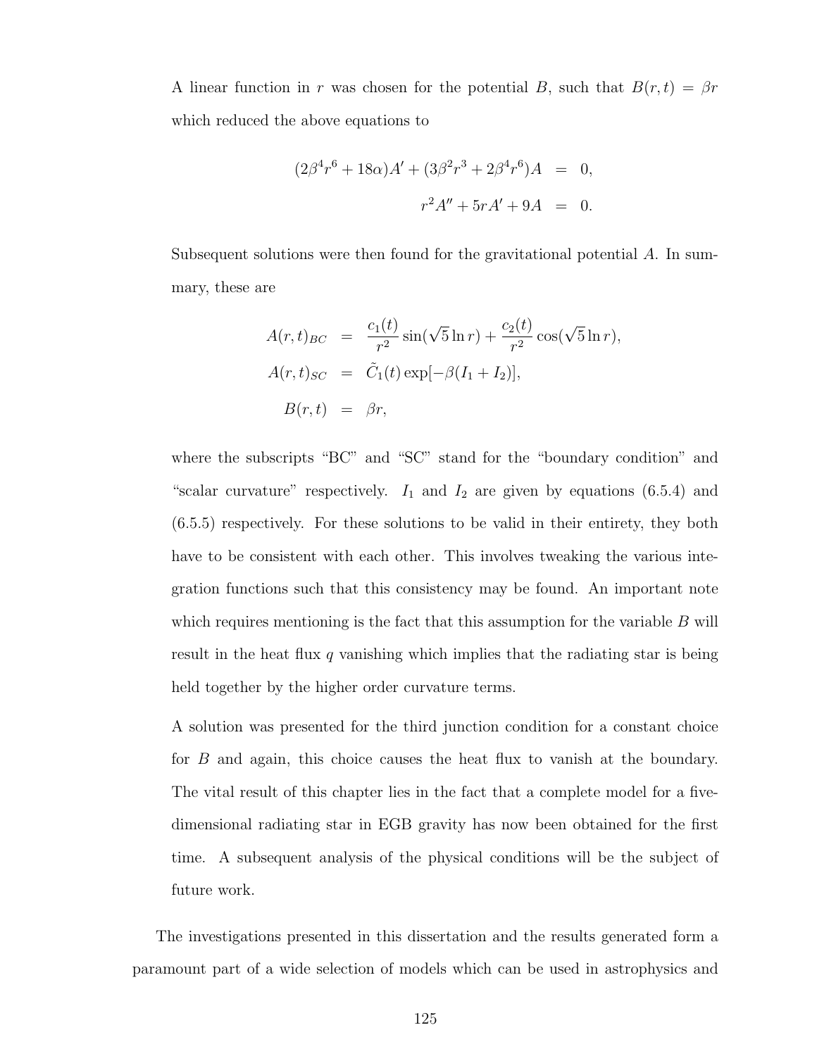A linear function in $r$ was chosen for the potential $B$, such that $B(r,t) = \beta r$ which reduced the above equations to

$$
\begin{aligned}
(2\beta^4 r^6 + 18\alpha)A' + (3\beta^2 r^3 + 2\beta^4 r^6)A &= 0, \\
r^2 A'' + 5rA' + 9A &= 0.
\end{aligned}
$$

Subsequent solutions were then found for the gravitational potential $A$. In summary, these are

$$
\begin{aligned}
A(r,t)_{BC} &= \frac{c_1(t)}{r^2}\sin(\sqrt{5}\ln r) + \frac{c_2(t)}{r^2}\cos(\sqrt{5}\ln r), \\
A(r,t)_{SC} &= \tilde{C}_1(t)\exp[-\beta(I_1 + I_2)], \\
B(r,t) &= \beta r,
\end{aligned}
$$

where the subscripts "BC" and "SC" stand for the "boundary condition" and "scalar curvature" respectively. $I_1$ and $I_2$ are given by equations (6.5.4) and (6.5.5) respectively. For these solutions to be valid in their entirety, they both have to be consistent with each other. This involves tweaking the various integration functions such that this consistency may be found. An important note which requires mentioning is the fact that this assumption for the variable $B$ will result in the heat flux $q$ vanishing which implies that the radiating star is being held together by the higher order curvature terms.

A solution was presented for the third junction condition for a constant choice for $B$ and again, this choice causes the heat flux to vanish at the boundary. The vital result of this chapter lies in the fact that a complete model for a five-dimensional radiating star in EGB gravity has now been obtained for the first time. A subsequent analysis of the physical conditions will be the subject of future work.

The investigations presented in this dissertation and the results generated form a paramount part of a wide selection of models which can be used in astrophysics and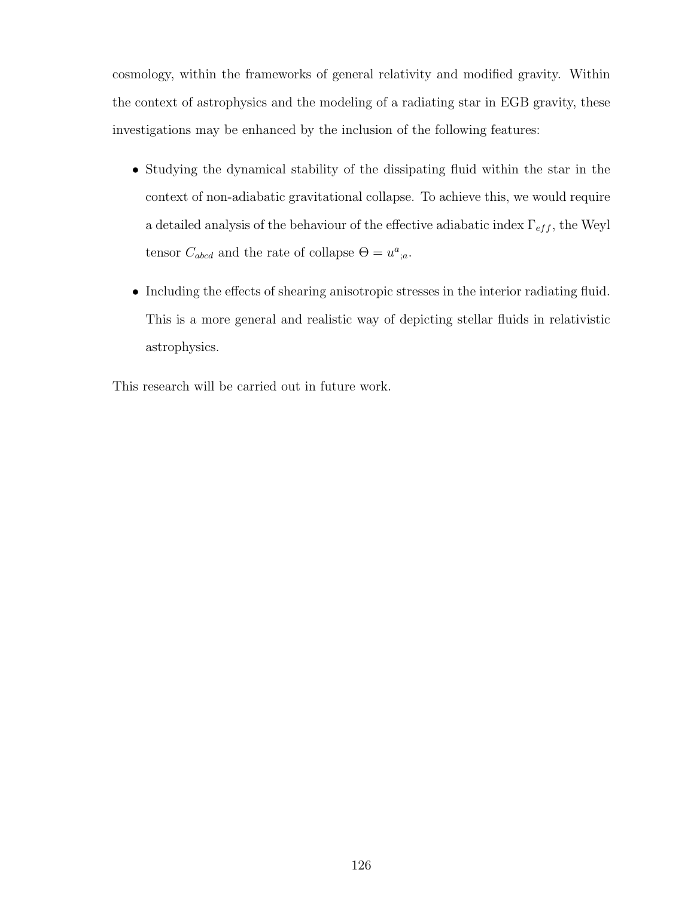cosmology, within the frameworks of general relativity and modified gravity. Within the context of astrophysics and the modeling of a radiating star in EGB gravity, these investigations may be enhanced by the inclusion of the following features:

- Studying the dynamical stability of the dissipating fluid within the star in the context of non-adiabatic gravitational collapse. To achieve this, we would require a detailed analysis of the behaviour of the effective adiabatic index $\Gamma_{eff}$, the Weyl tensor $C_{abcd}$ and the rate of collapse $\Theta = u^a{}_{;a}$.
- Including the effects of shearing anisotropic stresses in the interior radiating fluid. This is a more general and realistic way of depicting stellar fluids in relativistic astrophysics.

This research will be carried out in future work.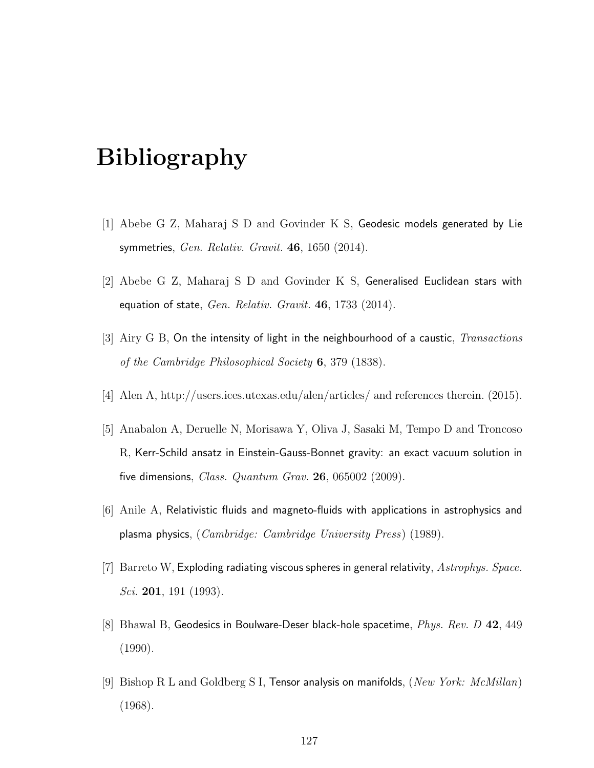# Bibliography

[1] Abebe G Z, Maharaj S D and Govinder K S, Geodesic models generated by Lie symmetries, *Gen. Relativ. Gravit.* **46**, 1650 (2014).

[2] Abebe G Z, Maharaj S D and Govinder K S, Generalised Euclidean stars with equation of state, *Gen. Relativ. Gravit.* **46**, 1733 (2014).

[3] Airy G B, On the intensity of light in the neighbourhood of a caustic, *Transactions of the Cambridge Philosophical Society* **6**, 379 (1838).

[4] Alen A, http://users.ices.utexas.edu/alen/articles/ and references therein. (2015).

[5] Anabalon A, Deruelle N, Morisawa Y, Oliva J, Sasaki M, Tempo D and Troncoso R, Kerr-Schild ansatz in Einstein-Gauss-Bonnet gravity: an exact vacuum solution in five dimensions, *Class. Quantum Grav.* **26**, 065002 (2009).

[6] Anile A, Relativistic fluids and magneto-fluids with applications in astrophysics and plasma physics, (*Cambridge: Cambridge University Press*) (1989).

[7] Barreto W, Exploding radiating viscous spheres in general relativity, *Astrophys. Space. Sci.* **201**, 191 (1993).

[8] Bhawal B, Geodesics in Boulware-Deser black-hole spacetime, *Phys. Rev. D* **42**, 449 (1990).

[9] Bishop R L and Goldberg S I, Tensor analysis on manifolds, (*New York: McMillan*) (1968).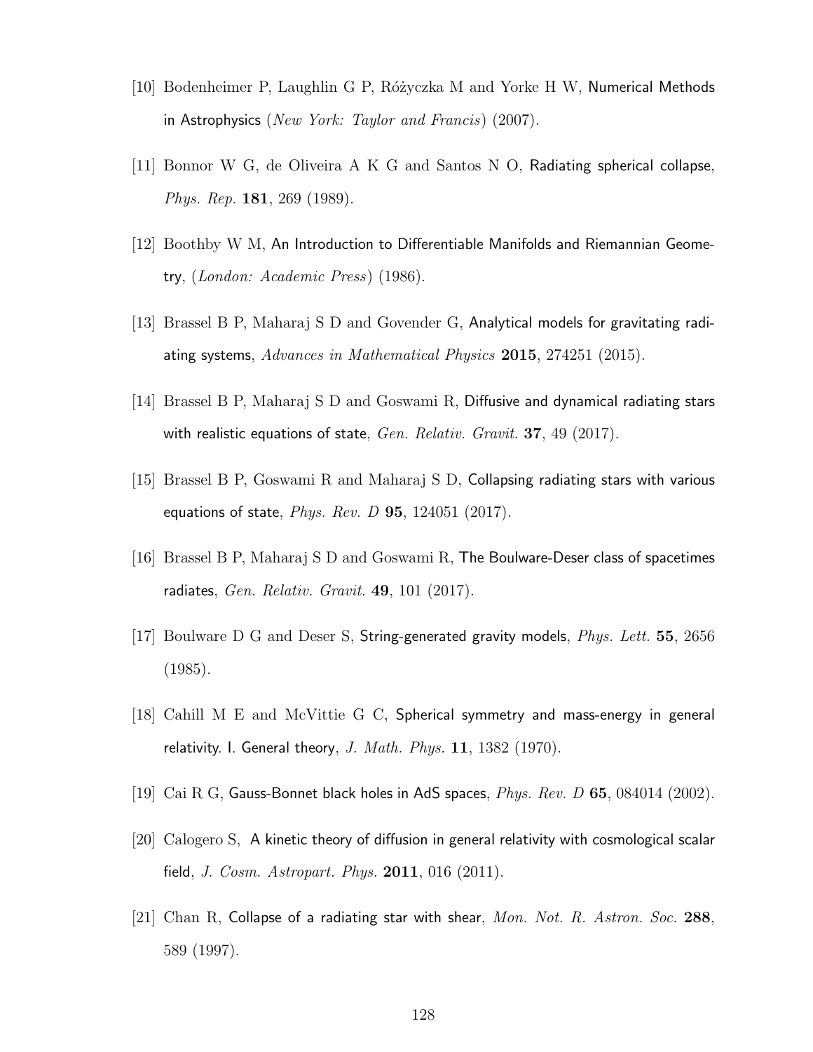[10] Bodenheimer P, Laughlin G P, Różyczka M and Yorke H W, Numerical Methods in Astrophysics (*New York: Taylor and Francis*) (2007).

[11] Bonnor W G, de Oliveira A K G and Santos N O, Radiating spherical collapse, *Phys. Rep.* **181**, 269 (1989).

[12] Boothby W M, An Introduction to Differentiable Manifolds and Riemannian Geometry, (*London: Academic Press*) (1986).

[13] Brassel B P, Maharaj S D and Govender G, Analytical models for gravitating radiating systems, *Advances in Mathematical Physics* **2015**, 274251 (2015).

[14] Brassel B P, Maharaj S D and Goswami R, Diffusive and dynamical radiating stars with realistic equations of state, *Gen. Relativ. Gravit.* **37**, 49 (2017).

[15] Brassel B P, Goswami R and Maharaj S D, Collapsing radiating stars with various equations of state, *Phys. Rev. D* **95**, 124051 (2017).

[16] Brassel B P, Maharaj S D and Goswami R, The Boulware-Deser class of spacetimes radiates, *Gen. Relativ. Gravit.* **49**, 101 (2017).

[17] Boulware D G and Deser S, String-generated gravity models, *Phys. Lett.* **55**, 2656 (1985).

[18] Cahill M E and McVittie G C, Spherical symmetry and mass-energy in general relativity. I. General theory, *J. Math. Phys.* **11**, 1382 (1970).

[19] Cai R G, Gauss-Bonnet black holes in AdS spaces, *Phys. Rev. D* **65**, 084014 (2002).

[20] Calogero S, A kinetic theory of diffusion in general relativity with cosmological scalar field, *J. Cosm. Astropart. Phys.* **2011**, 016 (2011).

[21] Chan R, Collapse of a radiating star with shear, *Mon. Not. R. Astron. Soc.* **288**, 589 (1997).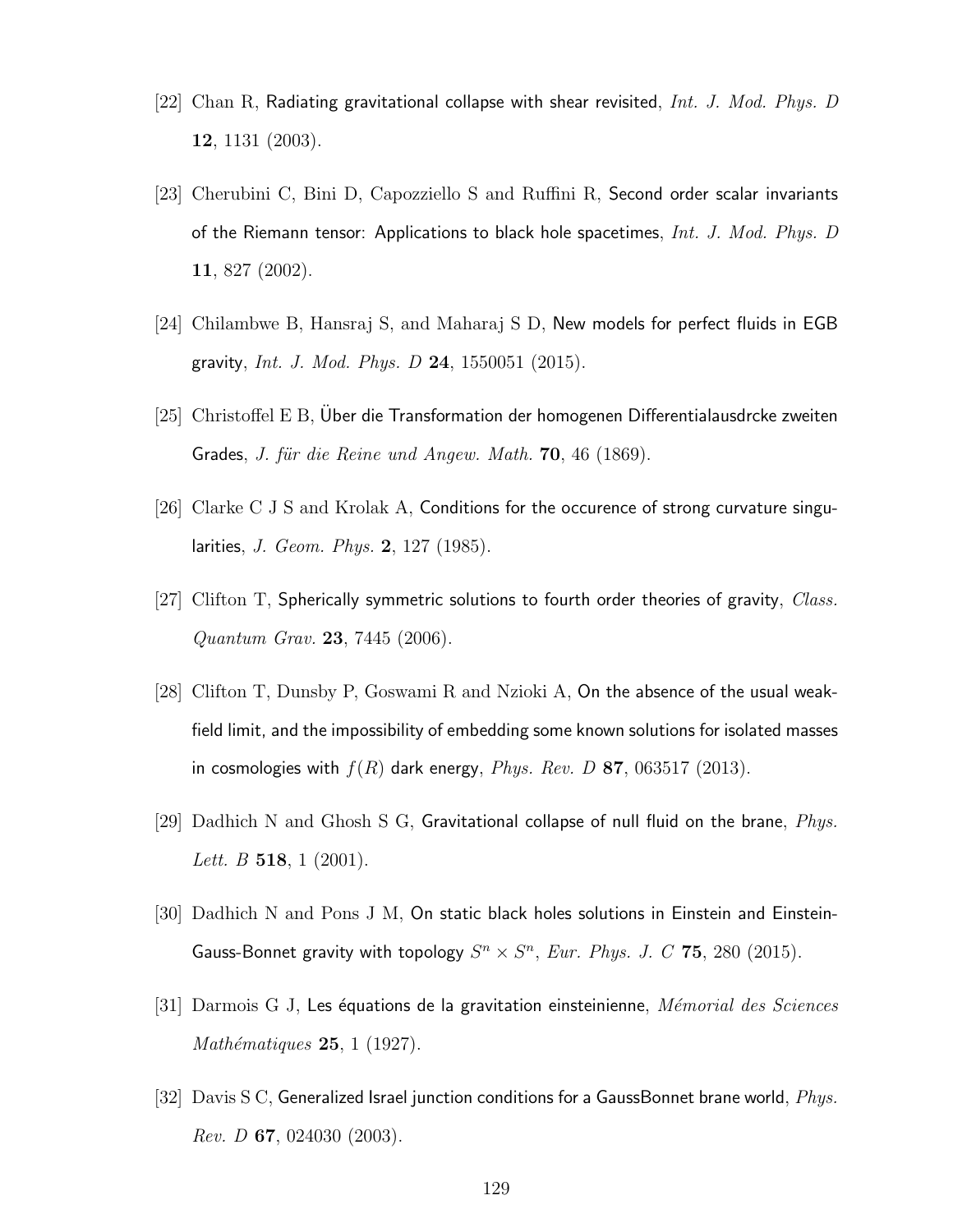[22] Chan R, Radiating gravitational collapse with shear revisited, *Int. J. Mod. Phys. D* **12**, 1131 (2003).

[23] Cherubini C, Bini D, Capozziello S and Ruffini R, Second order scalar invariants of the Riemann tensor: Applications to black hole spacetimes, *Int. J. Mod. Phys. D* **11**, 827 (2002).

[24] Chilambwe B, Hansraj S, and Maharaj S D, New models for perfect fluids in EGB gravity, *Int. J. Mod. Phys. D* **24**, 1550051 (2015).

[25] Christoffel E B, Über die Transformation der homogenen Differentialausdrcke zweiten Grades, *J. für die Reine und Angew. Math.* **70**, 46 (1869).

[26] Clarke C J S and Krolak A, Conditions for the occurence of strong curvature singularities, *J. Geom. Phys.* **2**, 127 (1985).

[27] Clifton T, Spherically symmetric solutions to fourth order theories of gravity, *Class. Quantum Grav.* **23**, 7445 (2006).

[28] Clifton T, Dunsby P, Goswami R and Nzioki A, On the absence of the usual weak-field limit, and the impossibility of embedding some known solutions for isolated masses in cosmologies with $f(R)$ dark energy, *Phys. Rev. D* **87**, 063517 (2013).

[29] Dadhich N and Ghosh S G, Gravitational collapse of null fluid on the brane, *Phys. Lett. B* **518**, 1 (2001).

[30] Dadhich N and Pons J M, On static black holes solutions in Einstein and Einstein-Gauss-Bonnet gravity with topology $S^n \times S^n$, *Eur. Phys. J. C* **75**, 280 (2015).

[31] Darmois G J, Les équations de la gravitation einsteinienne, *Mémorial des Sciences Mathématiques* **25**, 1 (1927).

[32] Davis S C, Generalized Israel junction conditions for a GaussBonnet brane world, *Phys. Rev. D* **67**, 024030 (2003).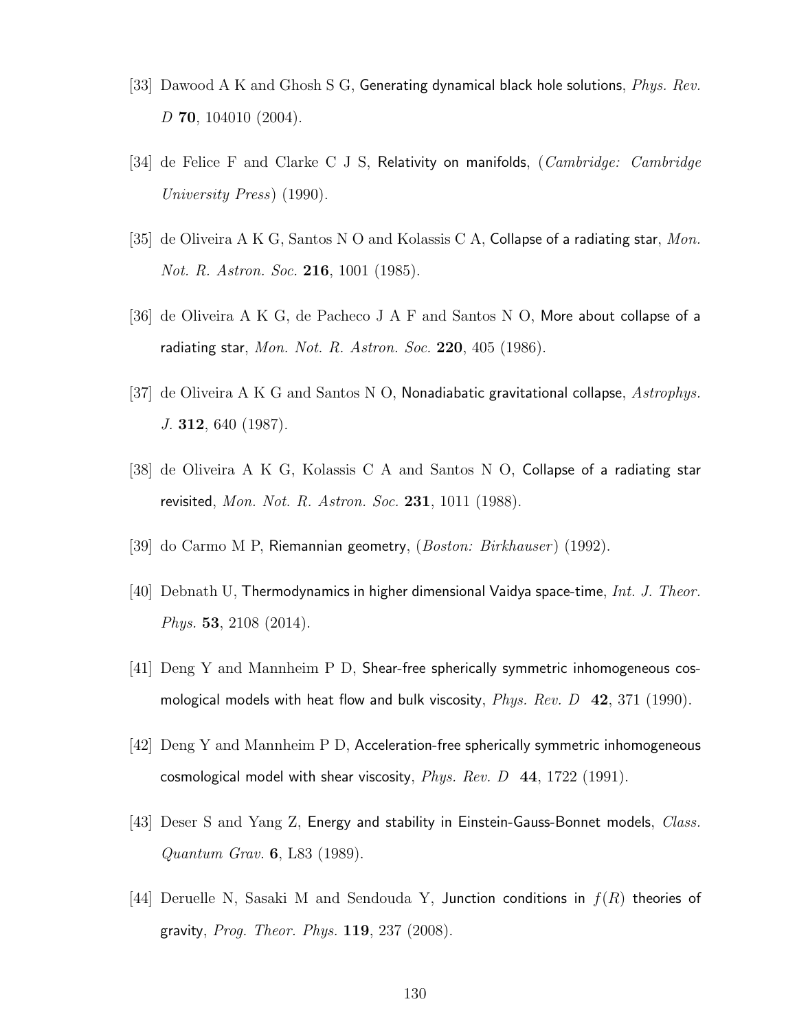[33] Dawood A K and Ghosh S G, Generating dynamical black hole solutions, *Phys. Rev. D* **70**, 104010 (2004).

[34] de Felice F and Clarke C J S, Relativity on manifolds, (*Cambridge: Cambridge University Press*) (1990).

[35] de Oliveira A K G, Santos N O and Kolassis C A, Collapse of a radiating star, *Mon. Not. R. Astron. Soc.* **216**, 1001 (1985).

[36] de Oliveira A K G, de Pacheco J A F and Santos N O, More about collapse of a radiating star, *Mon. Not. R. Astron. Soc.* **220**, 405 (1986).

[37] de Oliveira A K G and Santos N O, Nonadiabatic gravitational collapse, *Astrophys. J.* **312**, 640 (1987).

[38] de Oliveira A K G, Kolassis C A and Santos N O, Collapse of a radiating star revisited, *Mon. Not. R. Astron. Soc.* **231**, 1011 (1988).

[39] do Carmo M P, Riemannian geometry, (*Boston: Birkhauser*) (1992).

[40] Debnath U, Thermodynamics in higher dimensional Vaidya space-time, *Int. J. Theor. Phys.* **53**, 2108 (2014).

[41] Deng Y and Mannheim P D, Shear-free spherically symmetric inhomogeneous cosmological models with heat flow and bulk viscosity, *Phys. Rev. D* **42**, 371 (1990).

[42] Deng Y and Mannheim P D, Acceleration-free spherically symmetric inhomogeneous cosmological model with shear viscosity, *Phys. Rev. D* **44**, 1722 (1991).

[43] Deser S and Yang Z, Energy and stability in Einstein-Gauss-Bonnet models, *Class. Quantum Grav.* **6**, L83 (1989).

[44] Deruelle N, Sasaki M and Sendouda Y, Junction conditions in $f(R)$ theories of gravity, *Prog. Theor. Phys.* **119**, 237 (2008).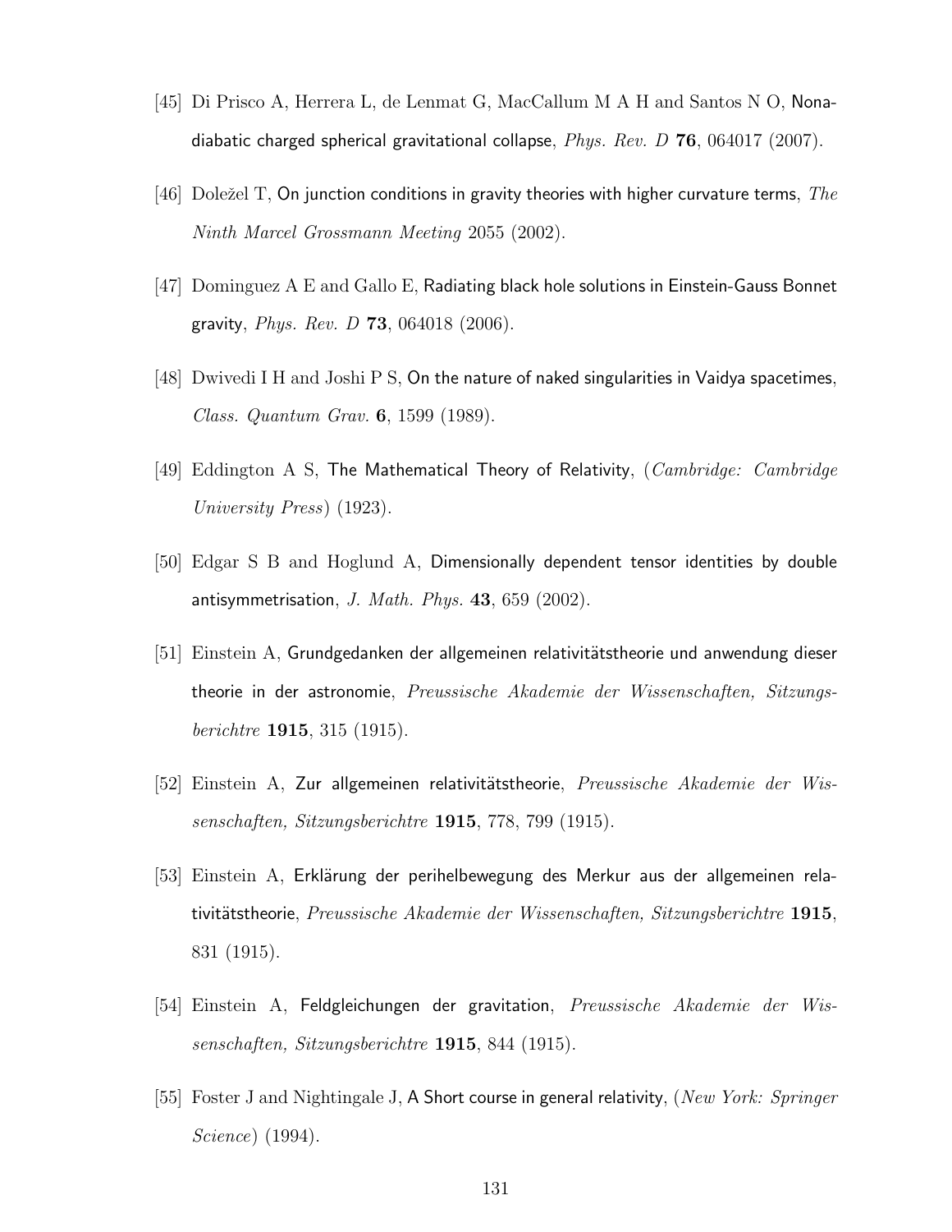[45] Di Prisco A, Herrera L, de Lenmat G, MacCallum M A H and Santos N O, Nonadiabatic charged spherical gravitational collapse, *Phys. Rev. D* **76**, 064017 (2007).

[46] Doležel T, On junction conditions in gravity theories with higher curvature terms, *The Ninth Marcel Grossmann Meeting* 2055 (2002).

[47] Dominguez A E and Gallo E, Radiating black hole solutions in Einstein-Gauss Bonnet gravity, *Phys. Rev. D* **73**, 064018 (2006).

[48] Dwivedi I H and Joshi P S, On the nature of naked singularities in Vaidya spacetimes, *Class. Quantum Grav.* **6**, 1599 (1989).

[49] Eddington A S, The Mathematical Theory of Relativity, (*Cambridge: Cambridge University Press*) (1923).

[50] Edgar S B and Hoglund A, Dimensionally dependent tensor identities by double antisymmetrisation, *J. Math. Phys.* **43**, 659 (2002).

[51] Einstein A, Grundgedanken der allgemeinen relativitätstheorie und anwendung dieser theorie in der astronomie, *Preussische Akademie der Wissenschaften, Sitzungsberichtre* **1915**, 315 (1915).

[52] Einstein A, Zur allgemeinen relativitätstheorie, *Preussische Akademie der Wissenschaften, Sitzungsberichtre* **1915**, 778, 799 (1915).

[53] Einstein A, Erklärung der perihelbewegung des Merkur aus der allgemeinen relativitätstheorie, *Preussische Akademie der Wissenschaften, Sitzungsberichtre* **1915**, 831 (1915).

[54] Einstein A, Feldgleichungen der gravitation, *Preussische Akademie der Wissenschaften, Sitzungsberichtre* **1915**, 844 (1915).

[55] Foster J and Nightingale J, A Short course in general relativity, (*New York: Springer Science*) (1994).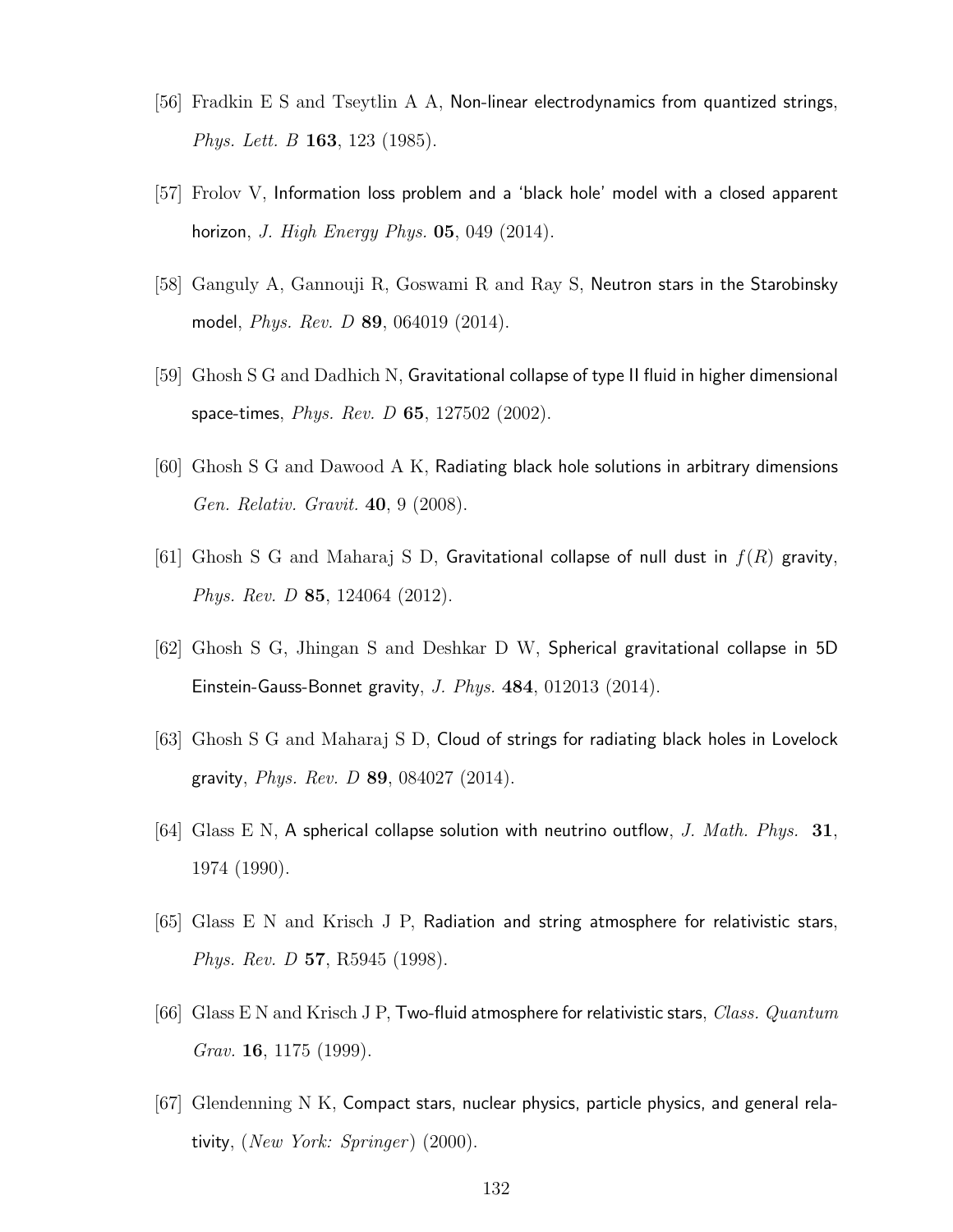[56] Fradkin E S and Tseytlin A A, Non-linear electrodynamics from quantized strings, *Phys. Lett. B* **163**, 123 (1985).

[57] Frolov V, Information loss problem and a 'black hole' model with a closed apparent horizon, *J. High Energy Phys.* **05**, 049 (2014).

[58] Ganguly A, Gannouji R, Goswami R and Ray S, Neutron stars in the Starobinsky model, *Phys. Rev. D* **89**, 064019 (2014).

[59] Ghosh S G and Dadhich N, Gravitational collapse of type II fluid in higher dimensional space-times, *Phys. Rev. D* **65**, 127502 (2002).

[60] Ghosh S G and Dawood A K, Radiating black hole solutions in arbitrary dimensions *Gen. Relativ. Gravit.* **40**, 9 (2008).

[61] Ghosh S G and Maharaj S D, Gravitational collapse of null dust in $f(R)$ gravity, *Phys. Rev. D* **85**, 124064 (2012).

[62] Ghosh S G, Jhingan S and Deshkar D W, Spherical gravitational collapse in 5D Einstein-Gauss-Bonnet gravity, *J. Phys.* **484**, 012013 (2014).

[63] Ghosh S G and Maharaj S D, Cloud of strings for radiating black holes in Lovelock gravity, *Phys. Rev. D* **89**, 084027 (2014).

[64] Glass E N, A spherical collapse solution with neutrino outflow, *J. Math. Phys.* **31**, 1974 (1990).

[65] Glass E N and Krisch J P, Radiation and string atmosphere for relativistic stars, *Phys. Rev. D* **57**, R5945 (1998).

[66] Glass E N and Krisch J P, Two-fluid atmosphere for relativistic stars, *Class. Quantum Grav.* **16**, 1175 (1999).

[67] Glendenning N K, Compact stars, nuclear physics, particle physics, and general relativity, (*New York: Springer*) (2000).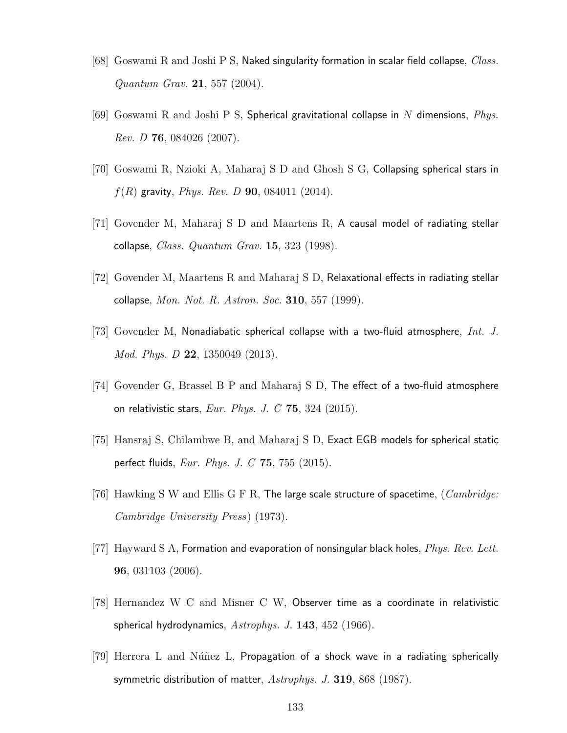[68] Goswami R and Joshi P S, Naked singularity formation in scalar field collapse, *Class. Quantum Grav.* **21**, 557 (2004).

[69] Goswami R and Joshi P S, Spherical gravitational collapse in $N$ dimensions, *Phys. Rev. D* **76**, 084026 (2007).

[70] Goswami R, Nzioki A, Maharaj S D and Ghosh S G, Collapsing spherical stars in $f(R)$ gravity, *Phys. Rev. D* **90**, 084011 (2014).

[71] Govender M, Maharaj S D and Maartens R, A causal model of radiating stellar collapse, *Class. Quantum Grav.* **15**, 323 (1998).

[72] Govender M, Maartens R and Maharaj S D, Relaxational effects in radiating stellar collapse, *Mon. Not. R. Astron. Soc.* **310**, 557 (1999).

[73] Govender M, Nonadiabatic spherical collapse with a two-fluid atmosphere, *Int. J. Mod. Phys. D* **22**, 1350049 (2013).

[74] Govender G, Brassel B P and Maharaj S D, The effect of a two-fluid atmosphere on relativistic stars, *Eur. Phys. J. C* **75**, 324 (2015).

[75] Hansraj S, Chilambwe B, and Maharaj S D, Exact EGB models for spherical static perfect fluids, *Eur. Phys. J. C* **75**, 755 (2015).

[76] Hawking S W and Ellis G F R, The large scale structure of spacetime, (*Cambridge: Cambridge University Press*) (1973).

[77] Hayward S A, Formation and evaporation of nonsingular black holes, *Phys. Rev. Lett.* **96**, 031103 (2006).

[78] Hernandez W C and Misner C W, Observer time as a coordinate in relativistic spherical hydrodynamics, *Astrophys. J.* **143**, 452 (1966).

[79] Herrera L and Núñez L, Propagation of a shock wave in a radiating spherically symmetric distribution of matter, *Astrophys. J.* **319**, 868 (1987).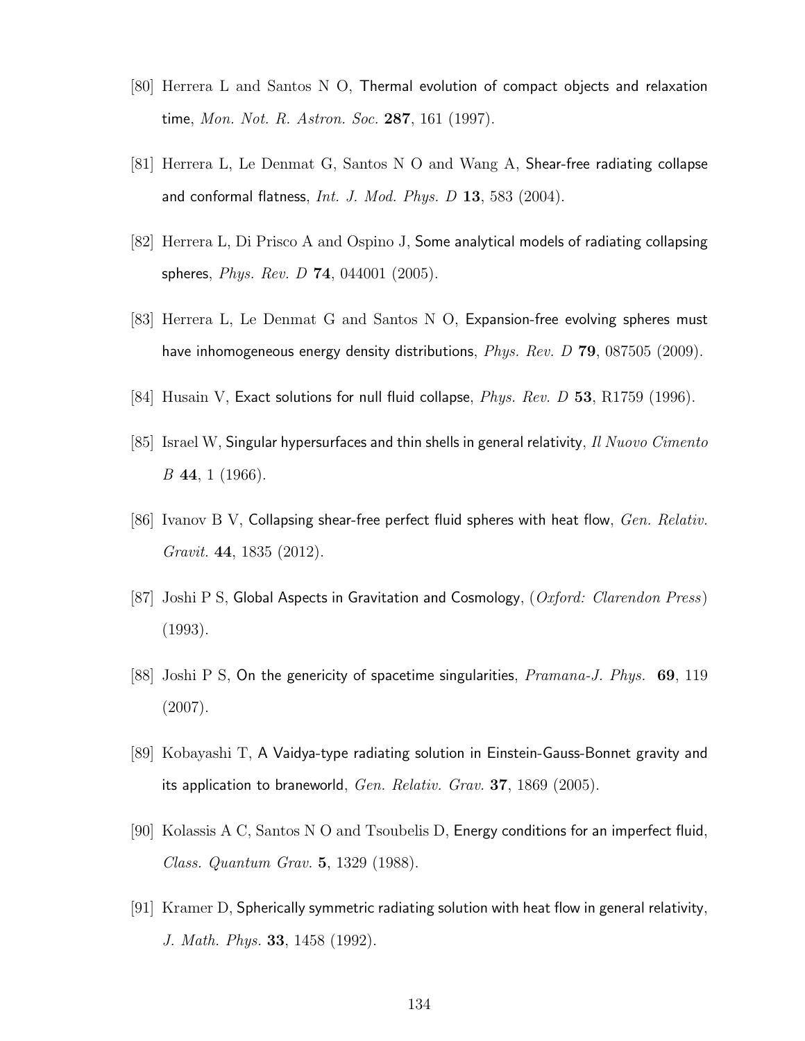[80] Herrera L and Santos N O, Thermal evolution of compact objects and relaxation time, *Mon. Not. R. Astron. Soc.* **287**, 161 (1997).

[81] Herrera L, Le Denmat G, Santos N O and Wang A, Shear-free radiating collapse and conformal flatness, *Int. J. Mod. Phys. D* **13**, 583 (2004).

[82] Herrera L, Di Prisco A and Ospino J, Some analytical models of radiating collapsing spheres, *Phys. Rev. D* **74**, 044001 (2005).

[83] Herrera L, Le Denmat G and Santos N O, Expansion-free evolving spheres must have inhomogeneous energy density distributions, *Phys. Rev. D* **79**, 087505 (2009).

[84] Husain V, Exact solutions for null fluid collapse, *Phys. Rev. D* **53**, R1759 (1996).

[85] Israel W, Singular hypersurfaces and thin shells in general relativity, *Il Nuovo Cimento B* **44**, 1 (1966).

[86] Ivanov B V, Collapsing shear-free perfect fluid spheres with heat flow, *Gen. Relativ. Gravit.* **44**, 1835 (2012).

[87] Joshi P S, Global Aspects in Gravitation and Cosmology, (*Oxford: Clarendon Press*) (1993).

[88] Joshi P S, On the genericity of spacetime singularities, *Pramana-J. Phys.* **69**, 119 (2007).

[89] Kobayashi T, A Vaidya-type radiating solution in Einstein-Gauss-Bonnet gravity and its application to braneworld, *Gen. Relativ. Grav.* **37**, 1869 (2005).

[90] Kolassis A C, Santos N O and Tsoubelis D, Energy conditions for an imperfect fluid, *Class. Quantum Grav.* **5**, 1329 (1988).

[91] Kramer D, Spherically symmetric radiating solution with heat flow in general relativity, *J. Math. Phys.* **33**, 1458 (1992).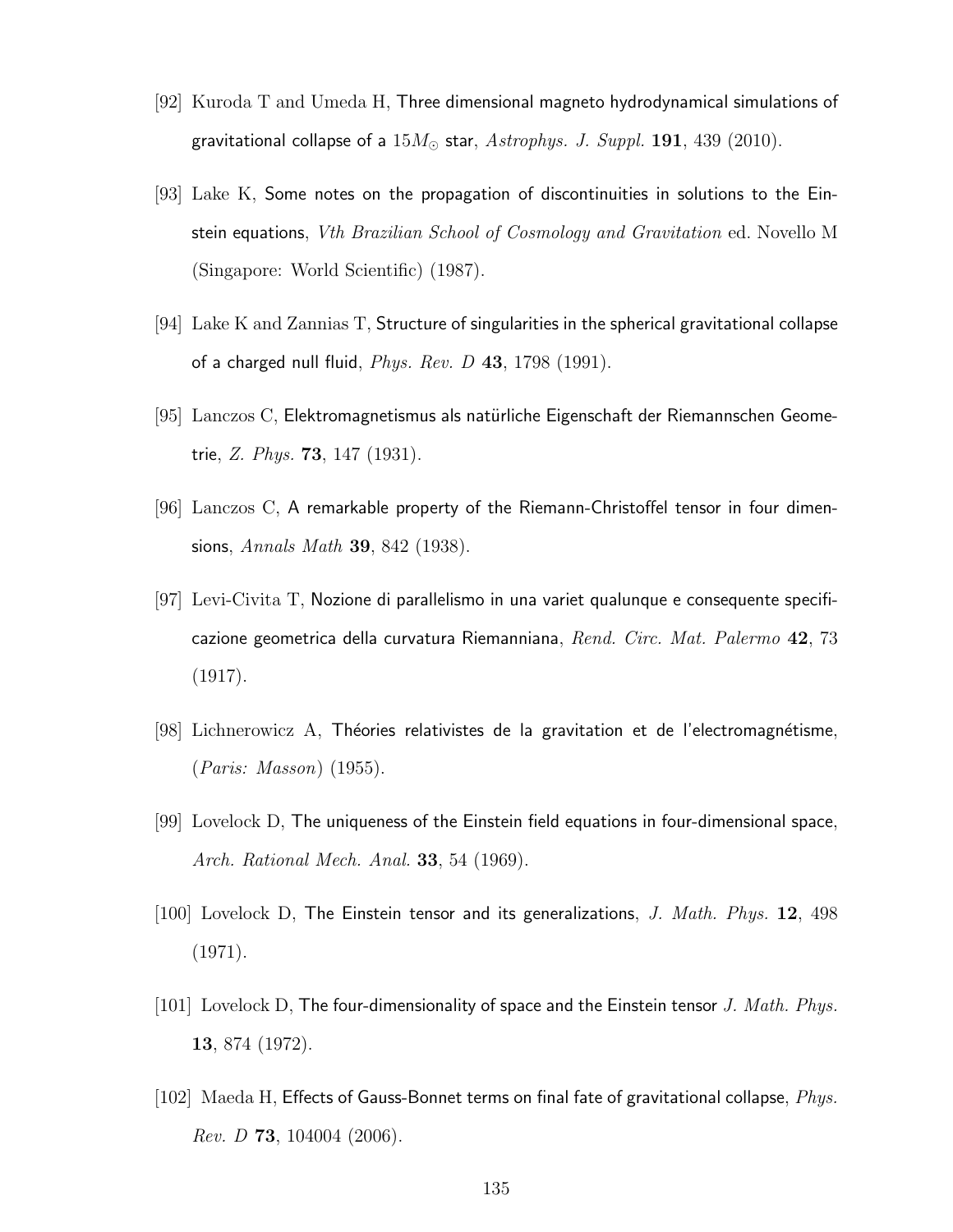[92] Kuroda T and Umeda H, Three dimensional magneto hydrodynamical simulations of gravitational collapse of a $15M_{\odot}$ star, *Astrophys. J. Suppl.* **191**, 439 (2010).

[93] Lake K, Some notes on the propagation of discontinuities in solutions to the Einstein equations, *Vth Brazilian School of Cosmology and Gravitation* ed. Novello M (Singapore: World Scientific) (1987).

[94] Lake K and Zannias T, Structure of singularities in the spherical gravitational collapse of a charged null fluid, *Phys. Rev. D* **43**, 1798 (1991).

[95] Lanczos C, Elektromagnetismus als natürliche Eigenschaft der Riemannschen Geometrie, *Z. Phys.* **73**, 147 (1931).

[96] Lanczos C, A remarkable property of the Riemann-Christoffel tensor in four dimensions, *Annals Math* **39**, 842 (1938).

[97] Levi-Civita T, Nozione di parallelismo in una variet qualunque e consequente specificazione geometrica della curvatura Riemanniana, *Rend. Circ. Mat. Palermo* **42**, 73 (1917).

[98] Lichnerowicz A, Théories relativistes de la gravitation et de l'electromagnétisme, (*Paris: Masson*) (1955).

[99] Lovelock D, The uniqueness of the Einstein field equations in four-dimensional space, *Arch. Rational Mech. Anal.* **33**, 54 (1969).

[100] Lovelock D, The Einstein tensor and its generalizations, *J. Math. Phys.* **12**, 498 (1971).

[101] Lovelock D, The four-dimensionality of space and the Einstein tensor *J. Math. Phys.* **13**, 874 (1972).

[102] Maeda H, Effects of Gauss-Bonnet terms on final fate of gravitational collapse, *Phys. Rev. D* **73**, 104004 (2006).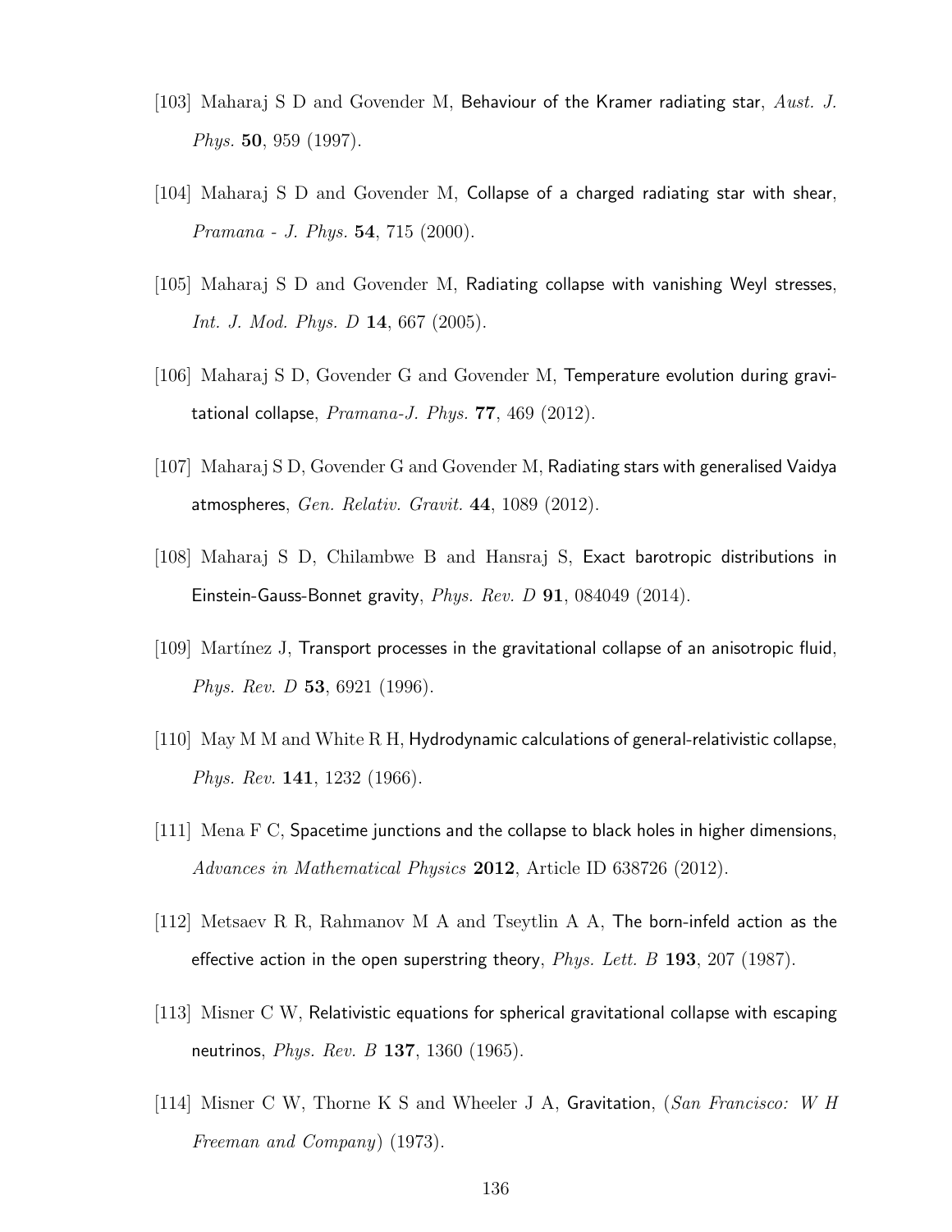[103] Maharaj S D and Govender M, Behaviour of the Kramer radiating star, *Aust. J. Phys.* **50**, 959 (1997).

[104] Maharaj S D and Govender M, Collapse of a charged radiating star with shear, *Pramana - J. Phys.* **54**, 715 (2000).

[105] Maharaj S D and Govender M, Radiating collapse with vanishing Weyl stresses, *Int. J. Mod. Phys. D* **14**, 667 (2005).

[106] Maharaj S D, Govender G and Govender M, Temperature evolution during gravitational collapse, *Pramana-J. Phys.* **77**, 469 (2012).

[107] Maharaj S D, Govender G and Govender M, Radiating stars with generalised Vaidya atmospheres, *Gen. Relativ. Gravit.* **44**, 1089 (2012).

[108] Maharaj S D, Chilambwe B and Hansraj S, Exact barotropic distributions in Einstein-Gauss-Bonnet gravity, *Phys. Rev. D* **91**, 084049 (2014).

[109] Martínez J, Transport processes in the gravitational collapse of an anisotropic fluid, *Phys. Rev. D* **53**, 6921 (1996).

[110] May M M and White R H, Hydrodynamic calculations of general-relativistic collapse, *Phys. Rev.* **141**, 1232 (1966).

[111] Mena F C, Spacetime junctions and the collapse to black holes in higher dimensions, *Advances in Mathematical Physics* **2012**, Article ID 638726 (2012).

[112] Metsaev R R, Rahmanov M A and Tseytlin A A, The born-infeld action as the effective action in the open superstring theory, *Phys. Lett. B* **193**, 207 (1987).

[113] Misner C W, Relativistic equations for spherical gravitational collapse with escaping neutrinos, *Phys. Rev. B* **137**, 1360 (1965).

[114] Misner C W, Thorne K S and Wheeler J A, Gravitation, (*San Francisco: W H Freeman and Company*) (1973).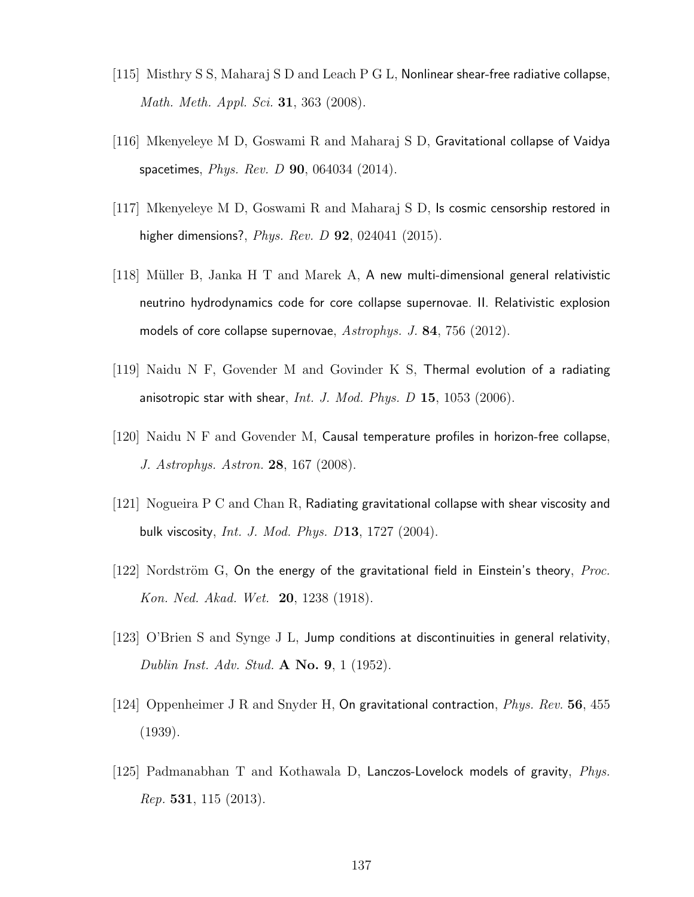[115] Misthry S S, Maharaj S D and Leach P G L, Nonlinear shear-free radiative collapse, *Math. Meth. Appl. Sci.* **31**, 363 (2008).

[116] Mkenyeleye M D, Goswami R and Maharaj S D, Gravitational collapse of Vaidya spacetimes, *Phys. Rev. D* **90**, 064034 (2014).

[117] Mkenyeleye M D, Goswami R and Maharaj S D, Is cosmic censorship restored in higher dimensions?, *Phys. Rev. D* **92**, 024041 (2015).

[118] Müller B, Janka H T and Marek A, A new multi-dimensional general relativistic neutrino hydrodynamics code for core collapse supernovae. II. Relativistic explosion models of core collapse supernovae, *Astrophys. J.* **84**, 756 (2012).

[119] Naidu N F, Govender M and Govinder K S, Thermal evolution of a radiating anisotropic star with shear, *Int. J. Mod. Phys. D* **15**, 1053 (2006).

[120] Naidu N F and Govender M, Causal temperature profiles in horizon-free collapse, *J. Astrophys. Astron.* **28**, 167 (2008).

[121] Nogueira P C and Chan R, Radiating gravitational collapse with shear viscosity and bulk viscosity, *Int. J. Mod. Phys. D***13**, 1727 (2004).

[122] Nordström G, On the energy of the gravitational field in Einstein's theory, *Proc. Kon. Ned. Akad. Wet.* **20**, 1238 (1918).

[123] O'Brien S and Synge J L, Jump conditions at discontinuities in general relativity, *Dublin Inst. Adv. Stud.* **A No. 9**, 1 (1952).

[124] Oppenheimer J R and Snyder H, On gravitational contraction, *Phys. Rev.* **56**, 455 (1939).

[125] Padmanabhan T and Kothawala D, Lanczos-Lovelock models of gravity, *Phys. Rep.* **531**, 115 (2013).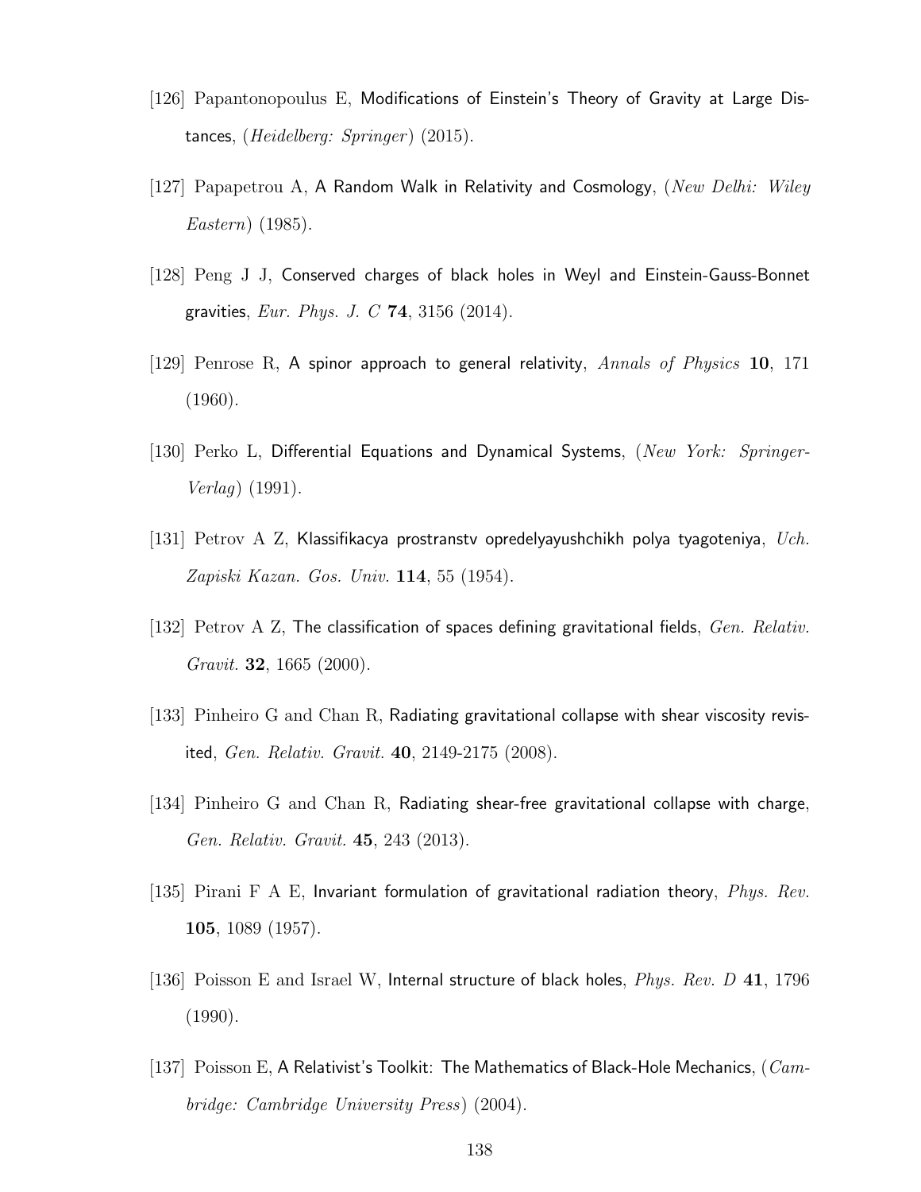[126] Papantonopoulus E, Modifications of Einstein's Theory of Gravity at Large Distances, (*Heidelberg: Springer*) (2015).

[127] Papapetrou A, A Random Walk in Relativity and Cosmology, (*New Delhi: Wiley Eastern*) (1985).

[128] Peng J J, Conserved charges of black holes in Weyl and Einstein-Gauss-Bonnet gravities, *Eur. Phys. J. C* **74**, 3156 (2014).

[129] Penrose R, A spinor approach to general relativity, *Annals of Physics* **10**, 171 (1960).

[130] Perko L, Differential Equations and Dynamical Systems, (*New York: Springer-Verlag*) (1991).

[131] Petrov A Z, Klassifikacya prostranstv opredelyayushchikh polya tyagoteniya, *Uch. Zapiski Kazan. Gos. Univ.* **114**, 55 (1954).

[132] Petrov A Z, The classification of spaces defining gravitational fields, *Gen. Relativ. Gravit.* **32**, 1665 (2000).

[133] Pinheiro G and Chan R, Radiating gravitational collapse with shear viscosity revisited, *Gen. Relativ. Gravit.* **40**, 2149-2175 (2008).

[134] Pinheiro G and Chan R, Radiating shear-free gravitational collapse with charge, *Gen. Relativ. Gravit.* **45**, 243 (2013).

[135] Pirani F A E, Invariant formulation of gravitational radiation theory, *Phys. Rev.* **105**, 1089 (1957).

[136] Poisson E and Israel W, Internal structure of black holes, *Phys. Rev. D* **41**, 1796 (1990).

[137] Poisson E, A Relativist's Toolkit: The Mathematics of Black-Hole Mechanics, (*Cambridge: Cambridge University Press*) (2004).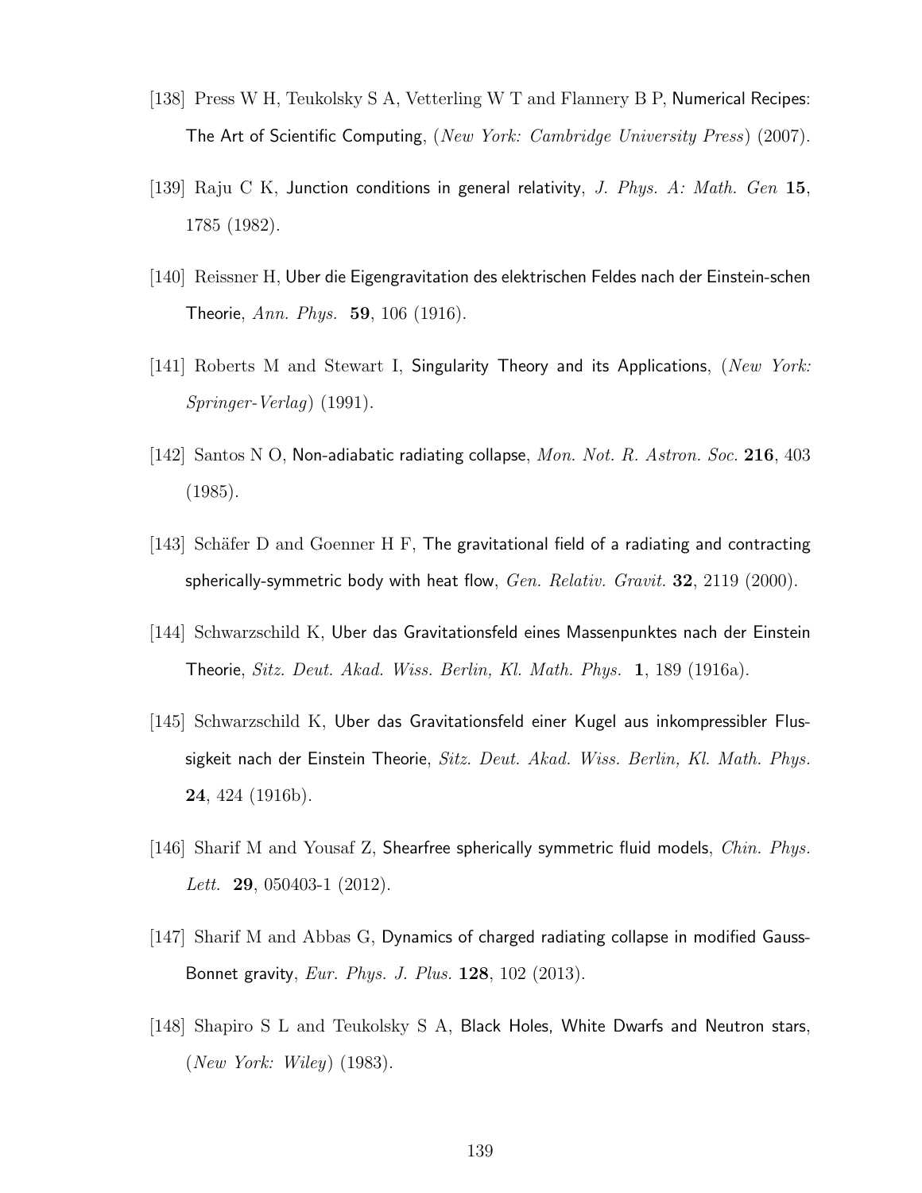[138] Press W H, Teukolsky S A, Vetterling W T and Flannery B P, Numerical Recipes: The Art of Scientific Computing, (*New York: Cambridge University Press*) (2007).

[139] Raju C K, Junction conditions in general relativity, *J. Phys. A: Math. Gen* **15**, 1785 (1982).

[140] Reissner H, Uber die Eigengravitation des elektrischen Feldes nach der Einstein-schen Theorie, *Ann. Phys.* **59**, 106 (1916).

[141] Roberts M and Stewart I, Singularity Theory and its Applications, (*New York: Springer-Verlag*) (1991).

[142] Santos N O, Non-adiabatic radiating collapse, *Mon. Not. R. Astron. Soc.* **216**, 403 (1985).

[143] Schäfer D and Goenner H F, The gravitational field of a radiating and contracting spherically-symmetric body with heat flow, *Gen. Relativ. Gravit.* **32**, 2119 (2000).

[144] Schwarzschild K, Uber das Gravitationsfeld eines Massenpunktes nach der Einstein Theorie, *Sitz. Deut. Akad. Wiss. Berlin, Kl. Math. Phys.* **1**, 189 (1916a).

[145] Schwarzschild K, Uber das Gravitationsfeld einer Kugel aus inkompressibler Flussigkeit nach der Einstein Theorie, *Sitz. Deut. Akad. Wiss. Berlin, Kl. Math. Phys.* **24**, 424 (1916b).

[146] Sharif M and Yousaf Z, Shearfree spherically symmetric fluid models, *Chin. Phys. Lett.* **29**, 050403-1 (2012).

[147] Sharif M and Abbas G, Dynamics of charged radiating collapse in modified Gauss-Bonnet gravity, *Eur. Phys. J. Plus.* **128**, 102 (2013).

[148] Shapiro S L and Teukolsky S A, Black Holes, White Dwarfs and Neutron stars, (*New York: Wiley*) (1983).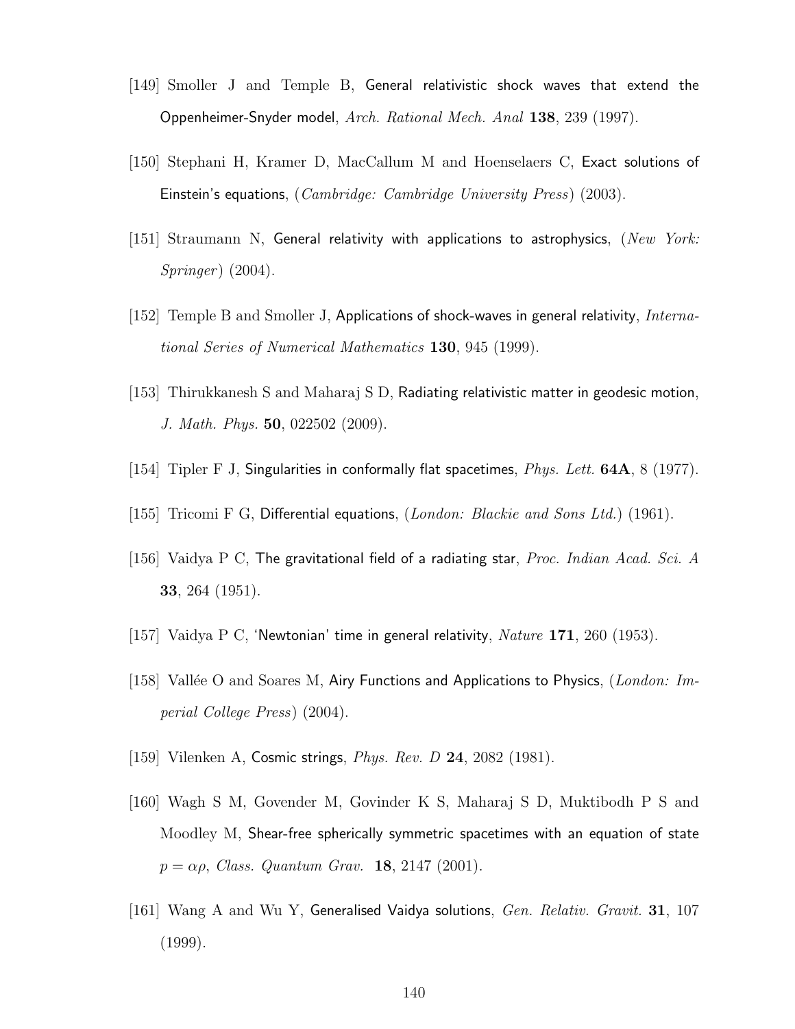[149] Smoller J and Temple B, General relativistic shock waves that extend the Oppenheimer-Snyder model, *Arch. Rational Mech. Anal* **138**, 239 (1997).

[150] Stephani H, Kramer D, MacCallum M and Hoenselaers C, Exact solutions of Einstein's equations, (*Cambridge: Cambridge University Press*) (2003).

[151] Straumann N, General relativity with applications to astrophysics, (*New York: Springer*) (2004).

[152] Temple B and Smoller J, Applications of shock-waves in general relativity, *International Series of Numerical Mathematics* **130**, 945 (1999).

[153] Thirukkanesh S and Maharaj S D, Radiating relativistic matter in geodesic motion, *J. Math. Phys.* **50**, 022502 (2009).

[154] Tipler F J, Singularities in conformally flat spacetimes, *Phys. Lett.* **64A**, 8 (1977).

[155] Tricomi F G, Differential equations, (*London: Blackie and Sons Ltd.*) (1961).

[156] Vaidya P C, The gravitational field of a radiating star, *Proc. Indian Acad. Sci. A* **33**, 264 (1951).

[157] Vaidya P C, 'Newtonian' time in general relativity, *Nature* **171**, 260 (1953).

[158] Vallée O and Soares M, Airy Functions and Applications to Physics, (*London: Imperial College Press*) (2004).

[159] Vilenken A, Cosmic strings, *Phys. Rev. D* **24**, 2082 (1981).

[160] Wagh S M, Govender M, Govinder K S, Maharaj S D, Muktibodh P S and Moodley M, Shear-free spherically symmetric spacetimes with an equation of state $p = \alpha\rho$, *Class. Quantum Grav.* **18**, 2147 (2001).

[161] Wang A and Wu Y, Generalised Vaidya solutions, *Gen. Relativ. Gravit.* **31**, 107 (1999).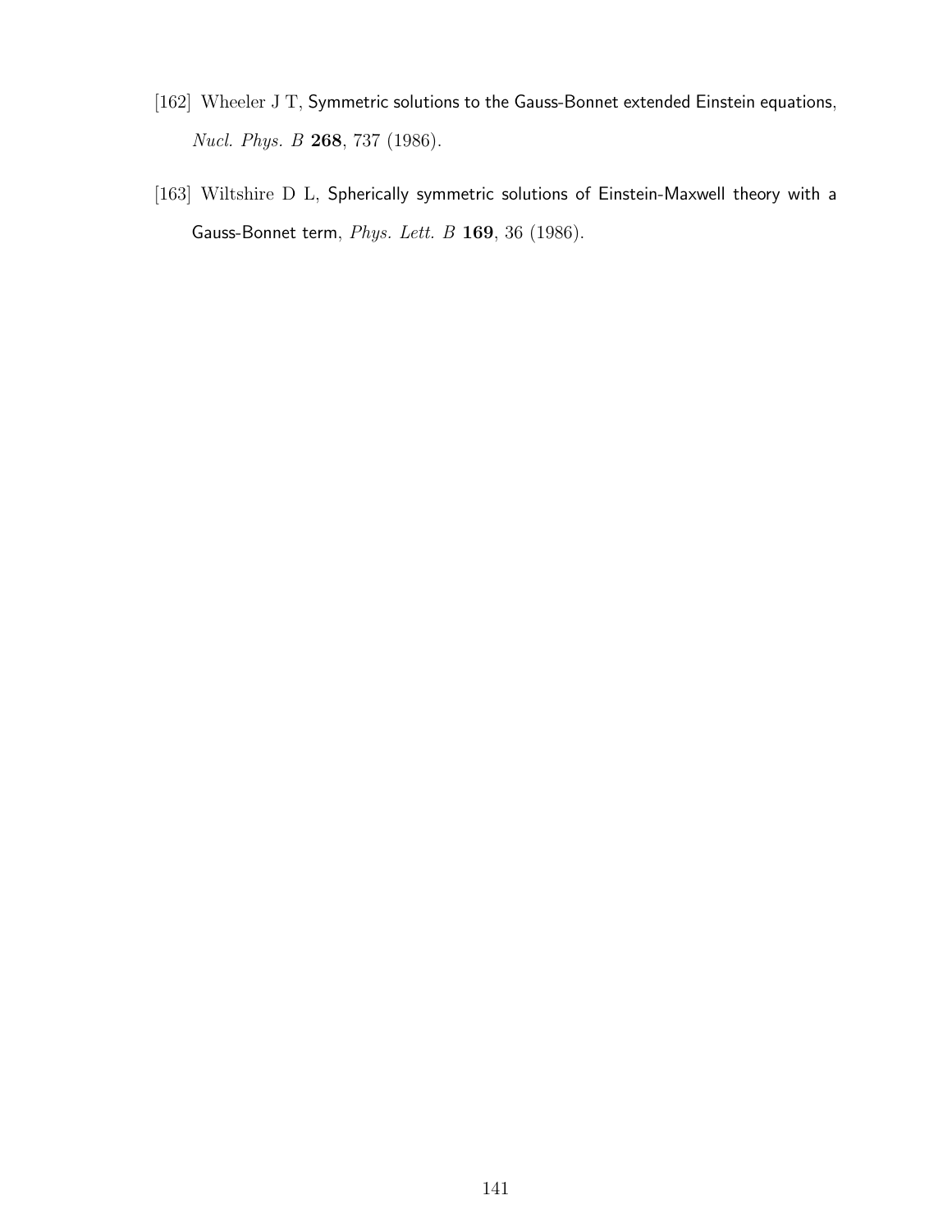[162] Wheeler J T, Symmetric solutions to the Gauss-Bonnet extended Einstein equations, *Nucl. Phys. B* **268**, 737 (1986).

[163] Wiltshire D L, Spherically symmetric solutions of Einstein-Maxwell theory with a Gauss-Bonnet term, *Phys. Lett. B* **169**, 36 (1986).